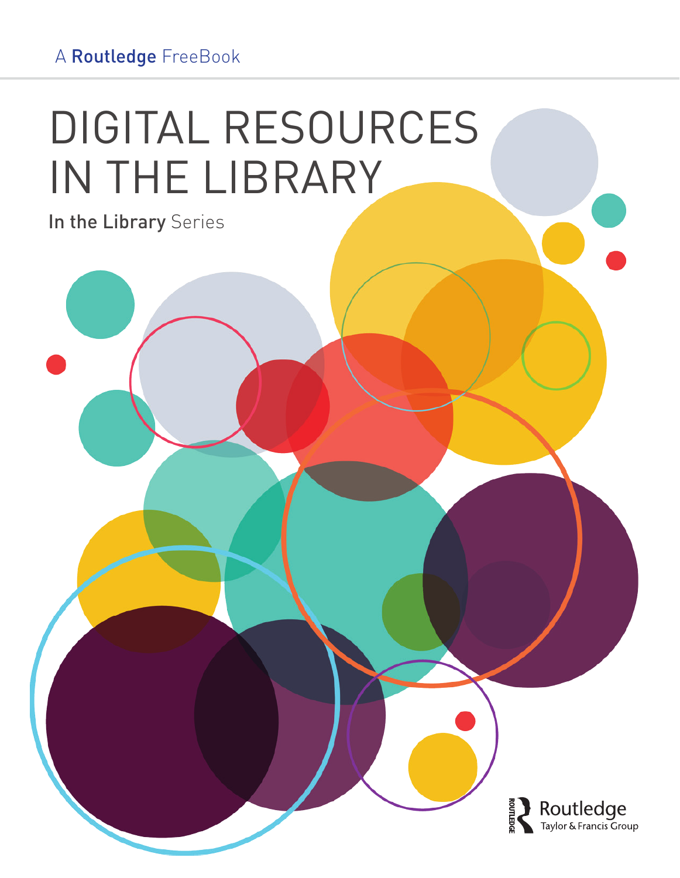A **Routledge** FreeBook

# DIGITAL RESOURCES IN THE LIBRARY

**In the Library** Series

Routledge
Taylor & Francis Group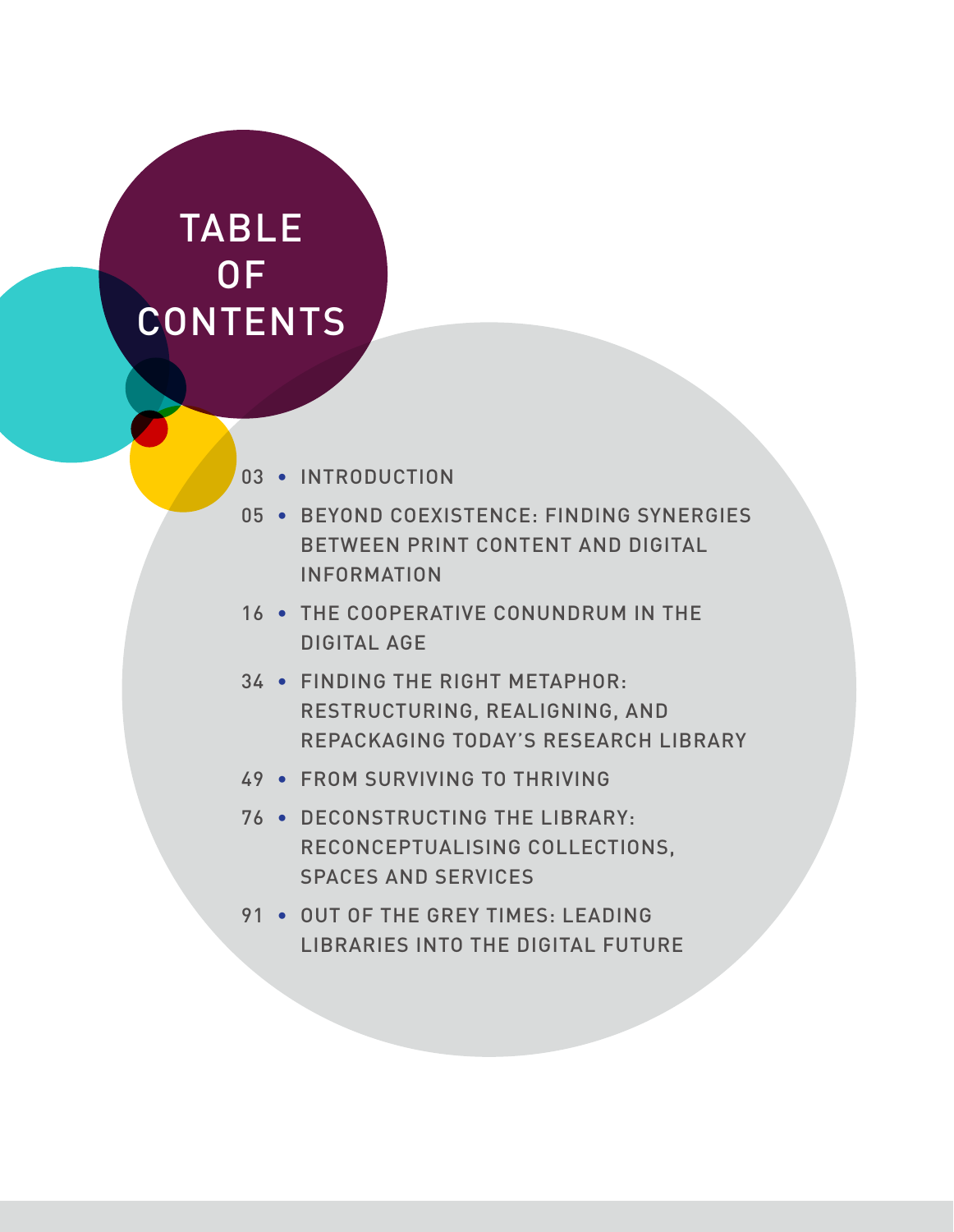# TABLE OF CONTENTS

- 03 • INTRODUCTION
- 05 • BEYOND COEXISTENCE: FINDING SYNERGIES BETWEEN PRINT CONTENT AND DIGITAL INFORMATION
- 16 • THE COOPERATIVE CONUNDRUM IN THE DIGITAL AGE
- 34 • FINDING THE RIGHT METAPHOR: RESTRUCTURING, REALIGNING, AND REPACKAGING TODAY'S RESEARCH LIBRARY
- 49 • FROM SURVIVING TO THRIVING
- 76 • DECONSTRUCTING THE LIBRARY: RECONCEPTUALISING COLLECTIONS, SPACES AND SERVICES
- 91 • OUT OF THE GREY TIMES: LEADING LIBRARIES INTO THE DIGITAL FUTURE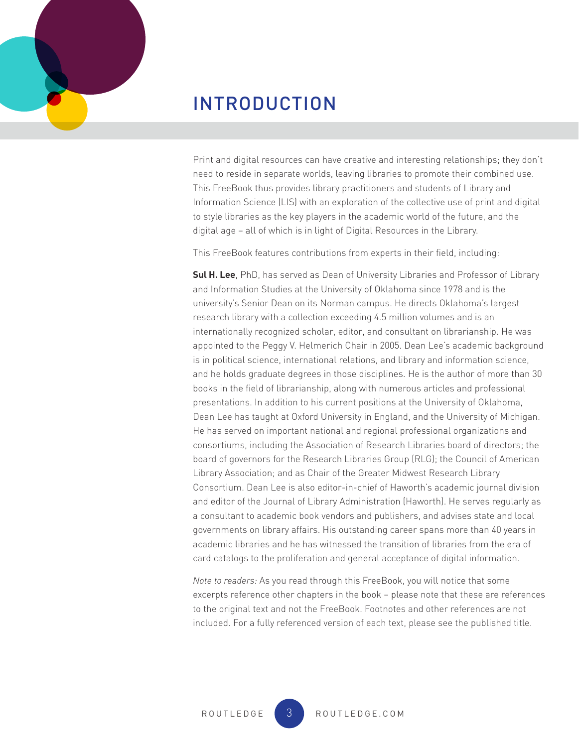# INTRODUCTION

Print and digital resources can have creative and interesting relationships; they don't need to reside in separate worlds, leaving libraries to promote their combined use. This FreeBook thus provides library practitioners and students of Library and Information Science (LIS) with an exploration of the collective use of print and digital to style libraries as the key players in the academic world of the future, and the digital age – all of which is in light of Digital Resources in the Library.

This FreeBook features contributions from experts in their field, including:

**Sul H. Lee**, PhD, has served as Dean of University Libraries and Professor of Library and Information Studies at the University of Oklahoma since 1978 and is the university's Senior Dean on its Norman campus. He directs Oklahoma's largest research library with a collection exceeding 4.5 million volumes and is an internationally recognized scholar, editor, and consultant on librarianship. He was appointed to the Peggy V. Helmerich Chair in 2005. Dean Lee's academic background is in political science, international relations, and library and information science, and he holds graduate degrees in those disciplines. He is the author of more than 30 books in the field of librarianship, along with numerous articles and professional presentations. In addition to his current positions at the University of Oklahoma, Dean Lee has taught at Oxford University in England, and the University of Michigan. He has served on important national and regional professional organizations and consortiums, including the Association of Research Libraries board of directors; the board of governors for the Research Libraries Group (RLG); the Council of American Library Association; and as Chair of the Greater Midwest Research Library Consortium. Dean Lee is also editor-in-chief of Haworth's academic journal division and editor of the Journal of Library Administration (Haworth). He serves regularly as a consultant to academic book vendors and publishers, and advises state and local governments on library affairs. His outstanding career spans more than 40 years in academic libraries and he has witnessed the transition of libraries from the era of card catalogs to the proliferation and general acceptance of digital information.

*Note to readers:* As you read through this FreeBook, you will notice that some excerpts reference other chapters in the book – please note that these are references to the original text and not the FreeBook. Footnotes and other references are not included. For a fully referenced version of each text, please see the published title.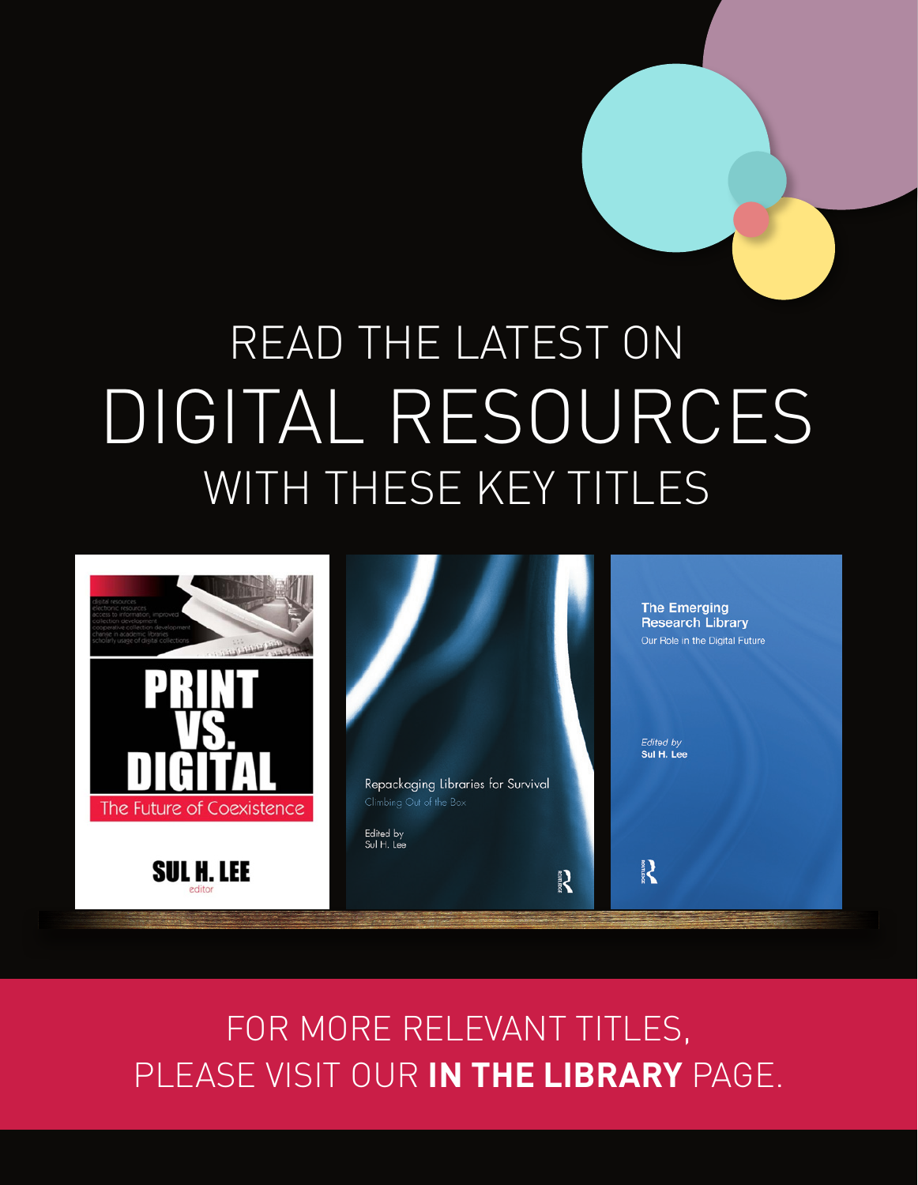# READ THE LATEST ON DIGITAL RESOURCES WITH THESE KEY TITLES

**Print vs. Digital: The Future of Coexistence**
Sul H. Lee, editor

**Repackaging Libraries for Survival: Climbing Out of the Box**
Edited by Sul H. Lee

**The Emerging Research Library: Our Role in the Digital Future**
Edited by Sul H. Lee

FOR MORE RELEVANT TITLES, PLEASE VISIT OUR **IN THE LIBRARY** PAGE.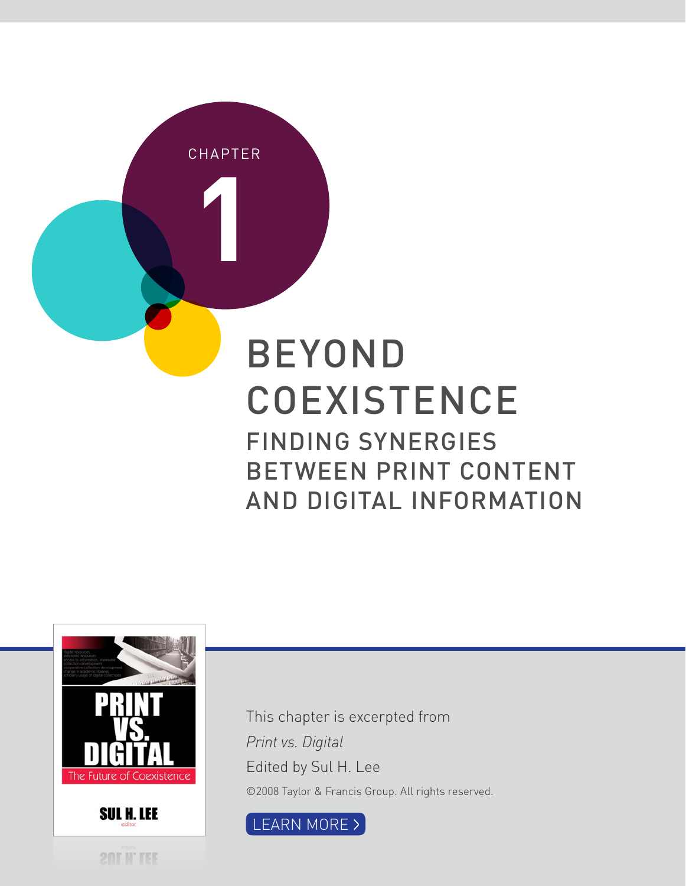CHAPTER

# 1

# BEYOND COEXISTENCE

## FINDING SYNERGIES BETWEEN PRINT CONTENT AND DIGITAL INFORMATION

This chapter is excerpted from

*Print vs. Digital*

Edited by Sul H. Lee

©2008 Taylor & Francis Group. All rights reserved.

LEARN MORE >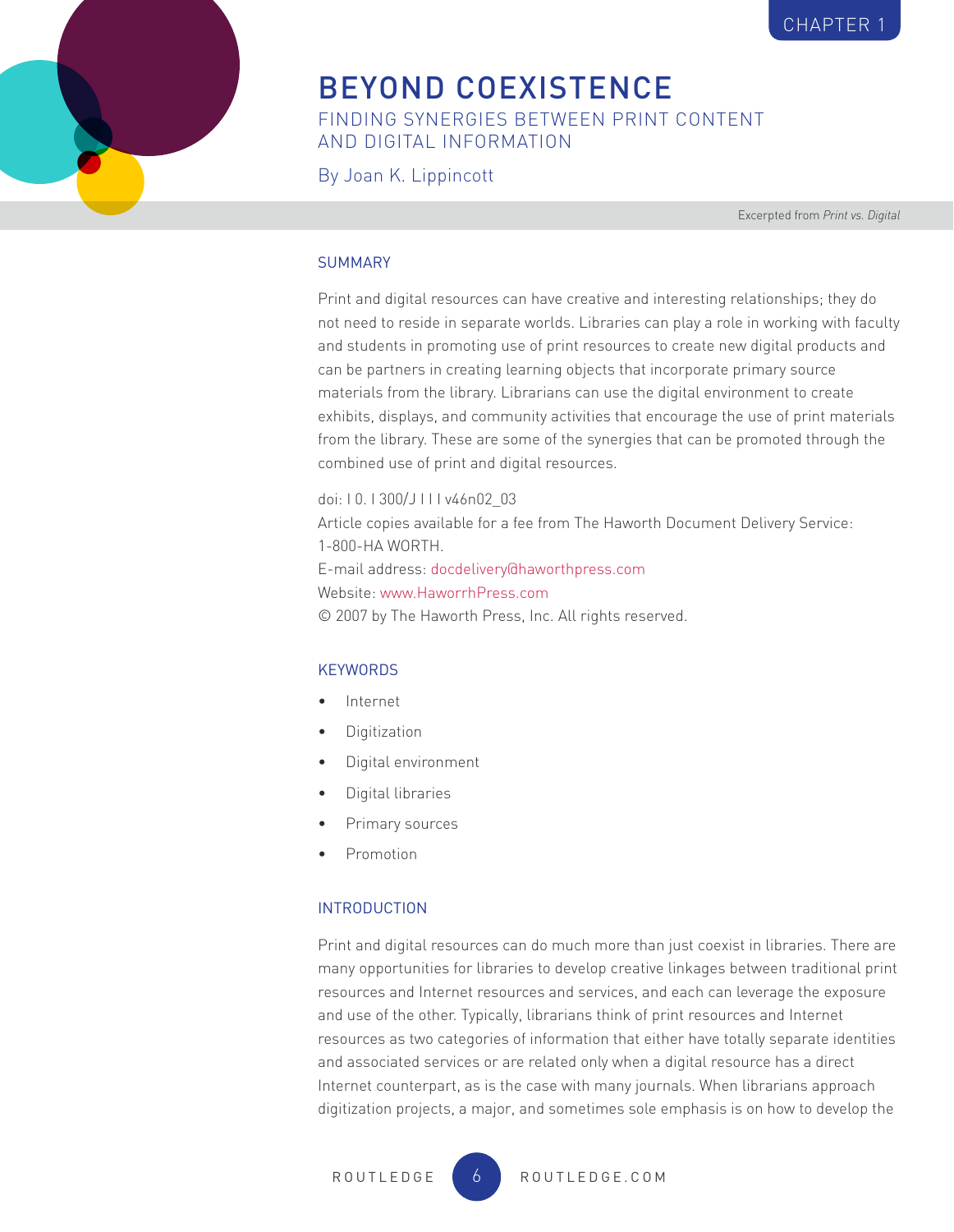CHAPTER 1

# BEYOND COEXISTENCE

## FINDING SYNERGIES BETWEEN PRINT CONTENT AND DIGITAL INFORMATION

By Joan K. Lippincott

Excerpted from *Print vs. Digital*

### SUMMARY

Print and digital resources can have creative and interesting relationships; they do not need to reside in separate worlds. Libraries can play a role in working with faculty and students in promoting use of print resources to create new digital products and can be partners in creating learning objects that incorporate primary source materials from the library. Librarians can use the digital environment to create exhibits, displays, and community activities that encourage the use of print materials from the library. These are some of the synergies that can be promoted through the combined use of print and digital resources.

doi: I 0. I 300/J I I I v46n02_03
Article copies available for a fee from The Haworth Document Delivery Service: 1-800-HA WORTH.
E-mail address: docdelivery@haworthpress.com
Website: www.HaworrhPress.com
© 2007 by The Haworth Press, Inc. All rights reserved.

### KEYWORDS

- Internet
- Digitization
- Digital environment
- Digital libraries
- Primary sources
- Promotion

### INTRODUCTION

Print and digital resources can do much more than just coexist in libraries. There are many opportunities for libraries to develop creative linkages between traditional print resources and Internet resources and services, and each can leverage the exposure and use of the other. Typically, librarians think of print resources and Internet resources as two categories of information that either have totally separate identities and associated services or are related only when a digital resource has a direct Internet counterpart, as is the case with many journals. When librarians approach digitization projects, a major, and sometimes sole emphasis is on how to develop the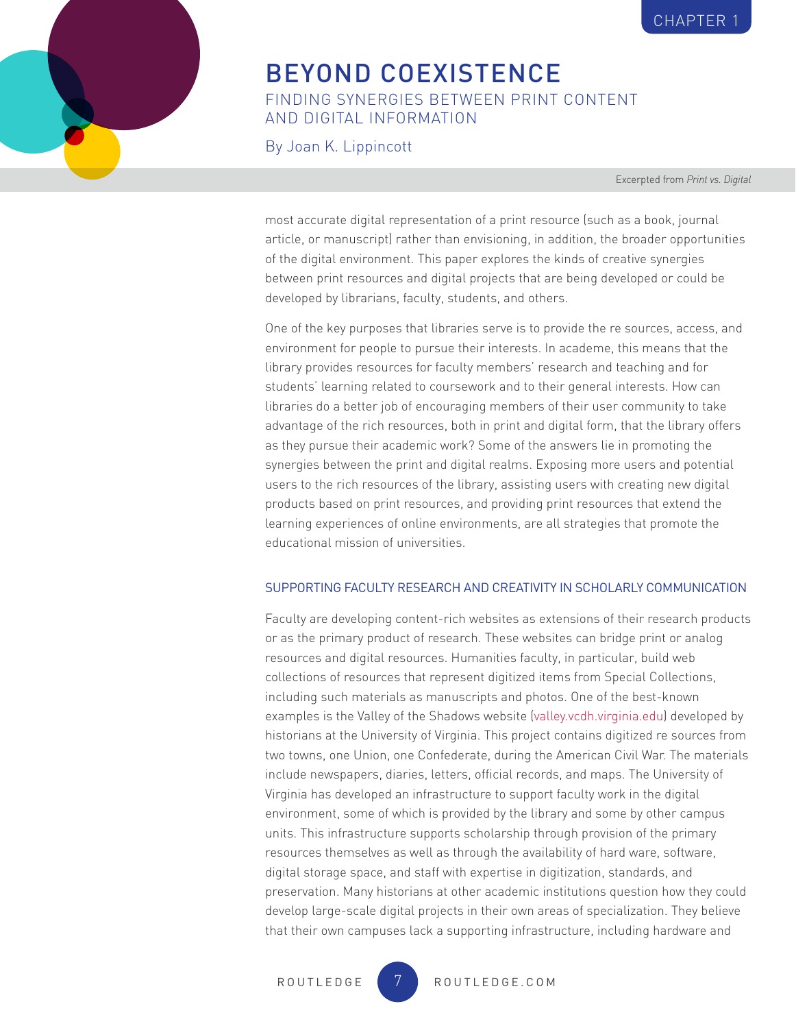most accurate digital representation of a print resource (such as a book, journal article, or manuscript) rather than envisioning, in addition, the broader opportunities of the digital environment. This paper explores the kinds of creative synergies between print resources and digital projects that are being developed or could be developed by librarians, faculty, students, and others.

One of the key purposes that libraries serve is to provide the re sources, access, and environment for people to pursue their interests. In academe, this means that the library provides resources for faculty members' research and teaching and for students' learning related to coursework and to their general interests. How can libraries do a better job of encouraging members of their user community to take advantage of the rich resources, both in print and digital form, that the library offers as they pursue their academic work? Some of the answers lie in promoting the synergies between the print and digital realms. Exposing more users and potential users to the rich resources of the library, assisting users with creating new digital products based on print resources, and providing print resources that extend the learning experiences of online environments, are all strategies that promote the educational mission of universities.

### SUPPORTING FACULTY RESEARCH AND CREATIVITY IN SCHOLARLY COMMUNICATION

Faculty are developing content-rich websites as extensions of their research products or as the primary product of research. These websites can bridge print or analog resources and digital resources. Humanities faculty, in particular, build web collections of resources that represent digitized items from Special Collections, including such materials as manuscripts and photos. One of the best-known examples is the Valley of the Shadows website (valley.vcdh.virginia.edu) developed by historians at the University of Virginia. This project contains digitized re sources from two towns, one Union, one Confederate, during the American Civil War. The materials include newspapers, diaries, letters, official records, and maps. The University of Virginia has developed an infrastructure to support faculty work in the digital environment, some of which is provided by the library and some by other campus units. This infrastructure supports scholarship through provision of the primary resources themselves as well as through the availability of hard ware, software, digital storage space, and staff with expertise in digitization, standards, and preservation. Many historians at other academic institutions question how they could develop large-scale digital projects in their own areas of specialization. They believe that their own campuses lack a supporting infrastructure, including hardware and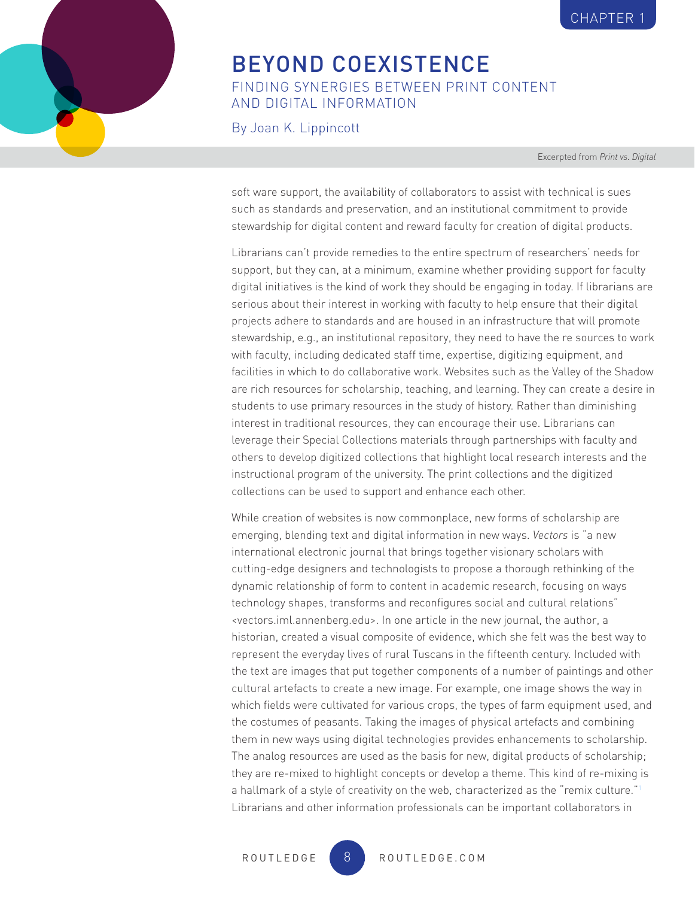soft ware support, the availability of collaborators to assist with technical is sues such as standards and preservation, and an institutional commitment to provide stewardship for digital content and reward faculty for creation of digital products.

Librarians can't provide remedies to the entire spectrum of researchers' needs for support, but they can, at a minimum, examine whether providing support for faculty digital initiatives is the kind of work they should be engaging in today. If librarians are serious about their interest in working with faculty to help ensure that their digital projects adhere to standards and are housed in an infrastructure that will promote stewardship, e.g., an institutional repository, they need to have the re sources to work with faculty, including dedicated staff time, expertise, digitizing equipment, and facilities in which to do collaborative work. Websites such as the Valley of the Shadow are rich resources for scholarship, teaching, and learning. They can create a desire in students to use primary resources in the study of history. Rather than diminishing interest in traditional resources, they can encourage their use. Librarians can leverage their Special Collections materials through partnerships with faculty and others to develop digitized collections that highlight local research interests and the instructional program of the university. The print collections and the digitized collections can be used to support and enhance each other.

While creation of websites is now commonplace, new forms of scholarship are emerging, blending text and digital information in new ways. *Vectors* is "a new international electronic journal that brings together visionary scholars with cutting-edge designers and technologists to propose a thorough rethinking of the dynamic relationship of form to content in academic research, focusing on ways technology shapes, transforms and reconfigures social and cultural relations" <vectors.iml.annenberg.edu>. In one article in the new journal, the author, a historian, created a visual composite of evidence, which she felt was the best way to represent the everyday lives of rural Tuscans in the fifteenth century. Included with the text are images that put together components of a number of paintings and other cultural artefacts to create a new image. For example, one image shows the way in which fields were cultivated for various crops, the types of farm equipment used, and the costumes of peasants. Taking the images of physical artefacts and combining them in new ways using digital technologies provides enhancements to scholarship. The analog resources are used as the basis for new, digital products of scholarship; they are re-mixed to highlight concepts or develop a theme. This kind of re-mixing is a hallmark of a style of creativity on the web, characterized as the "remix culture."[1] Librarians and other information professionals can be important collaborators in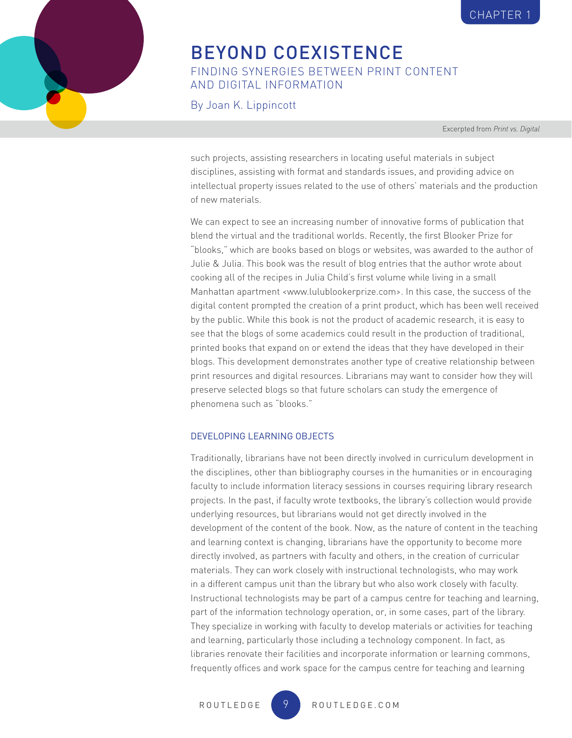such projects, assisting researchers in locating useful materials in subject disciplines, assisting with format and standards issues, and providing advice on intellectual property issues related to the use of others' materials and the production of new materials.

We can expect to see an increasing number of innovative forms of publication that blend the virtual and the traditional worlds. Recently, the first Blooker Prize for "blooks," which are books based on blogs or websites, was awarded to the author of Julie & Julia. This book was the result of blog entries that the author wrote about cooking all of the recipes in Julia Child's first volume while living in a small Manhattan apartment <www.lulublookerprize.com>. In this case, the success of the digital content prompted the creation of a print product, which has been well received by the public. While this book is not the product of academic research, it is easy to see that the blogs of some academics could result in the production of traditional, printed books that expand on or extend the ideas that they have developed in their blogs. This development demonstrates another type of creative relationship between print resources and digital resources. Librarians may want to consider how they will preserve selected blogs so that future scholars can study the emergence of phenomena such as "blooks."

## DEVELOPING LEARNING OBJECTS

Traditionally, librarians have not been directly involved in curriculum development in the disciplines, other than bibliography courses in the humanities or in encouraging faculty to include information literacy sessions in courses requiring library research projects. In the past, if faculty wrote textbooks, the library's collection would provide underlying resources, but librarians would not get directly involved in the development of the content of the book. Now, as the nature of content in the teaching and learning context is changing, librarians have the opportunity to become more directly involved, as partners with faculty and others, in the creation of curricular materials. They can work closely with instructional technologists, who may work in a different campus unit than the library but who also work closely with faculty. Instructional technologists may be part of a campus centre for teaching and learning, part of the information technology operation, or, in some cases, part of the library. They specialize in working with faculty to develop materials or activities for teaching and learning, particularly those including a technology component. In fact, as libraries renovate their facilities and incorporate information or learning commons, frequently offices and work space for the campus centre for teaching and learning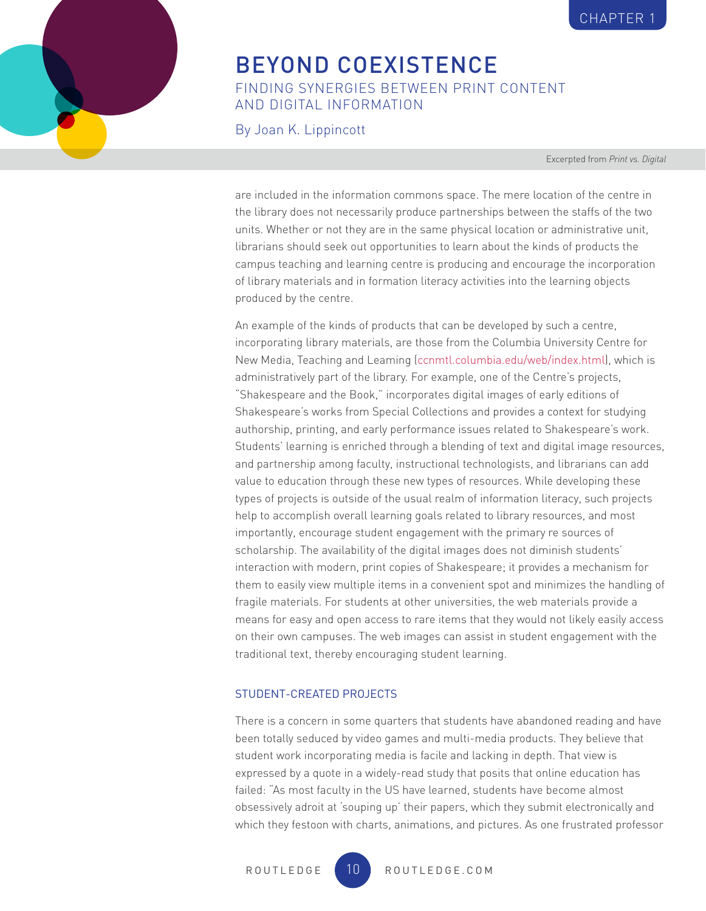are included in the information commons space. The mere location of the centre in the library does not necessarily produce partnerships between the staffs of the two units. Whether or not they are in the same physical location or administrative unit, librarians should seek out opportunities to learn about the kinds of products the campus teaching and learning centre is producing and encourage the incorporation of library materials and in formation literacy activities into the learning objects produced by the centre.

An example of the kinds of products that can be developed by such a centre, incorporating library materials, are those from the Columbia University Centre for New Media, Teaching and Leaming (ccnmtl.columbia.edu/web/index.html), which is administratively part of the library. For example, one of the Centre's projects, "Shakespeare and the Book," incorporates digital images of early editions of Shakespeare's works from Special Collections and provides a context for studying authorship, printing, and early performance issues related to Shakespeare's work. Students' learning is enriched through a blending of text and digital image resources, and partnership among faculty, instructional technologists, and librarians can add value to education through these new types of resources. While developing these types of projects is outside of the usual realm of information literacy, such projects help to accomplish overall learning goals related to library resources, and most importantly, encourage student engagement with the primary re sources of scholarship. The availability of the digital images does not diminish students' interaction with modern, print copies of Shakespeare; it provides a mechanism for them to easily view multiple items in a convenient spot and minimizes the handling of fragile materials. For students at other universities, the web materials provide a means for easy and open access to rare items that they would not likely easily access on their own campuses. The web images can assist in student engagement with the traditional text, thereby encouraging student learning.

## STUDENT-CREATED PROJECTS

There is a concern in some quarters that students have abandoned reading and have been totally seduced by video games and multi-media products. They believe that student work incorporating media is facile and lacking in depth. That view is expressed by a quote in a widely-read study that posits that online education has failed: "As most faculty in the US have learned, students have become almost obsessively adroit at 'souping up' their papers, which they submit electronically and which they festoon with charts, animations, and pictures. As one frustrated professor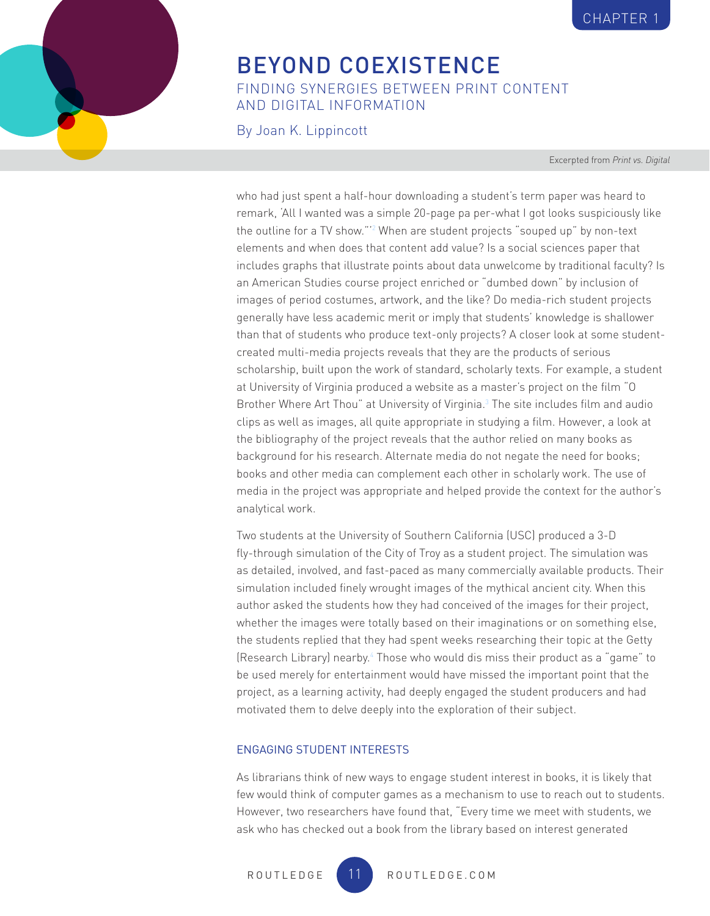who had just spent a half-hour downloading a student's term paper was heard to remark, 'All I wanted was a simple 20-page pa per-what I got looks suspiciously like the outline for a TV show."'[2] When are student projects "souped up" by non-text elements and when does that content add value? Is a social sciences paper that includes graphs that illustrate points about data unwelcome by traditional faculty? Is an American Studies course project enriched or "dumbed down" by inclusion of images of period costumes, artwork, and the like? Do media-rich student projects generally have less academic merit or imply that students' knowledge is shallower than that of students who produce text-only projects? A closer look at some student-created multi-media projects reveals that they are the products of serious scholarship, built upon the work of standard, scholarly texts. For example, a student at University of Virginia produced a website as a master's project on the film "O Brother Where Art Thou" at University of Virginia.[3] The site includes film and audio clips as well as images, all quite appropriate in studying a film. However, a look at the bibliography of the project reveals that the author relied on many books as background for his research. Alternate media do not negate the need for books; books and other media can complement each other in scholarly work. The use of media in the project was appropriate and helped provide the context for the author's analytical work.

Two students at the University of Southern California (USC) produced a 3-D fly-through simulation of the City of Troy as a student project. The simulation was as detailed, involved, and fast-paced as many commercially available products. Their simulation included finely wrought images of the mythical ancient city. When this author asked the students how they had conceived of the images for their project, whether the images were totally based on their imaginations or on something else, the students replied that they had spent weeks researching their topic at the Getty (Research Library) nearby.[4] Those who would dis miss their product as a "game" to be used merely for entertainment would have missed the important point that the project, as a learning activity, had deeply engaged the student producers and had motivated them to delve deeply into the exploration of their subject.

## ENGAGING STUDENT INTERESTS

As librarians think of new ways to engage student interest in books, it is likely that few would think of computer games as a mechanism to use to reach out to students. However, two researchers have found that, "Every time we meet with students, we ask who has checked out a book from the library based on interest generated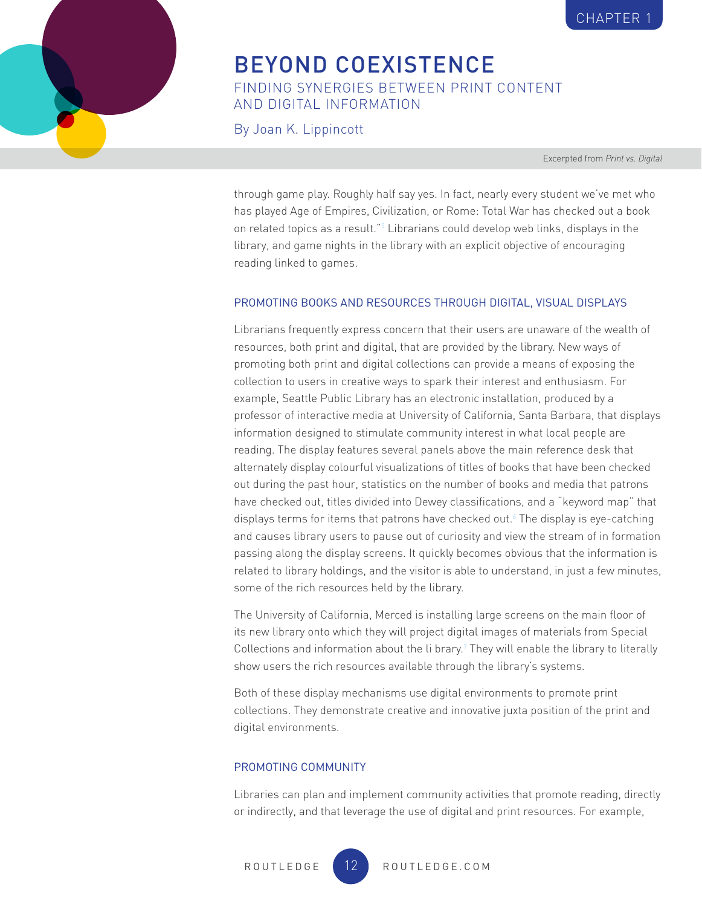through game play. Roughly half say yes. In fact, nearly every student we've met who has played Age of Empires, Civilization, or Rome: Total War has checked out a book on related topics as a result."[5] Librarians could develop web links, displays in the library, and game nights in the library with an explicit objective of encouraging reading linked to games.

## PROMOTING BOOKS AND RESOURCES THROUGH DIGITAL, VISUAL DISPLAYS

Librarians frequently express concern that their users are unaware of the wealth of resources, both print and digital, that are provided by the library. New ways of promoting both print and digital collections can provide a means of exposing the collection to users in creative ways to spark their interest and enthusiasm. For example, Seattle Public Library has an electronic installation, produced by a professor of interactive media at University of California, Santa Barbara, that displays information designed to stimulate community interest in what local people are reading. The display features several panels above the main reference desk that alternately display colourful visualizations of titles of books that have been checked out during the past hour, statistics on the number of books and media that patrons have checked out, titles divided into Dewey classifications, and a "keyword map" that displays terms for items that patrons have checked out.[6] The display is eye-catching and causes library users to pause out of curiosity and view the stream of in formation passing along the display screens. It quickly becomes obvious that the information is related to library holdings, and the visitor is able to understand, in just a few minutes, some of the rich resources held by the library.

The University of California, Merced is installing large screens on the main floor of its new library onto which they will project digital images of materials from Special Collections and information about the li brary.[7] They will enable the library to literally show users the rich resources available through the library's systems.

Both of these display mechanisms use digital environments to promote print collections. They demonstrate creative and innovative juxta position of the print and digital environments.

## PROMOTING COMMUNITY

Libraries can plan and implement community activities that promote reading, directly or indirectly, and that leverage the use of digital and print resources. For example,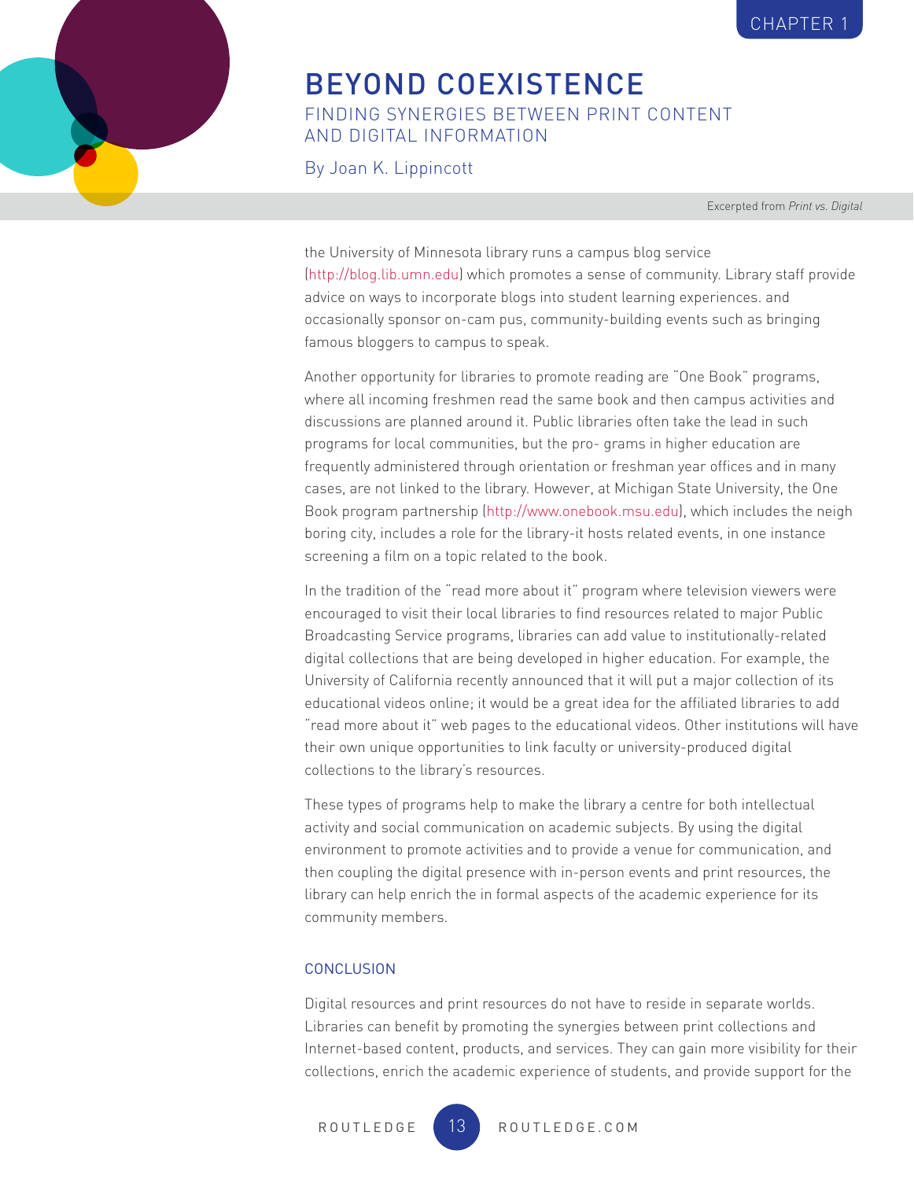the University of Minnesota library runs a campus blog service (http://blog.lib.umn.edu) which promotes a sense of community. Library staff provide advice on ways to incorporate blogs into student learning experiences. and occasionally sponsor on-cam pus, community-building events such as bringing famous bloggers to campus to speak.

Another opportunity for libraries to promote reading are "One Book" programs, where all incoming freshmen read the same book and then campus activities and discussions are planned around it. Public libraries often take the lead in such programs for local communities, but the pro- grams in higher education are frequently administered through orientation or freshman year offices and in many cases, are not linked to the library. However, at Michigan State University, the One Book program partnership (http://www.onebook.msu.edu), which includes the neigh boring city, includes a role for the library-it hosts related events, in one instance screening a film on a topic related to the book.

In the tradition of the "read more about it" program where television viewers were encouraged to visit their local libraries to find resources related to major Public Broadcasting Service programs, libraries can add value to institutionally-related digital collections that are being developed in higher education. For example, the University of California recently announced that it will put a major collection of its educational videos online; it would be a great idea for the affiliated libraries to add "read more about it" web pages to the educational videos. Other institutions will have their own unique opportunities to link faculty or university-produced digital collections to the library's resources.

These types of programs help to make the library a centre for both intellectual activity and social communication on academic subjects. By using the digital environment to promote activities and to provide a venue for communication, and then coupling the digital presence with in-person events and print resources, the library can help enrich the in formal aspects of the academic experience for its community members.

## CONCLUSION

Digital resources and print resources do not have to reside in separate worlds. Libraries can benefit by promoting the synergies between print collections and Internet-based content, products, and services. They can gain more visibility for their collections, enrich the academic experience of students, and provide support for the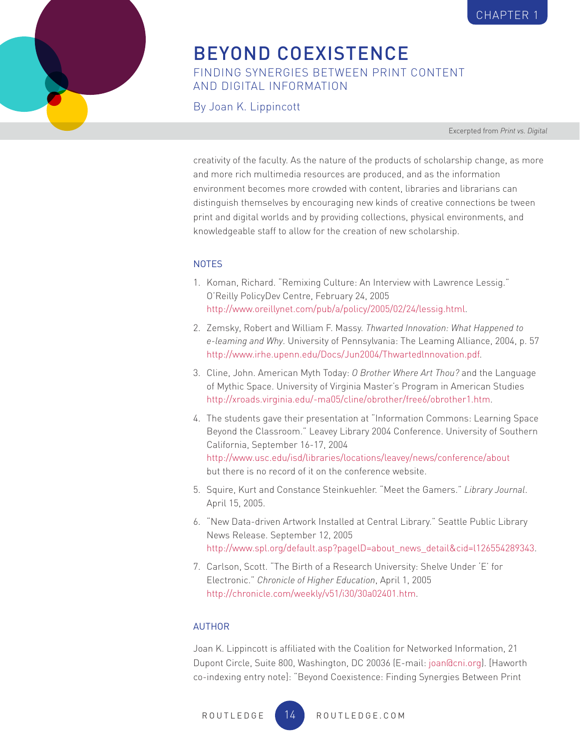creativity of the faculty. As the nature of the products of scholarship change, as more and more rich multimedia resources are produced, and as the information environment becomes more crowded with content, libraries and librarians can distinguish themselves by encouraging new kinds of creative connections be tween print and digital worlds and by providing collections, physical environments, and knowledgeable staff to allow for the creation of new scholarship.

## NOTES

1. Koman, Richard. "Remixing Culture: An Interview with Lawrence Lessig." O'Reilly PolicyDev Centre, February 24, 2005 http://www.oreillynet.com/pub/a/policy/2005/02/24/lessig.html.
2. Zemsky, Robert and William F. Massy. *Thwarted Innovation: What Happened to e-leaming and Why*. University of Pennsylvania: The Leaming Alliance, 2004, p. 57 http://www.irhe.upenn.edu/Docs/Jun2004/Thwartedlnnovation.pdf.
3. Cline, John. American Myth Today: *O Brother Where Art Thou?* and the Language of Mythic Space. University of Virginia Master's Program in American Studies http://xroads.virginia.edu/-ma05/cline/obrother/free6/obrother1.htm.
4. The students gave their presentation at "Information Commons: Learning Space Beyond the Classroom." Leavey Library 2004 Conference. University of Southern California, September 16-17, 2004 http://www.usc.edu/isd/libraries/locations/leavey/news/conference/about but there is no record of it on the conference website.
5. Squire, Kurt and Constance Steinkuehler. "Meet the Gamers." *Library Journal*. April 15, 2005.
6. "New Data-driven Artwork Installed at Central Library." Seattle Public Library News Release. September 12, 2005 http://www.spl.org/default.asp?pageID=about_news_detail&cid=l126554289343.
7. Carlson, Scott. "The Birth of a Research University: Shelve Under 'E' for Electronic." *Chronicle of Higher Education*, April 1, 2005 http://chronicle.com/weekly/v51/i30/30a02401.htm.

## AUTHOR

Joan K. Lippincott is affiliated with the Coalition for Networked Information, 21 Dupont Circle, Suite 800, Washington, DC 20036 (E-mail: joan@cni.org). [Haworth co-indexing entry note]: "Beyond Coexistence: Finding Synergies Between Print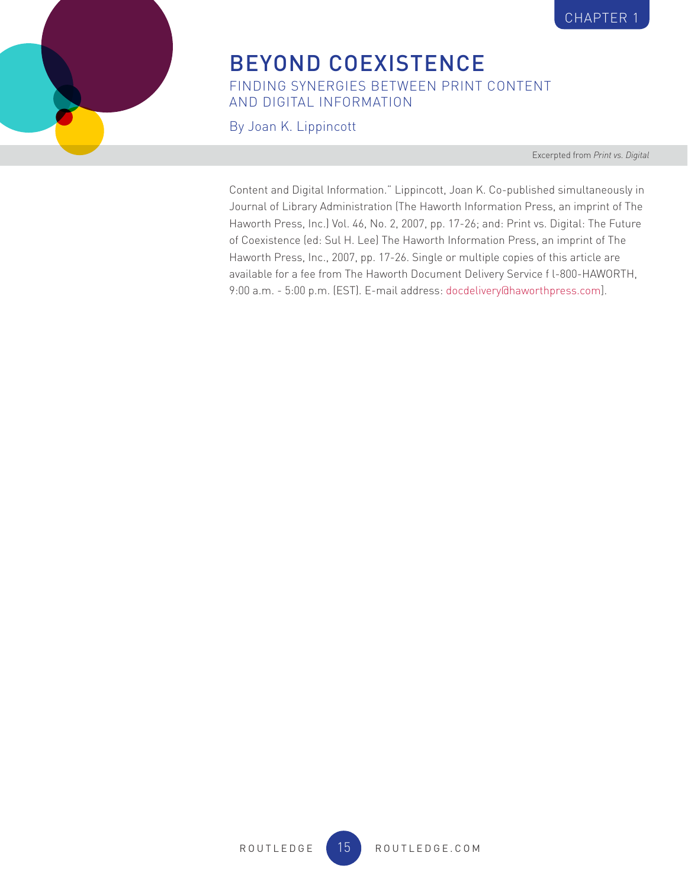CHAPTER 1

# BEYOND COEXISTENCE

## FINDING SYNERGIES BETWEEN PRINT CONTENT AND DIGITAL INFORMATION

By Joan K. Lippincott

Excerpted from *Print vs. Digital*

Content and Digital Information." Lippincott, Joan K. Co-published simultaneously in Journal of Library Administration (The Haworth Information Press, an imprint of The Haworth Press, Inc.) Vol. 46, No. 2, 2007, pp. 17-26; and: Print vs. Digital: The Future of Coexistence (ed: Sul H. Lee) The Haworth Information Press, an imprint of The Haworth Press, Inc., 2007, pp. 17-26. Single or multiple copies of this article are available for a fee from The Haworth Document Delivery Service f l-800-HAWORTH, 9:00 a.m. - 5:00 p.m. (EST). E-mail address: docdelivery@haworthpress.com].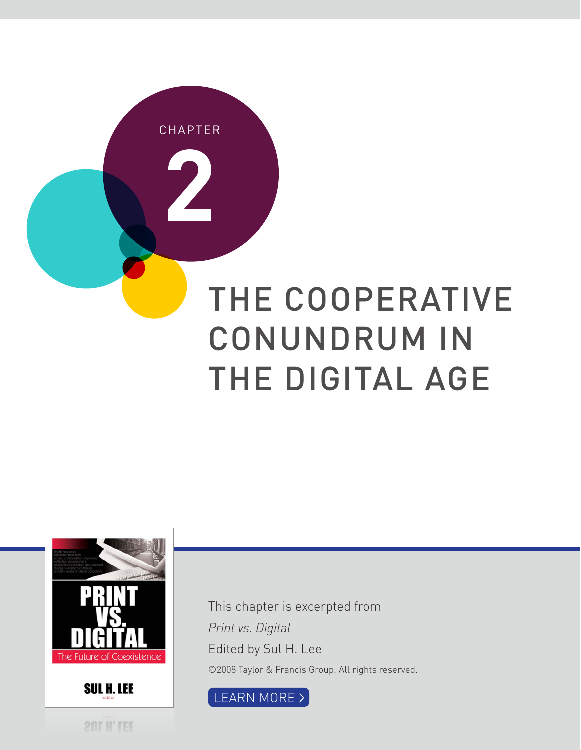CHAPTER

# 2

# THE COOPERATIVE CONUNDRUM IN THE DIGITAL AGE

This chapter is excerpted from

*Print vs. Digital*

Edited by Sul H. Lee

©2008 Taylor & Francis Group. All rights reserved.

LEARN MORE >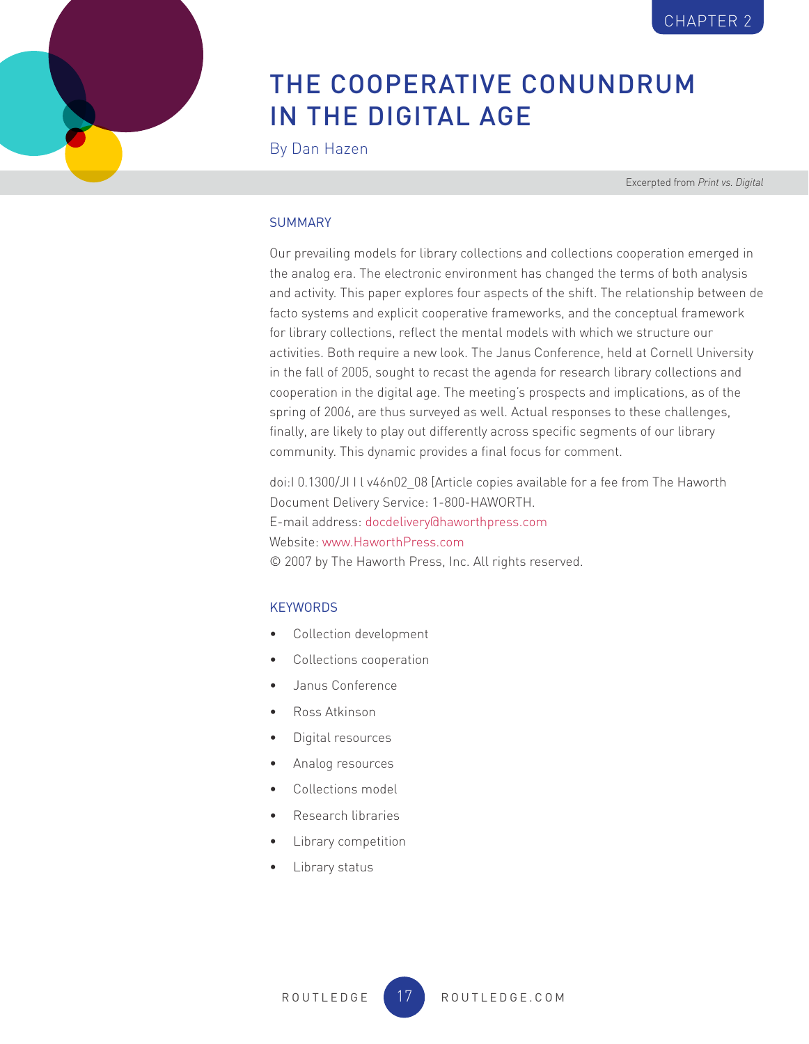CHAPTER 2

# THE COOPERATIVE CONUNDRUM IN THE DIGITAL AGE

By Dan Hazen

Excerpted from *Print vs. Digital*

## SUMMARY

Our prevailing models for library collections and collections cooperation emerged in the analog era. The electronic environment has changed the terms of both analysis and activity. This paper explores four aspects of the shift. The relationship between de facto systems and explicit cooperative frameworks, and the conceptual framework for library collections, reflect the mental models with which we structure our activities. Both require a new look. The Janus Conference, held at Cornell University in the fall of 2005, sought to recast the agenda for research library collections and cooperation in the digital age. The meeting's prospects and implications, as of the spring of 2006, are thus surveyed as well. Actual responses to these challenges, finally, are likely to play out differently across specific segments of our library community. This dynamic provides a final focus for comment.

doi:l 0.1300/JI l l v46n02_08 [Article copies available for a fee from The Haworth Document Delivery Service: 1-800-HAWORTH.
E-mail address: docdelivery@haworthpress.com
Website: www.HaworthPress.com
© 2007 by The Haworth Press, Inc. All rights reserved.

## KEYWORDS

- Collection development
- Collections cooperation
- Janus Conference
- Ross Atkinson
- Digital resources
- Analog resources
- Collections model
- Research libraries
- Library competition
- Library status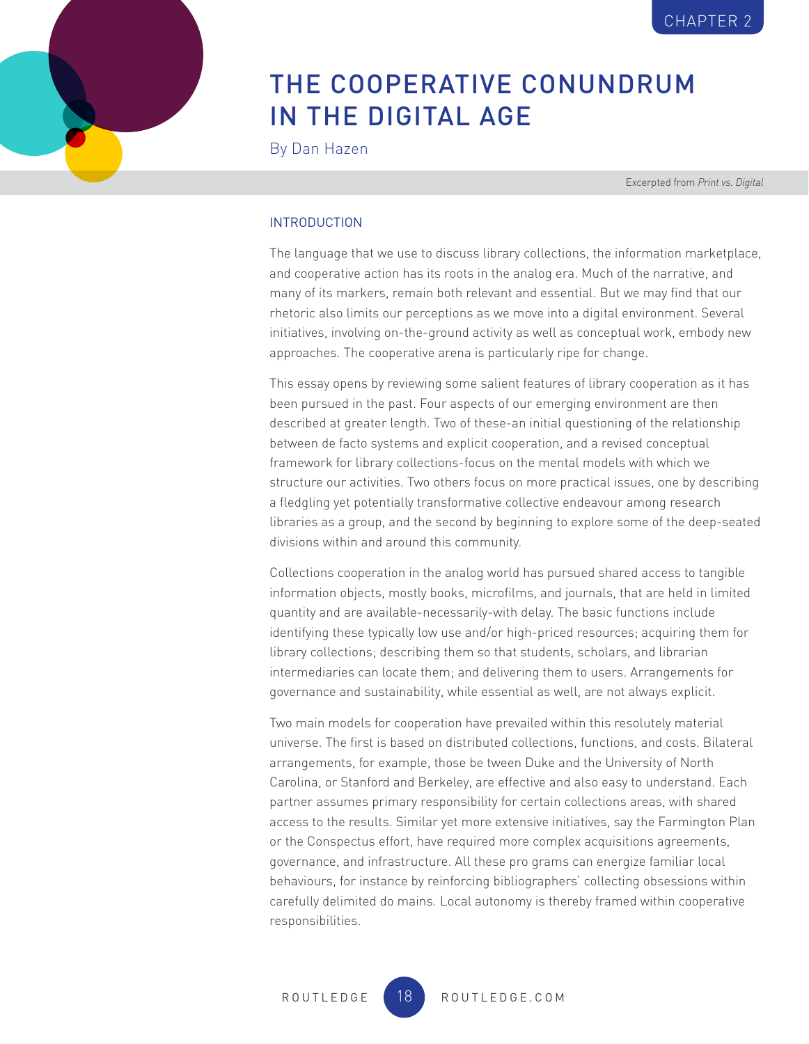CHAPTER 2

# THE COOPERATIVE CONUNDRUM IN THE DIGITAL AGE

By Dan Hazen

Excerpted from *Print vs. Digital*

## INTRODUCTION

The language that we use to discuss library collections, the information marketplace, and cooperative action has its roots in the analog era. Much of the narrative, and many of its markers, remain both relevant and essential. But we may find that our rhetoric also limits our perceptions as we move into a digital environment. Several initiatives, involving on-the-ground activity as well as conceptual work, embody new approaches. The cooperative arena is particularly ripe for change.

This essay opens by reviewing some salient features of library cooperation as it has been pursued in the past. Four aspects of our emerging environment are then described at greater length. Two of these-an initial questioning of the relationship between de facto systems and explicit cooperation, and a revised conceptual framework for library collections-focus on the mental models with which we structure our activities. Two others focus on more practical issues, one by describing a fledgling yet potentially transformative collective endeavour among research libraries as a group, and the second by beginning to explore some of the deep-seated divisions within and around this community.

Collections cooperation in the analog world has pursued shared access to tangible information objects, mostly books, microfilms, and journals, that are held in limited quantity and are available-necessarily-with delay. The basic functions include identifying these typically low use and/or high-priced resources; acquiring them for library collections; describing them so that students, scholars, and librarian intermediaries can locate them; and delivering them to users. Arrangements for governance and sustainability, while essential as well, are not always explicit.

Two main models for cooperation have prevailed within this resolutely material universe. The first is based on distributed collections, functions, and costs. Bilateral arrangements, for example, those be tween Duke and the University of North Carolina, or Stanford and Berkeley, are effective and also easy to understand. Each partner assumes primary responsibility for certain collections areas, with shared access to the results. Similar yet more extensive initiatives, say the Farmington Plan or the Conspectus effort, have required more complex acquisitions agreements, governance, and infrastructure. All these pro grams can energize familiar local behaviours, for instance by reinforcing bibliographers' collecting obsessions within carefully delimited do mains. Local autonomy is thereby framed within cooperative responsibilities.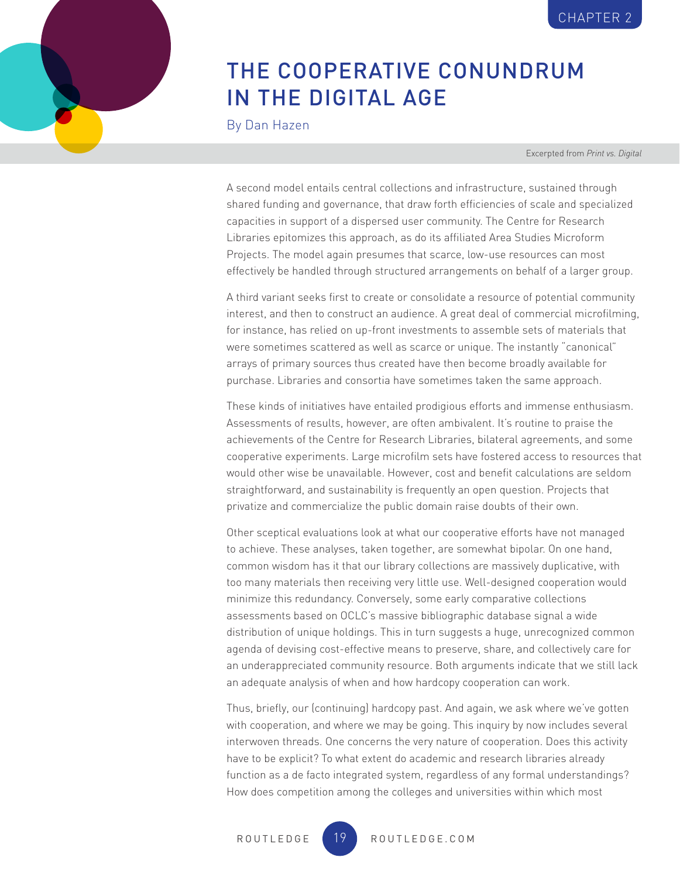# THE COOPERATIVE CONUNDRUM IN THE DIGITAL AGE

By Dan Hazen

Excerpted from *Print vs. Digital*

A second model entails central collections and infrastructure, sustained through shared funding and governance, that draw forth efficiencies of scale and specialized capacities in support of a dispersed user community. The Centre for Research Libraries epitomizes this approach, as do its affiliated Area Studies Microform Projects. The model again presumes that scarce, low-use resources can most effectively be handled through structured arrangements on behalf of a larger group.

A third variant seeks first to create or consolidate a resource of potential community interest, and then to construct an audience. A great deal of commercial microfilming, for instance, has relied on up-front investments to assemble sets of materials that were sometimes scattered as well as scarce or unique. The instantly "canonical" arrays of primary sources thus created have then become broadly available for purchase. Libraries and consortia have sometimes taken the same approach.

These kinds of initiatives have entailed prodigious efforts and immense enthusiasm. Assessments of results, however, are often ambivalent. It's routine to praise the achievements of the Centre for Research Libraries, bilateral agreements, and some cooperative experiments. Large microfilm sets have fostered access to resources that would other wise be unavailable. However, cost and benefit calculations are seldom straightforward, and sustainability is frequently an open question. Projects that privatize and commercialize the public domain raise doubts of their own.

Other sceptical evaluations look at what our cooperative efforts have not managed to achieve. These analyses, taken together, are somewhat bipolar. On one hand, common wisdom has it that our library collections are massively duplicative, with too many materials then receiving very little use. Well-designed cooperation would minimize this redundancy. Conversely, some early comparative collections assessments based on OCLC's massive bibliographic database signal a wide distribution of unique holdings. This in turn suggests a huge, unrecognized common agenda of devising cost-effective means to preserve, share, and collectively care for an underappreciated community resource. Both arguments indicate that we still lack an adequate analysis of when and how hardcopy cooperation can work.

Thus, briefly, our (continuing) hardcopy past. And again, we ask where we've gotten with cooperation, and where we may be going. This inquiry by now includes several interwoven threads. One concerns the very nature of cooperation. Does this activity have to be explicit? To what extent do academic and research libraries already function as a de facto integrated system, regardless of any formal understandings? How does competition among the colleges and universities within which most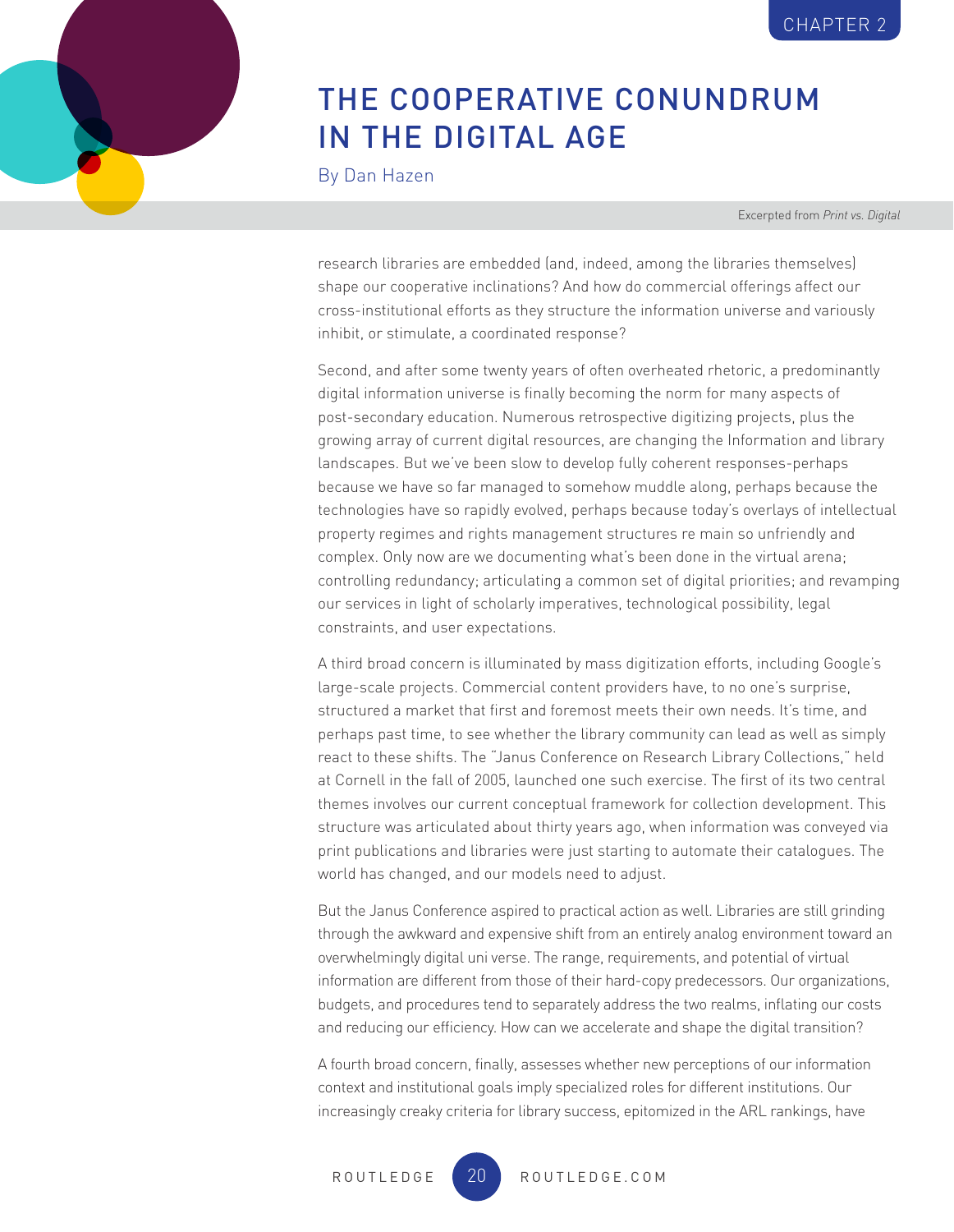research libraries are embedded (and, indeed, among the libraries themselves) shape our cooperative inclinations? And how do commercial offerings affect our cross-institutional efforts as they structure the information universe and variously inhibit, or stimulate, a coordinated response?

Second, and after some twenty years of often overheated rhetoric, a predominantly digital information universe is finally becoming the norm for many aspects of post-secondary education. Numerous retrospective digitizing projects, plus the growing array of current digital resources, are changing the Information and library landscapes. But we've been slow to develop fully coherent responses-perhaps because we have so far managed to somehow muddle along, perhaps because the technologies have so rapidly evolved, perhaps because today's overlays of intellectual property regimes and rights management structures re main so unfriendly and complex. Only now are we documenting what's been done in the virtual arena; controlling redundancy; articulating a common set of digital priorities; and revamping our services in light of scholarly imperatives, technological possibility, legal constraints, and user expectations.

A third broad concern is illuminated by mass digitization efforts, including Google's large-scale projects. Commercial content providers have, to no one's surprise, structured a market that first and foremost meets their own needs. It's time, and perhaps past time, to see whether the library community can lead as well as simply react to these shifts. The "Janus Conference on Research Library Collections," held at Cornell in the fall of 2005, launched one such exercise. The first of its two central themes involves our current conceptual framework for collection development. This structure was articulated about thirty years ago, when information was conveyed via print publications and libraries were just starting to automate their catalogues. The world has changed, and our models need to adjust.

But the Janus Conference aspired to practical action as well. Libraries are still grinding through the awkward and expensive shift from an entirely analog environment toward an overwhelmingly digital uni verse. The range, requirements, and potential of virtual information are different from those of their hard-copy predecessors. Our organizations, budgets, and procedures tend to separately address the two realms, inflating our costs and reducing our efficiency. How can we accelerate and shape the digital transition?

A fourth broad concern, finally, assesses whether new perceptions of our information context and institutional goals imply specialized roles for different institutions. Our increasingly creaky criteria for library success, epitomized in the ARL rankings, have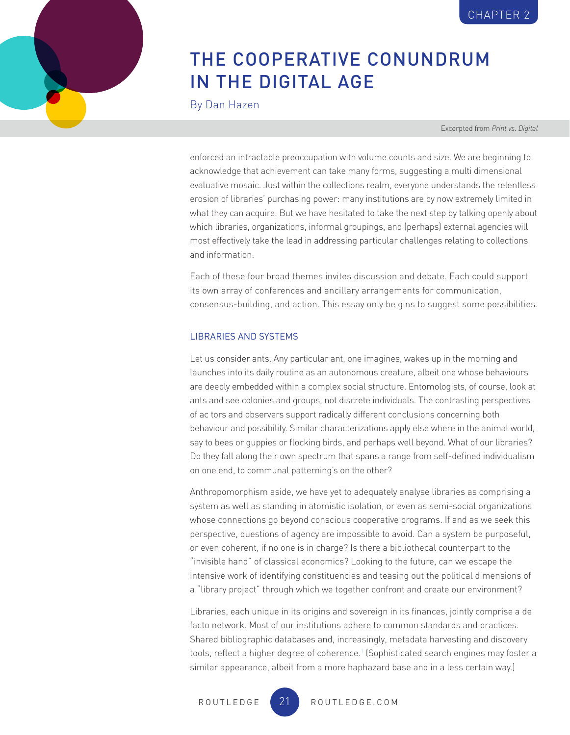# THE COOPERATIVE CONUNDRUM IN THE DIGITAL AGE

By Dan Hazen

Excerpted from *Print vs. Digital*

enforced an intractable preoccupation with volume counts and size. We are beginning to acknowledge that achievement can take many forms, suggesting a multi dimensional evaluative mosaic. Just within the collections realm, everyone understands the relentless erosion of libraries' purchasing power: many institutions are by now extremely limited in what they can acquire. But we have hesitated to take the next step by talking openly about which libraries, organizations, informal groupings, and (perhaps) external agencies will most effectively take the lead in addressing particular challenges relating to collections and information.

Each of these four broad themes invites discussion and debate. Each could support its own array of conferences and ancillary arrangements for communication, consensus-building, and action. This essay only be gins to suggest some possibilities.

## LIBRARIES AND SYSTEMS

Let us consider ants. Any particular ant, one imagines, wakes up in the morning and launches into its daily routine as an autonomous creature, albeit one whose behaviours are deeply embedded within a complex social structure. Entomologists, of course, look at ants and see colonies and groups, not discrete individuals. The contrasting perspectives of ac tors and observers support radically different conclusions concerning both behaviour and possibility. Similar characterizations apply else where in the animal world, say to bees or guppies or flocking birds, and perhaps well beyond. What of our libraries? Do they fall along their own spectrum that spans a range from self-defined individualism on one end, to communal patterning's on the other?

Anthropomorphism aside, we have yet to adequately analyse libraries as comprising a system as well as standing in atomistic isolation, or even as semi-social organizations whose connections go beyond conscious cooperative programs. If and as we seek this perspective, questions of agency are impossible to avoid. Can a system be purposeful, or even coherent, if no one is in charge? Is there a bibliothecal counterpart to the "invisible hand" of classical economics? Looking to the future, can we escape the intensive work of identifying constituencies and teasing out the political dimensions of a "library project" through which we together confront and create our environment?

Libraries, each unique in its origins and sovereign in its finances, jointly comprise a de facto network. Most of our institutions adhere to common standards and practices. Shared bibliographic databases and, increasingly, metadata harvesting and discovery tools, reflect a higher degree of coherence.[1] (Sophisticated search engines may foster a similar appearance, albeit from a more haphazard base and in a less certain way.)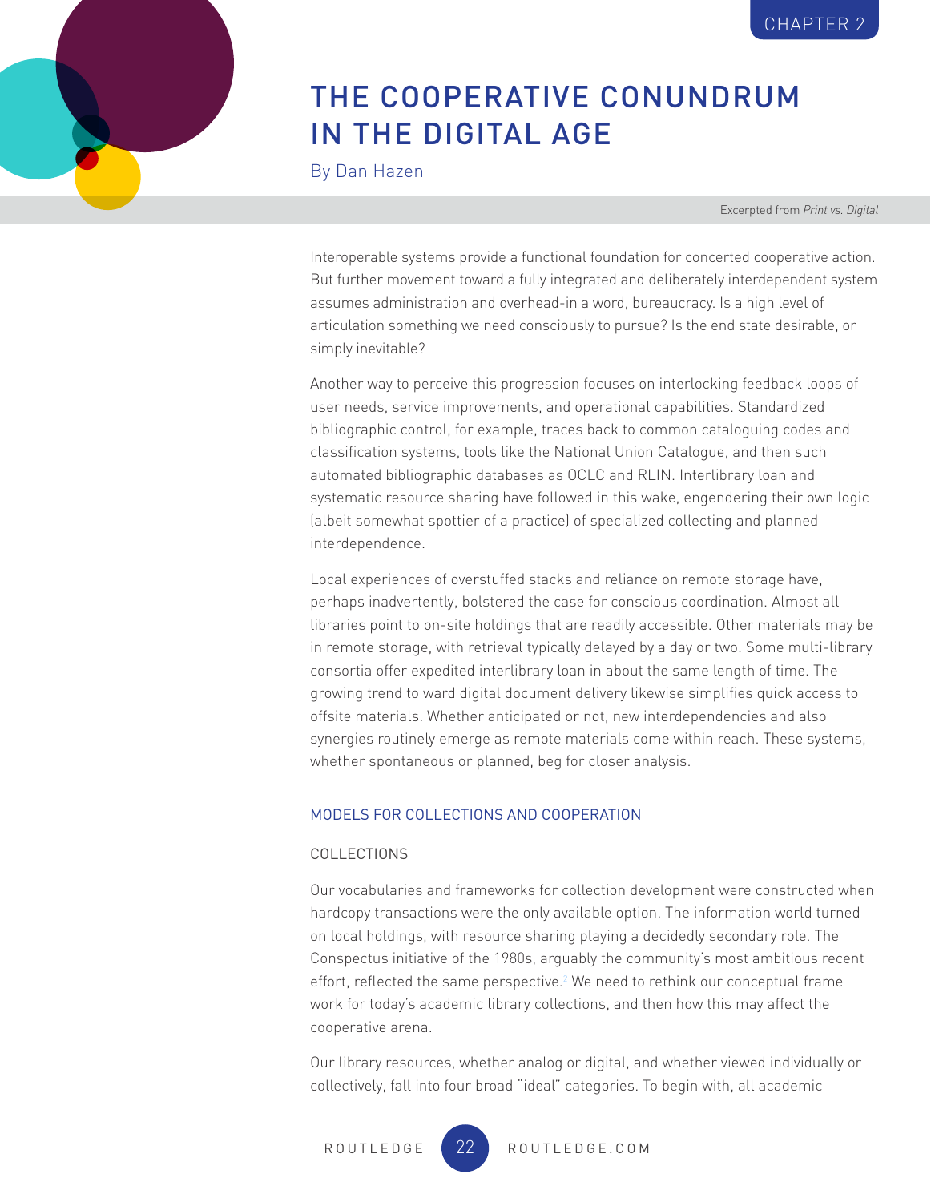CHAPTER 2

# THE COOPERATIVE CONUNDRUM IN THE DIGITAL AGE

By Dan Hazen

Excerpted from *Print vs. Digital*

Interoperable systems provide a functional foundation for concerted cooperative action. But further movement toward a fully integrated and deliberately interdependent system assumes administration and overhead-in a word, bureaucracy. Is a high level of articulation something we need consciously to pursue? Is the end state desirable, or simply inevitable?

Another way to perceive this progression focuses on interlocking feedback loops of user needs, service improvements, and operational capabilities. Standardized bibliographic control, for example, traces back to common cataloguing codes and classification systems, tools like the National Union Catalogue, and then such automated bibliographic databases as OCLC and RLIN. Interlibrary loan and systematic resource sharing have followed in this wake, engendering their own logic (albeit somewhat spottier of a practice) of specialized collecting and planned interdependence.

Local experiences of overstuffed stacks and reliance on remote storage have, perhaps inadvertently, bolstered the case for conscious coordination. Almost all libraries point to on-site holdings that are readily accessible. Other materials may be in remote storage, with retrieval typically delayed by a day or two. Some multi-library consortia offer expedited interlibrary loan in about the same length of time. The growing trend to ward digital document delivery likewise simplifies quick access to offsite materials. Whether anticipated or not, new interdependencies and also synergies routinely emerge as remote materials come within reach. These systems, whether spontaneous or planned, beg for closer analysis.

## MODELS FOR COLLECTIONS AND COOPERATION

### COLLECTIONS

Our vocabularies and frameworks for collection development were constructed when hardcopy transactions were the only available option. The information world turned on local holdings, with resource sharing playing a decidedly secondary role. The Conspectus initiative of the 1980s, arguably the community's most ambitious recent effort, reflected the same perspective.[2] We need to rethink our conceptual frame work for today's academic library collections, and then how this may affect the cooperative arena.

Our library resources, whether analog or digital, and whether viewed individually or collectively, fall into four broad "ideal" categories. To begin with, all academic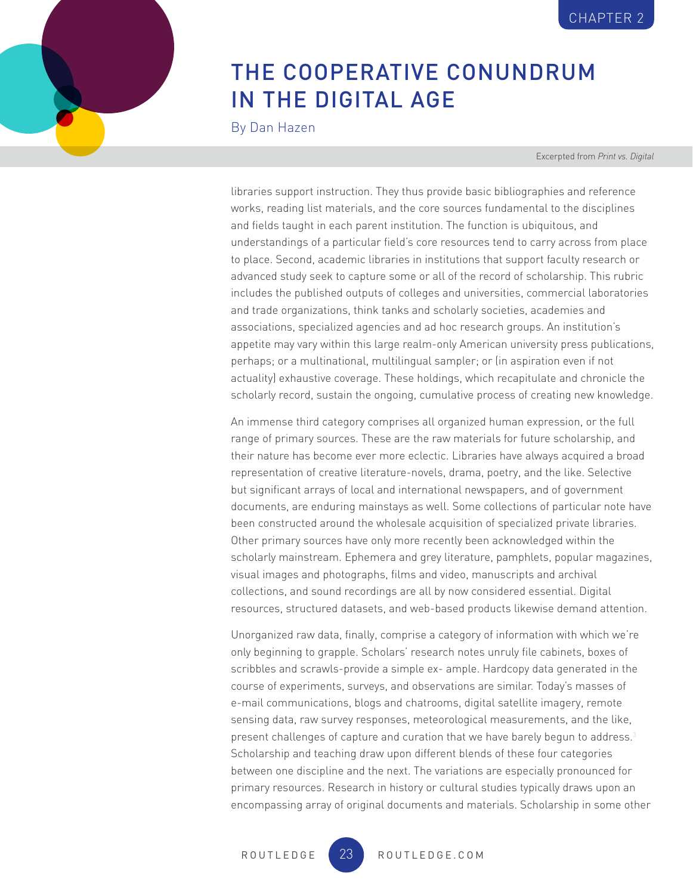# THE COOPERATIVE CONUNDRUM IN THE DIGITAL AGE

By Dan Hazen

Excerpted from *Print vs. Digital*

libraries support instruction. They thus provide basic bibliographies and reference works, reading list materials, and the core sources fundamental to the disciplines and fields taught in each parent institution. The function is ubiquitous, and understandings of a particular field's core resources tend to carry across from place to place. Second, academic libraries in institutions that support faculty research or advanced study seek to capture some or all of the record of scholarship. This rubric includes the published outputs of colleges and universities, commercial laboratories and trade organizations, think tanks and scholarly societies, academies and associations, specialized agencies and ad hoc research groups. An institution's appetite may vary within this large realm-only American university press publications, perhaps; or a multinational, multilingual sampler; or (in aspiration even if not actuality) exhaustive coverage. These holdings, which recapitulate and chronicle the scholarly record, sustain the ongoing, cumulative process of creating new knowledge.

An immense third category comprises all organized human expression, or the full range of primary sources. These are the raw materials for future scholarship, and their nature has become ever more eclectic. Libraries have always acquired a broad representation of creative literature-novels, drama, poetry, and the like. Selective but significant arrays of local and international newspapers, and of government documents, are enduring mainstays as well. Some collections of particular note have been constructed around the wholesale acquisition of specialized private libraries. Other primary sources have only more recently been acknowledged within the scholarly mainstream. Ephemera and grey literature, pamphlets, popular magazines, visual images and photographs, films and video, manuscripts and archival collections, and sound recordings are all by now considered essential. Digital resources, structured datasets, and web-based products likewise demand attention.

Unorganized raw data, finally, comprise a category of information with which we're only beginning to grapple. Scholars' research notes unruly file cabinets, boxes of scribbles and scrawls-provide a simple ex- ample. Hardcopy data generated in the course of experiments, surveys, and observations are similar. Today's masses of e-mail communications, blogs and chatrooms, digital satellite imagery, remote sensing data, raw survey responses, meteorological measurements, and the like, present challenges of capture and curation that we have barely begun to address.[3] Scholarship and teaching draw upon different blends of these four categories between one discipline and the next. The variations are especially pronounced for primary resources. Research in history or cultural studies typically draws upon an encompassing array of original documents and materials. Scholarship in some other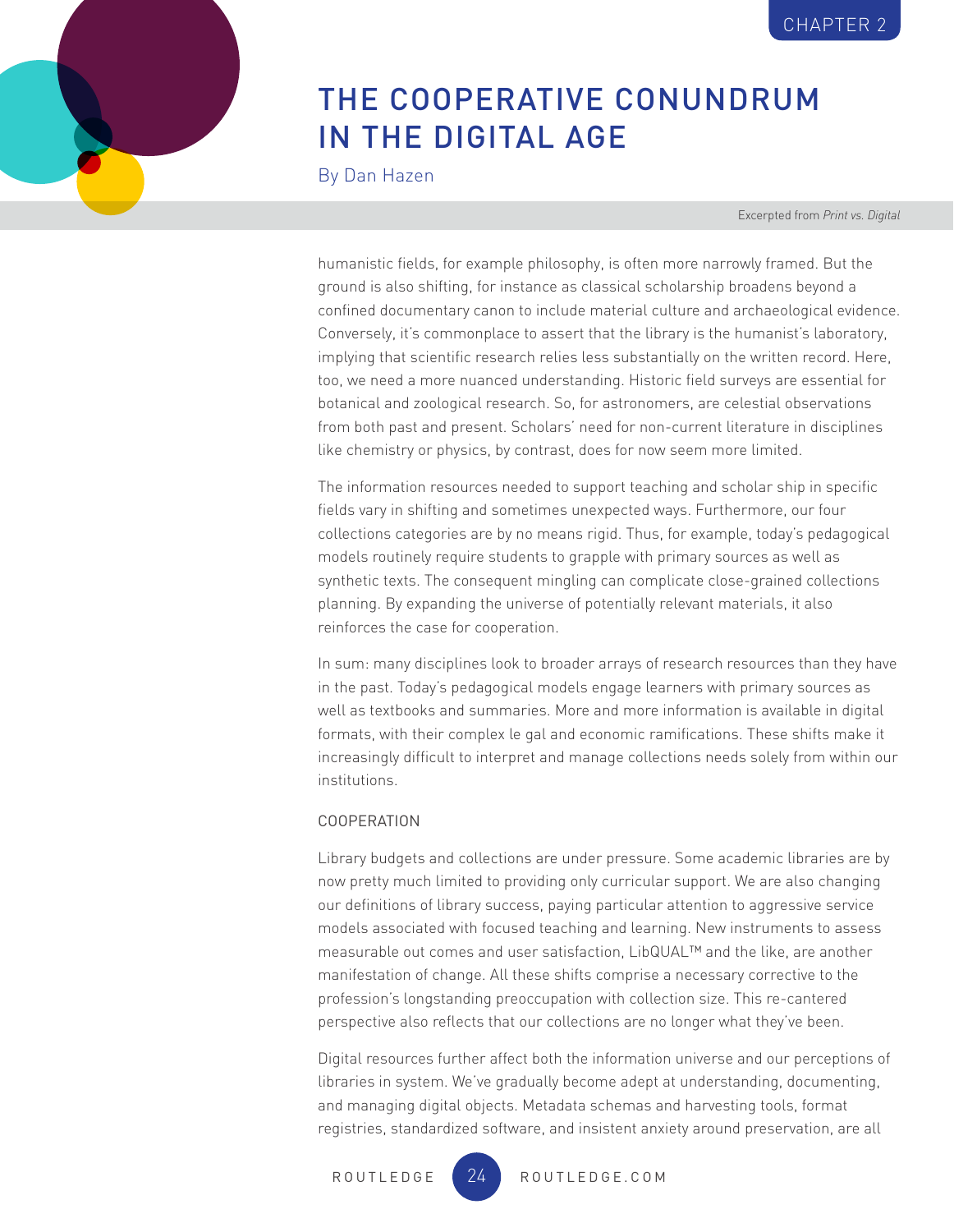# THE COOPERATIVE CONUNDRUM IN THE DIGITAL AGE

By Dan Hazen

Excerpted from *Print vs. Digital*

humanistic fields, for example philosophy, is often more narrowly framed. But the ground is also shifting, for instance as classical scholarship broadens beyond a confined documentary canon to include material culture and archaeological evidence. Conversely, it's commonplace to assert that the library is the humanist's laboratory, implying that scientific research relies less substantially on the written record. Here, too, we need a more nuanced understanding. Historic field surveys are essential for botanical and zoological research. So, for astronomers, are celestial observations from both past and present. Scholars' need for non-current literature in disciplines like chemistry or physics, by contrast, does for now seem more limited.

The information resources needed to support teaching and scholar ship in specific fields vary in shifting and sometimes unexpected ways. Furthermore, our four collections categories are by no means rigid. Thus, for example, today's pedagogical models routinely require students to grapple with primary sources as well as synthetic texts. The consequent mingling can complicate close-grained collections planning. By expanding the universe of potentially relevant materials, it also reinforces the case for cooperation.

In sum: many disciplines look to broader arrays of research resources than they have in the past. Today's pedagogical models engage learners with primary sources as well as textbooks and summaries. More and more information is available in digital formats, with their complex le gal and economic ramifications. These shifts make it increasingly difficult to interpret and manage collections needs solely from within our institutions.

## COOPERATION

Library budgets and collections are under pressure. Some academic libraries are by now pretty much limited to providing only curricular support. We are also changing our definitions of library success, paying particular attention to aggressive service models associated with focused teaching and learning. New instruments to assess measurable out comes and user satisfaction, LibQUAL™ and the like, are another manifestation of change. All these shifts comprise a necessary corrective to the profession's longstanding preoccupation with collection size. This re-cantered perspective also reflects that our collections are no longer what they've been.

Digital resources further affect both the information universe and our perceptions of libraries in system. We've gradually become adept at understanding, documenting, and managing digital objects. Metadata schemas and harvesting tools, format registries, standardized software, and insistent anxiety around preservation, are all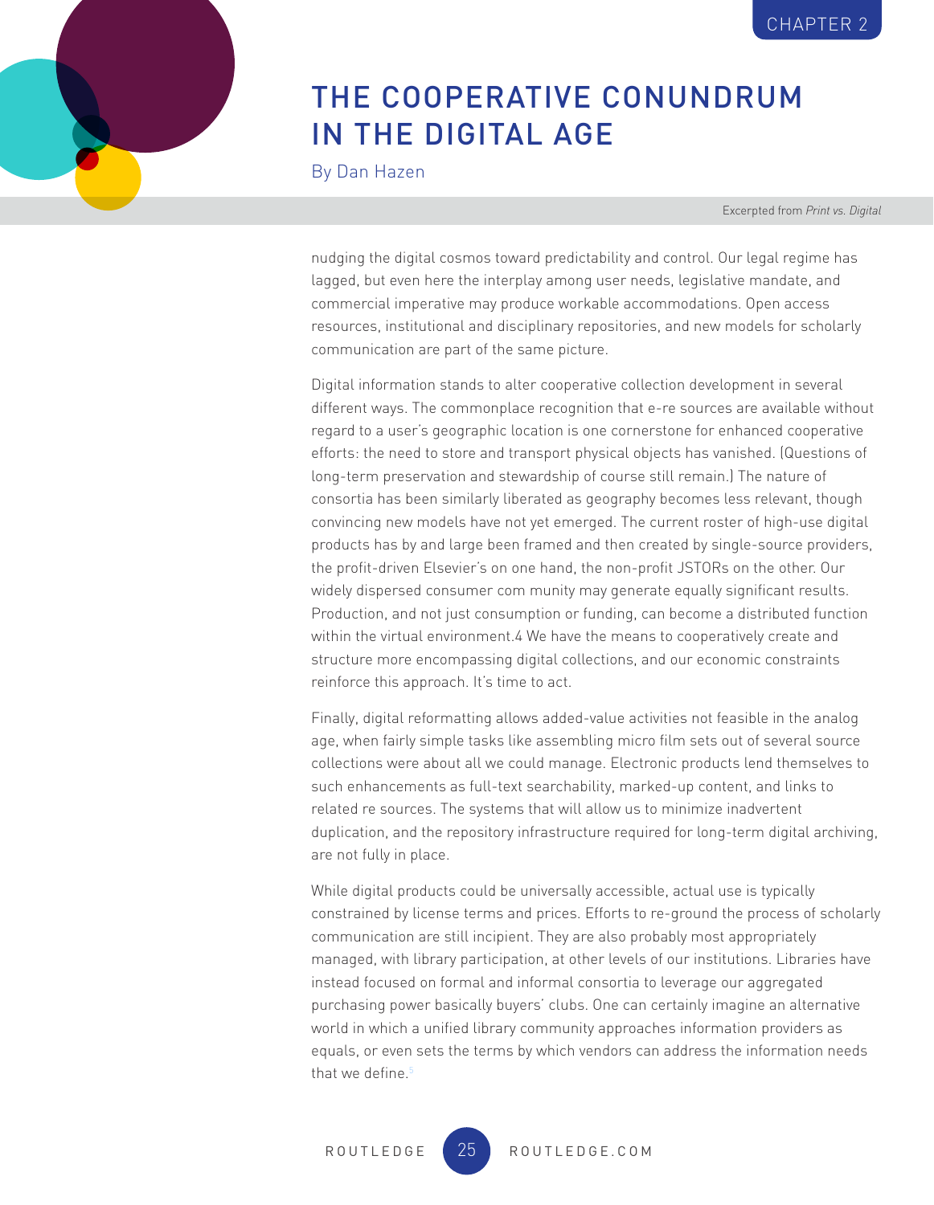# THE COOPERATIVE CONUNDRUM IN THE DIGITAL AGE

By Dan Hazen

nudging the digital cosmos toward predictability and control. Our legal regime has lagged, but even here the interplay among user needs, legislative mandate, and commercial imperative may produce workable accommodations. Open access resources, institutional and disciplinary repositories, and new models for scholarly communication are part of the same picture.

Digital information stands to alter cooperative collection development in several different ways. The commonplace recognition that e-re sources are available without regard to a user's geographic location is one cornerstone for enhanced cooperative efforts: the need to store and transport physical objects has vanished. (Questions of long-term preservation and stewardship of course still remain.) The nature of consortia has been similarly liberated as geography becomes less relevant, though convincing new models have not yet emerged. The current roster of high-use digital products has by and large been framed and then created by single-source providers, the profit-driven Elsevier's on one hand, the non-profit JSTORs on the other. Our widely dispersed consumer com munity may generate equally significant results. Production, and not just consumption or funding, can become a distributed function within the virtual environment.4 We have the means to cooperatively create and structure more encompassing digital collections, and our economic constraints reinforce this approach. It's time to act.

Finally, digital reformatting allows added-value activities not feasible in the analog age, when fairly simple tasks like assembling micro film sets out of several source collections were about all we could manage. Electronic products lend themselves to such enhancements as full-text searchability, marked-up content, and links to related re sources. The systems that will allow us to minimize inadvertent duplication, and the repository infrastructure required for long-term digital archiving, are not fully in place.

While digital products could be universally accessible, actual use is typically constrained by license terms and prices. Efforts to re-ground the process of scholarly communication are still incipient. They are also probably most appropriately managed, with library participation, at other levels of our institutions. Libraries have instead focused on formal and informal consortia to leverage our aggregated purchasing power basically buyers' clubs. One can certainly imagine an alternative world in which a unified library community approaches information providers as equals, or even sets the terms by which vendors can address the information needs that we define.[5]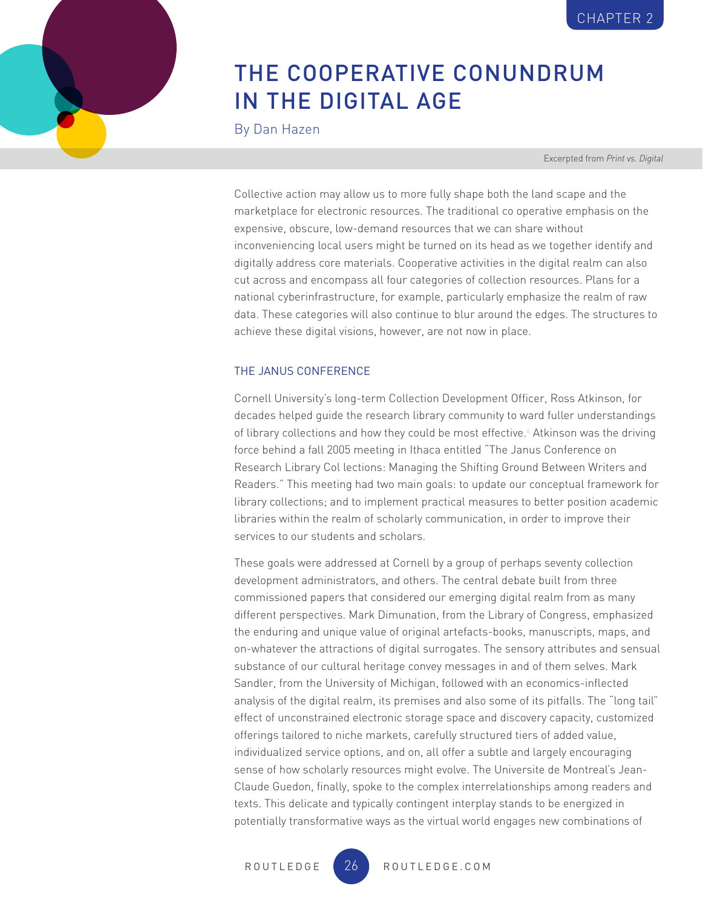CHAPTER 2

# THE COOPERATIVE CONUNDRUM IN THE DIGITAL AGE

By Dan Hazen

Excerpted from *Print vs. Digital*

Collective action may allow us to more fully shape both the land scape and the marketplace for electronic resources. The traditional co operative emphasis on the expensive, obscure, low-demand resources that we can share without inconveniencing local users might be turned on its head as we together identify and digitally address core materials. Cooperative activities in the digital realm can also cut across and encompass all four categories of collection resources. Plans for a national cyberinfrastructure, for example, particularly emphasize the realm of raw data. These categories will also continue to blur around the edges. The structures to achieve these digital visions, however, are not now in place.

## THE JANUS CONFERENCE

Cornell University's long-term Collection Development Officer, Ross Atkinson, for decades helped guide the research library community to ward fuller understandings of library collections and how they could be most effective.[6] Atkinson was the driving force behind a fall 2005 meeting in Ithaca entitled "The Janus Conference on Research Library Col lections: Managing the Shifting Ground Between Writers and Readers." This meeting had two main goals: to update our conceptual framework for library collections; and to implement practical measures to better position academic libraries within the realm of scholarly communication, in order to improve their services to our students and scholars.

These goals were addressed at Cornell by a group of perhaps seventy collection development administrators, and others. The central debate built from three commissioned papers that considered our emerging digital realm from as many different perspectives. Mark Dimunation, from the Library of Congress, emphasized the enduring and unique value of original artefacts-books, manuscripts, maps, and on-whatever the attractions of digital surrogates. The sensory attributes and sensual substance of our cultural heritage convey messages in and of them selves. Mark Sandler, from the University of Michigan, followed with an economics-inflected analysis of the digital realm, its premises and also some of its pitfalls. The "long tail" effect of unconstrained electronic storage space and discovery capacity, customized offerings tailored to niche markets, carefully structured tiers of added value, individualized service options, and on, all offer a subtle and largely encouraging sense of how scholarly resources might evolve. The Universite de Montreal's Jean-Claude Guedon, finally, spoke to the complex interrelationships among readers and texts. This delicate and typically contingent interplay stands to be energized in potentially transformative ways as the virtual world engages new combinations of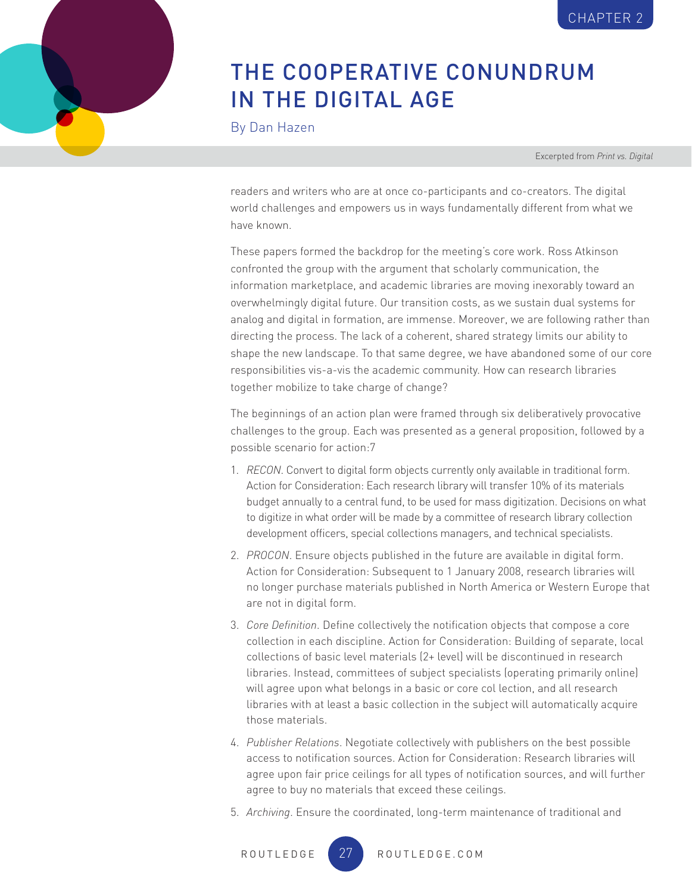readers and writers who are at once co-participants and co-creators. The digital world challenges and empowers us in ways fundamentally different from what we have known.

These papers formed the backdrop for the meeting's core work. Ross Atkinson confronted the group with the argument that scholarly communication, the information marketplace, and academic libraries are moving inexorably toward an overwhelmingly digital future. Our transition costs, as we sustain dual systems for analog and digital in formation, are immense. Moreover, we are following rather than directing the process. The lack of a coherent, shared strategy limits our ability to shape the new landscape. To that same degree, we have abandoned some of our core responsibilities vis-a-vis the academic community. How can research libraries together mobilize to take charge of change?

The beginnings of an action plan were framed through six deliberatively provocative challenges to the group. Each was presented as a general proposition, followed by a possible scenario for action:7

1. *RECON*. Convert to digital form objects currently only available in traditional form. Action for Consideration: Each research library will transfer 10% of its materials budget annually to a central fund, to be used for mass digitization. Decisions on what to digitize in what order will be made by a committee of research library collection development officers, special collections managers, and technical specialists.
2. *PROCON*. Ensure objects published in the future are available in digital form. Action for Consideration: Subsequent to 1 January 2008, research libraries will no longer purchase materials published in North America or Western Europe that are not in digital form.
3. *Core Definition*. Define collectively the notification objects that compose a core collection in each discipline. Action for Consideration: Building of separate, local collections of basic level materials (2+ level) will be discontinued in research libraries. Instead, committees of subject specialists (operating primarily online) will agree upon what belongs in a basic or core col lection, and all research libraries with at least a basic collection in the subject will automatically acquire those materials.
4. *Publisher Relations*. Negotiate collectively with publishers on the best possible access to notification sources. Action for Consideration: Research libraries will agree upon fair price ceilings for all types of notification sources, and will further agree to buy no materials that exceed these ceilings.
5. *Archiving*. Ensure the coordinated, long-term maintenance of traditional and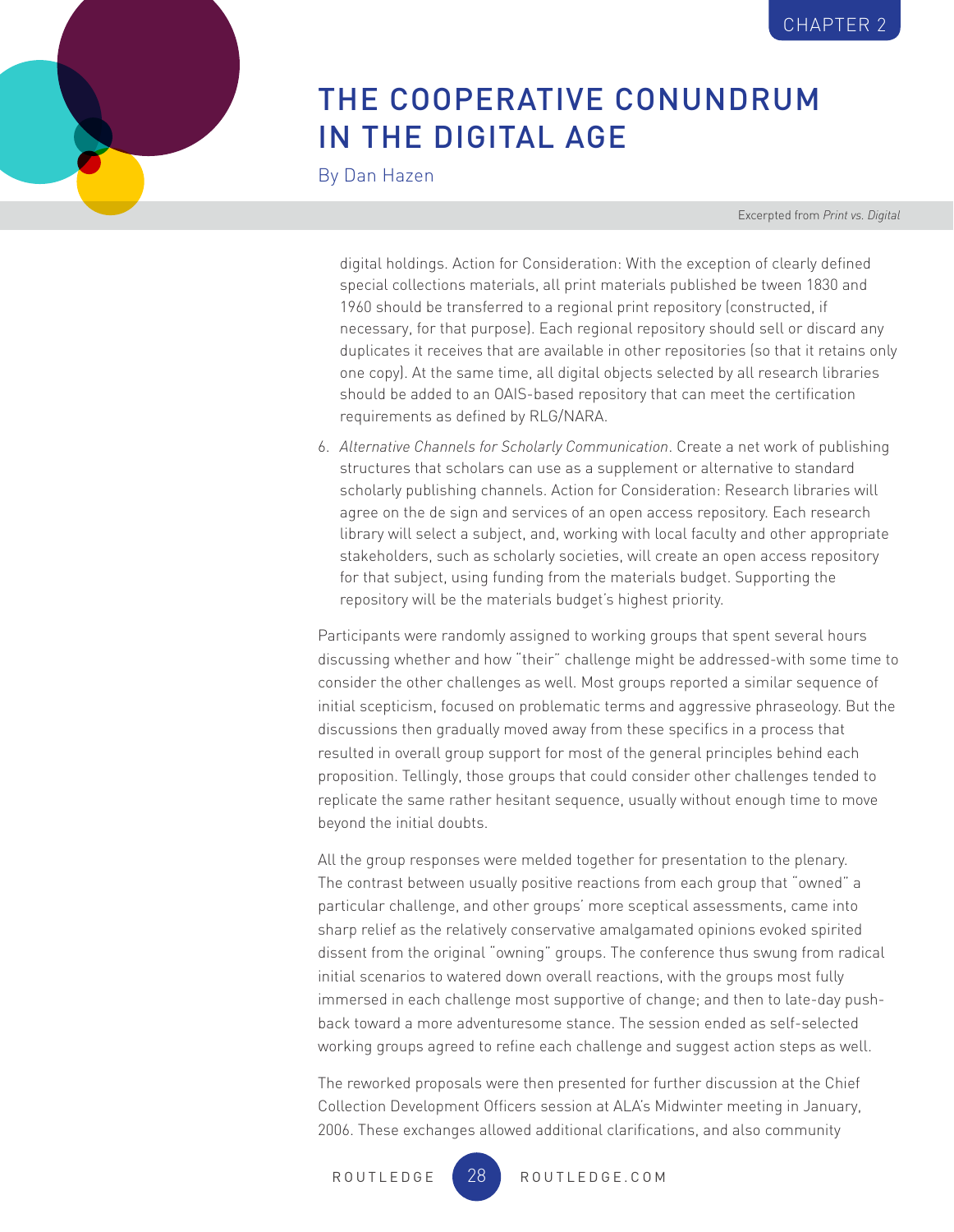digital holdings. Action for Consideration: With the exception of clearly defined special collections materials, all print materials published be tween 1830 and 1960 should be transferred to a regional print repository (constructed, if necessary, for that purpose). Each regional repository should sell or discard any duplicates it receives that are available in other repositories (so that it retains only one copy). At the same time, all digital objects selected by all research libraries should be added to an OAIS-based repository that can meet the certification requirements as defined by RLG/NARA.

6. *Alternative Channels for Scholarly Communication*. Create a net work of publishing structures that scholars can use as a supplement or alternative to standard scholarly publishing channels. Action for Consideration: Research libraries will agree on the de sign and services of an open access repository. Each research library will select a subject, and, working with local faculty and other appropriate stakeholders, such as scholarly societies, will create an open access repository for that subject, using funding from the materials budget. Supporting the repository will be the materials budget's highest priority.

Participants were randomly assigned to working groups that spent several hours discussing whether and how "their" challenge might be addressed-with some time to consider the other challenges as well. Most groups reported a similar sequence of initial scepticism, focused on problematic terms and aggressive phraseology. But the discussions then gradually moved away from these specifics in a process that resulted in overall group support for most of the general principles behind each proposition. Tellingly, those groups that could consider other challenges tended to replicate the same rather hesitant sequence, usually without enough time to move beyond the initial doubts.

All the group responses were melded together for presentation to the plenary. The contrast between usually positive reactions from each group that "owned" a particular challenge, and other groups' more sceptical assessments, came into sharp relief as the relatively conservative amalgamated opinions evoked spirited dissent from the original "owning" groups. The conference thus swung from radical initial scenarios to watered down overall reactions, with the groups most fully immersed in each challenge most supportive of change; and then to late-day push-back toward a more adventuresome stance. The session ended as self-selected working groups agreed to refine each challenge and suggest action steps as well.

The reworked proposals were then presented for further discussion at the Chief Collection Development Officers session at ALA's Midwinter meeting in January, 2006. These exchanges allowed additional clarifications, and also community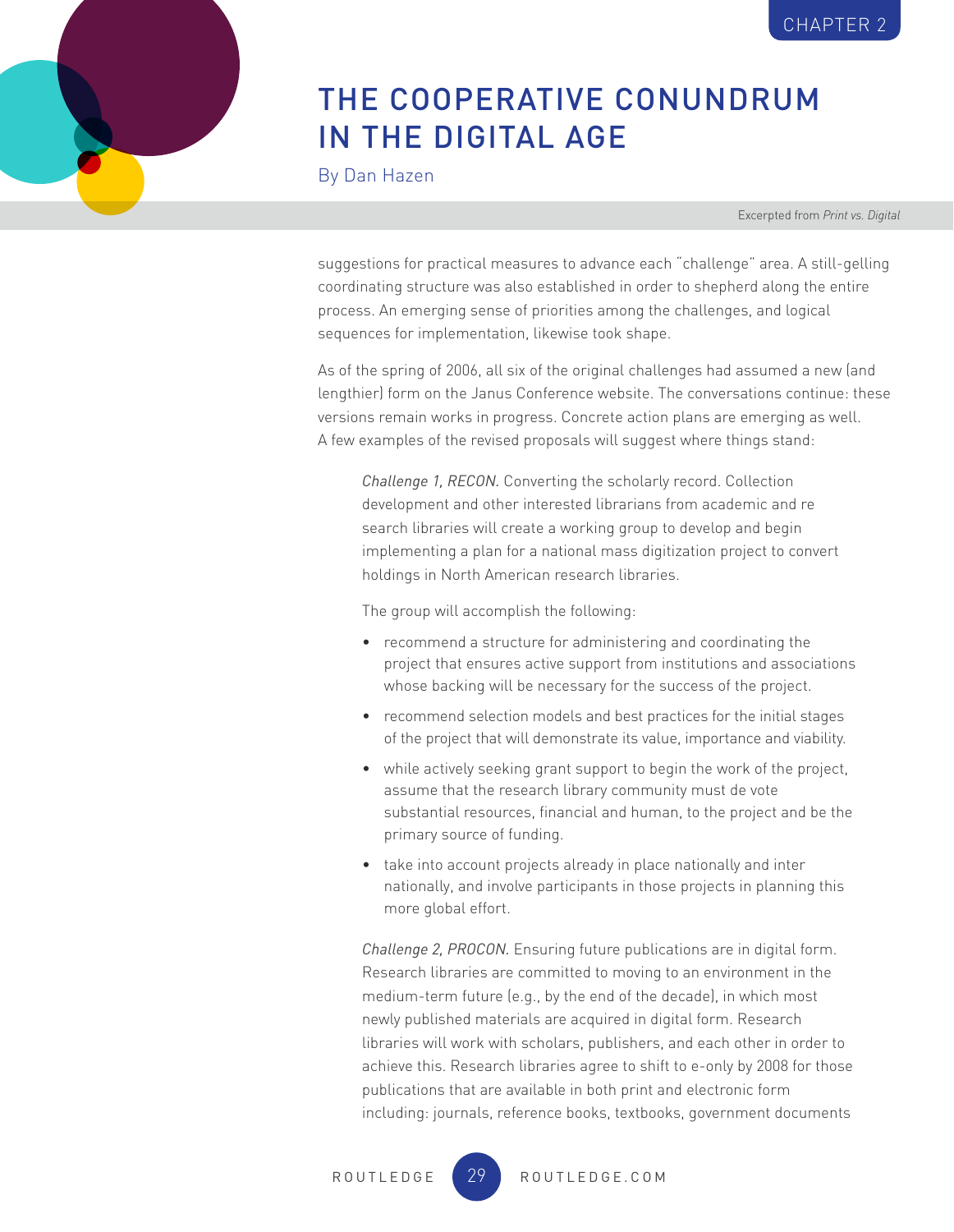suggestions for practical measures to advance each "challenge" area. A still-gelling coordinating structure was also established in order to shepherd along the entire process. An emerging sense of priorities among the challenges, and logical sequences for implementation, likewise took shape.

As of the spring of 2006, all six of the original challenges had assumed a new (and lengthier) form on the Janus Conference website. The conversations continue: these versions remain works in progress. Concrete action plans are emerging as well. A few examples of the revised proposals will suggest where things stand:

> *Challenge 1, RECON.* Converting the scholarly record. Collection development and other interested librarians from academic and re search libraries will create a working group to develop and begin implementing a plan for a national mass digitization project to convert holdings in North American research libraries.
>
> The group will accomplish the following:
>
> - recommend a structure for administering and coordinating the project that ensures active support from institutions and associations whose backing will be necessary for the success of the project.
> - recommend selection models and best practices for the initial stages of the project that will demonstrate its value, importance and viability.
> - while actively seeking grant support to begin the work of the project, assume that the research library community must de vote substantial resources, financial and human, to the project and be the primary source of funding.
> - take into account projects already in place nationally and inter nationally, and involve participants in those projects in planning this more global effort.
>
> *Challenge 2, PROCON.* Ensuring future publications are in digital form. Research libraries are committed to moving to an environment in the medium-term future (e.g., by the end of the decade), in which most newly published materials are acquired in digital form. Research libraries will work with scholars, publishers, and each other in order to achieve this. Research libraries agree to shift to e-only by 2008 for those publications that are available in both print and electronic form including: journals, reference books, textbooks, government documents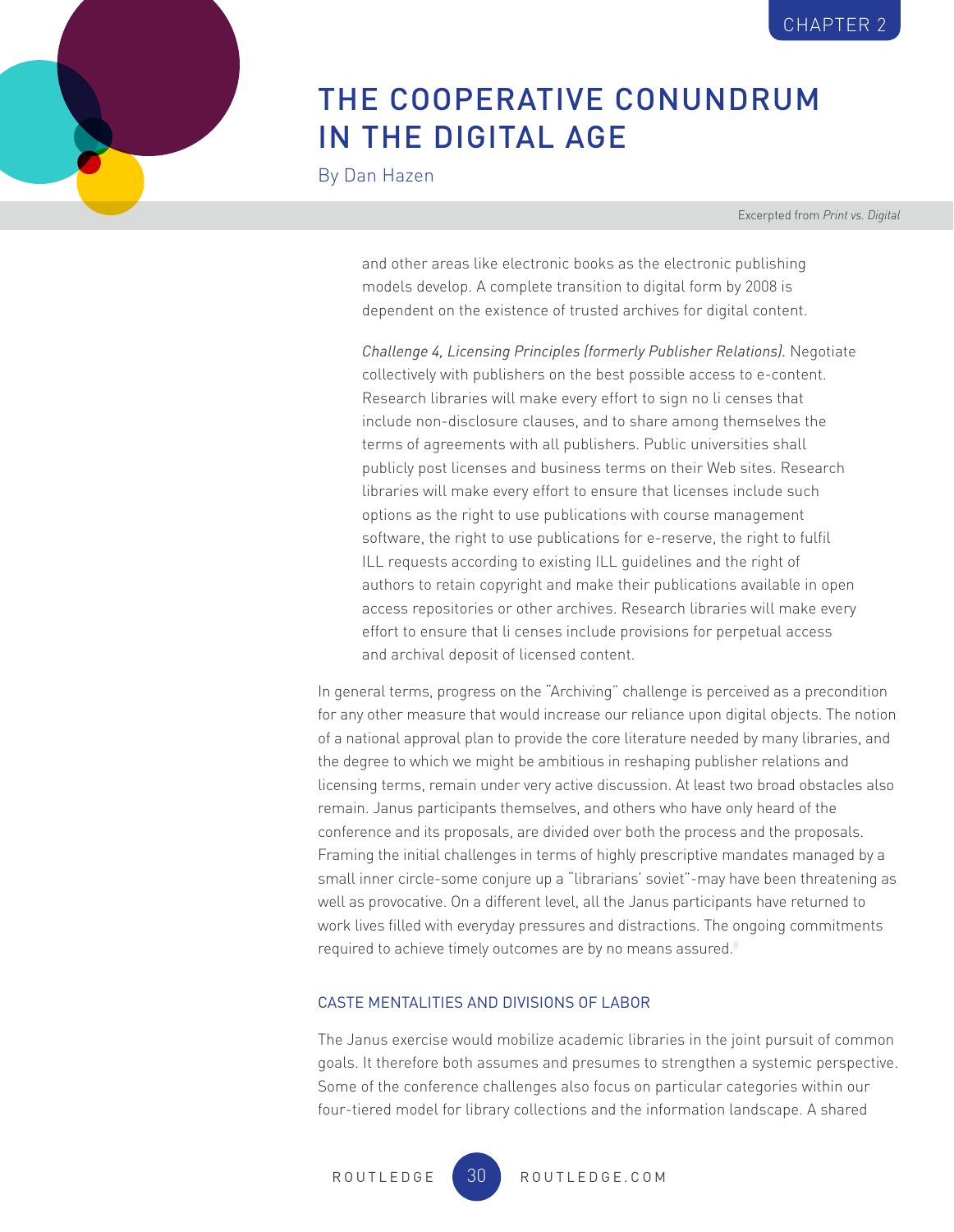> and other areas like electronic books as the electronic publishing models develop. A complete transition to digital form by 2008 is dependent on the existence of trusted archives for digital content.
>
> *Challenge 4, Licensing Principles (formerly Publisher Relations).* Negotiate collectively with publishers on the best possible access to e-content. Research libraries will make every effort to sign no li censes that include non-disclosure clauses, and to share among themselves the terms of agreements with all publishers. Public universities shall publicly post licenses and business terms on their Web sites. Research libraries will make every effort to ensure that licenses include such options as the right to use publications with course management software, the right to use publications for e-reserve, the right to fulfil ILL requests according to existing ILL guidelines and the right of authors to retain copyright and make their publications available in open access repositories or other archives. Research libraries will make every effort to ensure that li censes include provisions for perpetual access and archival deposit of licensed content.

In general terms, progress on the "Archiving" challenge is perceived as a precondition for any other measure that would increase our reliance upon digital objects. The notion of a national approval plan to provide the core literature needed by many libraries, and the degree to which we might be ambitious in reshaping publisher relations and licensing terms, remain under very active discussion. At least two broad obstacles also remain. Janus participants themselves, and others who have only heard of the conference and its proposals, are divided over both the process and the proposals. Framing the initial challenges in terms of highly prescriptive mandates managed by a small inner circle-some conjure up a "librarians' soviet"-may have been threatening as well as provocative. On a different level, all the Janus participants have returned to work lives filled with everyday pressures and distractions. The ongoing commitments required to achieve timely outcomes are by no means assured.[8]

## CASTE MENTALITIES AND DIVISIONS OF LABOR

The Janus exercise would mobilize academic libraries in the joint pursuit of common goals. It therefore both assumes and presumes to strengthen a systemic perspective. Some of the conference challenges also focus on particular categories within our four-tiered model for library collections and the information landscape. A shared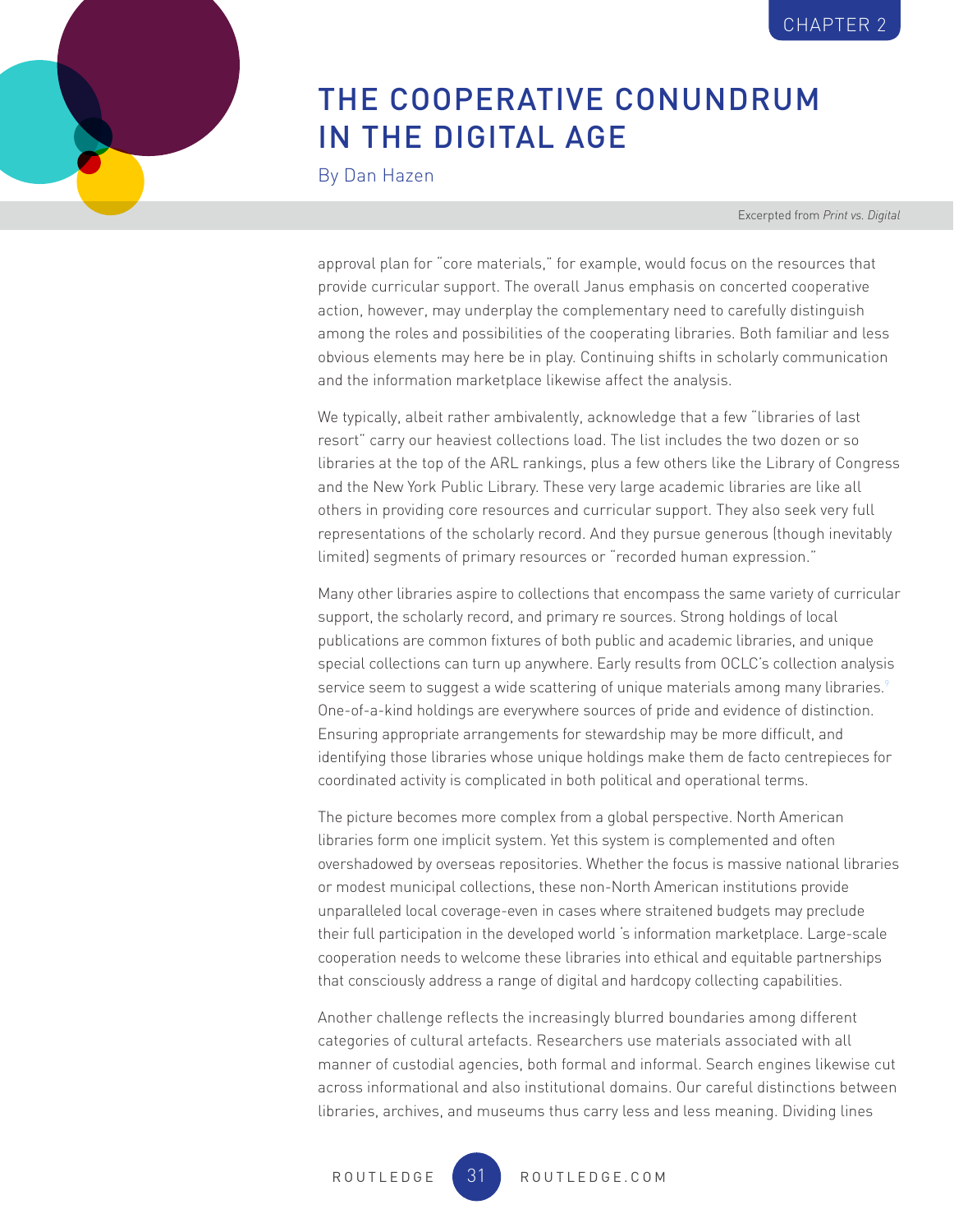approval plan for "core materials," for example, would focus on the resources that provide curricular support. The overall Janus emphasis on concerted cooperative action, however, may underplay the complementary need to carefully distinguish among the roles and possibilities of the cooperating libraries. Both familiar and less obvious elements may here be in play. Continuing shifts in scholarly communication and the information marketplace likewise affect the analysis.

We typically, albeit rather ambivalently, acknowledge that a few "libraries of last resort" carry our heaviest collections load. The list includes the two dozen or so libraries at the top of the ARL rankings, plus a few others like the Library of Congress and the New York Public Library. These very large academic libraries are like all others in providing core resources and curricular support. They also seek very full representations of the scholarly record. And they pursue generous (though inevitably limited) segments of primary resources or "recorded human expression."

Many other libraries aspire to collections that encompass the same variety of curricular support, the scholarly record, and primary re sources. Strong holdings of local publications are common fixtures of both public and academic libraries, and unique special collections can turn up anywhere. Early results from OCLC's collection analysis service seem to suggest a wide scattering of unique materials among many libraries.[9] One-of-a-kind holdings are everywhere sources of pride and evidence of distinction. Ensuring appropriate arrangements for stewardship may be more difficult, and identifying those libraries whose unique holdings make them de facto centrepieces for coordinated activity is complicated in both political and operational terms.

The picture becomes more complex from a global perspective. North American libraries form one implicit system. Yet this system is complemented and often overshadowed by overseas repositories. Whether the focus is massive national libraries or modest municipal collections, these non-North American institutions provide unparalleled local coverage-even in cases where straitened budgets may preclude their full participation in the developed world 's information marketplace. Large-scale cooperation needs to welcome these libraries into ethical and equitable partnerships that consciously address a range of digital and hardcopy collecting capabilities.

Another challenge reflects the increasingly blurred boundaries among different categories of cultural artefacts. Researchers use materials associated with all manner of custodial agencies, both formal and informal. Search engines likewise cut across informational and also institutional domains. Our careful distinctions between libraries, archives, and museums thus carry less and less meaning. Dividing lines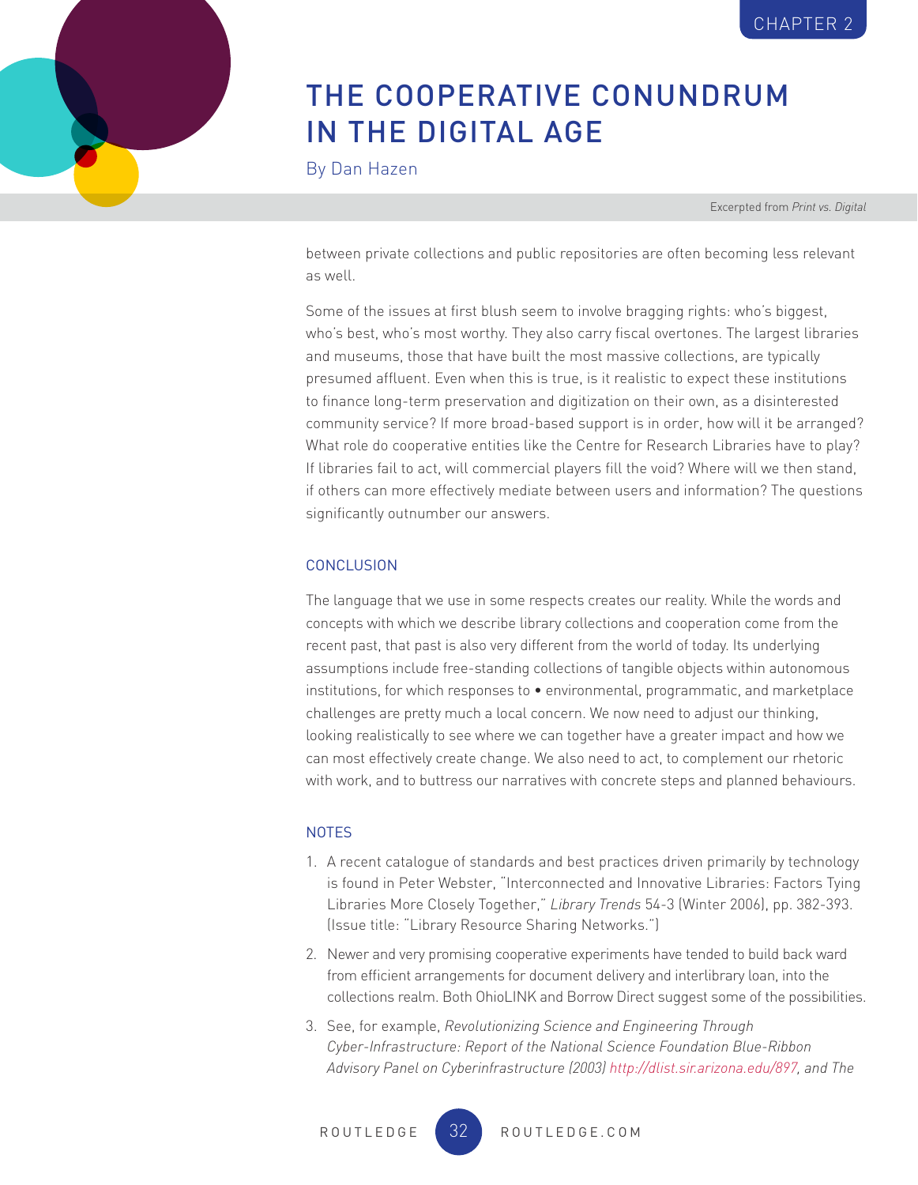between private collections and public repositories are often becoming less relevant as well.

Some of the issues at first blush seem to involve bragging rights: who's biggest, who's best, who's most worthy. They also carry fiscal overtones. The largest libraries and museums, those that have built the most massive collections, are typically presumed affluent. Even when this is true, is it realistic to expect these institutions to finance long-term preservation and digitization on their own, as a disinterested community service? If more broad-based support is in order, how will it be arranged? What role do cooperative entities like the Centre for Research Libraries have to play? If libraries fail to act, will commercial players fill the void? Where will we then stand, if others can more effectively mediate between users and information? The questions significantly outnumber our answers.

## CONCLUSION

The language that we use in some respects creates our reality. While the words and concepts with which we describe library collections and cooperation come from the recent past, that past is also very different from the world of today. Its underlying assumptions include free-standing collections of tangible objects within autonomous institutions, for which responses to • environmental, programmatic, and marketplace challenges are pretty much a local concern. We now need to adjust our thinking, looking realistically to see where we can together have a greater impact and how we can most effectively create change. We also need to act, to complement our rhetoric with work, and to buttress our narratives with concrete steps and planned behaviours.

## NOTES

1. A recent catalogue of standards and best practices driven primarily by technology is found in Peter Webster, "Interconnected and Innovative Libraries: Factors Tying Libraries More Closely Together," *Library Trends* 54-3 (Winter 2006), pp. 382-393. (Issue title: "Library Resource Sharing Networks.")
2. Newer and very promising cooperative experiments have tended to build back ward from efficient arrangements for document delivery and interlibrary loan, into the collections realm. Both OhioLINK and Borrow Direct suggest some of the possibilities.
3. See, for example, *Revolutionizing Science and Engineering Through Cyber-Infrastructure: Report of the National Science Foundation Blue-Ribbon Advisory Panel on Cyberinfrastructure (2003) http://dlist.sir.arizona.edu/897, and The*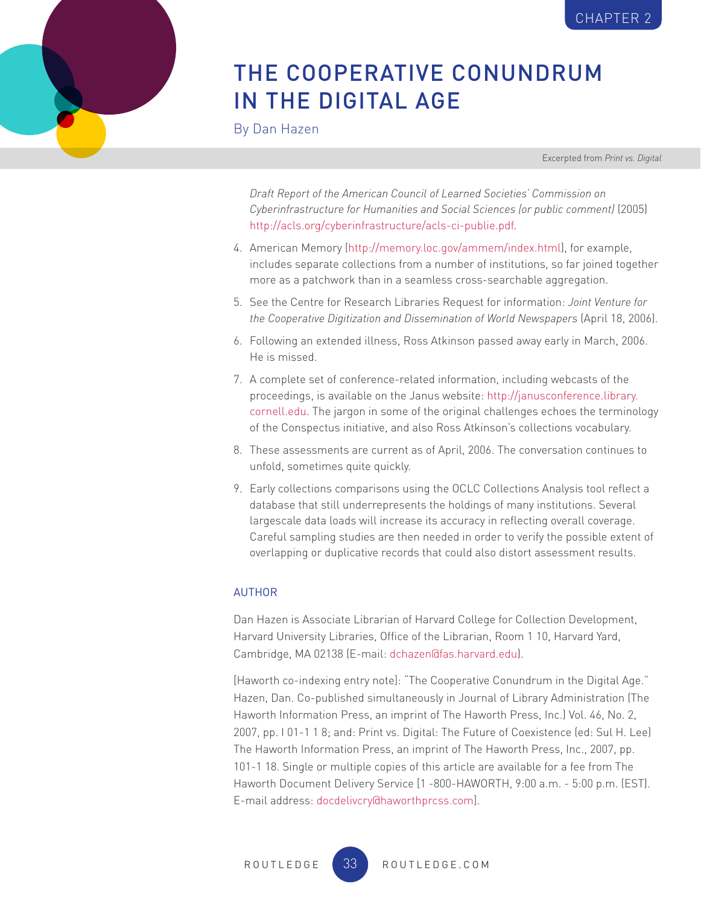*Draft Report of the American Council of Learned Societies' Commission on Cyberinfrastructure for Humanities and Social Sciences (or public comment)* (2005) http://acls.org/cyberinfrastructure/acls-ci-publie.pdf.

4. American Memory (http://memory.loc.gov/ammem/index.html), for example, includes separate collections from a number of institutions, so far joined together more as a patchwork than in a seamless cross-searchable aggregation.
5. See the Centre for Research Libraries Request for information: *Joint Venture for the Cooperative Digitization and Dissemination of World Newspapers* (April 18, 2006).
6. Following an extended illness, Ross Atkinson passed away early in March, 2006. He is missed.
7. A complete set of conference-related information, including webcasts of the proceedings, is available on the Janus website: http://janusconference.library.cornell.edu. The jargon in some of the original challenges echoes the terminology of the Conspectus initiative, and also Ross Atkinson's collections vocabulary.
8. These assessments are current as of April, 2006. The conversation continues to unfold, sometimes quite quickly.
9. Early collections comparisons using the OCLC Collections Analysis tool reflect a database that still underrepresents the holdings of many institutions. Several largescale data loads will increase its accuracy in reflecting overall coverage. Careful sampling studies are then needed in order to verify the possible extent of overlapping or duplicative records that could also distort assessment results.

## AUTHOR

Dan Hazen is Associate Librarian of Harvard College for Collection Development, Harvard University Libraries, Office of the Librarian, Room 1 10, Harvard Yard, Cambridge, MA 02138 (E-mail: dchazen@fas.harvard.edu).

[Haworth co-indexing entry note]: "The Cooperative Conundrum in the Digital Age." Hazen, Dan. Co-published simultaneously in Journal of Library Administration (The Haworth Information Press, an imprint of The Haworth Press, Inc.) Vol. 46, No. 2, 2007, pp. I 01-1 1 8; and: Print vs. Digital: The Future of Coexistence (ed: Sul H. Lee) The Haworth Information Press, an imprint of The Haworth Press, Inc., 2007, pp. 101-1 18. Single or multiple copies of this article are available for a fee from The Haworth Document Delivery Service [1 -800-HAWORTH, 9:00 a.m. - 5:00 p.m. (EST). E-mail address: docdelivcry@haworthprcss.com].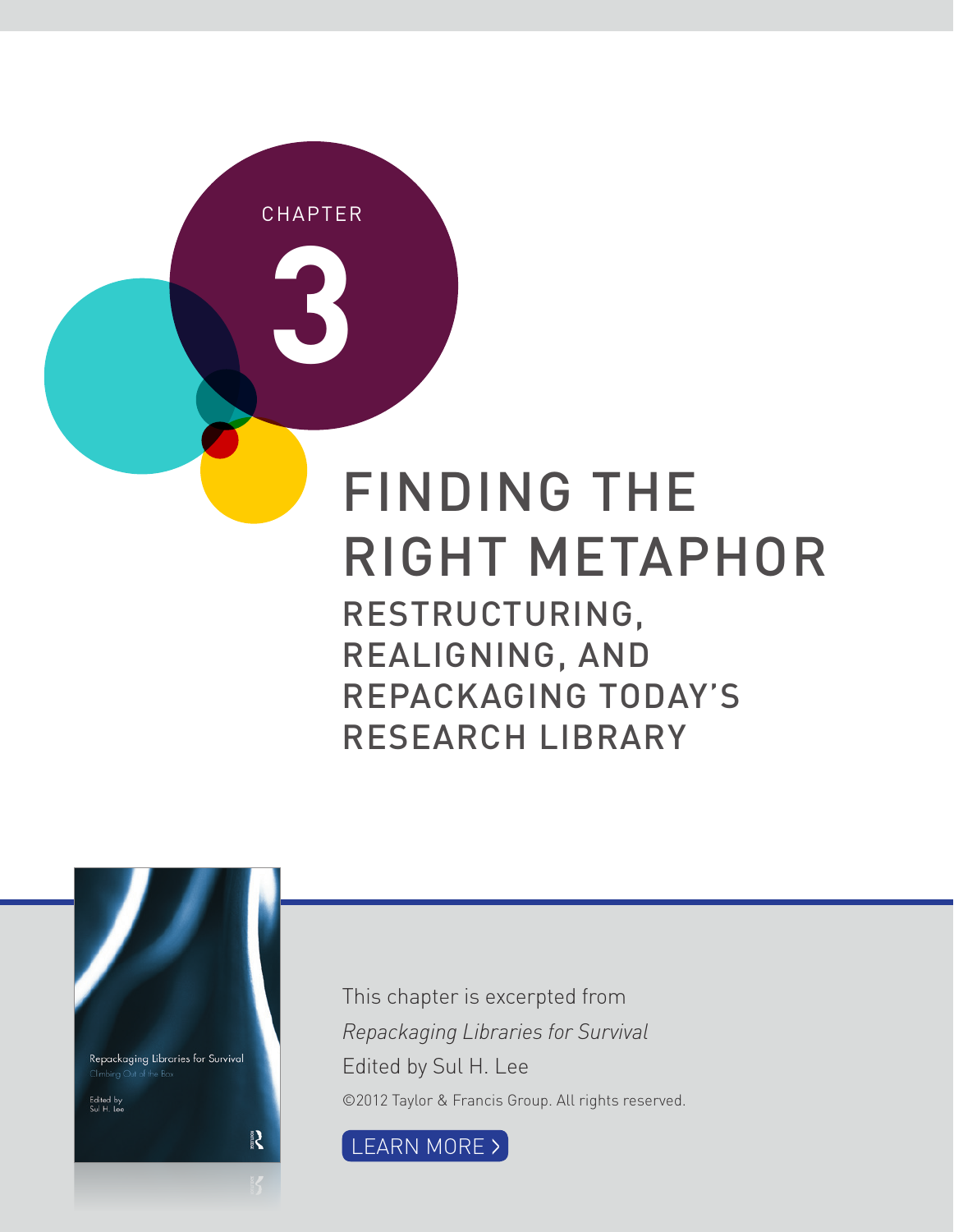CHAPTER

# 3

# FINDING THE RIGHT METAPHOR

## RESTRUCTURING, REALIGNING, AND REPACKAGING TODAY'S RESEARCH LIBRARY

This chapter is excerpted from

*Repackaging Libraries for Survival*

Edited by Sul H. Lee

©2012 Taylor & Francis Group. All rights reserved.

LEARN MORE >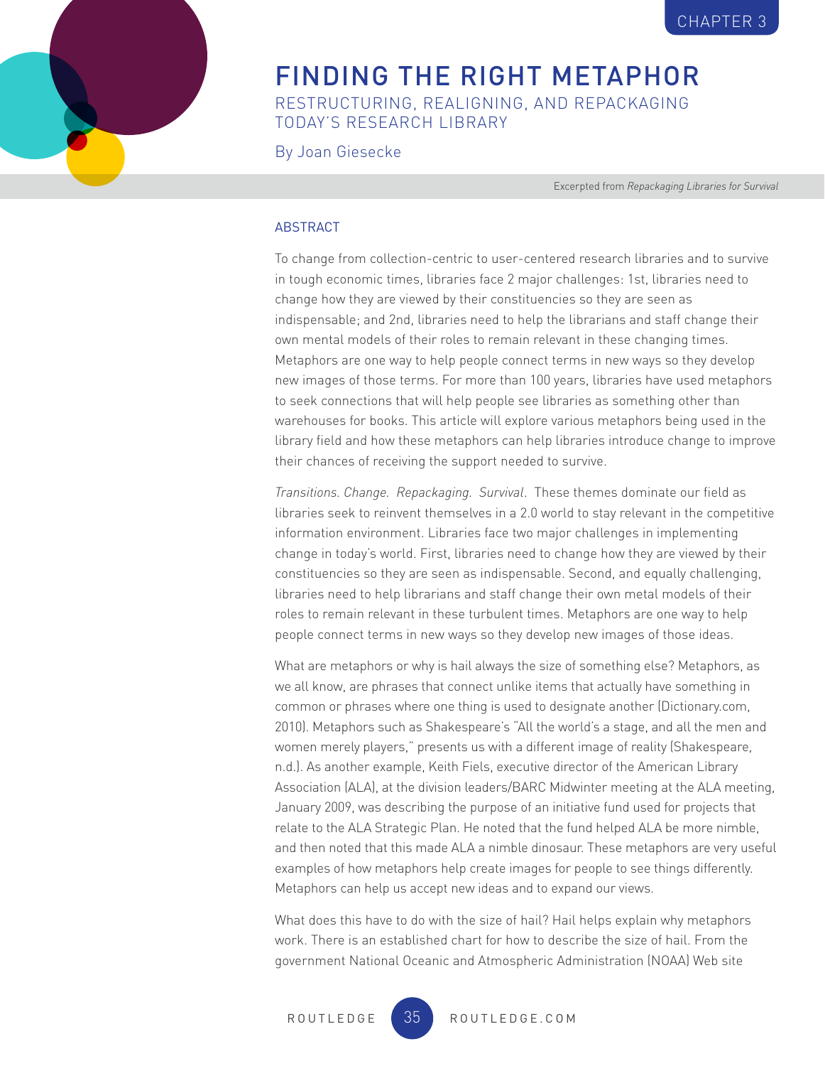CHAPTER 3

# FINDING THE RIGHT METAPHOR

## RESTRUCTURING, REALIGNING, AND REPACKAGING TODAY'S RESEARCH LIBRARY

By Joan Giesecke

Excerpted from *Repackaging Libraries for Survival*

### ABSTRACT

To change from collection-centric to user-centered research libraries and to survive in tough economic times, libraries face 2 major challenges: 1st, libraries need to change how they are viewed by their constituencies so they are seen as indispensable; and 2nd, libraries need to help the librarians and staff change their own mental models of their roles to remain relevant in these changing times. Metaphors are one way to help people connect terms in new ways so they develop new images of those terms. For more than 100 years, libraries have used metaphors to seek connections that will help people see libraries as something other than warehouses for books. This article will explore various metaphors being used in the library field and how these metaphors can help libraries introduce change to improve their chances of receiving the support needed to survive.

*Transitions. Change. Repackaging. Survival*. These themes dominate our field as libraries seek to reinvent themselves in a 2.0 world to stay relevant in the competitive information environment. Libraries face two major challenges in implementing change in today's world. First, libraries need to change how they are viewed by their constituencies so they are seen as indispensable. Second, and equally challenging, libraries need to help librarians and staff change their own metal models of their roles to remain relevant in these turbulent times. Metaphors are one way to help people connect terms in new ways so they develop new images of those ideas.

What are metaphors or why is hail always the size of something else? Metaphors, as we all know, are phrases that connect unlike items that actually have something in common or phrases where one thing is used to designate another (Dictionary.com, 2010). Metaphors such as Shakespeare's "All the world's a stage, and all the men and women merely players," presents us with a different image of reality (Shakespeare, n.d.). As another example, Keith Fiels, executive director of the American Library Association (ALA), at the division leaders/BARC Midwinter meeting at the ALA meeting, January 2009, was describing the purpose of an initiative fund used for projects that relate to the ALA Strategic Plan. He noted that the fund helped ALA be more nimble, and then noted that this made ALA a nimble dinosaur. These metaphors are very useful examples of how metaphors help create images for people to see things differently. Metaphors can help us accept new ideas and to expand our views.

What does this have to do with the size of hail? Hail helps explain why metaphors work. There is an established chart for how to describe the size of hail. From the government National Oceanic and Atmospheric Administration (NOAA) Web site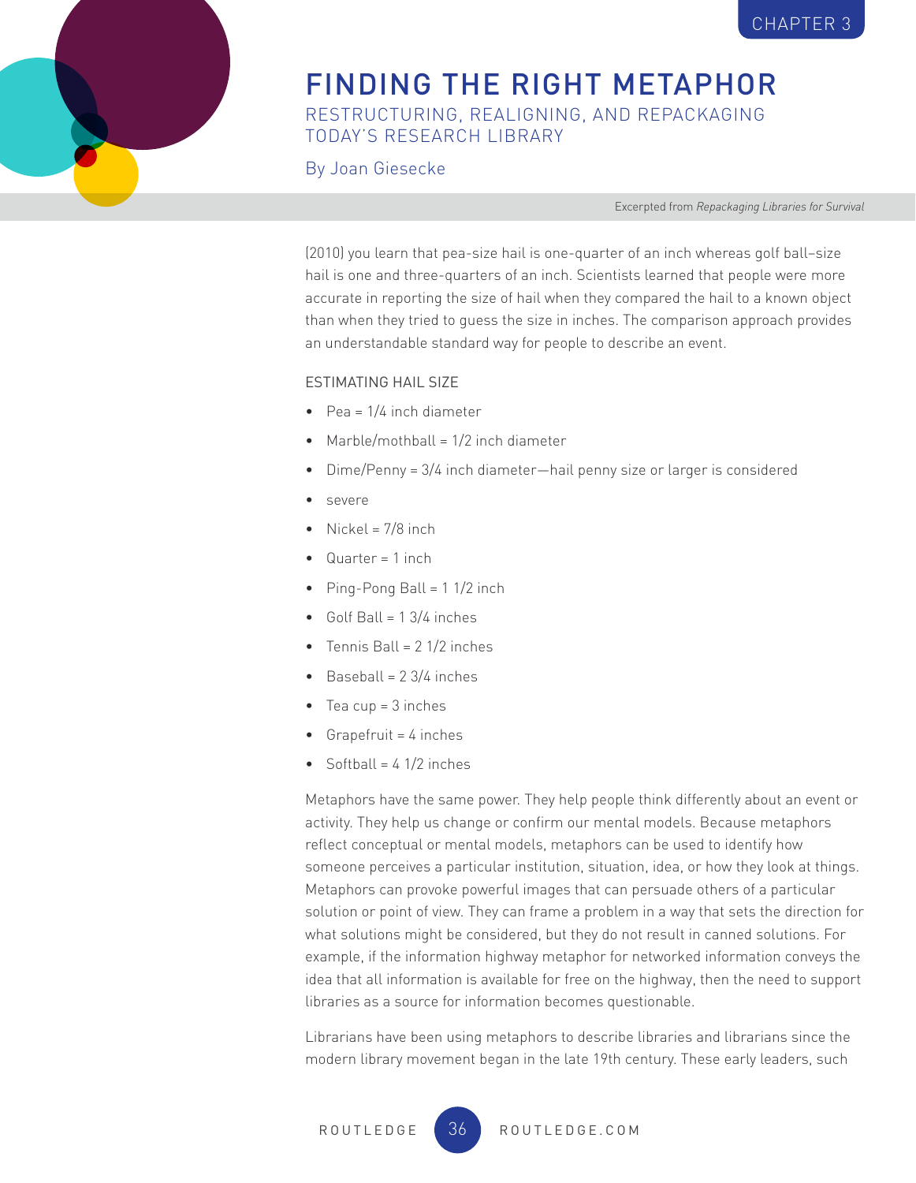(2010) you learn that pea-size hail is one-quarter of an inch whereas golf ball–size hail is one and three-quarters of an inch. Scientists learned that people were more accurate in reporting the size of hail when they compared the hail to a known object than when they tried to guess the size in inches. The comparison approach provides an understandable standard way for people to describe an event.

ESTIMATING HAIL SIZE

- Pea = 1/4 inch diameter
- Marble/mothball = 1/2 inch diameter
- Dime/Penny = 3/4 inch diameter—hail penny size or larger is considered
- severe
- Nickel = 7/8 inch
- Quarter = 1 inch
- Ping-Pong Ball = 1 1/2 inch
- Golf Ball = 1 3/4 inches
- Tennis Ball = 2 1/2 inches
- Baseball = 2 3/4 inches
- Tea cup = 3 inches
- Grapefruit = 4 inches
- Softball = 4 1/2 inches

Metaphors have the same power. They help people think differently about an event or activity. They help us change or confirm our mental models. Because metaphors reflect conceptual or mental models, metaphors can be used to identify how someone perceives a particular institution, situation, idea, or how they look at things. Metaphors can provoke powerful images that can persuade others of a particular solution or point of view. They can frame a problem in a way that sets the direction for what solutions might be considered, but they do not result in canned solutions. For example, if the information highway metaphor for networked information conveys the idea that all information is available for free on the highway, then the need to support libraries as a source for information becomes questionable.

Librarians have been using metaphors to describe libraries and librarians since the modern library movement began in the late 19th century. These early leaders, such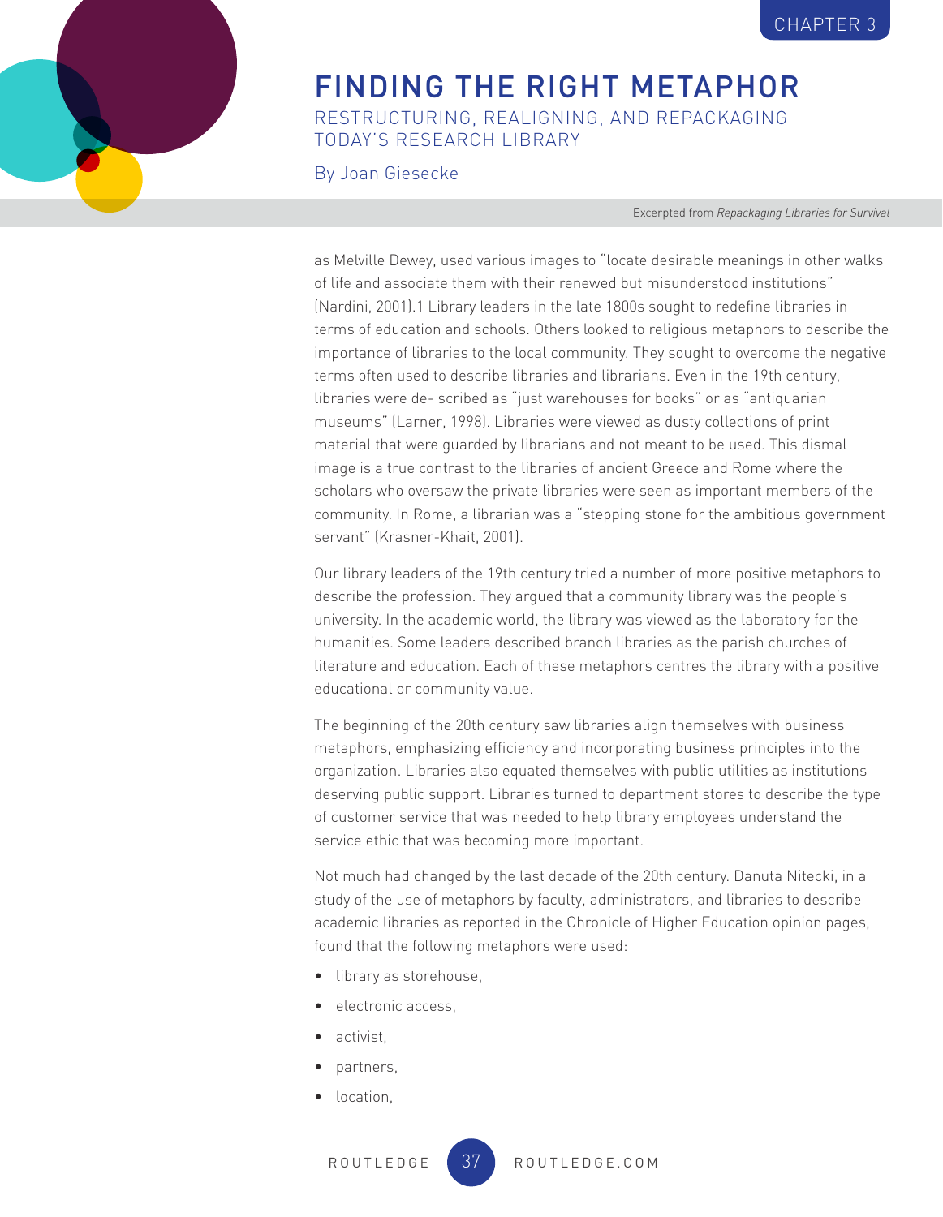as Melville Dewey, used various images to "locate desirable meanings in other walks of life and associate them with their renewed but misunderstood institutions" (Nardini, 2001).1 Library leaders in the late 1800s sought to redefine libraries in terms of education and schools. Others looked to religious metaphors to describe the importance of libraries to the local community. They sought to overcome the negative terms often used to describe libraries and librarians. Even in the 19th century, libraries were de- scribed as "just warehouses for books" or as "antiquarian museums" (Larner, 1998). Libraries were viewed as dusty collections of print material that were guarded by librarians and not meant to be used. This dismal image is a true contrast to the libraries of ancient Greece and Rome where the scholars who oversaw the private libraries were seen as important members of the community. In Rome, a librarian was a "stepping stone for the ambitious government servant" (Krasner-Khait, 2001).

Our library leaders of the 19th century tried a number of more positive metaphors to describe the profession. They argued that a community library was the people's university. In the academic world, the library was viewed as the laboratory for the humanities. Some leaders described branch libraries as the parish churches of literature and education. Each of these metaphors centres the library with a positive educational or community value.

The beginning of the 20th century saw libraries align themselves with business metaphors, emphasizing efficiency and incorporating business principles into the organization. Libraries also equated themselves with public utilities as institutions deserving public support. Libraries turned to department stores to describe the type of customer service that was needed to help library employees understand the service ethic that was becoming more important.

Not much had changed by the last decade of the 20th century. Danuta Nitecki, in a study of the use of metaphors by faculty, administrators, and libraries to describe academic libraries as reported in the Chronicle of Higher Education opinion pages, found that the following metaphors were used:

- library as storehouse,
- electronic access,
- activist,
- partners,
- location,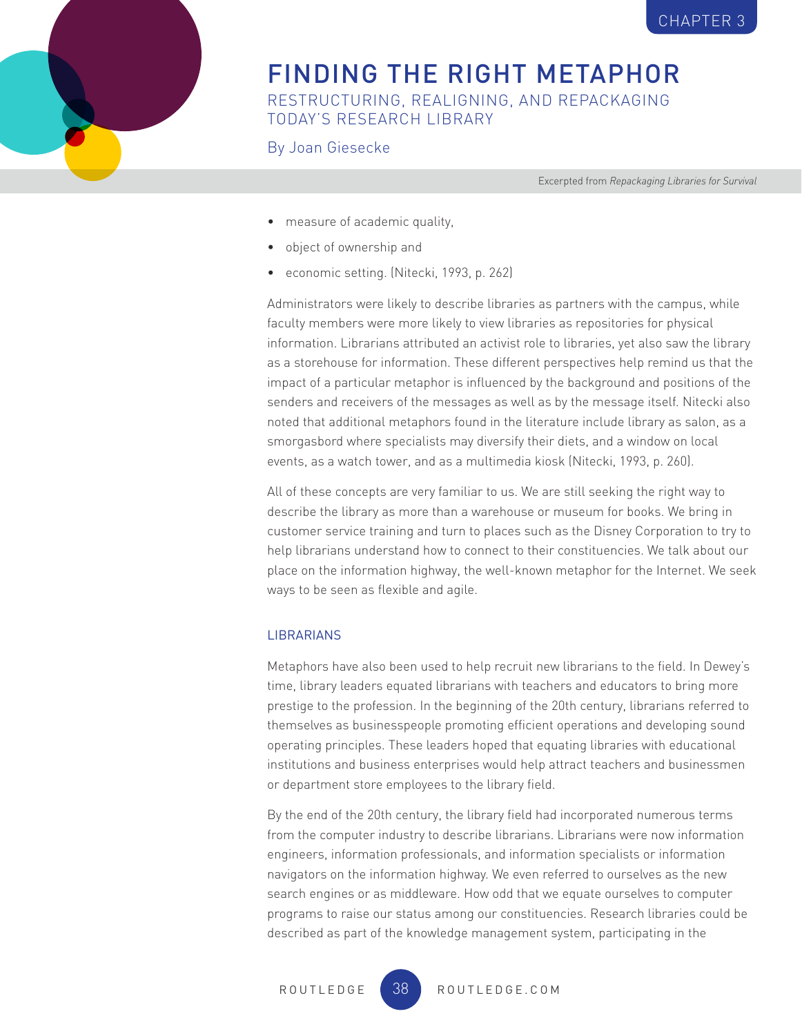- measure of academic quality,
- object of ownership and
- economic setting. (Nitecki, 1993, p. 262)

Administrators were likely to describe libraries as partners with the campus, while faculty members were more likely to view libraries as repositories for physical information. Librarians attributed an activist role to libraries, yet also saw the library as a storehouse for information. These different perspectives help remind us that the impact of a particular metaphor is influenced by the background and positions of the senders and receivers of the messages as well as by the message itself. Nitecki also noted that additional metaphors found in the literature include library as salon, as a smorgasbord where specialists may diversify their diets, and a window on local events, as a watch tower, and as a multimedia kiosk (Nitecki, 1993, p. 260).

All of these concepts are very familiar to us. We are still seeking the right way to describe the library as more than a warehouse or museum for books. We bring in customer service training and turn to places such as the Disney Corporation to try to help librarians understand how to connect to their constituencies. We talk about our place on the information highway, the well-known metaphor for the Internet. We seek ways to be seen as flexible and agile.

## LIBRARIANS

Metaphors have also been used to help recruit new librarians to the field. In Dewey's time, library leaders equated librarians with teachers and educators to bring more prestige to the profession. In the beginning of the 20th century, librarians referred to themselves as businesspeople promoting efficient operations and developing sound operating principles. These leaders hoped that equating libraries with educational institutions and business enterprises would help attract teachers and businessmen or department store employees to the library field.

By the end of the 20th century, the library field had incorporated numerous terms from the computer industry to describe librarians. Librarians were now information engineers, information professionals, and information specialists or information navigators on the information highway. We even referred to ourselves as the new search engines or as middleware. How odd that we equate ourselves to computer programs to raise our status among our constituencies. Research libraries could be described as part of the knowledge management system, participating in the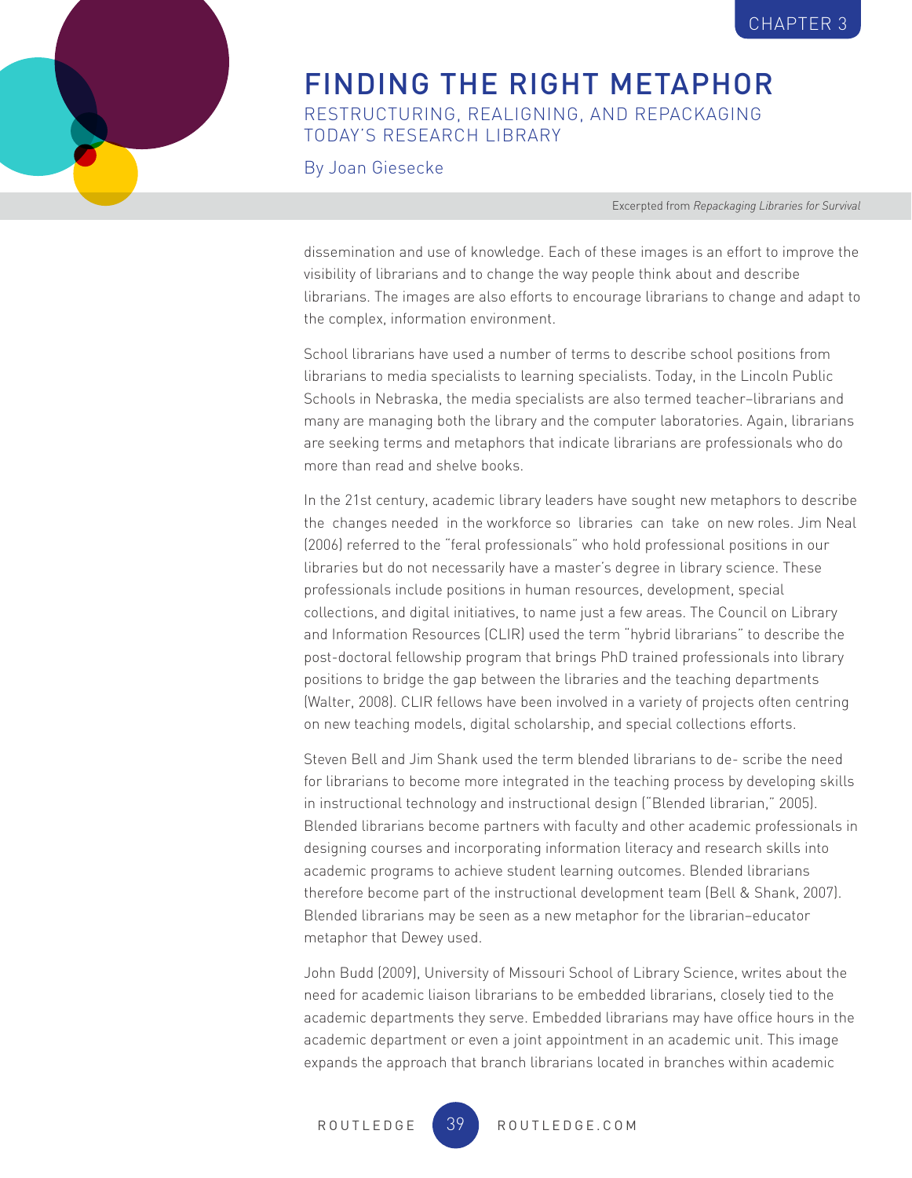dissemination and use of knowledge. Each of these images is an effort to improve the visibility of librarians and to change the way people think about and describe librarians. The images are also efforts to encourage librarians to change and adapt to the complex, information environment.

School librarians have used a number of terms to describe school positions from librarians to media specialists to learning specialists. Today, in the Lincoln Public Schools in Nebraska, the media specialists are also termed teacher–librarians and many are managing both the library and the computer laboratories. Again, librarians are seeking terms and metaphors that indicate librarians are professionals who do more than read and shelve books.

In the 21st century, academic library leaders have sought new metaphors to describe the changes needed in the workforce so libraries can take on new roles. Jim Neal (2006) referred to the "feral professionals" who hold professional positions in our libraries but do not necessarily have a master's degree in library science. These professionals include positions in human resources, development, special collections, and digital initiatives, to name just a few areas. The Council on Library and Information Resources (CLIR) used the term "hybrid librarians" to describe the post-doctoral fellowship program that brings PhD trained professionals into library positions to bridge the gap between the libraries and the teaching departments (Walter, 2008). CLIR fellows have been involved in a variety of projects often centring on new teaching models, digital scholarship, and special collections efforts.

Steven Bell and Jim Shank used the term blended librarians to de- scribe the need for librarians to become more integrated in the teaching process by developing skills in instructional technology and instructional design ("Blended librarian," 2005). Blended librarians become partners with faculty and other academic professionals in designing courses and incorporating information literacy and research skills into academic programs to achieve student learning outcomes. Blended librarians therefore become part of the instructional development team (Bell & Shank, 2007). Blended librarians may be seen as a new metaphor for the librarian–educator metaphor that Dewey used.

John Budd (2009), University of Missouri School of Library Science, writes about the need for academic liaison librarians to be embedded librarians, closely tied to the academic departments they serve. Embedded librarians may have office hours in the academic department or even a joint appointment in an academic unit. This image expands the approach that branch librarians located in branches within academic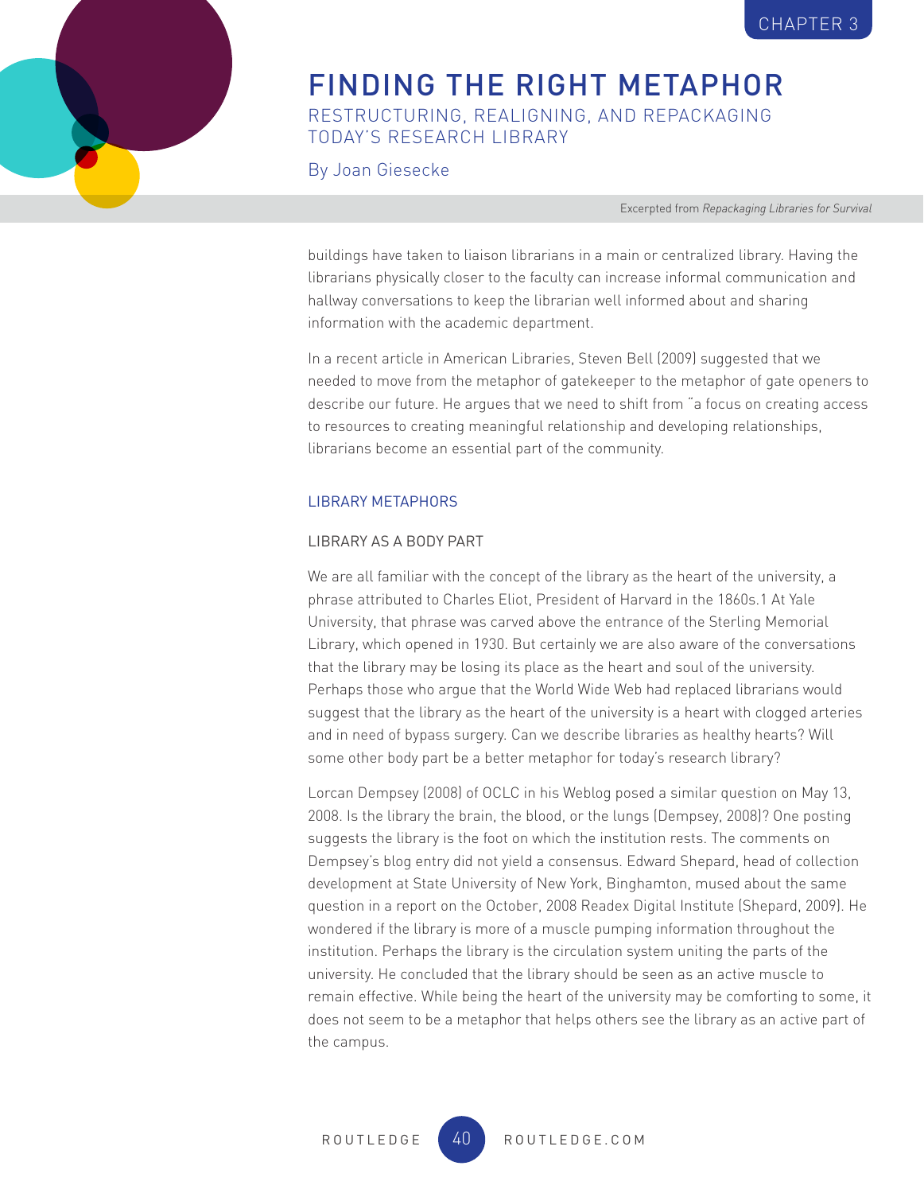buildings have taken to liaison librarians in a main or centralized library. Having the librarians physically closer to the faculty can increase informal communication and hallway conversations to keep the librarian well informed about and sharing information with the academic department.

In a recent article in American Libraries, Steven Bell (2009) suggested that we needed to move from the metaphor of gatekeeper to the metaphor of gate openers to describe our future. He argues that we need to shift from "a focus on creating access to resources to creating meaningful relationship and developing relationships, librarians become an essential part of the community.

### LIBRARY METAPHORS

#### LIBRARY AS A BODY PART

We are all familiar with the concept of the library as the heart of the university, a phrase attributed to Charles Eliot, President of Harvard in the 1860s.1 At Yale University, that phrase was carved above the entrance of the Sterling Memorial Library, which opened in 1930. But certainly we are also aware of the conversations that the library may be losing its place as the heart and soul of the university. Perhaps those who argue that the World Wide Web had replaced librarians would suggest that the library as the heart of the university is a heart with clogged arteries and in need of bypass surgery. Can we describe libraries as healthy hearts? Will some other body part be a better metaphor for today's research library?

Lorcan Dempsey (2008) of OCLC in his Weblog posed a similar question on May 13, 2008. Is the library the brain, the blood, or the lungs (Dempsey, 2008)? One posting suggests the library is the foot on which the institution rests. The comments on Dempsey's blog entry did not yield a consensus. Edward Shepard, head of collection development at State University of New York, Binghamton, mused about the same question in a report on the October, 2008 Readex Digital Institute (Shepard, 2009). He wondered if the library is more of a muscle pumping information throughout the institution. Perhaps the library is the circulation system uniting the parts of the university. He concluded that the library should be seen as an active muscle to remain effective. While being the heart of the university may be comforting to some, it does not seem to be a metaphor that helps others see the library as an active part of the campus.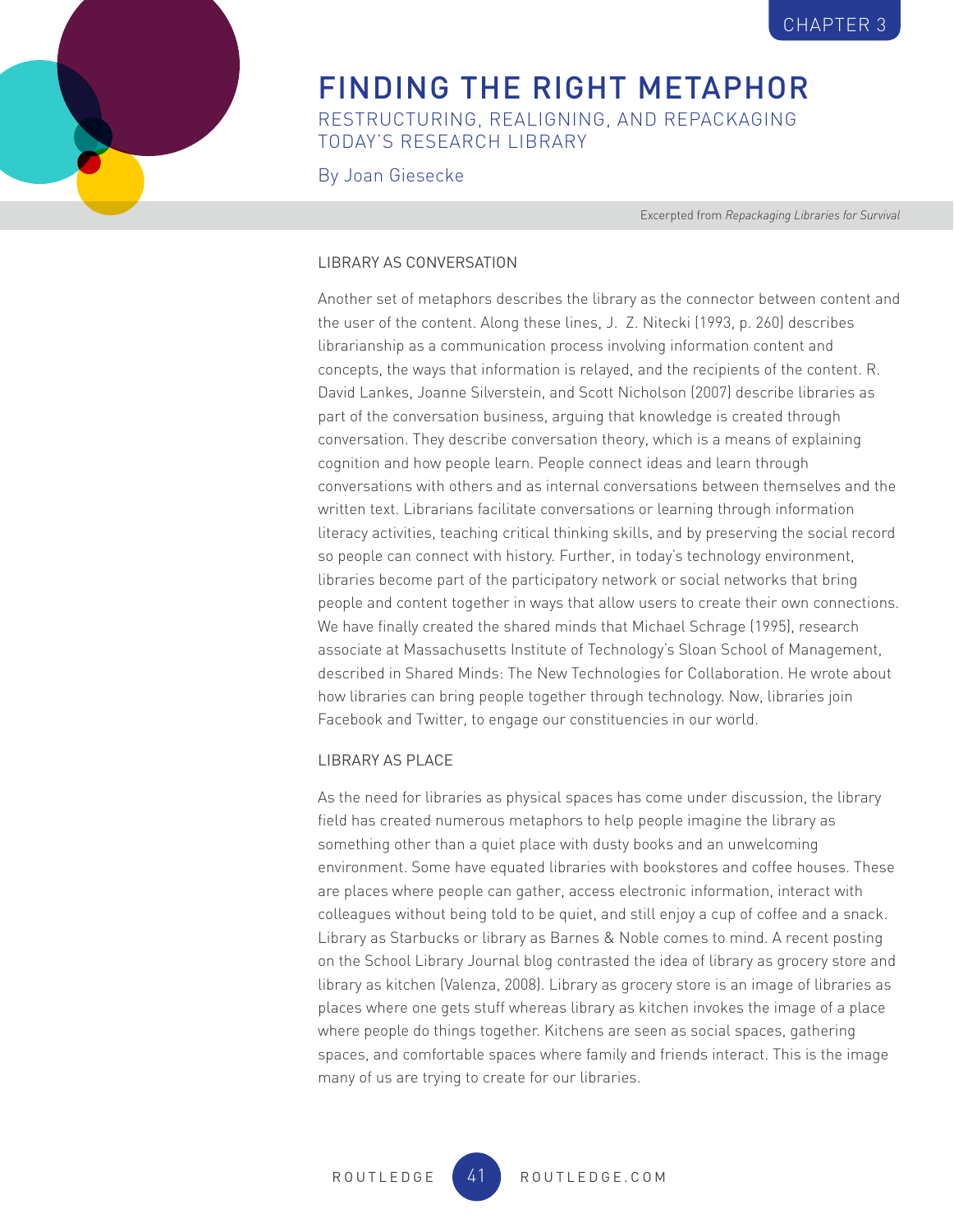CHAPTER 3

# FINDING THE RIGHT METAPHOR

## RESTRUCTURING, REALIGNING, AND REPACKAGING TODAY'S RESEARCH LIBRARY

By Joan Giesecke

Excerpted from *Repackaging Libraries for Survival*

### LIBRARY AS CONVERSATION

Another set of metaphors describes the library as the connector between content and the user of the content. Along these lines, J. Z. Nitecki (1993, p. 260) describes librarianship as a communication process involving information content and concepts, the ways that information is relayed, and the recipients of the content. R. David Lankes, Joanne Silverstein, and Scott Nicholson (2007) describe libraries as part of the conversation business, arguing that knowledge is created through conversation. They describe conversation theory, which is a means of explaining cognition and how people learn. People connect ideas and learn through conversations with others and as internal conversations between themselves and the written text. Librarians facilitate conversations or learning through information literacy activities, teaching critical thinking skills, and by preserving the social record so people can connect with history. Further, in today's technology environment, libraries become part of the participatory network or social networks that bring people and content together in ways that allow users to create their own connections. We have finally created the shared minds that Michael Schrage (1995), research associate at Massachusetts Institute of Technology's Sloan School of Management, described in Shared Minds: The New Technologies for Collaboration. He wrote about how libraries can bring people together through technology. Now, libraries join Facebook and Twitter, to engage our constituencies in our world.

### LIBRARY AS PLACE

As the need for libraries as physical spaces has come under discussion, the library field has created numerous metaphors to help people imagine the library as something other than a quiet place with dusty books and an unwelcoming environment. Some have equated libraries with bookstores and coffee houses. These are places where people can gather, access electronic information, interact with colleagues without being told to be quiet, and still enjoy a cup of coffee and a snack. Library as Starbucks or library as Barnes & Noble comes to mind. A recent posting on the School Library Journal blog contrasted the idea of library as grocery store and library as kitchen (Valenza, 2008). Library as grocery store is an image of libraries as places where one gets stuff whereas library as kitchen invokes the image of a place where people do things together. Kitchens are seen as social spaces, gathering spaces, and comfortable spaces where family and friends interact. This is the image many of us are trying to create for our libraries.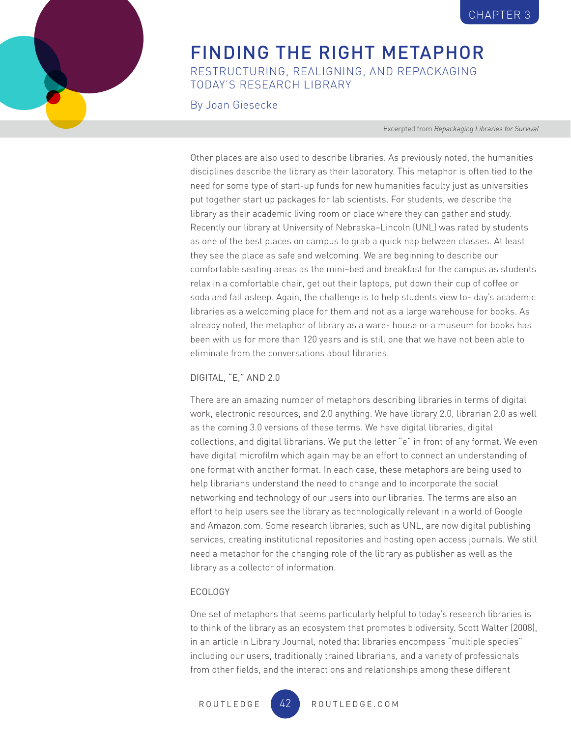# FINDING THE RIGHT METAPHOR

## RESTRUCTURING, REALIGNING, AND REPACKAGING TODAY'S RESEARCH LIBRARY

By Joan Giesecke

Excerpted from *Repackaging Libraries for Survival*

Other places are also used to describe libraries. As previously noted, the humanities disciplines describe the library as their laboratory. This metaphor is often tied to the need for some type of start-up funds for new humanities faculty just as universities put together start up packages for lab scientists. For students, we describe the library as their academic living room or place where they can gather and study. Recently our library at University of Nebraska–Lincoln (UNL) was rated by students as one of the best places on campus to grab a quick nap between classes. At least they see the place as safe and welcoming. We are beginning to describe our comfortable seating areas as the mini–bed and breakfast for the campus as students relax in a comfortable chair, get out their laptops, put down their cup of coffee or soda and fall asleep. Again, the challenge is to help students view to- day's academic libraries as a welcoming place for them and not as a large warehouse for books. As already noted, the metaphor of library as a ware- house or a museum for books has been with us for more than 120 years and is still one that we have not been able to eliminate from the conversations about libraries.

### DIGITAL, "E," AND 2.0

There are an amazing number of metaphors describing libraries in terms of digital work, electronic resources, and 2.0 anything. We have library 2.0, librarian 2.0 as well as the coming 3.0 versions of these terms. We have digital libraries, digital collections, and digital librarians. We put the letter "e" in front of any format. We even have digital microfilm which again may be an effort to connect an understanding of one format with another format. In each case, these metaphors are being used to help librarians understand the need to change and to incorporate the social networking and technology of our users into our libraries. The terms are also an effort to help users see the library as technologically relevant in a world of Google and Amazon.com. Some research libraries, such as UNL, are now digital publishing services, creating institutional repositories and hosting open access journals. We still need a metaphor for the changing role of the library as publisher as well as the library as a collector of information.

### ECOLOGY

One set of metaphors that seems particularly helpful to today's research libraries is to think of the library as an ecosystem that promotes biodiversity. Scott Walter (2008), in an article in Library Journal, noted that libraries encompass "multiple species" including our users, traditionally trained librarians, and a variety of professionals from other fields, and the interactions and relationships among these different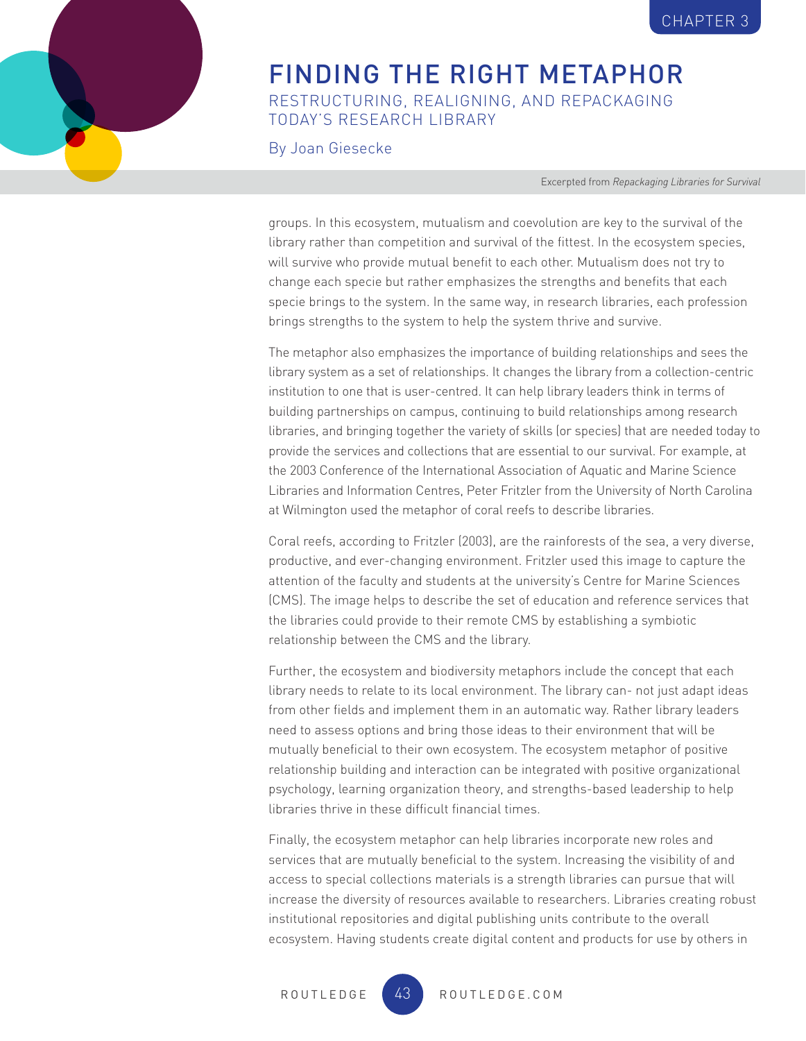groups. In this ecosystem, mutualism and coevolution are key to the survival of the library rather than competition and survival of the fittest. In the ecosystem species, will survive who provide mutual benefit to each other. Mutualism does not try to change each specie but rather emphasizes the strengths and benefits that each specie brings to the system. In the same way, in research libraries, each profession brings strengths to the system to help the system thrive and survive.

The metaphor also emphasizes the importance of building relationships and sees the library system as a set of relationships. It changes the library from a collection-centric institution to one that is user-centred. It can help library leaders think in terms of building partnerships on campus, continuing to build relationships among research libraries, and bringing together the variety of skills (or species) that are needed today to provide the services and collections that are essential to our survival. For example, at the 2003 Conference of the International Association of Aquatic and Marine Science Libraries and Information Centres, Peter Fritzler from the University of North Carolina at Wilmington used the metaphor of coral reefs to describe libraries.

Coral reefs, according to Fritzler (2003), are the rainforests of the sea, a very diverse, productive, and ever-changing environment. Fritzler used this image to capture the attention of the faculty and students at the university's Centre for Marine Sciences (CMS). The image helps to describe the set of education and reference services that the libraries could provide to their remote CMS by establishing a symbiotic relationship between the CMS and the library.

Further, the ecosystem and biodiversity metaphors include the concept that each library needs to relate to its local environment. The library can- not just adapt ideas from other fields and implement them in an automatic way. Rather library leaders need to assess options and bring those ideas to their environment that will be mutually beneficial to their own ecosystem. The ecosystem metaphor of positive relationship building and interaction can be integrated with positive organizational psychology, learning organization theory, and strengths-based leadership to help libraries thrive in these difficult financial times.

Finally, the ecosystem metaphor can help libraries incorporate new roles and services that are mutually beneficial to the system. Increasing the visibility of and access to special collections materials is a strength libraries can pursue that will increase the diversity of resources available to researchers. Libraries creating robust institutional repositories and digital publishing units contribute to the overall ecosystem. Having students create digital content and products for use by others in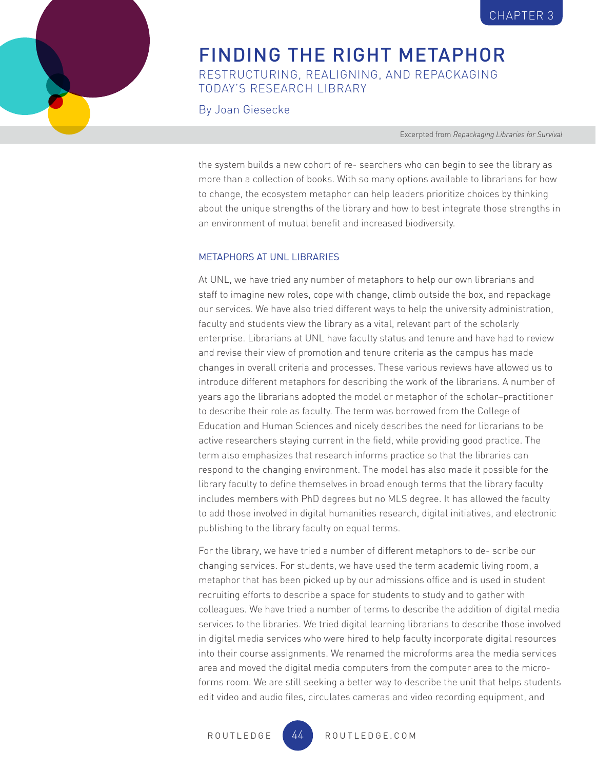the system builds a new cohort of re- searchers who can begin to see the library as more than a collection of books. With so many options available to librarians for how to change, the ecosystem metaphor can help leaders prioritize choices by thinking about the unique strengths of the library and how to best integrate those strengths in an environment of mutual benefit and increased biodiversity.

## METAPHORS AT UNL LIBRARIES

At UNL, we have tried any number of metaphors to help our own librarians and staff to imagine new roles, cope with change, climb outside the box, and repackage our services. We have also tried different ways to help the university administration, faculty and students view the library as a vital, relevant part of the scholarly enterprise. Librarians at UNL have faculty status and tenure and have had to review and revise their view of promotion and tenure criteria as the campus has made changes in overall criteria and processes. These various reviews have allowed us to introduce different metaphors for describing the work of the librarians. A number of years ago the librarians adopted the model or metaphor of the scholar–practitioner to describe their role as faculty. The term was borrowed from the College of Education and Human Sciences and nicely describes the need for librarians to be active researchers staying current in the field, while providing good practice. The term also emphasizes that research informs practice so that the libraries can respond to the changing environment. The model has also made it possible for the library faculty to define themselves in broad enough terms that the library faculty includes members with PhD degrees but no MLS degree. It has allowed the faculty to add those involved in digital humanities research, digital initiatives, and electronic publishing to the library faculty on equal terms.

For the library, we have tried a number of different metaphors to de- scribe our changing services. For students, we have used the term academic living room, a metaphor that has been picked up by our admissions office and is used in student recruiting efforts to describe a space for students to study and to gather with colleagues. We have tried a number of terms to describe the addition of digital media services to the libraries. We tried digital learning librarians to describe those involved in digital media services who were hired to help faculty incorporate digital resources into their course assignments. We renamed the microforms area the media services area and moved the digital media computers from the computer area to the micro- forms room. We are still seeking a better way to describe the unit that helps students edit video and audio files, circulates cameras and video recording equipment, and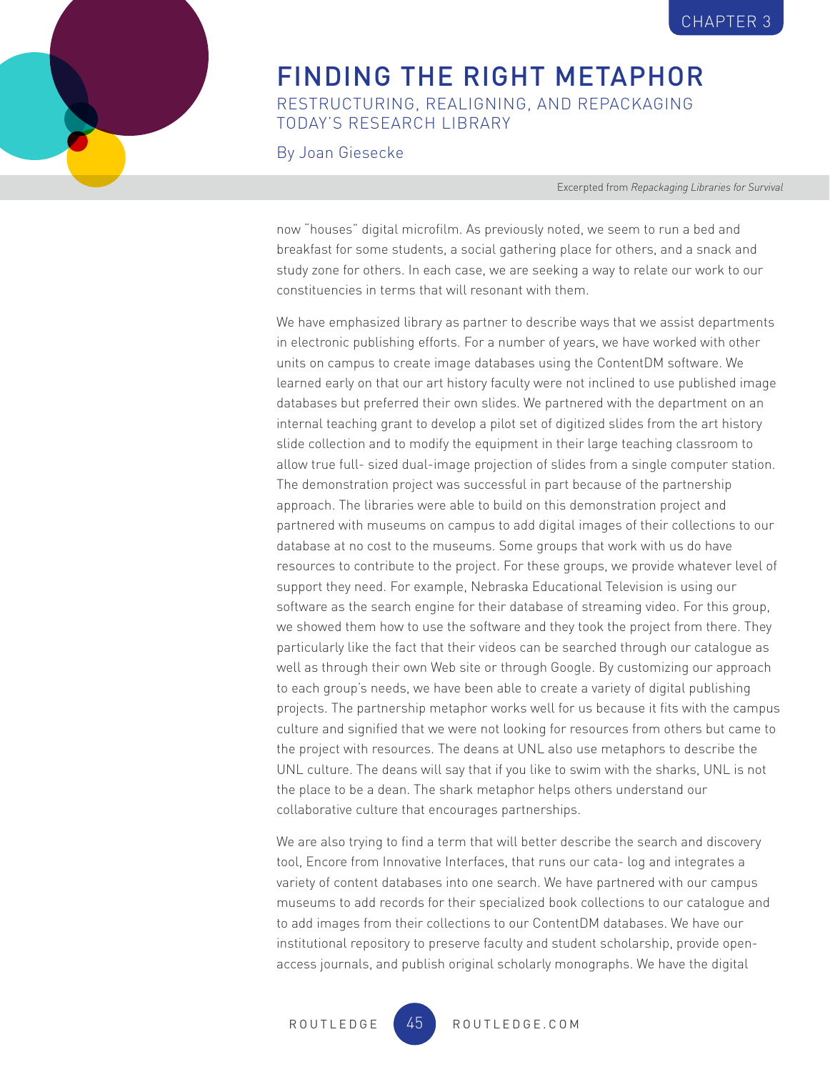now "houses" digital microfilm. As previously noted, we seem to run a bed and breakfast for some students, a social gathering place for others, and a snack and study zone for others. In each case, we are seeking a way to relate our work to our constituencies in terms that will resonant with them.

We have emphasized library as partner to describe ways that we assist departments in electronic publishing efforts. For a number of years, we have worked with other units on campus to create image databases using the ContentDM software. We learned early on that our art history faculty were not inclined to use published image databases but preferred their own slides. We partnered with the department on an internal teaching grant to develop a pilot set of digitized slides from the art history slide collection and to modify the equipment in their large teaching classroom to allow true full- sized dual-image projection of slides from a single computer station. The demonstration project was successful in part because of the partnership approach. The libraries were able to build on this demonstration project and partnered with museums on campus to add digital images of their collections to our database at no cost to the museums. Some groups that work with us do have resources to contribute to the project. For these groups, we provide whatever level of support they need. For example, Nebraska Educational Television is using our software as the search engine for their database of streaming video. For this group, we showed them how to use the software and they took the project from there. They particularly like the fact that their videos can be searched through our catalogue as well as through their own Web site or through Google. By customizing our approach to each group's needs, we have been able to create a variety of digital publishing projects. The partnership metaphor works well for us because it fits with the campus culture and signified that we were not looking for resources from others but came to the project with resources. The deans at UNL also use metaphors to describe the UNL culture. The deans will say that if you like to swim with the sharks, UNL is not the place to be a dean. The shark metaphor helps others understand our collaborative culture that encourages partnerships.

We are also trying to find a term that will better describe the search and discovery tool, Encore from Innovative Interfaces, that runs our cata- log and integrates a variety of content databases into one search. We have partnered with our campus museums to add records for their specialized book collections to our catalogue and to add images from their collections to our ContentDM databases. We have our institutional repository to preserve faculty and student scholarship, provide open-access journals, and publish original scholarly monographs. We have the digital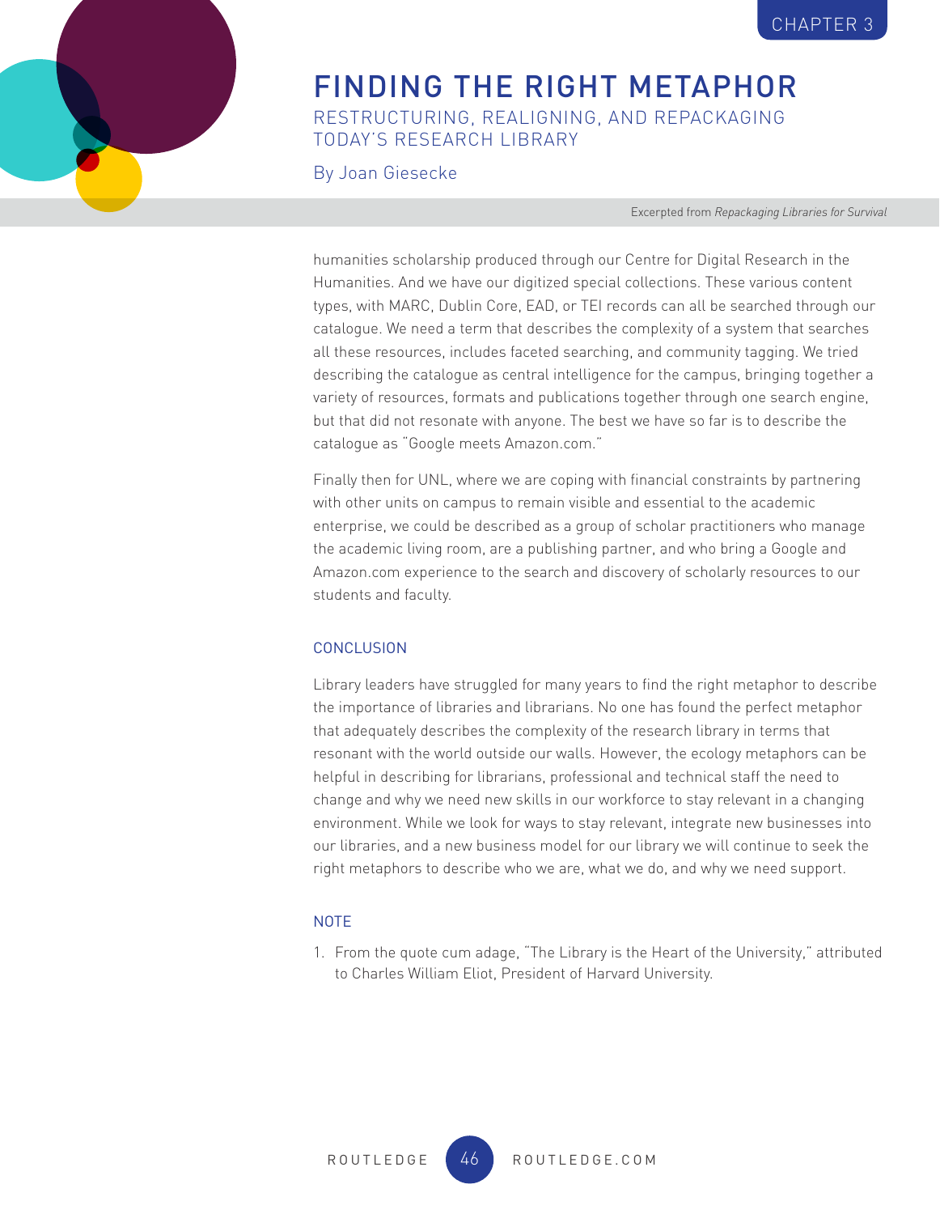humanities scholarship produced through our Centre for Digital Research in the Humanities. And we have our digitized special collections. These various content types, with MARC, Dublin Core, EAD, or TEI records can all be searched through our catalogue. We need a term that describes the complexity of a system that searches all these resources, includes faceted searching, and community tagging. We tried describing the catalogue as central intelligence for the campus, bringing together a variety of resources, formats and publications together through one search engine, but that did not resonate with anyone. The best we have so far is to describe the catalogue as "Google meets Amazon.com."

Finally then for UNL, where we are coping with financial constraints by partnering with other units on campus to remain visible and essential to the academic enterprise, we could be described as a group of scholar practitioners who manage the academic living room, are a publishing partner, and who bring a Google and Amazon.com experience to the search and discovery of scholarly resources to our students and faculty.

## CONCLUSION

Library leaders have struggled for many years to find the right metaphor to describe the importance of libraries and librarians. No one has found the perfect metaphor that adequately describes the complexity of the research library in terms that resonant with the world outside our walls. However, the ecology metaphors can be helpful in describing for librarians, professional and technical staff the need to change and why we need new skills in our workforce to stay relevant in a changing environment. While we look for ways to stay relevant, integrate new businesses into our libraries, and a new business model for our library we will continue to seek the right metaphors to describe who we are, what we do, and why we need support.

## NOTE

1. From the quote cum adage, "The Library is the Heart of the University," attributed to Charles William Eliot, President of Harvard University.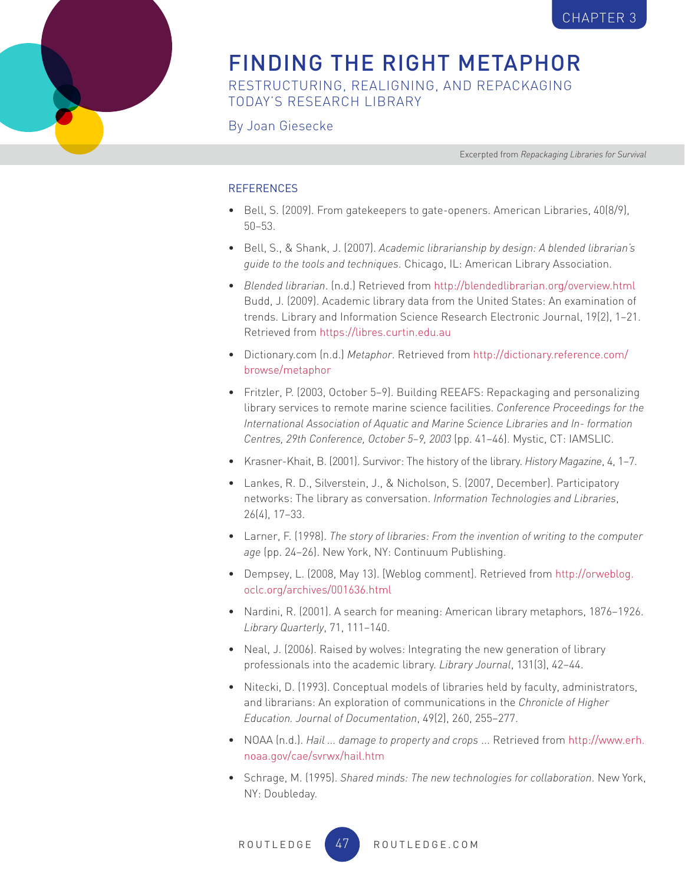## REFERENCES

- Bell, S. (2009). From gatekeepers to gate-openers. American Libraries, 40(8/9), 50–53.
- Bell, S., & Shank, J. (2007). *Academic librarianship by design: A blended librarian's guide to the tools and techniques*. Chicago, IL: American Library Association.
- *Blended librarian*. (n.d.) Retrieved from http://blendedlibrarian.org/overview.html Budd, J. (2009). Academic library data from the United States: An examination of trends. Library and Information Science Research Electronic Journal, 19(2), 1–21. Retrieved from https://libres.curtin.edu.au
- Dictionary.com (n.d.) *Metaphor*. Retrieved from http://dictionary.reference.com/browse/metaphor
- Fritzler, P. (2003, October 5–9). Building REEAFS: Repackaging and personalizing library services to remote marine science facilities. *Conference Proceedings for the International Association of Aquatic and Marine Science Libraries and In- formation Centres, 29th Conference, October 5–9, 2003* (pp. 41–46). Mystic, CT: IAMSLIC.
- Krasner-Khait, B. (2001). Survivor: The history of the library. *History Magazine*, 4, 1–7.
- Lankes, R. D., Silverstein, J., & Nicholson, S. (2007, December). Participatory networks: The library as conversation. *Information Technologies and Libraries*, 26(4), 17–33.
- Larner, F. (1998). *The story of libraries: From the invention of writing to the computer age* (pp. 24–26). New York, NY: Continuum Publishing.
- Dempsey, L. (2008, May 13). [Weblog comment]. Retrieved from http://orweblog.oclc.org/archives/001636.html
- Nardini, R. (2001). A search for meaning: American library metaphors, 1876–1926. *Library Quarterly*, 71, 111–140.
- Neal, J. (2006). Raised by wolves: Integrating the new generation of library professionals into the academic library. *Library Journal*, 131(3), 42–44.
- Nitecki, D. (1993). Conceptual models of libraries held by faculty, administrators, and librarians: An exploration of communications in the *Chronicle of Higher Education. Journal of Documentation*, 49(2), 260, 255–277.
- NOAA (n.d.). *Hail ... damage to property and crops* ... Retrieved from http://www.erh.noaa.gov/cae/svrwx/hail.htm
- Schrage, M. (1995). *Shared minds: The new technologies for collaboration*. New York, NY: Doubleday.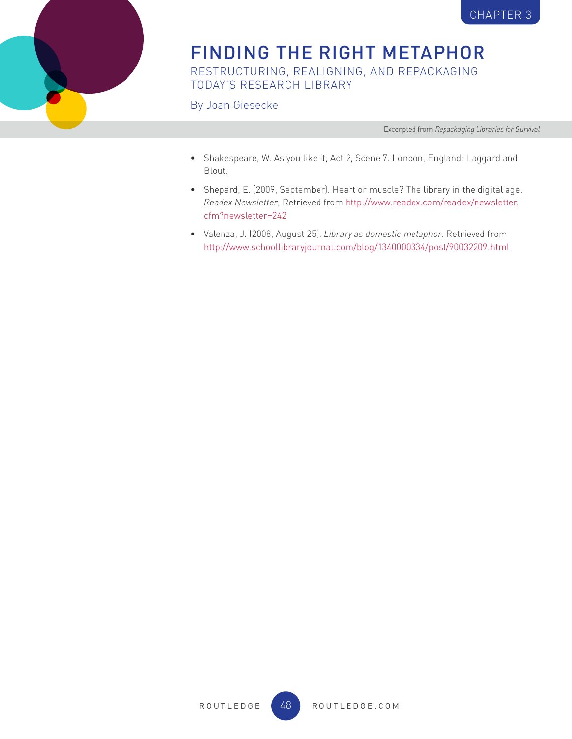- Shakespeare, W. As you like it, Act 2, Scene 7. London, England: Laggard and Blout.
- Shepard, E. (2009, September). Heart or muscle? The library in the digital age. *Readex Newsletter*, Retrieved from http://www.readex.com/readex/newsletter.cfm?newsletter=242
- Valenza, J. (2008, August 25). *Library as domestic metaphor*. Retrieved from http://www.schoollibraryjournal.com/blog/1340000334/post/90032209.html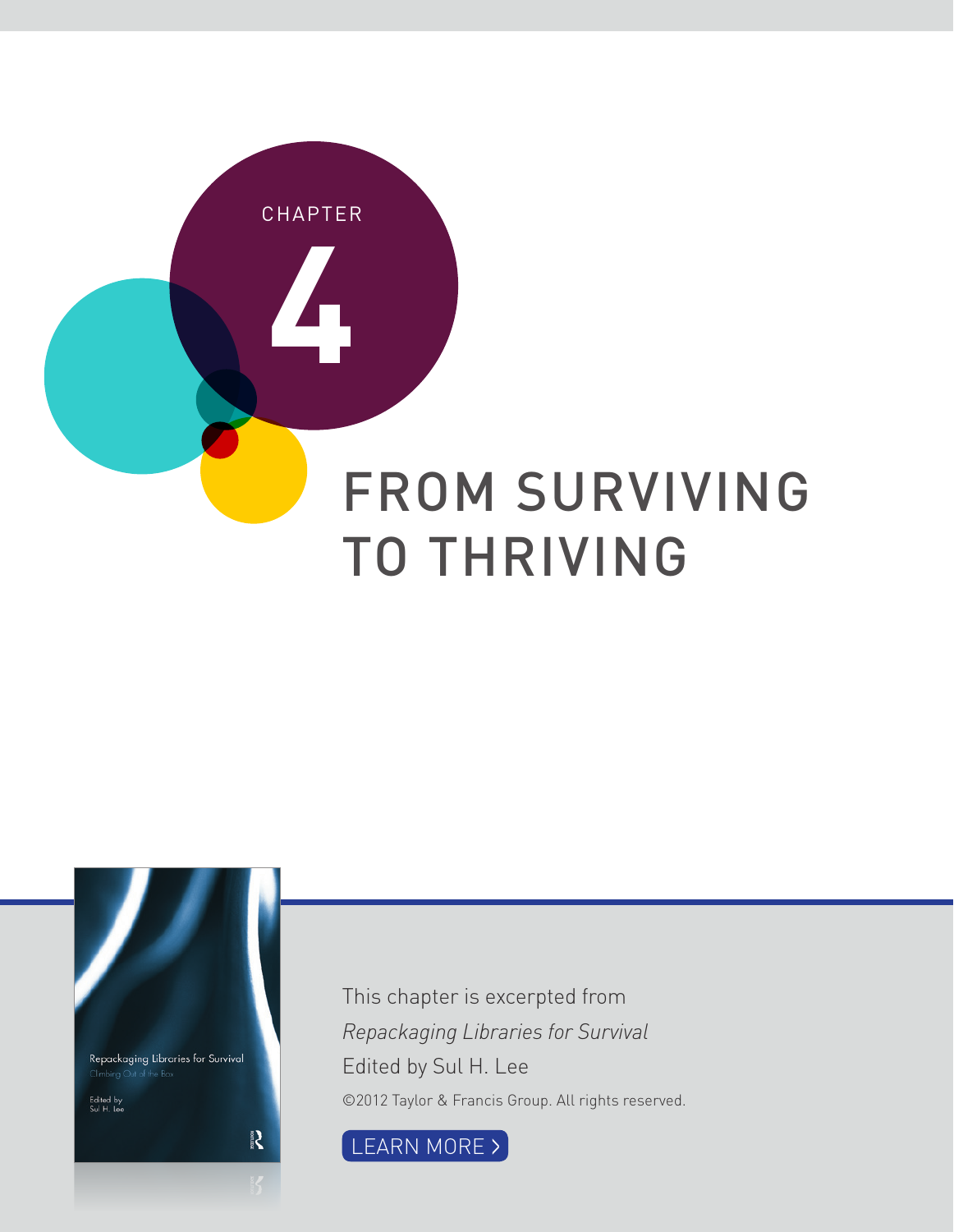CHAPTER

# 4

# FROM SURVIVING TO THRIVING

This chapter is excerpted from

*Repackaging Libraries for Survival*

Edited by Sul H. Lee

©2012 Taylor & Francis Group. All rights reserved.

LEARN MORE >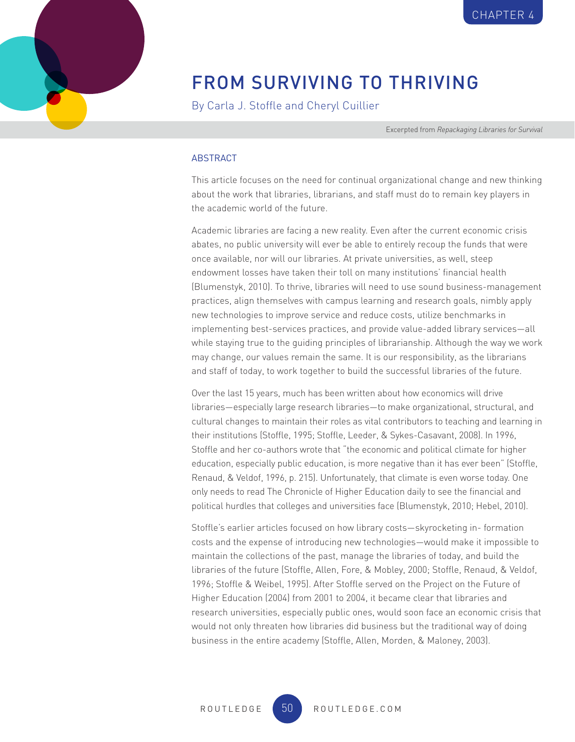# FROM SURVIVING TO THRIVING

By Carla J. Stoffle and Cheryl Cuillier

Excerpted from *Repackaging Libraries for Survival*

## ABSTRACT

This article focuses on the need for continual organizational change and new thinking about the work that libraries, librarians, and staff must do to remain key players in the academic world of the future.

Academic libraries are facing a new reality. Even after the current economic crisis abates, no public university will ever be able to entirely recoup the funds that were once available, nor will our libraries. At private universities, as well, steep endowment losses have taken their toll on many institutions' financial health (Blumenstyk, 2010). To thrive, libraries will need to use sound business-management practices, align themselves with campus learning and research goals, nimbly apply new technologies to improve service and reduce costs, utilize benchmarks in implementing best-services practices, and provide value-added library services—all while staying true to the guiding principles of librarianship. Although the way we work may change, our values remain the same. It is our responsibility, as the librarians and staff of today, to work together to build the successful libraries of the future.

Over the last 15 years, much has been written about how economics will drive libraries—especially large research libraries—to make organizational, structural, and cultural changes to maintain their roles as vital contributors to teaching and learning in their institutions (Stoffle, 1995; Stoffle, Leeder, & Sykes-Casavant, 2008). In 1996, Stoffle and her co-authors wrote that "the economic and political climate for higher education, especially public education, is more negative than it has ever been" (Stoffle, Renaud, & Veldof, 1996, p. 215). Unfortunately, that climate is even worse today. One only needs to read The Chronicle of Higher Education daily to see the financial and political hurdles that colleges and universities face (Blumenstyk, 2010; Hebel, 2010).

Stoffle's earlier articles focused on how library costs—skyrocketing in- formation costs and the expense of introducing new technologies—would make it impossible to maintain the collections of the past, manage the libraries of today, and build the libraries of the future (Stoffle, Allen, Fore, & Mobley, 2000; Stoffle, Renaud, & Veldof, 1996; Stoffle & Weibel, 1995). After Stoffle served on the Project on the Future of Higher Education (2004) from 2001 to 2004, it became clear that libraries and research universities, especially public ones, would soon face an economic crisis that would not only threaten how libraries did business but the traditional way of doing business in the entire academy (Stoffle, Allen, Morden, & Maloney, 2003).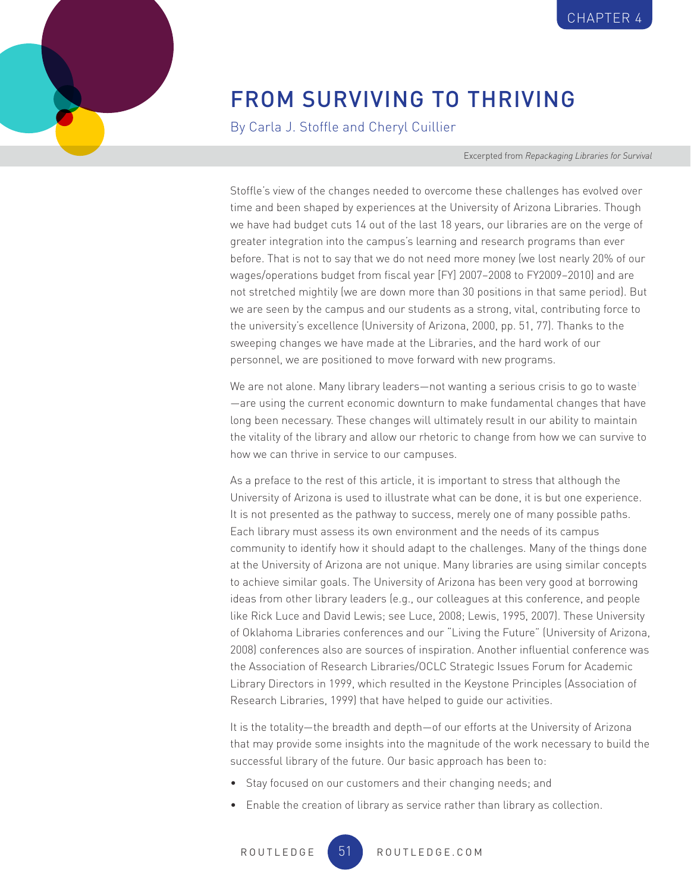# FROM SURVIVING TO THRIVING

By Carla J. Stoffle and Cheryl Cuillier

Excerpted from *Repackaging Libraries for Survival*

Stoffle's view of the changes needed to overcome these challenges has evolved over time and been shaped by experiences at the University of Arizona Libraries. Though we have had budget cuts 14 out of the last 18 years, our libraries are on the verge of greater integration into the campus's learning and research programs than ever before. That is not to say that we do not need more money (we lost nearly 20% of our wages/operations budget from fiscal year [FY] 2007–2008 to FY2009–2010) and are not stretched mightily (we are down more than 30 positions in that same period). But we are seen by the campus and our students as a strong, vital, contributing force to the university's excellence (University of Arizona, 2000, pp. 51, 77). Thanks to the sweeping changes we have made at the Libraries, and the hard work of our personnel, we are positioned to move forward with new programs.

We are not alone. Many library leaders—not wanting a serious crisis to go to waste[1] —are using the current economic downturn to make fundamental changes that have long been necessary. These changes will ultimately result in our ability to maintain the vitality of the library and allow our rhetoric to change from how we can survive to how we can thrive in service to our campuses.

As a preface to the rest of this article, it is important to stress that although the University of Arizona is used to illustrate what can be done, it is but one experience. It is not presented as the pathway to success, merely one of many possible paths. Each library must assess its own environment and the needs of its campus community to identify how it should adapt to the challenges. Many of the things done at the University of Arizona are not unique. Many libraries are using similar concepts to achieve similar goals. The University of Arizona has been very good at borrowing ideas from other library leaders (e.g., our colleagues at this conference, and people like Rick Luce and David Lewis; see Luce, 2008; Lewis, 1995, 2007). These University of Oklahoma Libraries conferences and our "Living the Future" (University of Arizona, 2008) conferences also are sources of inspiration. Another influential conference was the Association of Research Libraries/OCLC Strategic Issues Forum for Academic Library Directors in 1999, which resulted in the Keystone Principles (Association of Research Libraries, 1999) that have helped to guide our activities.

It is the totality—the breadth and depth—of our efforts at the University of Arizona that may provide some insights into the magnitude of the work necessary to build the successful library of the future. Our basic approach has been to:

- Stay focused on our customers and their changing needs; and
- Enable the creation of library as service rather than library as collection.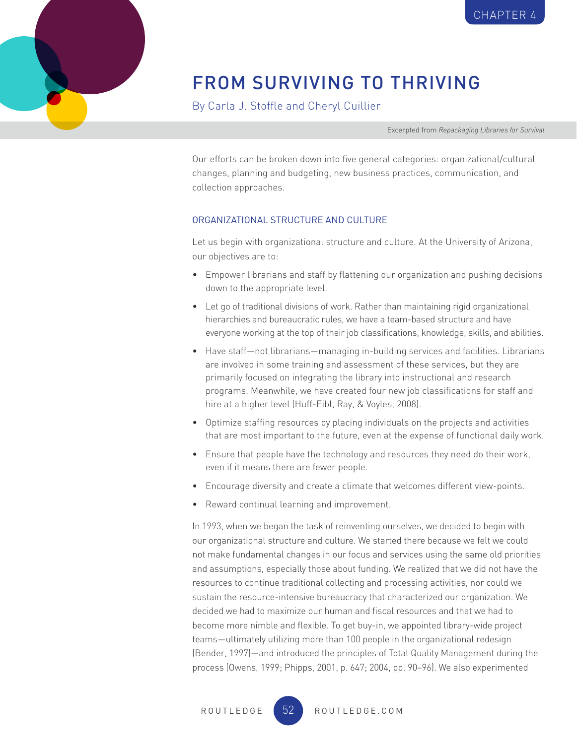# FROM SURVIVING TO THRIVING

By Carla J. Stoffle and Cheryl Cuillier

Excerpted from *Repackaging Libraries for Survival*

Our efforts can be broken down into five general categories: organizational/cultural changes, planning and budgeting, new business practices, communication, and collection approaches.

## ORGANIZATIONAL STRUCTURE AND CULTURE

Let us begin with organizational structure and culture. At the University of Arizona, our objectives are to:

- Empower librarians and staff by flattening our organization and pushing decisions down to the appropriate level.
- Let go of traditional divisions of work. Rather than maintaining rigid organizational hierarchies and bureaucratic rules, we have a team-based structure and have everyone working at the top of their job classifications, knowledge, skills, and abilities.
- Have staff—not librarians—managing in-building services and facilities. Librarians are involved in some training and assessment of these services, but they are primarily focused on integrating the library into instructional and research programs. Meanwhile, we have created four new job classifications for staff and hire at a higher level (Huff-Eibl, Ray, & Voyles, 2008).
- Optimize staffing resources by placing individuals on the projects and activities that are most important to the future, even at the expense of functional daily work.
- Ensure that people have the technology and resources they need do their work, even if it means there are fewer people.
- Encourage diversity and create a climate that welcomes different view-points.
- Reward continual learning and improvement.

In 1993, when we began the task of reinventing ourselves, we decided to begin with our organizational structure and culture. We started there because we felt we could not make fundamental changes in our focus and services using the same old priorities and assumptions, especially those about funding. We realized that we did not have the resources to continue traditional collecting and processing activities, nor could we sustain the resource-intensive bureaucracy that characterized our organization. We decided we had to maximize our human and fiscal resources and that we had to become more nimble and flexible. To get buy-in, we appointed library-wide project teams—ultimately utilizing more than 100 people in the organizational redesign (Bender, 1997)—and introduced the principles of Total Quality Management during the process (Owens, 1999; Phipps, 2001, p. 647; 2004, pp. 90–96). We also experimented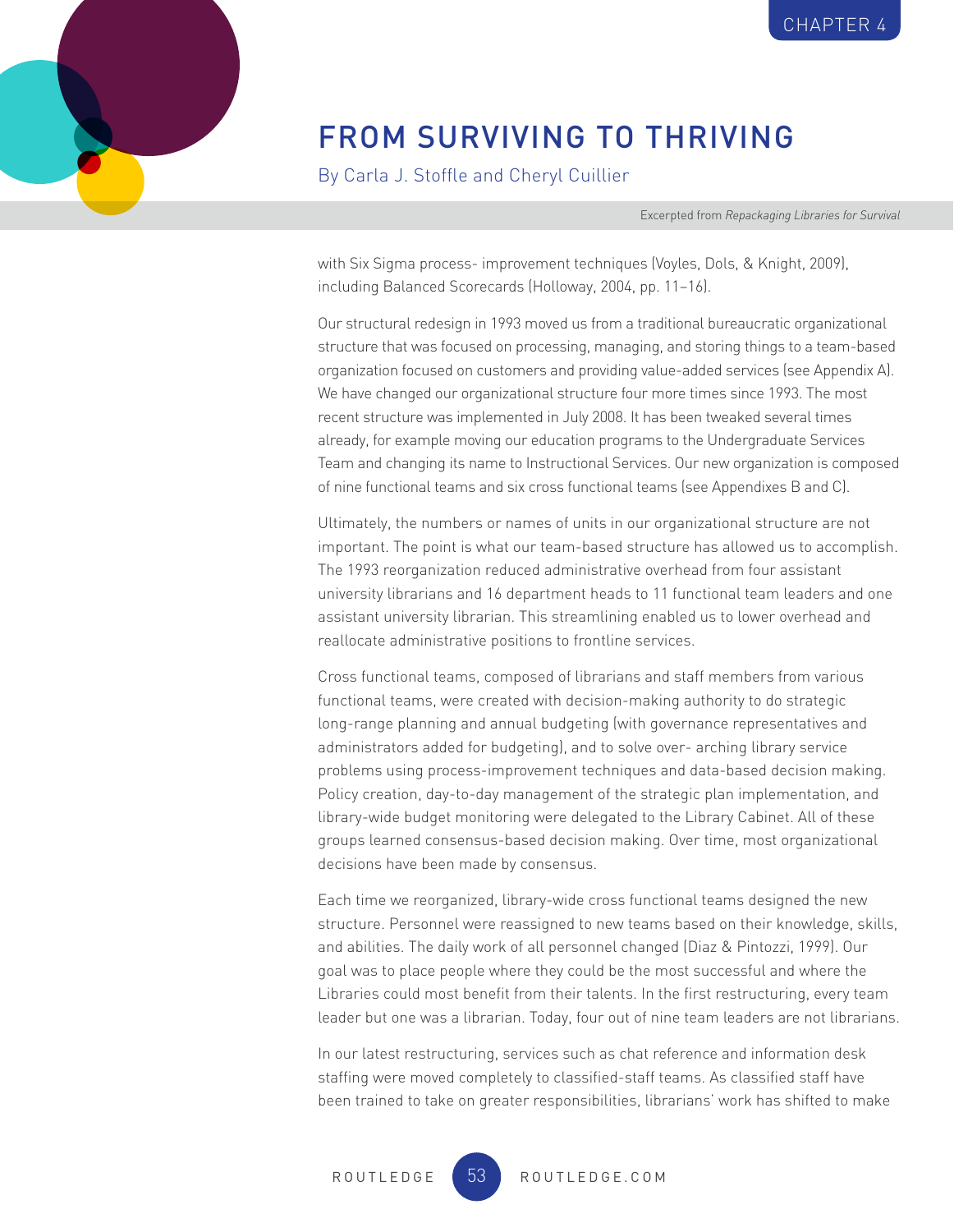with Six Sigma process- improvement techniques (Voyles, Dols, & Knight, 2009), including Balanced Scorecards (Holloway, 2004, pp. 11–16).

Our structural redesign in 1993 moved us from a traditional bureaucratic organizational structure that was focused on processing, managing, and storing things to a team-based organization focused on customers and providing value-added services (see Appendix A). We have changed our organizational structure four more times since 1993. The most recent structure was implemented in July 2008. It has been tweaked several times already, for example moving our education programs to the Undergraduate Services Team and changing its name to Instructional Services. Our new organization is composed of nine functional teams and six cross functional teams (see Appendixes B and C).

Ultimately, the numbers or names of units in our organizational structure are not important. The point is what our team-based structure has allowed us to accomplish. The 1993 reorganization reduced administrative overhead from four assistant university librarians and 16 department heads to 11 functional team leaders and one assistant university librarian. This streamlining enabled us to lower overhead and reallocate administrative positions to frontline services.

Cross functional teams, composed of librarians and staff members from various functional teams, were created with decision-making authority to do strategic long-range planning and annual budgeting (with governance representatives and administrators added for budgeting), and to solve over- arching library service problems using process-improvement techniques and data-based decision making. Policy creation, day-to-day management of the strategic plan implementation, and library-wide budget monitoring were delegated to the Library Cabinet. All of these groups learned consensus-based decision making. Over time, most organizational decisions have been made by consensus.

Each time we reorganized, library-wide cross functional teams designed the new structure. Personnel were reassigned to new teams based on their knowledge, skills, and abilities. The daily work of all personnel changed (Diaz & Pintozzi, 1999). Our goal was to place people where they could be the most successful and where the Libraries could most benefit from their talents. In the first restructuring, every team leader but one was a librarian. Today, four out of nine team leaders are not librarians.

In our latest restructuring, services such as chat reference and information desk staffing were moved completely to classified-staff teams. As classified staff have been trained to take on greater responsibilities, librarians' work has shifted to make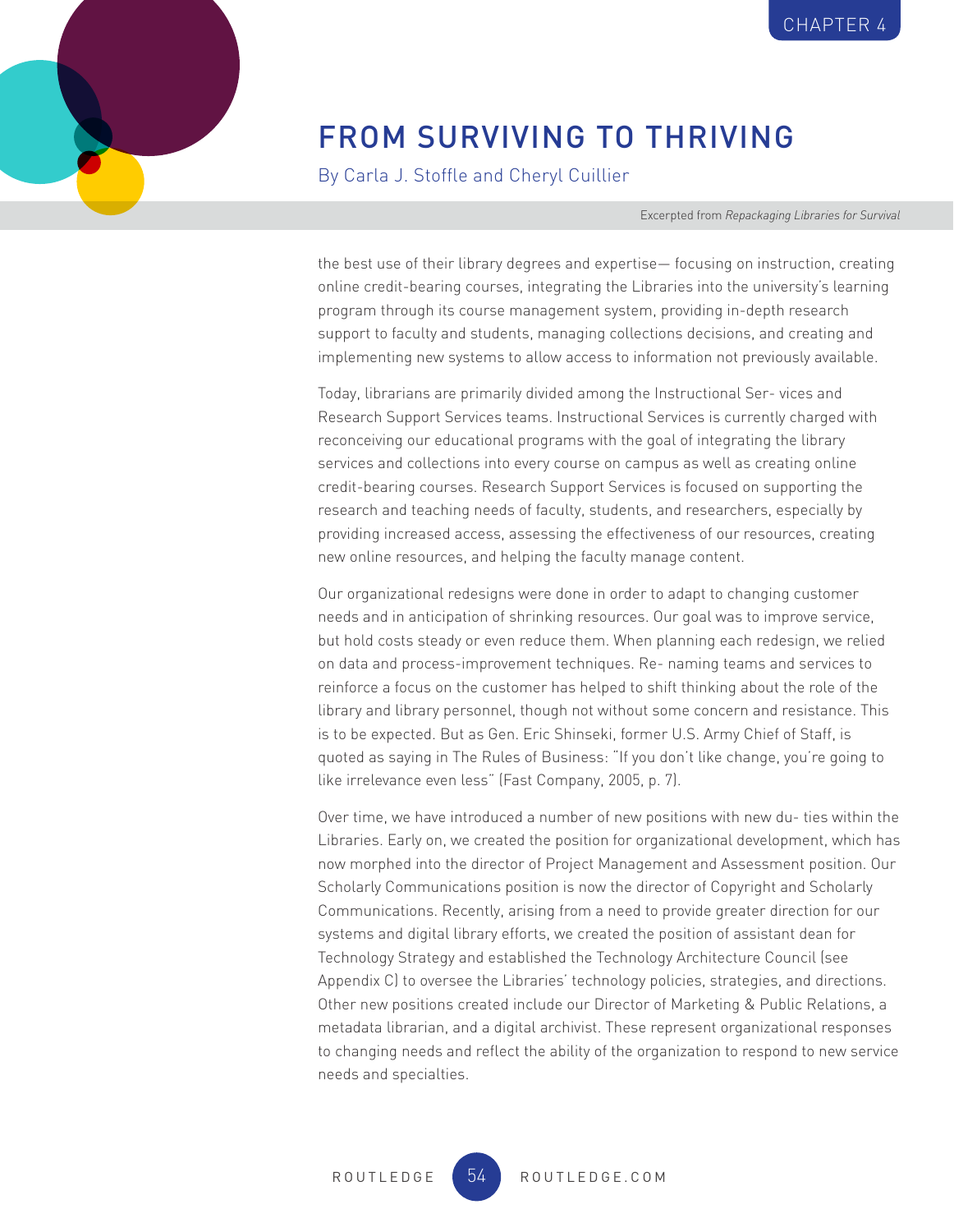the best use of their library degrees and expertise— focusing on instruction, creating online credit-bearing courses, integrating the Libraries into the university's learning program through its course management system, providing in-depth research support to faculty and students, managing collections decisions, and creating and implementing new systems to allow access to information not previously available.

Today, librarians are primarily divided among the Instructional Ser- vices and Research Support Services teams. Instructional Services is currently charged with reconceiving our educational programs with the goal of integrating the library services and collections into every course on campus as well as creating online credit-bearing courses. Research Support Services is focused on supporting the research and teaching needs of faculty, students, and researchers, especially by providing increased access, assessing the effectiveness of our resources, creating new online resources, and helping the faculty manage content.

Our organizational redesigns were done in order to adapt to changing customer needs and in anticipation of shrinking resources. Our goal was to improve service, but hold costs steady or even reduce them. When planning each redesign, we relied on data and process-improvement techniques. Re- naming teams and services to reinforce a focus on the customer has helped to shift thinking about the role of the library and library personnel, though not without some concern and resistance. This is to be expected. But as Gen. Eric Shinseki, former U.S. Army Chief of Staff, is quoted as saying in The Rules of Business: "If you don't like change, you're going to like irrelevance even less" (Fast Company, 2005, p. 7).

Over time, we have introduced a number of new positions with new du- ties within the Libraries. Early on, we created the position for organizational development, which has now morphed into the director of Project Management and Assessment position. Our Scholarly Communications position is now the director of Copyright and Scholarly Communications. Recently, arising from a need to provide greater direction for our systems and digital library efforts, we created the position of assistant dean for Technology Strategy and established the Technology Architecture Council (see Appendix C) to oversee the Libraries' technology policies, strategies, and directions. Other new positions created include our Director of Marketing & Public Relations, a metadata librarian, and a digital archivist. These represent organizational responses to changing needs and reflect the ability of the organization to respond to new service needs and specialties.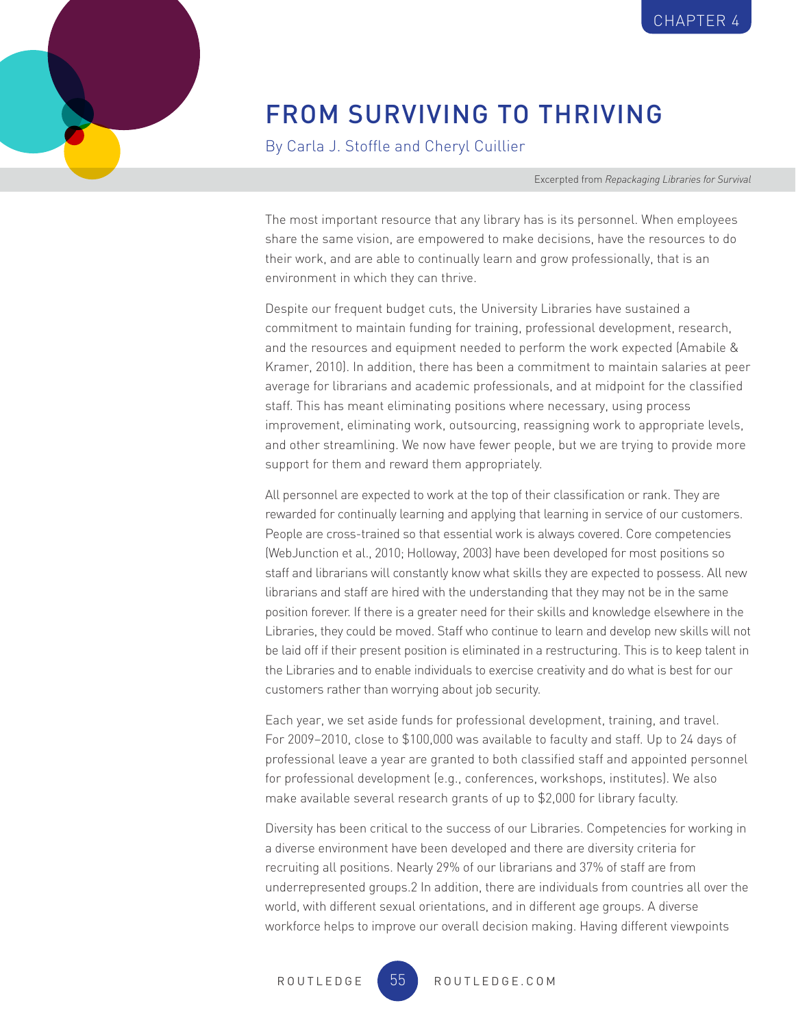# FROM SURVIVING TO THRIVING

By Carla J. Stoffle and Cheryl Cuillier

Excerpted from *Repackaging Libraries for Survival*

The most important resource that any library has is its personnel. When employees share the same vision, are empowered to make decisions, have the resources to do their work, and are able to continually learn and grow professionally, that is an environment in which they can thrive.

Despite our frequent budget cuts, the University Libraries have sustained a commitment to maintain funding for training, professional development, research, and the resources and equipment needed to perform the work expected (Amabile & Kramer, 2010). In addition, there has been a commitment to maintain salaries at peer average for librarians and academic professionals, and at midpoint for the classified staff. This has meant eliminating positions where necessary, using process improvement, eliminating work, outsourcing, reassigning work to appropriate levels, and other streamlining. We now have fewer people, but we are trying to provide more support for them and reward them appropriately.

All personnel are expected to work at the top of their classification or rank. They are rewarded for continually learning and applying that learning in service of our customers. People are cross-trained so that essential work is always covered. Core competencies (WebJunction et al., 2010; Holloway, 2003) have been developed for most positions so staff and librarians will constantly know what skills they are expected to possess. All new librarians and staff are hired with the understanding that they may not be in the same position forever. If there is a greater need for their skills and knowledge elsewhere in the Libraries, they could be moved. Staff who continue to learn and develop new skills will not be laid off if their present position is eliminated in a restructuring. This is to keep talent in the Libraries and to enable individuals to exercise creativity and do what is best for our customers rather than worrying about job security.

Each year, we set aside funds for professional development, training, and travel. For 2009–2010, close to $100,000 was available to faculty and staff. Up to 24 days of professional leave a year are granted to both classified staff and appointed personnel for professional development (e.g., conferences, workshops, institutes). We also make available several research grants of up to $2,000 for library faculty.

Diversity has been critical to the success of our Libraries. Competencies for working in a diverse environment have been developed and there are diversity criteria for recruiting all positions. Nearly 29% of our librarians and 37% of staff are from underrepresented groups.[2] In addition, there are individuals from countries all over the world, with different sexual orientations, and in different age groups. A diverse workforce helps to improve our overall decision making. Having different viewpoints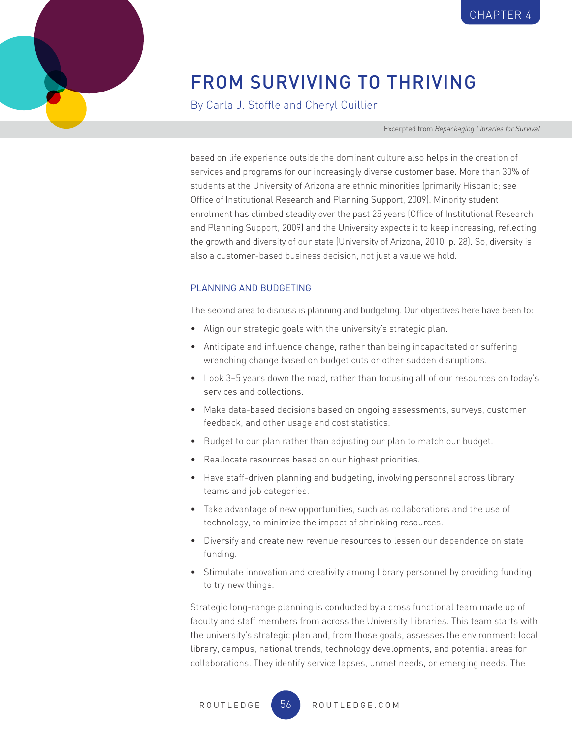based on life experience outside the dominant culture also helps in the creation of services and programs for our increasingly diverse customer base. More than 30% of students at the University of Arizona are ethnic minorities (primarily Hispanic; see Office of Institutional Research and Planning Support, 2009). Minority student enrolment has climbed steadily over the past 25 years (Office of Institutional Research and Planning Support, 2009) and the University expects it to keep increasing, reflecting the growth and diversity of our state (University of Arizona, 2010, p. 28). So, diversity is also a customer-based business decision, not just a value we hold.

## PLANNING AND BUDGETING

The second area to discuss is planning and budgeting. Our objectives here have been to:

- Align our strategic goals with the university's strategic plan.
- Anticipate and influence change, rather than being incapacitated or suffering wrenching change based on budget cuts or other sudden disruptions.
- Look 3–5 years down the road, rather than focusing all of our resources on today's services and collections.
- Make data-based decisions based on ongoing assessments, surveys, customer feedback, and other usage and cost statistics.
- Budget to our plan rather than adjusting our plan to match our budget.
- Reallocate resources based on our highest priorities.
- Have staff-driven planning and budgeting, involving personnel across library teams and job categories.
- Take advantage of new opportunities, such as collaborations and the use of technology, to minimize the impact of shrinking resources.
- Diversify and create new revenue resources to lessen our dependence on state funding.
- Stimulate innovation and creativity among library personnel by providing funding to try new things.

Strategic long-range planning is conducted by a cross functional team made up of faculty and staff members from across the University Libraries. This team starts with the university's strategic plan and, from those goals, assesses the environment: local library, campus, national trends, technology developments, and potential areas for collaborations. They identify service lapses, unmet needs, or emerging needs. The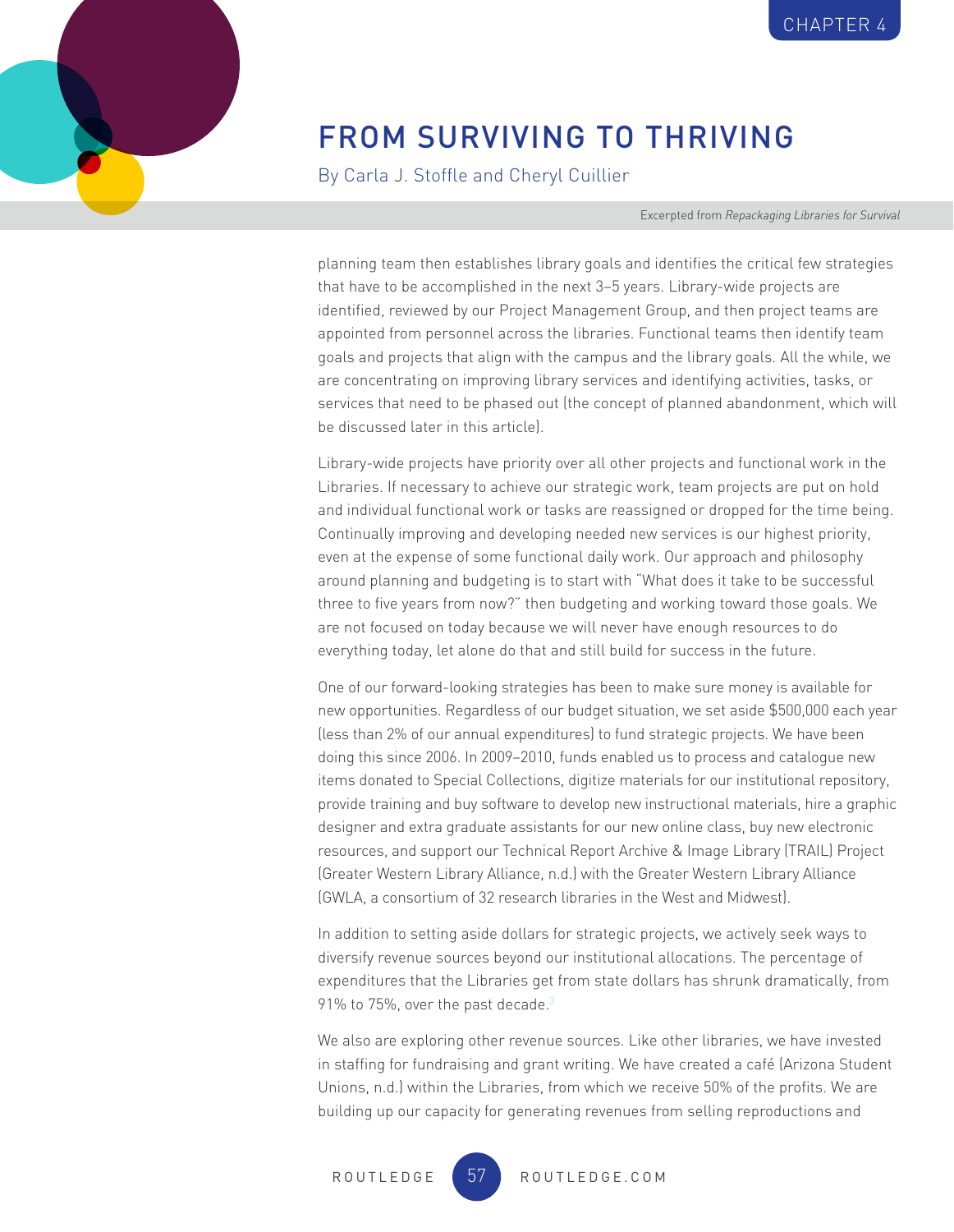planning team then establishes library goals and identifies the critical few strategies that have to be accomplished in the next 3–5 years. Library-wide projects are identified, reviewed by our Project Management Group, and then project teams are appointed from personnel across the libraries. Functional teams then identify team goals and projects that align with the campus and the library goals. All the while, we are concentrating on improving library services and identifying activities, tasks, or services that need to be phased out (the concept of planned abandonment, which will be discussed later in this article).

Library-wide projects have priority over all other projects and functional work in the Libraries. If necessary to achieve our strategic work, team projects are put on hold and individual functional work or tasks are reassigned or dropped for the time being. Continually improving and developing needed new services is our highest priority, even at the expense of some functional daily work. Our approach and philosophy around planning and budgeting is to start with "What does it take to be successful three to five years from now?" then budgeting and working toward those goals. We are not focused on today because we will never have enough resources to do everything today, let alone do that and still build for success in the future.

One of our forward-looking strategies has been to make sure money is available for new opportunities. Regardless of our budget situation, we set aside $500,000 each year (less than 2% of our annual expenditures) to fund strategic projects. We have been doing this since 2006. In 2009–2010, funds enabled us to process and catalogue new items donated to Special Collections, digitize materials for our institutional repository, provide training and buy software to develop new instructional materials, hire a graphic designer and extra graduate assistants for our new online class, buy new electronic resources, and support our Technical Report Archive & Image Library (TRAIL) Project (Greater Western Library Alliance, n.d.) with the Greater Western Library Alliance (GWLA, a consortium of 32 research libraries in the West and Midwest).

In addition to setting aside dollars for strategic projects, we actively seek ways to diversify revenue sources beyond our institutional allocations. The percentage of expenditures that the Libraries get from state dollars has shrunk dramatically, from 91% to 75%, over the past decade.[3]

We also are exploring other revenue sources. Like other libraries, we have invested in staffing for fundraising and grant writing. We have created a café (Arizona Student Unions, n.d.) within the Libraries, from which we receive 50% of the profits. We are building up our capacity for generating revenues from selling reproductions and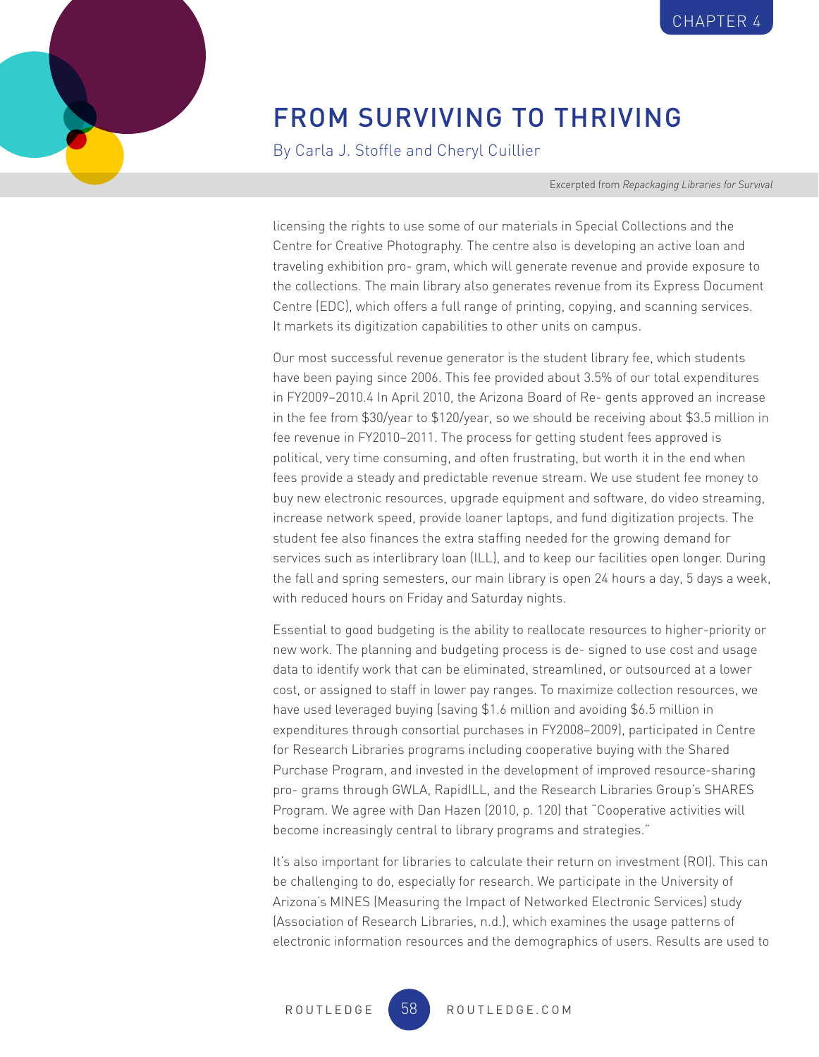licensing the rights to use some of our materials in Special Collections and the Centre for Creative Photography. The centre also is developing an active loan and traveling exhibition pro- gram, which will generate revenue and provide exposure to the collections. The main library also generates revenue from its Express Document Centre (EDC), which offers a full range of printing, copying, and scanning services. It markets its digitization capabilities to other units on campus.

Our most successful revenue generator is the student library fee, which students have been paying since 2006. This fee provided about 3.5% of our total expenditures in FY2009–2010.4 In April 2010, the Arizona Board of Re- gents approved an increase in the fee from $30/year to $120/year, so we should be receiving about $3.5 million in fee revenue in FY2010–2011. The process for getting student fees approved is political, very time consuming, and often frustrating, but worth it in the end when fees provide a steady and predictable revenue stream. We use student fee money to buy new electronic resources, upgrade equipment and software, do video streaming, increase network speed, provide loaner laptops, and fund digitization projects. The student fee also finances the extra staffing needed for the growing demand for services such as interlibrary loan (ILL), and to keep our facilities open longer. During the fall and spring semesters, our main library is open 24 hours a day, 5 days a week, with reduced hours on Friday and Saturday nights.

Essential to good budgeting is the ability to reallocate resources to higher-priority or new work. The planning and budgeting process is de- signed to use cost and usage data to identify work that can be eliminated, streamlined, or outsourced at a lower cost, or assigned to staff in lower pay ranges. To maximize collection resources, we have used leveraged buying (saving $1.6 million and avoiding $6.5 million in expenditures through consortial purchases in FY2008–2009), participated in Centre for Research Libraries programs including cooperative buying with the Shared Purchase Program, and invested in the development of improved resource-sharing pro- grams through GWLA, RapidILL, and the Research Libraries Group's SHARES Program. We agree with Dan Hazen (2010, p. 120) that "Cooperative activities will become increasingly central to library programs and strategies."

It's also important for libraries to calculate their return on investment (ROI). This can be challenging to do, especially for research. We participate in the University of Arizona's MINES (Measuring the Impact of Networked Electronic Services) study (Association of Research Libraries, n.d.), which examines the usage patterns of electronic information resources and the demographics of users. Results are used to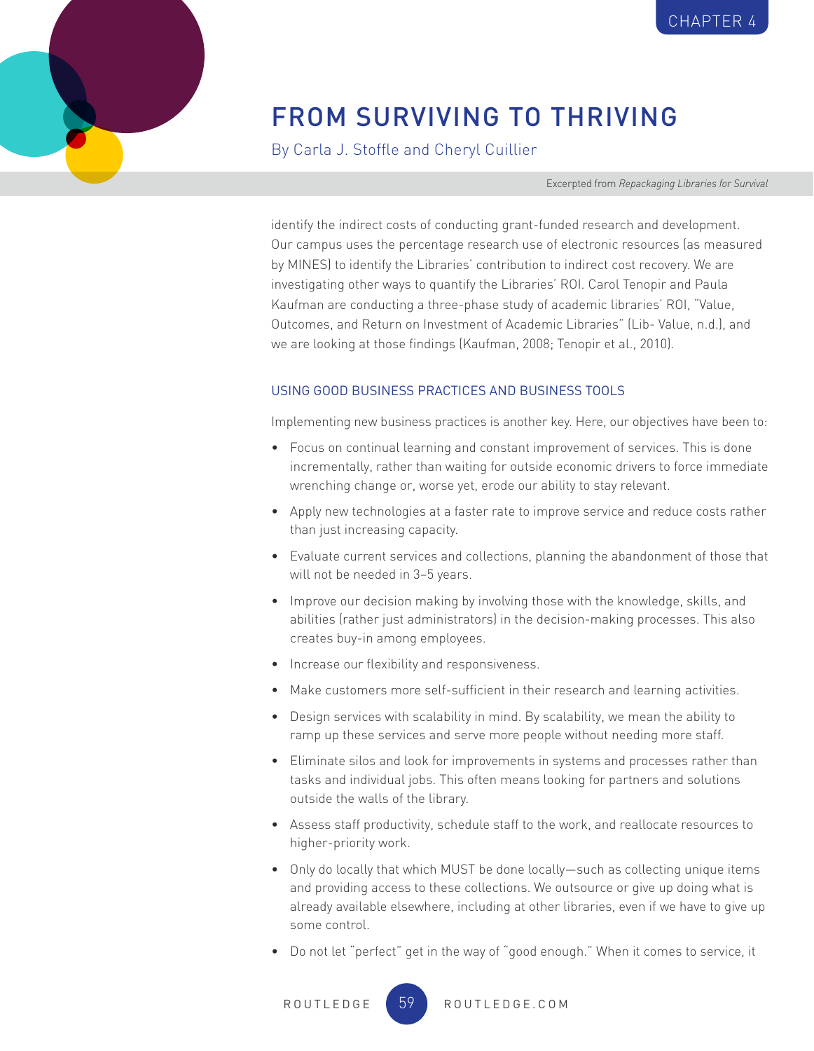identify the indirect costs of conducting grant-funded research and development. Our campus uses the percentage research use of electronic resources (as measured by MINES) to identify the Libraries' contribution to indirect cost recovery. We are investigating other ways to quantify the Libraries' ROI. Carol Tenopir and Paula Kaufman are conducting a three-phase study of academic libraries' ROI, "Value, Outcomes, and Return on Investment of Academic Libraries" (Lib- Value, n.d.), and we are looking at those findings (Kaufman, 2008; Tenopir et al., 2010).

### USING GOOD BUSINESS PRACTICES AND BUSINESS TOOLS

Implementing new business practices is another key. Here, our objectives have been to:

- Focus on continual learning and constant improvement of services. This is done incrementally, rather than waiting for outside economic drivers to force immediate wrenching change or, worse yet, erode our ability to stay relevant.
- Apply new technologies at a faster rate to improve service and reduce costs rather than just increasing capacity.
- Evaluate current services and collections, planning the abandonment of those that will not be needed in 3–5 years.
- Improve our decision making by involving those with the knowledge, skills, and abilities (rather just administrators) in the decision-making processes. This also creates buy-in among employees.
- Increase our flexibility and responsiveness.
- Make customers more self-sufficient in their research and learning activities.
- Design services with scalability in mind. By scalability, we mean the ability to ramp up these services and serve more people without needing more staff.
- Eliminate silos and look for improvements in systems and processes rather than tasks and individual jobs. This often means looking for partners and solutions outside the walls of the library.
- Assess staff productivity, schedule staff to the work, and reallocate resources to higher-priority work.
- Only do locally that which MUST be done locally—such as collecting unique items and providing access to these collections. We outsource or give up doing what is already available elsewhere, including at other libraries, even if we have to give up some control.
- Do not let "perfect" get in the way of "good enough." When it comes to service, it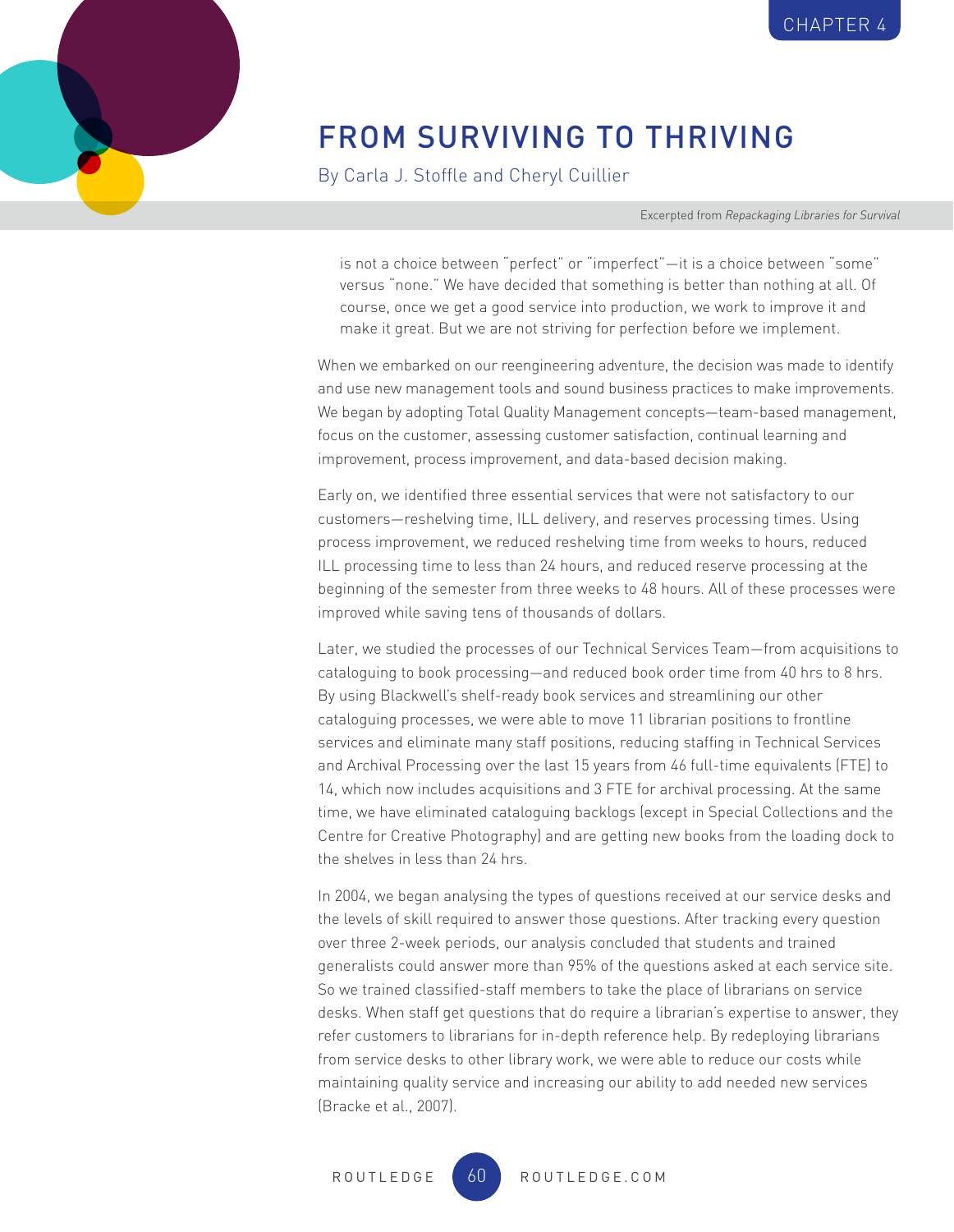> is not a choice between "perfect" or "imperfect"—it is a choice between "some" versus "none." We have decided that something is better than nothing at all. Of course, once we get a good service into production, we work to improve it and make it great. But we are not striving for perfection before we implement.

When we embarked on our reengineering adventure, the decision was made to identify and use new management tools and sound business practices to make improvements. We began by adopting Total Quality Management concepts—team-based management, focus on the customer, assessing customer satisfaction, continual learning and improvement, process improvement, and data-based decision making.

Early on, we identified three essential services that were not satisfactory to our customers—reshelving time, ILL delivery, and reserves processing times. Using process improvement, we reduced reshelving time from weeks to hours, reduced ILL processing time to less than 24 hours, and reduced reserve processing at the beginning of the semester from three weeks to 48 hours. All of these processes were improved while saving tens of thousands of dollars.

Later, we studied the processes of our Technical Services Team—from acquisitions to cataloguing to book processing—and reduced book order time from 40 hrs to 8 hrs. By using Blackwell's shelf-ready book services and streamlining our other cataloguing processes, we were able to move 11 librarian positions to frontline services and eliminate many staff positions, reducing staffing in Technical Services and Archival Processing over the last 15 years from 46 full-time equivalents (FTE) to 14, which now includes acquisitions and 3 FTE for archival processing. At the same time, we have eliminated cataloguing backlogs (except in Special Collections and the Centre for Creative Photography) and are getting new books from the loading dock to the shelves in less than 24 hrs.

In 2004, we began analysing the types of questions received at our service desks and the levels of skill required to answer those questions. After tracking every question over three 2-week periods, our analysis concluded that students and trained generalists could answer more than 95% of the questions asked at each service site. So we trained classified-staff members to take the place of librarians on service desks. When staff get questions that do require a librarian's expertise to answer, they refer customers to librarians for in-depth reference help. By redeploying librarians from service desks to other library work, we were able to reduce our costs while maintaining quality service and increasing our ability to add needed new services (Bracke et al., 2007).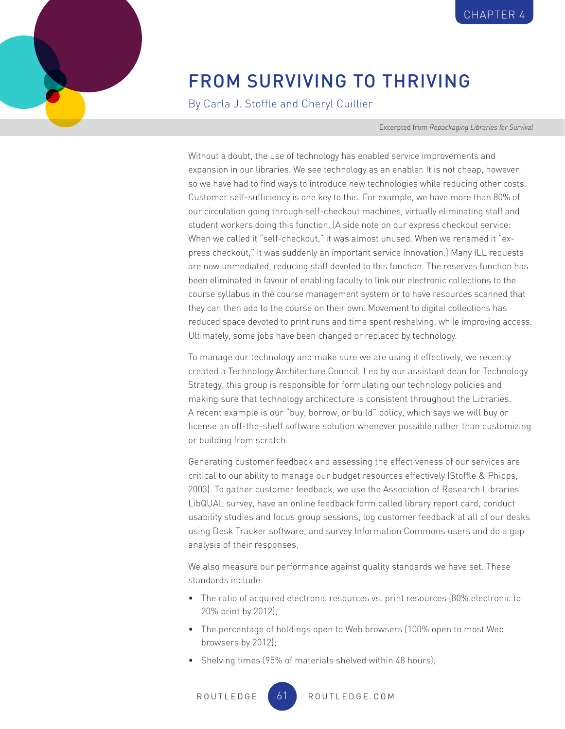CHAPTER 4

# FROM SURVIVING TO THRIVING

By Carla J. Stoffle and Cheryl Cuillier

Excerpted from *Repackaging Libraries for Survival*

Without a doubt, the use of technology has enabled service improvements and expansion in our libraries. We see technology as an enabler. It is not cheap, however, so we have had to find ways to introduce new technologies while reducing other costs. Customer self-sufficiency is one key to this. For example, we have more than 80% of our circulation going through self-checkout machines, virtually eliminating staff and student workers doing this function. (A side note on our express checkout service: When we called it "self-checkout," it was almost unused. When we renamed it "express checkout," it was suddenly an important service innovation.) Many ILL requests are now unmediated, reducing staff devoted to this function. The reserves function has been eliminated in favour of enabling faculty to link our electronic collections to the course syllabus in the course management system or to have resources scanned that they can then add to the course on their own. Movement to digital collections has reduced space devoted to print runs and time spent reshelving, while improving access. Ultimately, some jobs have been changed or replaced by technology.

To manage our technology and make sure we are using it effectively, we recently created a Technology Architecture Council. Led by our assistant dean for Technology Strategy, this group is responsible for formulating our technology policies and making sure that technology architecture is consistent throughout the Libraries. A recent example is our "buy, borrow, or build" policy, which says we will buy or license an off-the-shelf software solution whenever possible rather than customizing or building from scratch.

Generating customer feedback and assessing the effectiveness of our services are critical to our ability to manage our budget resources effectively (Stoffle & Phipps, 2003). To gather customer feedback, we use the Association of Research Libraries' LibQUAL survey, have an online feedback form called library report card, conduct usability studies and focus group sessions, log customer feedback at all of our desks using Desk Tracker software, and survey Information Commons users and do a gap analysis of their responses.

We also measure our performance against quality standards we have set. These standards include:

- The ratio of acquired electronic resources vs. print resources (80% electronic to 20% print by 2012);
- The percentage of holdings open to Web browsers (100% open to most Web browsers by 2012);
- Shelving times (95% of materials shelved within 48 hours);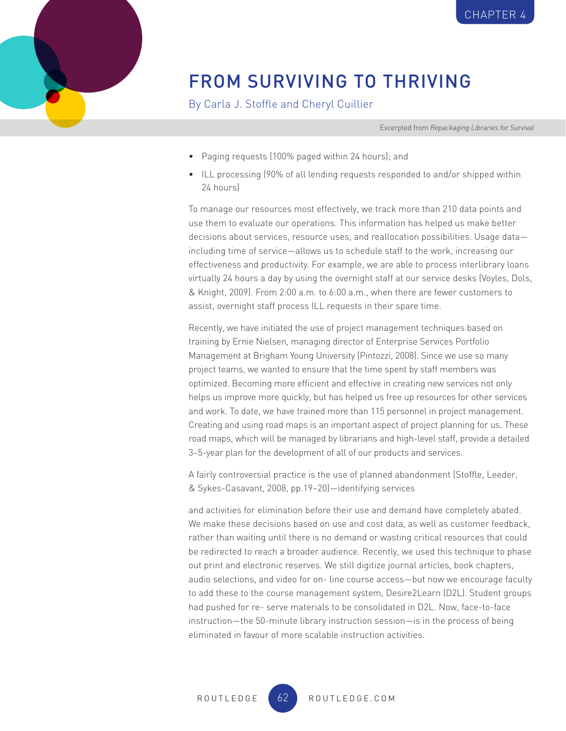- Paging requests (100% paged within 24 hours); and
- ILL processing (90% of all lending requests responded to and/or shipped within 24 hours)

To manage our resources most effectively, we track more than 210 data points and use them to evaluate our operations. This information has helped us make better decisions about services, resource uses, and reallocation possibilities. Usage data—including time of service—allows us to schedule staff to the work, increasing our effectiveness and productivity. For example, we are able to process interlibrary loans virtually 24 hours a day by using the overnight staff at our service desks (Voyles, Dols, & Knight, 2009). From 2:00 a.m. to 6:00 a.m., when there are fewer customers to assist, overnight staff process ILL requests in their spare time.

Recently, we have initiated the use of project management techniques based on training by Ernie Nielsen, managing director of Enterprise Services Portfolio Management at Brigham Young University (Pintozzi, 2008). Since we use so many project teams, we wanted to ensure that the time spent by staff members was optimized. Becoming more efficient and effective in creating new services not only helps us improve more quickly, but has helped us free up resources for other services and work. To date, we have trained more than 115 personnel in project management. Creating and using road maps is an important aspect of project planning for us. These road maps, which will be managed by librarians and high-level staff, provide a detailed 3–5-year plan for the development of all of our products and services.

A fairly controversial practice is the use of planned abandonment (Stoffle, Leeder, & Sykes-Casavant, 2008, pp.19–20)—identifying services and activities for elimination before their use and demand have completely abated. We make these decisions based on use and cost data, as well as customer feedback, rather than waiting until there is no demand or wasting critical resources that could be redirected to reach a broader audience. Recently, we used this technique to phase out print and electronic reserves. We still digitize journal articles, book chapters, audio selections, and video for on- line course access—but now we encourage faculty to add these to the course management system, Desire2Learn (D2L). Student groups had pushed for re- serve materials to be consolidated in D2L. Now, face-to-face instruction—the 50-minute library instruction session—is in the process of being eliminated in favour of more scalable instruction activities.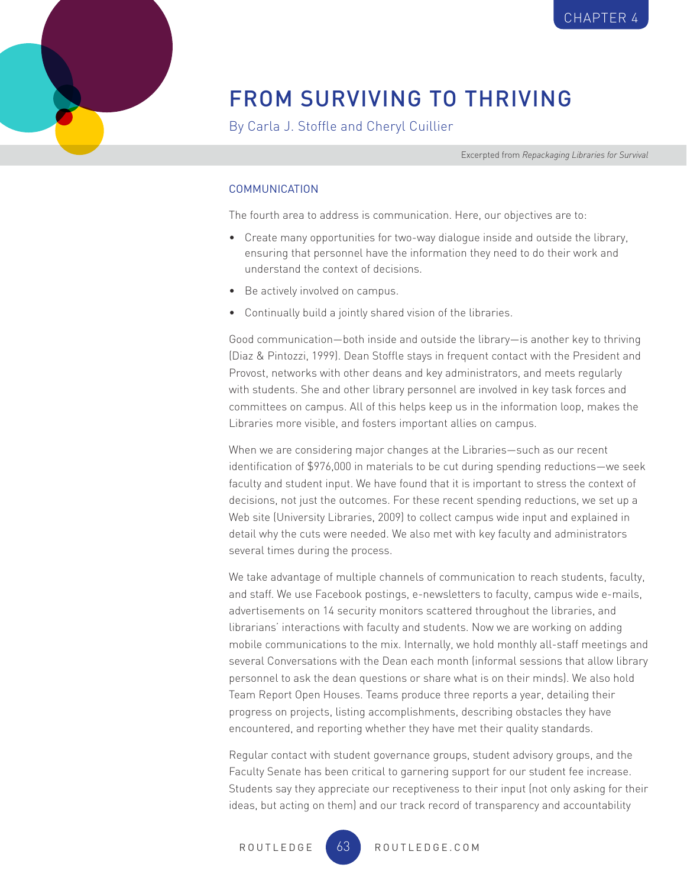# FROM SURVIVING TO THRIVING

By Carla J. Stoffle and Cheryl Cuillier

Excerpted from *Repackaging Libraries for Survival*

## COMMUNICATION

The fourth area to address is communication. Here, our objectives are to:

- Create many opportunities for two-way dialogue inside and outside the library, ensuring that personnel have the information they need to do their work and understand the context of decisions.
- Be actively involved on campus.
- Continually build a jointly shared vision of the libraries.

Good communication—both inside and outside the library—is another key to thriving (Diaz & Pintozzi, 1999). Dean Stoffle stays in frequent contact with the President and Provost, networks with other deans and key administrators, and meets regularly with students. She and other library personnel are involved in key task forces and committees on campus. All of this helps keep us in the information loop, makes the Libraries more visible, and fosters important allies on campus.

When we are considering major changes at the Libraries—such as our recent identification of $976,000 in materials to be cut during spending reductions—we seek faculty and student input. We have found that it is important to stress the context of decisions, not just the outcomes. For these recent spending reductions, we set up a Web site (University Libraries, 2009) to collect campus wide input and explained in detail why the cuts were needed. We also met with key faculty and administrators several times during the process.

We take advantage of multiple channels of communication to reach students, faculty, and staff. We use Facebook postings, e-newsletters to faculty, campus wide e-mails, advertisements on 14 security monitors scattered throughout the libraries, and librarians' interactions with faculty and students. Now we are working on adding mobile communications to the mix. Internally, we hold monthly all-staff meetings and several Conversations with the Dean each month (informal sessions that allow library personnel to ask the dean questions or share what is on their minds). We also hold Team Report Open Houses. Teams produce three reports a year, detailing their progress on projects, listing accomplishments, describing obstacles they have encountered, and reporting whether they have met their quality standards.

Regular contact with student governance groups, student advisory groups, and the Faculty Senate has been critical to garnering support for our student fee increase. Students say they appreciate our receptiveness to their input (not only asking for their ideas, but acting on them) and our track record of transparency and accountability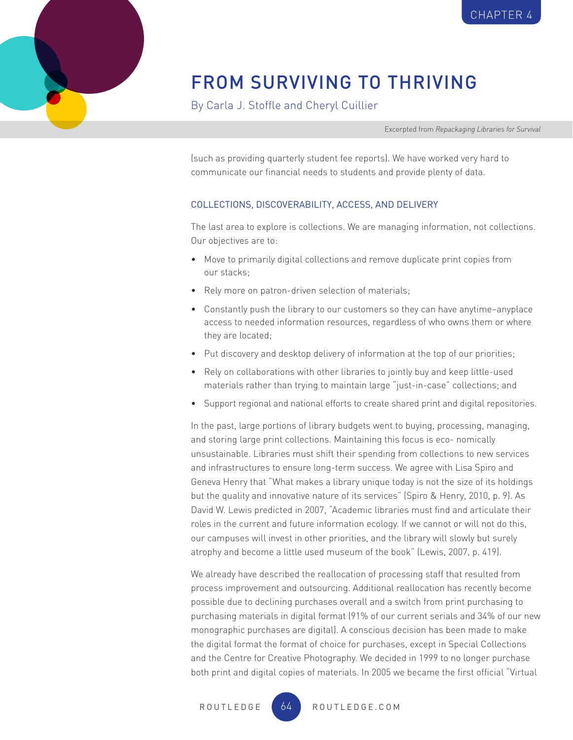(such as providing quarterly student fee reports). We have worked very hard to communicate our financial needs to students and provide plenty of data.

### COLLECTIONS, DISCOVERABILITY, ACCESS, AND DELIVERY

The last area to explore is collections. We are managing information, not collections. Our objectives are to:

- Move to primarily digital collections and remove duplicate print copies from our stacks;
- Rely more on patron-driven selection of materials;
- Constantly push the library to our customers so they can have anytime–anyplace access to needed information resources, regardless of who owns them or where they are located;
- Put discovery and desktop delivery of information at the top of our priorities;
- Rely on collaborations with other libraries to jointly buy and keep little-used materials rather than trying to maintain large "just-in-case" collections; and
- Support regional and national efforts to create shared print and digital repositories.

In the past, large portions of library budgets went to buying, processing, managing, and storing large print collections. Maintaining this focus is eco- nomically unsustainable. Libraries must shift their spending from collections to new services and infrastructures to ensure long-term success. We agree with Lisa Spiro and Geneva Henry that "What makes a library unique today is not the size of its holdings but the quality and innovative nature of its services" (Spiro & Henry, 2010, p. 9). As David W. Lewis predicted in 2007, "Academic libraries must find and articulate their roles in the current and future information ecology. If we cannot or will not do this, our campuses will invest in other priorities, and the library will slowly but surely atrophy and become a little used museum of the book" (Lewis, 2007, p. 419).

We already have described the reallocation of processing staff that resulted from process improvement and outsourcing. Additional reallocation has recently become possible due to declining purchases overall and a switch from print purchasing to purchasing materials in digital format (91% of our current serials and 34% of our new monographic purchases are digital). A conscious decision has been made to make the digital format the format of choice for purchases, except in Special Collections and the Centre for Creative Photography. We decided in 1999 to no longer purchase both print and digital copies of materials. In 2005 we became the first official "Virtual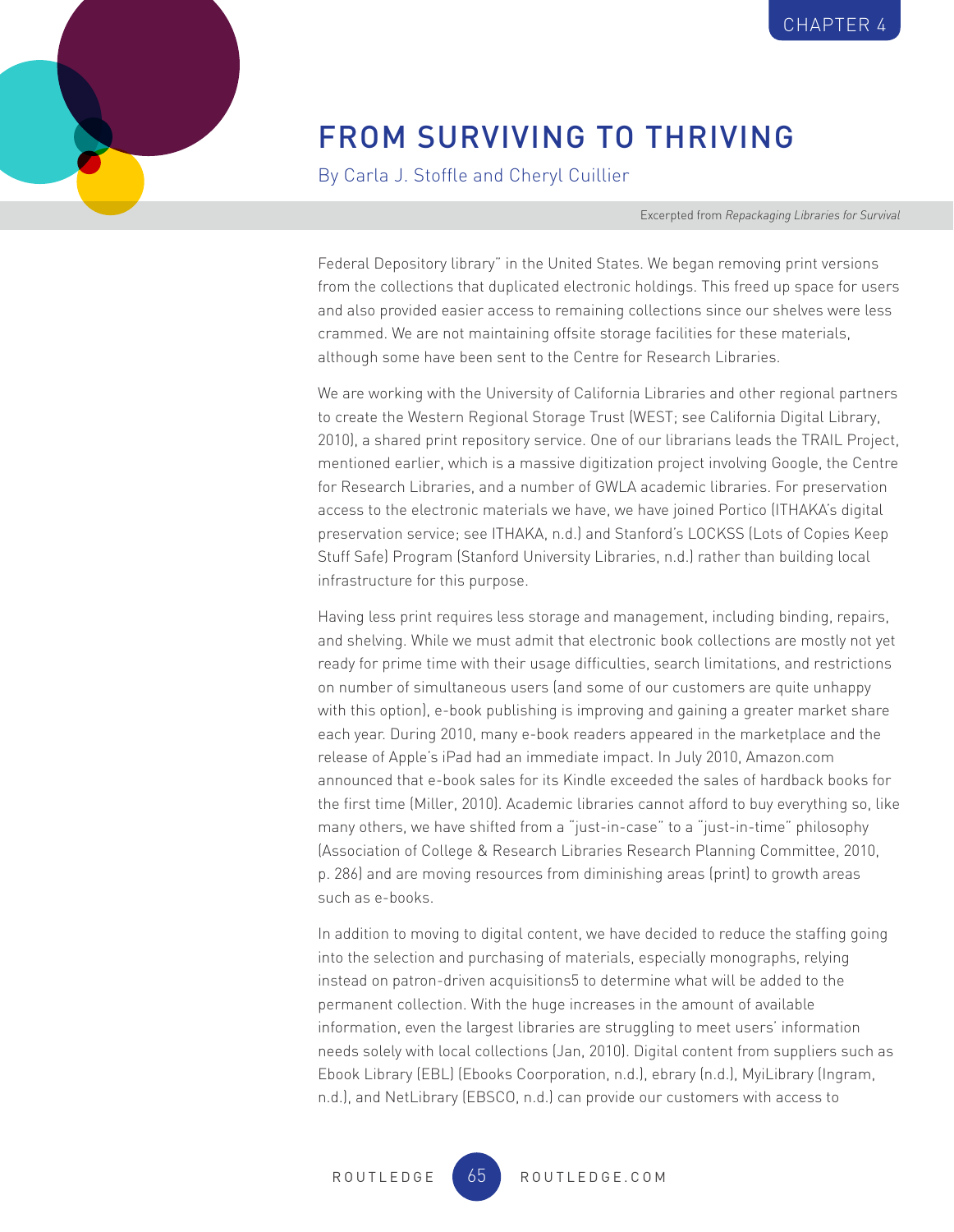Federal Depository library" in the United States. We began removing print versions from the collections that duplicated electronic holdings. This freed up space for users and also provided easier access to remaining collections since our shelves were less crammed. We are not maintaining offsite storage facilities for these materials, although some have been sent to the Centre for Research Libraries.

We are working with the University of California Libraries and other regional partners to create the Western Regional Storage Trust (WEST; see California Digital Library, 2010), a shared print repository service. One of our librarians leads the TRAIL Project, mentioned earlier, which is a massive digitization project involving Google, the Centre for Research Libraries, and a number of GWLA academic libraries. For preservation access to the electronic materials we have, we have joined Portico (ITHAKA's digital preservation service; see ITHAKA, n.d.) and Stanford's LOCKSS (Lots of Copies Keep Stuff Safe) Program (Stanford University Libraries, n.d.) rather than building local infrastructure for this purpose.

Having less print requires less storage and management, including binding, repairs, and shelving. While we must admit that electronic book collections are mostly not yet ready for prime time with their usage difficulties, search limitations, and restrictions on number of simultaneous users (and some of our customers are quite unhappy with this option), e-book publishing is improving and gaining a greater market share each year. During 2010, many e-book readers appeared in the marketplace and the release of Apple's iPad had an immediate impact. In July 2010, Amazon.com announced that e-book sales for its Kindle exceeded the sales of hardback books for the first time (Miller, 2010). Academic libraries cannot afford to buy everything so, like many others, we have shifted from a "just-in-case" to a "just-in-time" philosophy (Association of College & Research Libraries Research Planning Committee, 2010, p. 286) and are moving resources from diminishing areas (print) to growth areas such as e-books.

In addition to moving to digital content, we have decided to reduce the staffing going into the selection and purchasing of materials, especially monographs, relying instead on patron-driven acquisitions[5] to determine what will be added to the permanent collection. With the huge increases in the amount of available information, even the largest libraries are struggling to meet users' information needs solely with local collections (Jan, 2010). Digital content from suppliers such as Ebook Library (EBL) (Ebooks Coorporation, n.d.), ebrary (n.d.), MyiLibrary (Ingram, n.d.), and NetLibrary (EBSCO, n.d.) can provide our customers with access to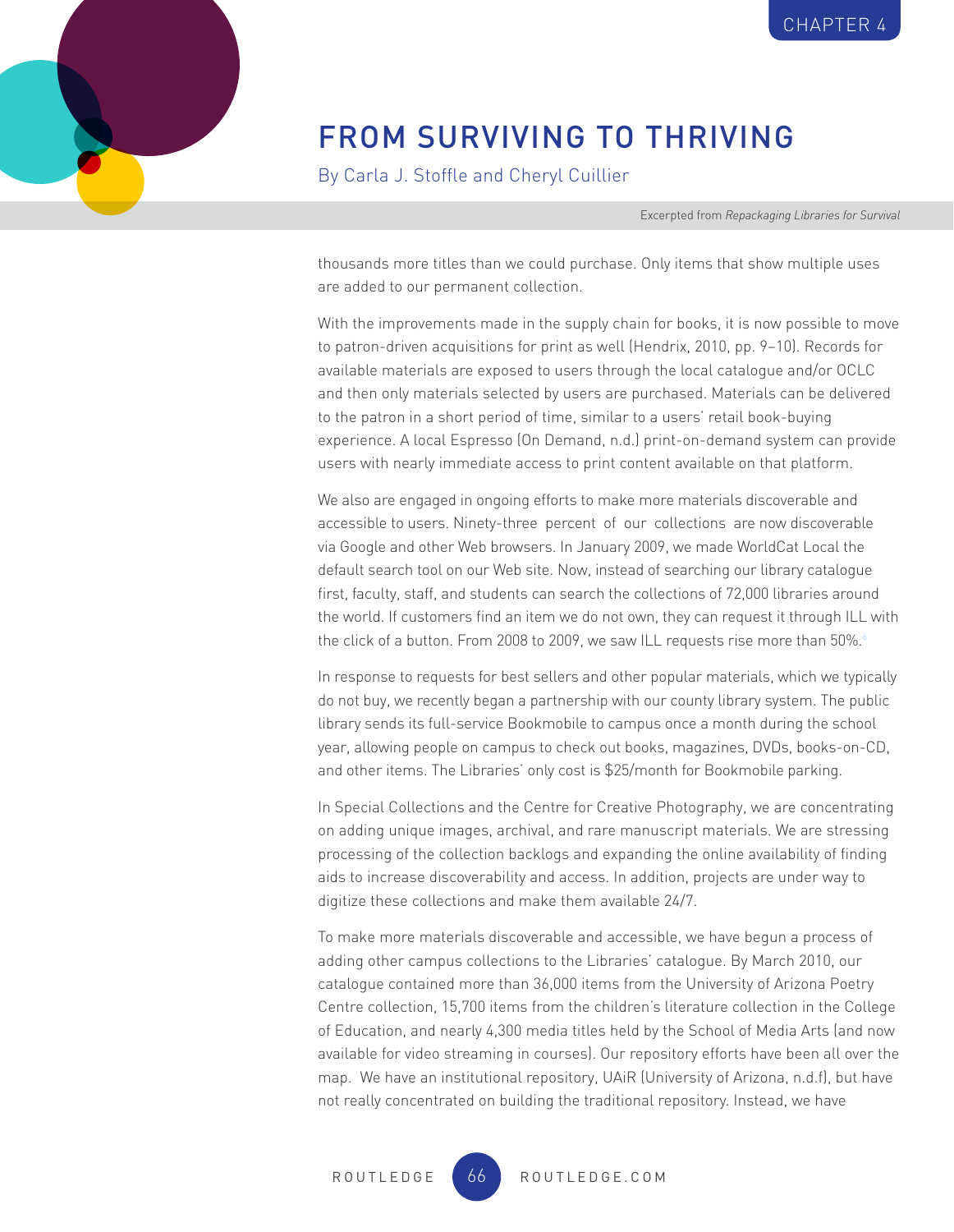thousands more titles than we could purchase. Only items that show multiple uses are added to our permanent collection.

With the improvements made in the supply chain for books, it is now possible to move to patron-driven acquisitions for print as well (Hendrix, 2010, pp. 9–10). Records for available materials are exposed to users through the local catalogue and/or OCLC and then only materials selected by users are purchased. Materials can be delivered to the patron in a short period of time, similar to a users' retail book-buying experience. A local Espresso (On Demand, n.d.) print-on-demand system can provide users with nearly immediate access to print content available on that platform.

We also are engaged in ongoing efforts to make more materials discoverable and accessible to users. Ninety-three percent of our collections are now discoverable via Google and other Web browsers. In January 2009, we made WorldCat Local the default search tool on our Web site. Now, instead of searching our library catalogue first, faculty, staff, and students can search the collections of 72,000 libraries around the world. If customers find an item we do not own, they can request it through ILL with the click of a button. From 2008 to 2009, we saw ILL requests rise more than 50%.[6]

In response to requests for best sellers and other popular materials, which we typically do not buy, we recently began a partnership with our county library system. The public library sends its full-service Bookmobile to campus once a month during the school year, allowing people on campus to check out books, magazines, DVDs, books-on-CD, and other items. The Libraries' only cost is $25/month for Bookmobile parking.

In Special Collections and the Centre for Creative Photography, we are concentrating on adding unique images, archival, and rare manuscript materials. We are stressing processing of the collection backlogs and expanding the online availability of finding aids to increase discoverability and access. In addition, projects are under way to digitize these collections and make them available 24/7.

To make more materials discoverable and accessible, we have begun a process of adding other campus collections to the Libraries' catalogue. By March 2010, our catalogue contained more than 36,000 items from the University of Arizona Poetry Centre collection, 15,700 items from the children's literature collection in the College of Education, and nearly 4,300 media titles held by the School of Media Arts (and now available for video streaming in courses). Our repository efforts have been all over the map. We have an institutional repository, UAiR (University of Arizona, n.d.f), but have not really concentrated on building the traditional repository. Instead, we have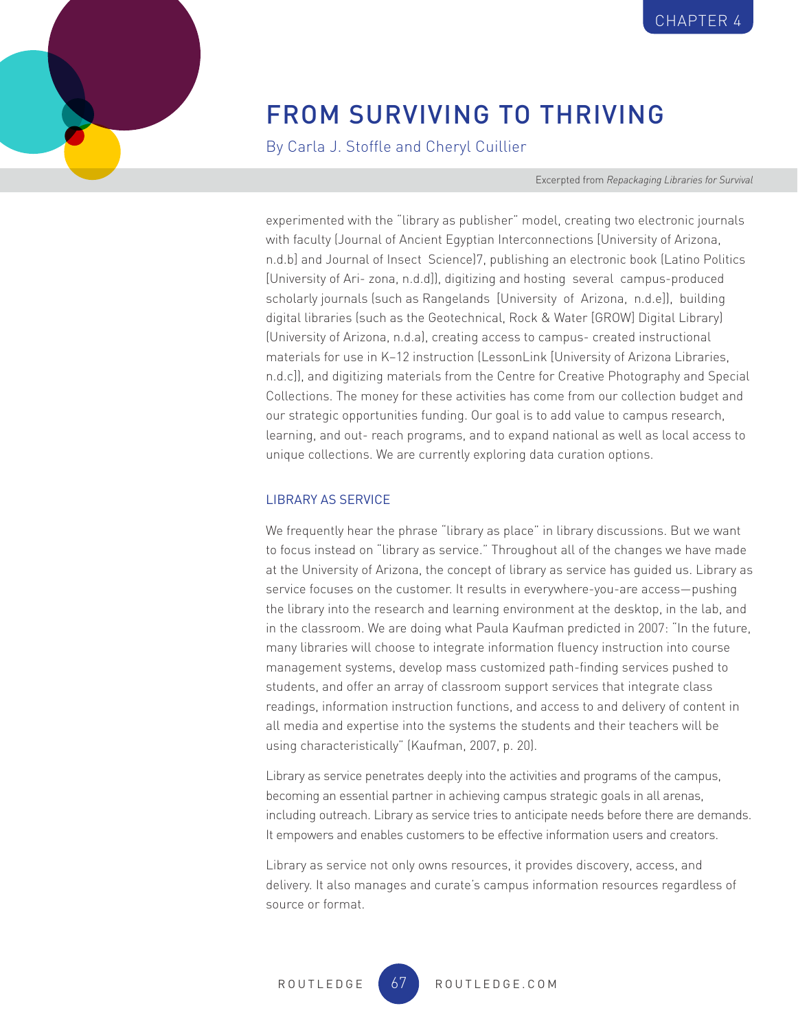experimented with the "library as publisher" model, creating two electronic journals with faculty (Journal of Ancient Egyptian Interconnections [University of Arizona, n.d.b] and Journal of Insect Science)7, publishing an electronic book (Latino Politics [University of Ari- zona, n.d.d]), digitizing and hosting several campus-produced scholarly journals (such as Rangelands [University of Arizona, n.d.e]), building digital libraries (such as the Geotechnical, Rock & Water [GROW] Digital Library) (University of Arizona, n.d.a), creating access to campus- created instructional materials for use in K–12 instruction (LessonLink [University of Arizona Libraries, n.d.c]), and digitizing materials from the Centre for Creative Photography and Special Collections. The money for these activities has come from our collection budget and our strategic opportunities funding. Our goal is to add value to campus research, learning, and out- reach programs, and to expand national as well as local access to unique collections. We are currently exploring data curation options.

## LIBRARY AS SERVICE

We frequently hear the phrase "library as place" in library discussions. But we want to focus instead on "library as service." Throughout all of the changes we have made at the University of Arizona, the concept of library as service has guided us. Library as service focuses on the customer. It results in everywhere-you-are access—pushing the library into the research and learning environment at the desktop, in the lab, and in the classroom. We are doing what Paula Kaufman predicted in 2007: "In the future, many libraries will choose to integrate information fluency instruction into course management systems, develop mass customized path-finding services pushed to students, and offer an array of classroom support services that integrate class readings, information instruction functions, and access to and delivery of content in all media and expertise into the systems the students and their teachers will be using characteristically" (Kaufman, 2007, p. 20).

Library as service penetrates deeply into the activities and programs of the campus, becoming an essential partner in achieving campus strategic goals in all arenas, including outreach. Library as service tries to anticipate needs before there are demands. It empowers and enables customers to be effective information users and creators.

Library as service not only owns resources, it provides discovery, access, and delivery. It also manages and curate's campus information resources regardless of source or format.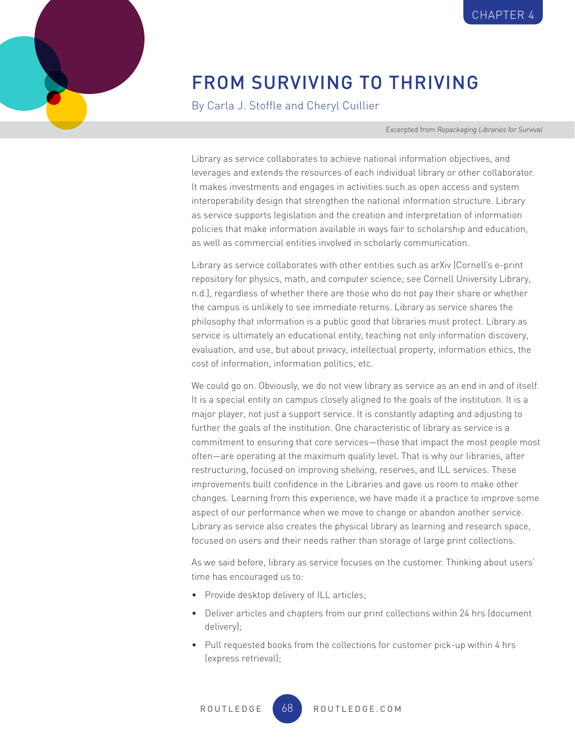# FROM SURVIVING TO THRIVING

By Carla J. Stoffle and Cheryl Cuillier

Excerpted from *Repackaging Libraries for Survival*

Library as service collaborates to achieve national information objectives, and leverages and extends the resources of each individual library or other collaborator. It makes investments and engages in activities such as open access and system interoperability design that strengthen the national information structure. Library as service supports legislation and the creation and interpretation of information policies that make information available in ways fair to scholarship and education, as well as commercial entities involved in scholarly communication.

Library as service collaborates with other entities such as arXiv (Cornell's e-print repository for physics, math, and computer science; see Cornell University Library, n.d.), regardless of whether there are those who do not pay their share or whether the campus is unlikely to see immediate returns. Library as service shares the philosophy that information is a public good that libraries must protect. Library as service is ultimately an educational entity, teaching not only information discovery, evaluation, and use, but about privacy, intellectual property, information ethics, the cost of information, information politics, etc.

We could go on. Obviously, we do not view library as service as an end in and of itself. It is a special entity on campus closely aligned to the goals of the institution. It is a major player, not just a support service. It is constantly adapting and adjusting to further the goals of the institution. One characteristic of library as service is a commitment to ensuring that core services—those that impact the most people most often—are operating at the maximum quality level. That is why our libraries, after restructuring, focused on improving shelving, reserves, and ILL services. These improvements built confidence in the Libraries and gave us room to make other changes. Learning from this experience, we have made it a practice to improve some aspect of our performance when we move to change or abandon another service. Library as service also creates the physical library as learning and research space, focused on users and their needs rather than storage of large print collections.

As we said before, library as service focuses on the customer. Thinking about users' time has encouraged us to:

- Provide desktop delivery of ILL articles;
- Deliver articles and chapters from our print collections within 24 hrs (document delivery);
- Pull requested books from the collections for customer pick-up within 4 hrs (express retrieval);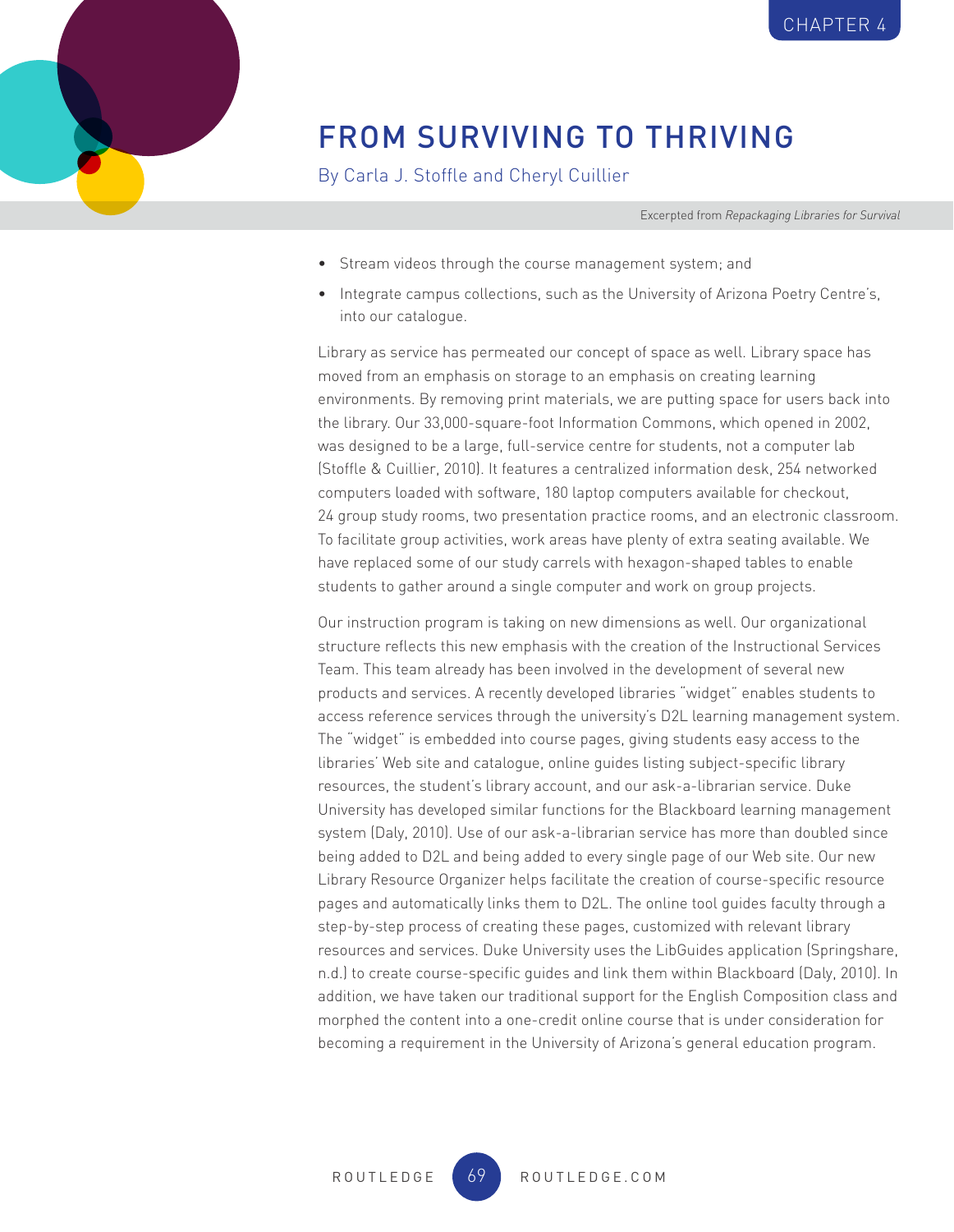- Stream videos through the course management system; and
- Integrate campus collections, such as the University of Arizona Poetry Centre's, into our catalogue.

Library as service has permeated our concept of space as well. Library space has moved from an emphasis on storage to an emphasis on creating learning environments. By removing print materials, we are putting space for users back into the library. Our 33,000-square-foot Information Commons, which opened in 2002, was designed to be a large, full-service centre for students, not a computer lab (Stoffle & Cuillier, 2010). It features a centralized information desk, 254 networked computers loaded with software, 180 laptop computers available for checkout, 24 group study rooms, two presentation practice rooms, and an electronic classroom. To facilitate group activities, work areas have plenty of extra seating available. We have replaced some of our study carrels with hexagon-shaped tables to enable students to gather around a single computer and work on group projects.

Our instruction program is taking on new dimensions as well. Our organizational structure reflects this new emphasis with the creation of the Instructional Services Team. This team already has been involved in the development of several new products and services. A recently developed libraries "widget" enables students to access reference services through the university's D2L learning management system. The "widget" is embedded into course pages, giving students easy access to the libraries' Web site and catalogue, online guides listing subject-specific library resources, the student's library account, and our ask-a-librarian service. Duke University has developed similar functions for the Blackboard learning management system (Daly, 2010). Use of our ask-a-librarian service has more than doubled since being added to D2L and being added to every single page of our Web site. Our new Library Resource Organizer helps facilitate the creation of course-specific resource pages and automatically links them to D2L. The online tool guides faculty through a step-by-step process of creating these pages, customized with relevant library resources and services. Duke University uses the LibGuides application (Springshare, n.d.) to create course-specific guides and link them within Blackboard (Daly, 2010). In addition, we have taken our traditional support for the English Composition class and morphed the content into a one-credit online course that is under consideration for becoming a requirement in the University of Arizona's general education program.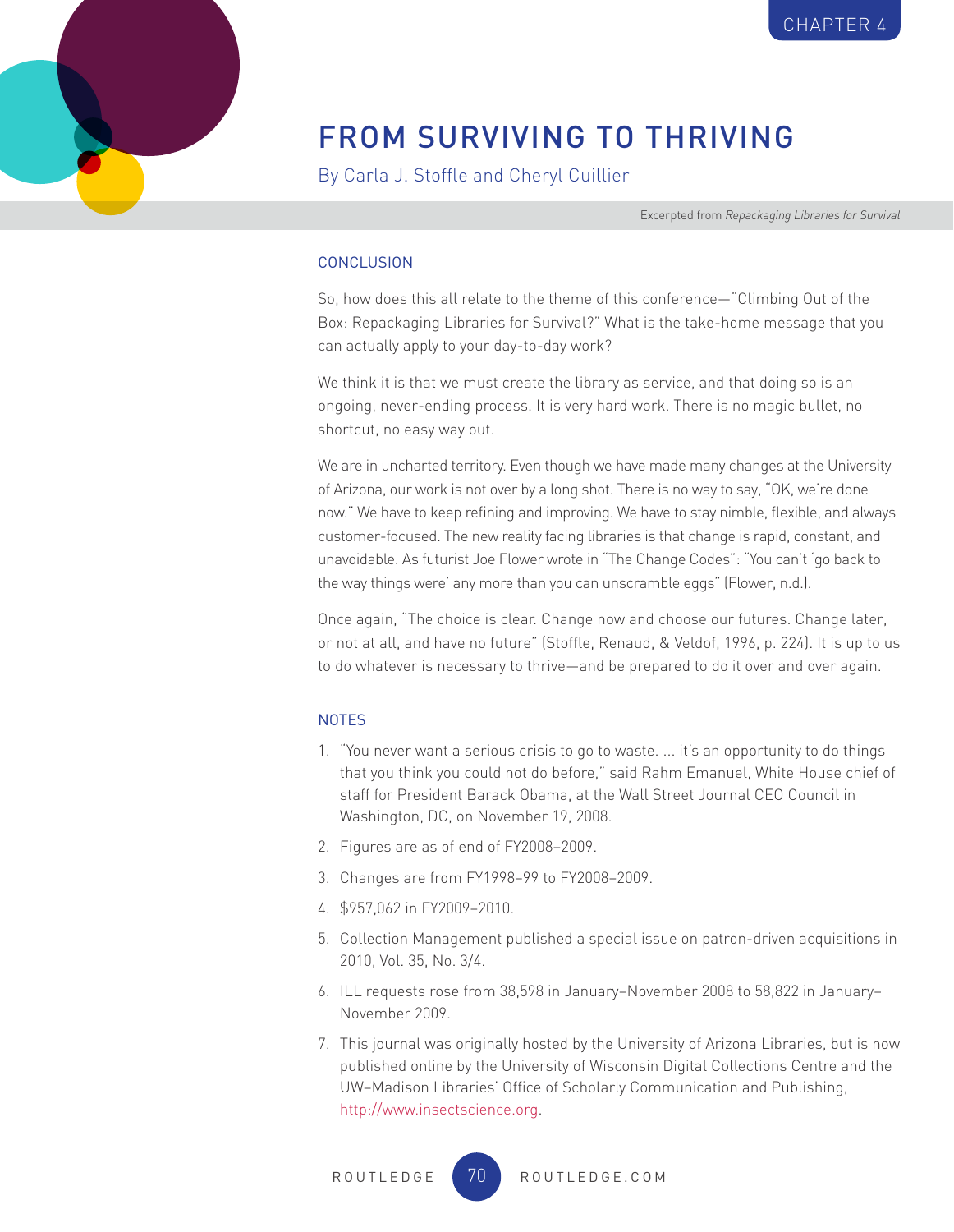CHAPTER 4

# FROM SURVIVING TO THRIVING

By Carla J. Stoffle and Cheryl Cuillier

Excerpted from *Repackaging Libraries for Survival*

## CONCLUSION

So, how does this all relate to the theme of this conference—"Climbing Out of the Box: Repackaging Libraries for Survival?" What is the take-home message that you can actually apply to your day-to-day work?

We think it is that we must create the library as service, and that doing so is an ongoing, never-ending process. It is very hard work. There is no magic bullet, no shortcut, no easy way out.

We are in uncharted territory. Even though we have made many changes at the University of Arizona, our work is not over by a long shot. There is no way to say, "OK, we're done now." We have to keep refining and improving. We have to stay nimble, flexible, and always customer-focused. The new reality facing libraries is that change is rapid, constant, and unavoidable. As futurist Joe Flower wrote in "The Change Codes": "You can't 'go back to the way things were' any more than you can unscramble eggs" (Flower, n.d.).

Once again, "The choice is clear. Change now and choose our futures. Change later, or not at all, and have no future" (Stoffle, Renaud, & Veldof, 1996, p. 224). It is up to us to do whatever is necessary to thrive—and be prepared to do it over and over again.

## NOTES

1. "You never want a serious crisis to go to waste. ... it's an opportunity to do things that you think you could not do before," said Rahm Emanuel, White House chief of staff for President Barack Obama, at the Wall Street Journal CEO Council in Washington, DC, on November 19, 2008.
2. Figures are as of end of FY2008–2009.
3. Changes are from FY1998–99 to FY2008–2009.
4. $957,062 in FY2009–2010.
5. Collection Management published a special issue on patron-driven acquisitions in 2010, Vol. 35, No. 3/4.
6. ILL requests rose from 38,598 in January–November 2008 to 58,822 in January–November 2009.
7. This journal was originally hosted by the University of Arizona Libraries, but is now published online by the University of Wisconsin Digital Collections Centre and the UW–Madison Libraries' Office of Scholarly Communication and Publishing, http://www.insectscience.org.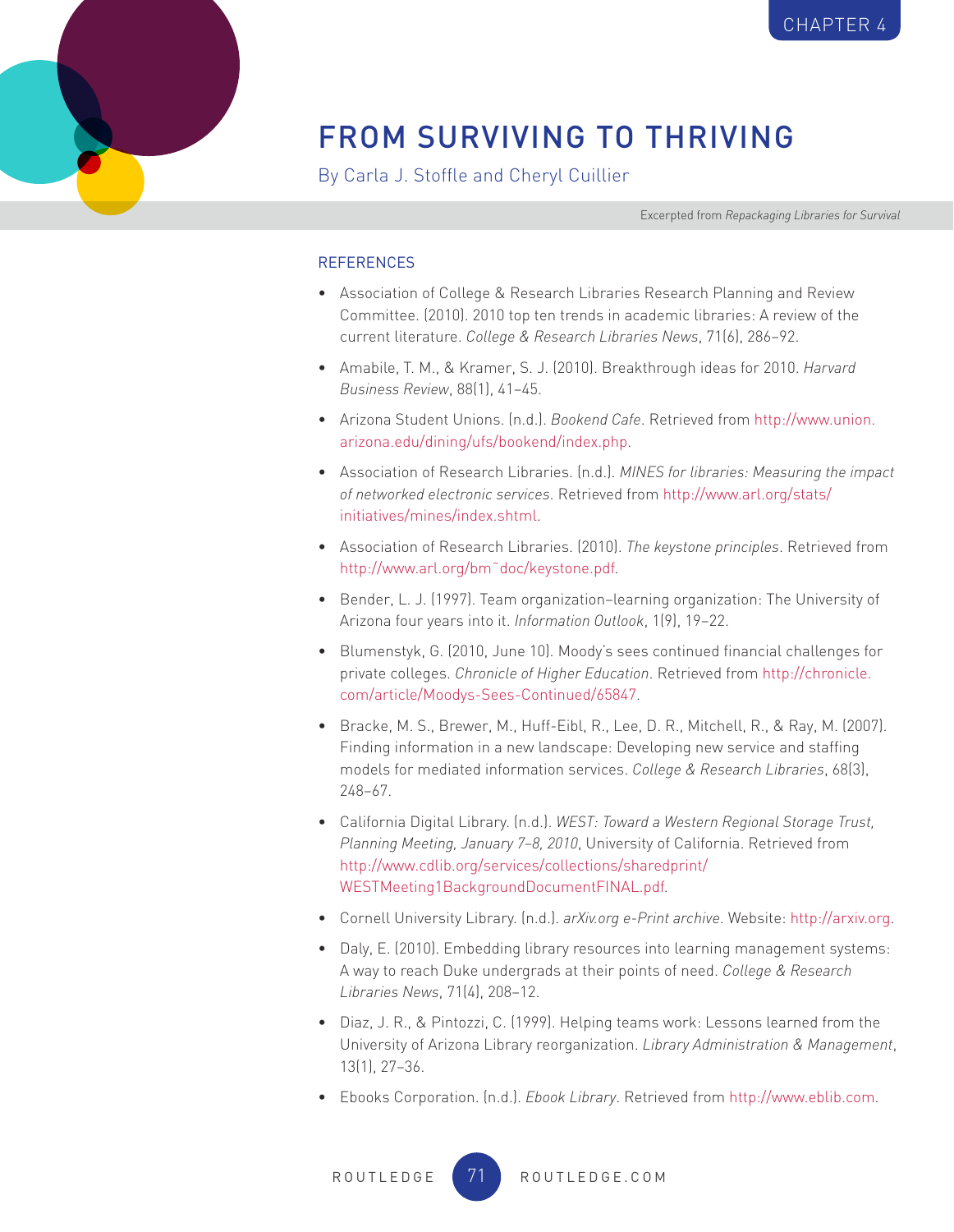# FROM SURVIVING TO THRIVING

By Carla J. Stoffle and Cheryl Cuillier

Excerpted from *Repackaging Libraries for Survival*

## REFERENCES

- Association of College & Research Libraries Research Planning and Review Committee. (2010). 2010 top ten trends in academic libraries: A review of the current literature. *College & Research Libraries News*, 71(6), 286–92.
- Amabile, T. M., & Kramer, S. J. (2010). Breakthrough ideas for 2010. *Harvard Business Review*, 88(1), 41–45.
- Arizona Student Unions. (n.d.). *Bookend Cafe*. Retrieved from http://www.union.arizona.edu/dining/ufs/bookend/index.php.
- Association of Research Libraries. (n.d.). *MINES for libraries: Measuring the impact of networked electronic services*. Retrieved from http://www.arl.org/stats/initiatives/mines/index.shtml.
- Association of Research Libraries. (2010). *The keystone principles*. Retrieved from http://www.arl.org/bm~doc/keystone.pdf.
- Bender, L. J. (1997). Team organization–learning organization: The University of Arizona four years into it. *Information Outlook*, 1(9), 19–22.
- Blumenstyk, G. (2010, June 10). Moody's sees continued financial challenges for private colleges. *Chronicle of Higher Education*. Retrieved from http://chronicle.com/article/Moodys-Sees-Continued/65847.
- Bracke, M. S., Brewer, M., Huff-Eibl, R., Lee, D. R., Mitchell, R., & Ray, M. (2007). Finding information in a new landscape: Developing new service and staffing models for mediated information services. *College & Research Libraries*, 68(3), 248–67.
- California Digital Library. (n.d.). *WEST: Toward a Western Regional Storage Trust, Planning Meeting, January 7–8, 2010*, University of California. Retrieved from http://www.cdlib.org/services/collections/sharedprint/WESTMeeting1BackgroundDocumentFINAL.pdf.
- Cornell University Library. (n.d.). *arXiv.org e-Print archive*. Website: http://arxiv.org.
- Daly, E. (2010). Embedding library resources into learning management systems: A way to reach Duke undergrads at their points of need. *College & Research Libraries News*, 71(4), 208–12.
- Diaz, J. R., & Pintozzi, C. (1999). Helping teams work: Lessons learned from the University of Arizona Library reorganization. *Library Administration & Management*, 13(1), 27–36.
- Ebooks Corporation. (n.d.). *Ebook Library*. Retrieved from http://www.eblib.com.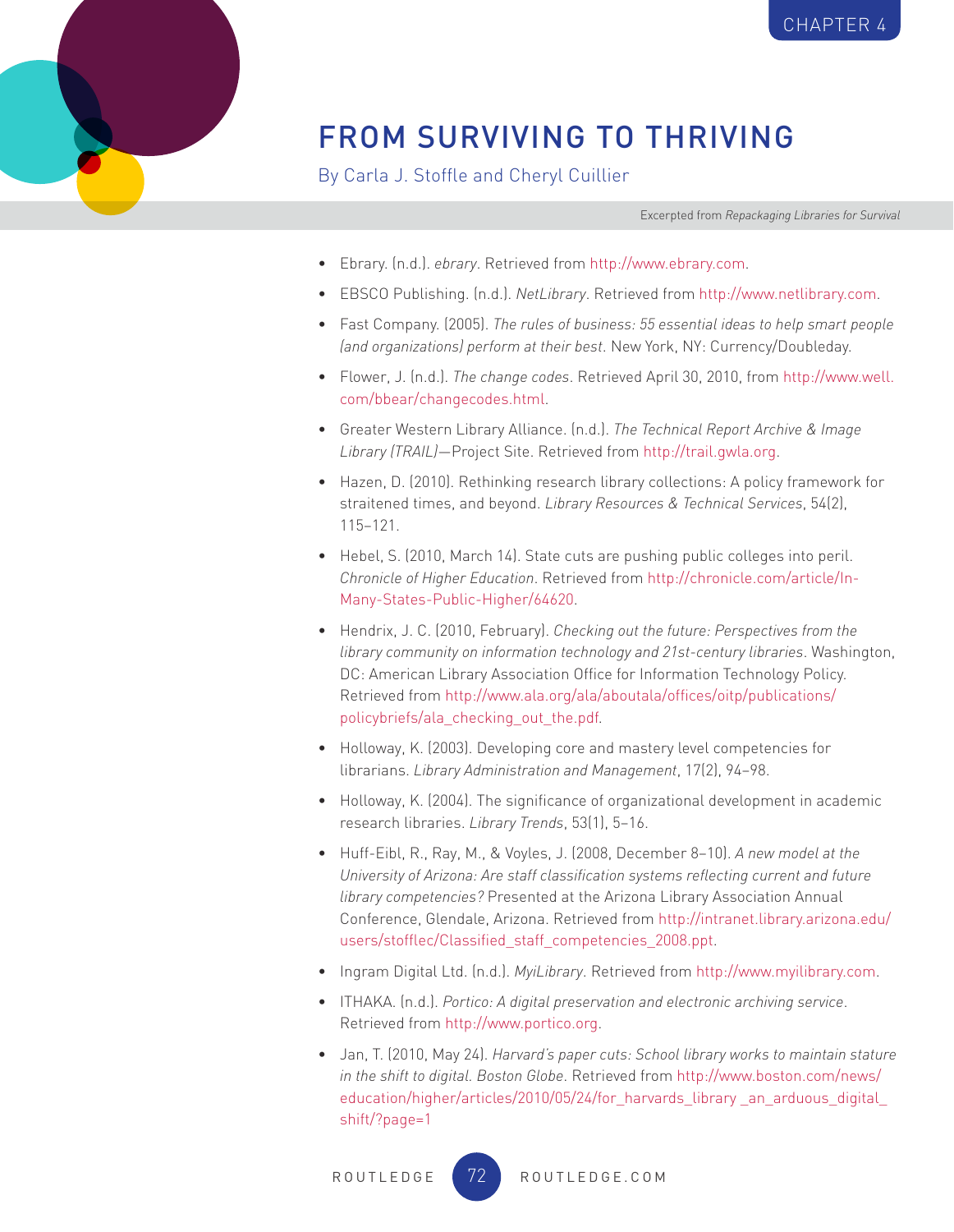- Ebrary. (n.d.). *ebrary*. Retrieved from http://www.ebrary.com.
- EBSCO Publishing. (n.d.). *NetLibrary*. Retrieved from http://www.netlibrary.com.
- Fast Company. (2005). *The rules of business: 55 essential ideas to help smart people (and organizations) perform at their best*. New York, NY: Currency/Doubleday.
- Flower, J. (n.d.). *The change codes*. Retrieved April 30, 2010, from http://www.well.com/bbear/changecodes.html.
- Greater Western Library Alliance. (n.d.). *The Technical Report Archive & Image Library (TRAIL)*—Project Site. Retrieved from http://trail.gwla.org.
- Hazen, D. (2010). Rethinking research library collections: A policy framework for straitened times, and beyond. *Library Resources & Technical Services*, 54(2), 115–121.
- Hebel, S. (2010, March 14). State cuts are pushing public colleges into peril. *Chronicle of Higher Education*. Retrieved from http://chronicle.com/article/In-Many-States-Public-Higher/64620.
- Hendrix, J. C. (2010, February). *Checking out the future: Perspectives from the library community on information technology and 21st-century libraries*. Washington, DC: American Library Association Office for Information Technology Policy. Retrieved from http://www.ala.org/ala/aboutala/offices/oitp/publications/policybriefs/ala_checking_out_the.pdf.
- Holloway, K. (2003). Developing core and mastery level competencies for librarians. *Library Administration and Management*, 17(2), 94–98.
- Holloway, K. (2004). The significance of organizational development in academic research libraries. *Library Trends*, 53(1), 5–16.
- Huff-Eibl, R., Ray, M., & Voyles, J. (2008, December 8–10). *A new model at the University of Arizona: Are staff classification systems reflecting current and future library competencies?* Presented at the Arizona Library Association Annual Conference, Glendale, Arizona. Retrieved from http://intranet.library.arizona.edu/users/stofflec/Classified_staff_competencies_2008.ppt.
- Ingram Digital Ltd. (n.d.). *MyiLibrary*. Retrieved from http://www.myilibrary.com.
- ITHAKA. (n.d.). *Portico: A digital preservation and electronic archiving service*. Retrieved from http://www.portico.org.
- Jan, T. (2010, May 24). *Harvard's paper cuts: School library works to maintain stature in the shift to digital. Boston Globe*. Retrieved from http://www.boston.com/news/education/higher/articles/2010/05/24/for_harvards_library _an_arduous_digital_shift/?page=1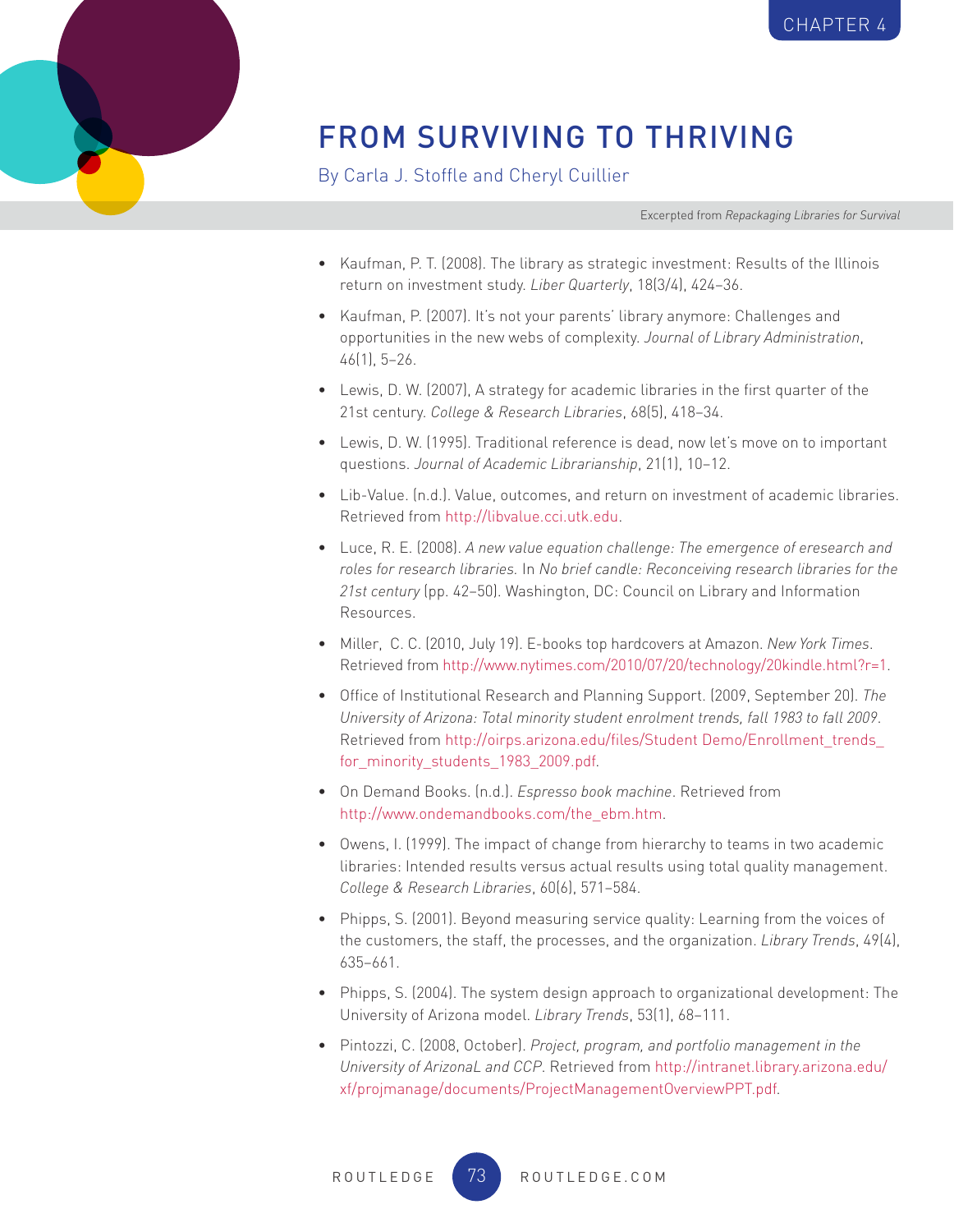- Kaufman, P. T. (2008). The library as strategic investment: Results of the Illinois return on investment study. *Liber Quarterly*, 18(3/4), 424–36.
- Kaufman, P. (2007). It's not your parents' library anymore: Challenges and opportunities in the new webs of complexity. *Journal of Library Administration*, 46(1), 5–26.
- Lewis, D. W. (2007), A strategy for academic libraries in the first quarter of the 21st century. *College & Research Libraries*, 68(5), 418–34.
- Lewis, D. W. (1995). Traditional reference is dead, now let's move on to important questions. *Journal of Academic Librarianship*, 21(1), 10–12.
- Lib-Value. (n.d.). Value, outcomes, and return on investment of academic libraries. Retrieved from http://libvalue.cci.utk.edu.
- Luce, R. E. (2008). *A new value equation challenge: The emergence of eresearch and roles for research libraries.* In *No brief candle: Reconceiving research libraries for the 21st century* (pp. 42–50). Washington, DC: Council on Library and Information Resources.
- Miller, C. C. (2010, July 19). E-books top hardcovers at Amazon. *New York Times*. Retrieved from http://www.nytimes.com/2010/07/20/technology/20kindle.html?r=1.
- Office of Institutional Research and Planning Support. (2009, September 20). *The University of Arizona: Total minority student enrolment trends, fall 1983 to fall 2009*. Retrieved from http://oirps.arizona.edu/files/Student Demo/Enrollment_trends_for_minority_students_1983_2009.pdf.
- On Demand Books. (n.d.). *Espresso book machine*. Retrieved from http://www.ondemandbooks.com/the_ebm.htm.
- Owens, I. (1999). The impact of change from hierarchy to teams in two academic libraries: Intended results versus actual results using total quality management. *College & Research Libraries*, 60(6), 571–584.
- Phipps, S. (2001). Beyond measuring service quality: Learning from the voices of the customers, the staff, the processes, and the organization. *Library Trends*, 49(4), 635–661.
- Phipps, S. (2004). The system design approach to organizational development: The University of Arizona model. *Library Trends*, 53(1), 68–111.
- Pintozzi, C. (2008, October). *Project, program, and portfolio management in the University of ArizonaL and CCP*. Retrieved from http://intranet.library.arizona.edu/xf/projmanage/documents/ProjectManagementOverviewPPT.pdf.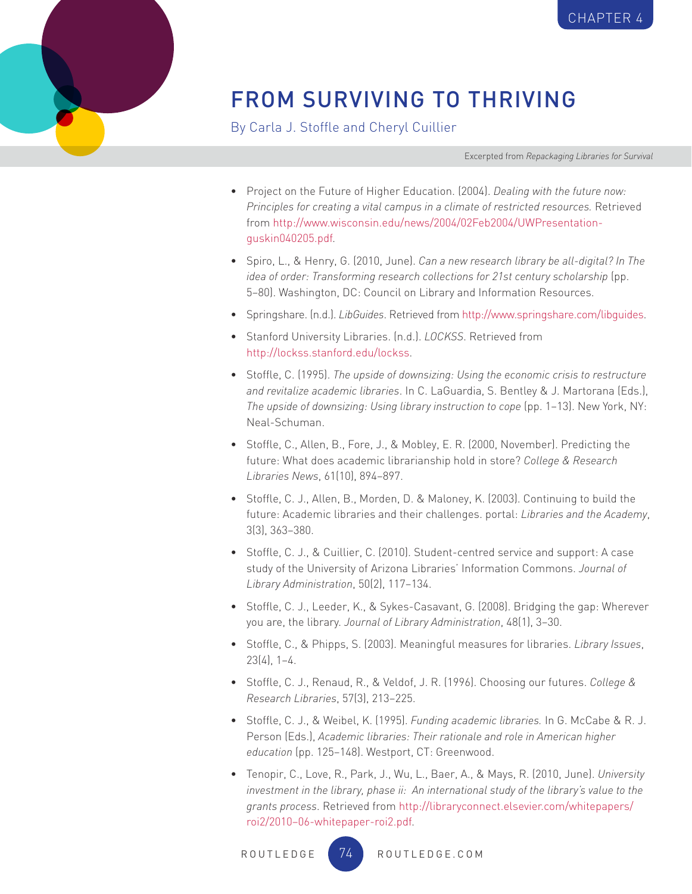- Project on the Future of Higher Education. (2004). *Dealing with the future now: Principles for creating a vital campus in a climate of restricted resources.* Retrieved from http://www.wisconsin.edu/news/2004/02Feb2004/UWPresentation-guskin040205.pdf.
- Spiro, L., & Henry, G. (2010, June). *Can a new research library be all-digital? In The idea of order: Transforming research collections for 21st century scholarship* (pp. 5–80). Washington, DC: Council on Library and Information Resources.
- Springshare. (n.d.). *LibGuides*. Retrieved from http://www.springshare.com/libguides.
- Stanford University Libraries. (n.d.). *LOCKSS*. Retrieved from http://lockss.stanford.edu/lockss.
- Stoffle, C. (1995). *The upside of downsizing: Using the economic crisis to restructure and revitalize academic libraries*. In C. LaGuardia, S. Bentley & J. Martorana (Eds.), *The upside of downsizing: Using library instruction to cope* (pp. 1–13). New York, NY: Neal-Schuman.
- Stoffle, C., Allen, B., Fore, J., & Mobley, E. R. (2000, November). Predicting the future: What does academic librarianship hold in store? *College & Research Libraries News*, 61(10), 894–897.
- Stoffle, C. J., Allen, B., Morden, D. & Maloney, K. (2003). Continuing to build the future: Academic libraries and their challenges. portal: *Libraries and the Academy*, 3(3), 363–380.
- Stoffle, C. J., & Cuillier, C. (2010). Student-centred service and support: A case study of the University of Arizona Libraries' Information Commons. *Journal of Library Administration*, 50(2), 117–134.
- Stoffle, C. J., Leeder, K., & Sykes-Casavant, G. (2008). Bridging the gap: Wherever you are, the library. *Journal of Library Administration*, 48(1), 3–30.
- Stoffle, C., & Phipps, S. (2003). Meaningful measures for libraries. *Library Issues*, 23(4), 1–4.
- Stoffle, C. J., Renaud, R., & Veldof, J. R. (1996). Choosing our futures. *College & Research Libraries*, 57(3), 213–225.
- Stoffle, C. J., & Weibel, K. (1995). *Funding academic libraries.* In G. McCabe & R. J. Person (Eds.), *Academic libraries: Their rationale and role in American higher education* (pp. 125–148). Westport, CT: Greenwood.
- Tenopir, C., Love, R., Park, J., Wu, L., Baer, A., & Mays, R. (2010, June). *University investment in the library, phase ii: An international study of the library's value to the grants process.* Retrieved from http://libraryconnect.elsevier.com/whitepapers/roi2/2010-06-whitepaper-roi2.pdf.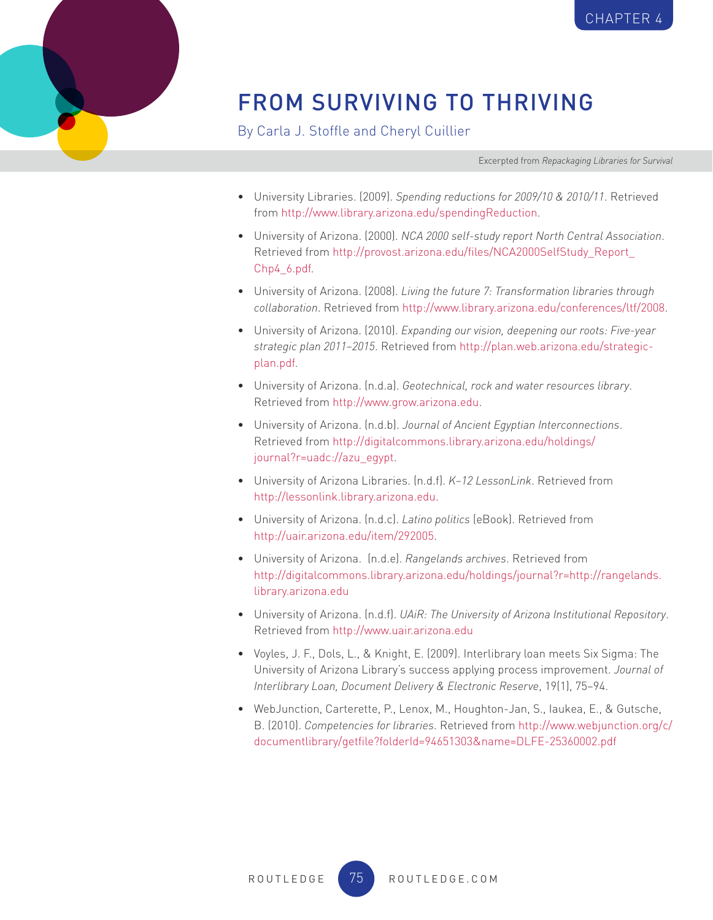- University Libraries. (2009). *Spending reductions for 2009/10 & 2010/11*. Retrieved from http://www.library.arizona.edu/spendingReduction.
- University of Arizona. (2000). *NCA 2000 self-study report North Central Association*. Retrieved from http://provost.arizona.edu/files/NCA2000SelfStudy_Report_Chp4_6.pdf.
- University of Arizona. (2008). *Living the future 7: Transformation libraries through collaboration*. Retrieved from http://www.library.arizona.edu/conferences/ltf/2008.
- University of Arizona. (2010). *Expanding our vision, deepening our roots: Five-year strategic plan 2011–2015*. Retrieved from http://plan.web.arizona.edu/strategic-plan.pdf.
- University of Arizona. (n.d.a). *Geotechnical, rock and water resources library*. Retrieved from http://www.grow.arizona.edu.
- University of Arizona. (n.d.b). *Journal of Ancient Egyptian Interconnections*. Retrieved from http://digitalcommons.library.arizona.edu/holdings/journal?r=uadc://azu_egypt.
- University of Arizona Libraries. (n.d.f). *K–12 LessonLink*. Retrieved from http://lessonlink.library.arizona.edu.
- University of Arizona. (n.d.c). *Latino politics* (eBook). Retrieved from http://uair.arizona.edu/item/292005.
- University of Arizona. (n.d.e). *Rangelands archives*. Retrieved from http://digitalcommons.library.arizona.edu/holdings/journal?r=http://rangelands.library.arizona.edu
- University of Arizona. (n.d.f). *UAiR: The University of Arizona Institutional Repository*. Retrieved from http://www.uair.arizona.edu
- Voyles, J. F., Dols, L., & Knight, E. (2009). Interlibrary loan meets Six Sigma: The University of Arizona Library's success applying process improvement. *Journal of Interlibrary Loan, Document Delivery & Electronic Reserve*, 19(1), 75–94.
- WebJunction, Carterette, P., Lenox, M., Houghton-Jan, S., Iaukea, E., & Gutsche, B. (2010). *Competencies for libraries*. Retrieved from http://www.webjunction.org/c/documentlibrary/getfile?folderId=94651303&name=DLFE-25360002.pdf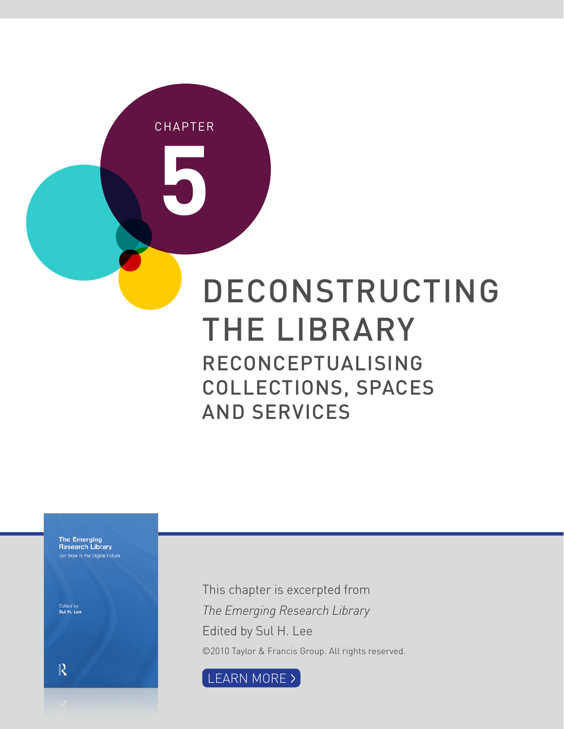CHAPTER

# 5

# DECONSTRUCTING THE LIBRARY

## RECONCEPTUALISING COLLECTIONS, SPACES AND SERVICES

This chapter is excerpted from

*The Emerging Research Library*

Edited by Sul H. Lee

©2010 Taylor & Francis Group. All rights reserved.

LEARN MORE >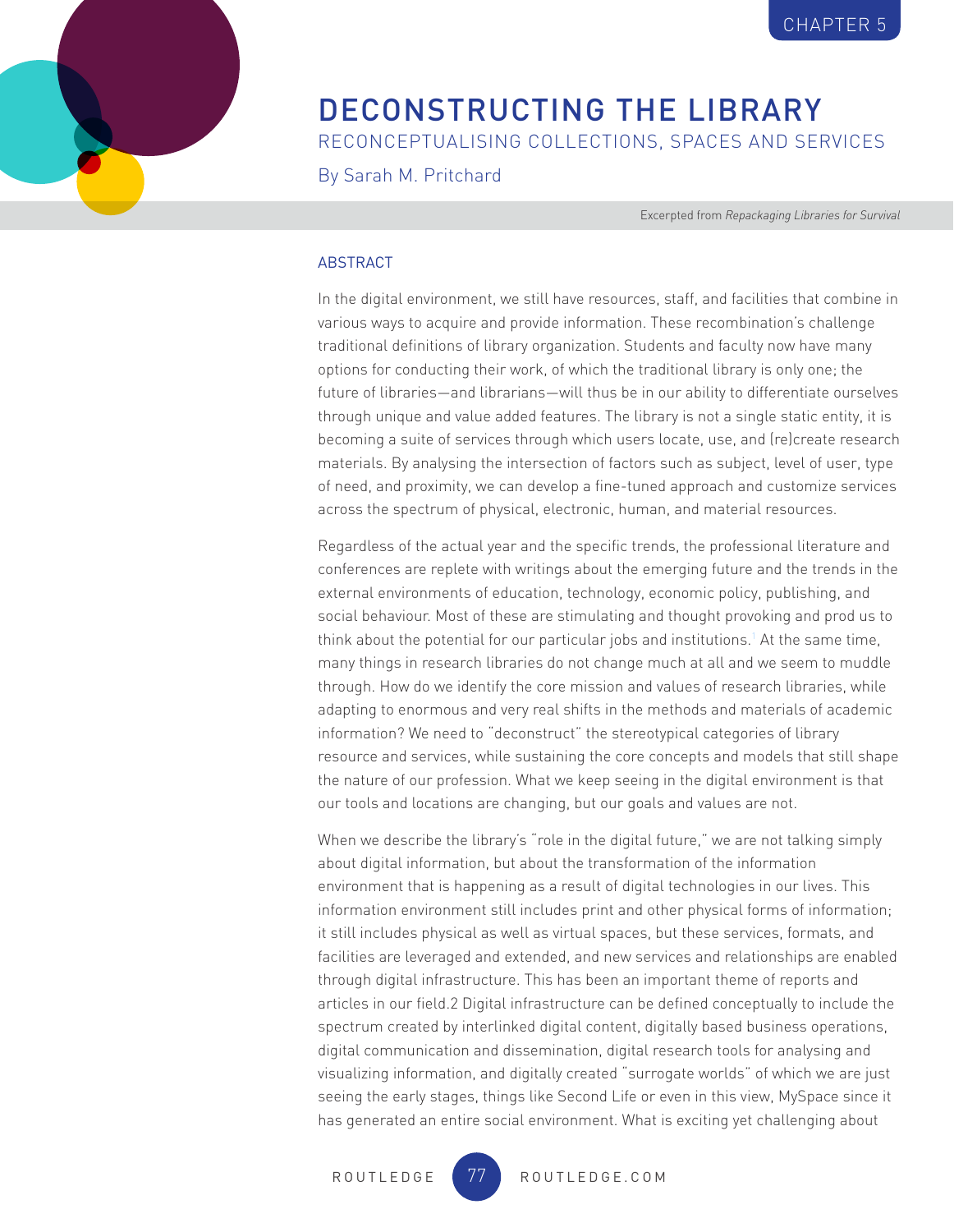CHAPTER 5

# DECONSTRUCTING THE LIBRARY

## RECONCEPTUALISING COLLECTIONS, SPACES AND SERVICES

By Sarah M. Pritchard

Excerpted from *Repackaging Libraries for Survival*

### ABSTRACT

In the digital environment, we still have resources, staff, and facilities that combine in various ways to acquire and provide information. These recombination's challenge traditional definitions of library organization. Students and faculty now have many options for conducting their work, of which the traditional library is only one; the future of libraries—and librarians—will thus be in our ability to differentiate ourselves through unique and value added features. The library is not a single static entity, it is becoming a suite of services through which users locate, use, and (re)create research materials. By analysing the intersection of factors such as subject, level of user, type of need, and proximity, we can develop a fine-tuned approach and customize services across the spectrum of physical, electronic, human, and material resources.

Regardless of the actual year and the specific trends, the professional literature and conferences are replete with writings about the emerging future and the trends in the external environments of education, technology, economic policy, publishing, and social behaviour. Most of these are stimulating and thought provoking and prod us to think about the potential for our particular jobs and institutions.[1] At the same time, many things in research libraries do not change much at all and we seem to muddle through. How do we identify the core mission and values of research libraries, while adapting to enormous and very real shifts in the methods and materials of academic information? We need to "deconstruct" the stereotypical categories of library resource and services, while sustaining the core concepts and models that still shape the nature of our profession. What we keep seeing in the digital environment is that our tools and locations are changing, but our goals and values are not.

When we describe the library's "role in the digital future," we are not talking simply about digital information, but about the transformation of the information environment that is happening as a result of digital technologies in our lives. This information environment still includes print and other physical forms of information; it still includes physical as well as virtual spaces, but these services, formats, and facilities are leveraged and extended, and new services and relationships are enabled through digital infrastructure. This has been an important theme of reports and articles in our field.2 Digital infrastructure can be defined conceptually to include the spectrum created by interlinked digital content, digitally based business operations, digital communication and dissemination, digital research tools for analysing and visualizing information, and digitally created "surrogate worlds" of which we are just seeing the early stages, things like Second Life or even in this view, MySpace since it has generated an entire social environment. What is exciting yet challenging about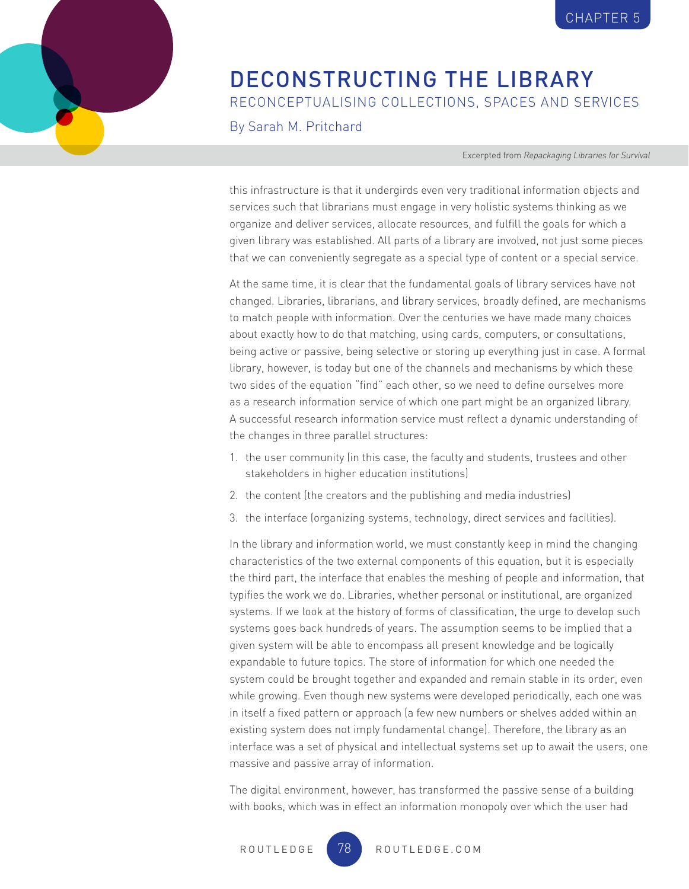this infrastructure is that it undergirds even very traditional information objects and services such that librarians must engage in very holistic systems thinking as we organize and deliver services, allocate resources, and fulfill the goals for which a given library was established. All parts of a library are involved, not just some pieces that we can conveniently segregate as a special type of content or a special service.

At the same time, it is clear that the fundamental goals of library services have not changed. Libraries, librarians, and library services, broadly defined, are mechanisms to match people with information. Over the centuries we have made many choices about exactly how to do that matching, using cards, computers, or consultations, being active or passive, being selective or storing up everything just in case. A formal library, however, is today but one of the channels and mechanisms by which these two sides of the equation "find" each other, so we need to define ourselves more as a research information service of which one part might be an organized library. A successful research information service must reflect a dynamic understanding of the changes in three parallel structures:

1. the user community (in this case, the faculty and students, trustees and other stakeholders in higher education institutions)
2. the content (the creators and the publishing and media industries)
3. the interface (organizing systems, technology, direct services and facilities).

In the library and information world, we must constantly keep in mind the changing characteristics of the two external components of this equation, but it is especially the third part, the interface that enables the meshing of people and information, that typifies the work we do. Libraries, whether personal or institutional, are organized systems. If we look at the history of forms of classification, the urge to develop such systems goes back hundreds of years. The assumption seems to be implied that a given system will be able to encompass all present knowledge and be logically expandable to future topics. The store of information for which one needed the system could be brought together and expanded and remain stable in its order, even while growing. Even though new systems were developed periodically, each one was in itself a fixed pattern or approach (a few new numbers or shelves added within an existing system does not imply fundamental change). Therefore, the library as an interface was a set of physical and intellectual systems set up to await the users, one massive and passive array of information.

The digital environment, however, has transformed the passive sense of a building with books, which was in effect an information monopoly over which the user had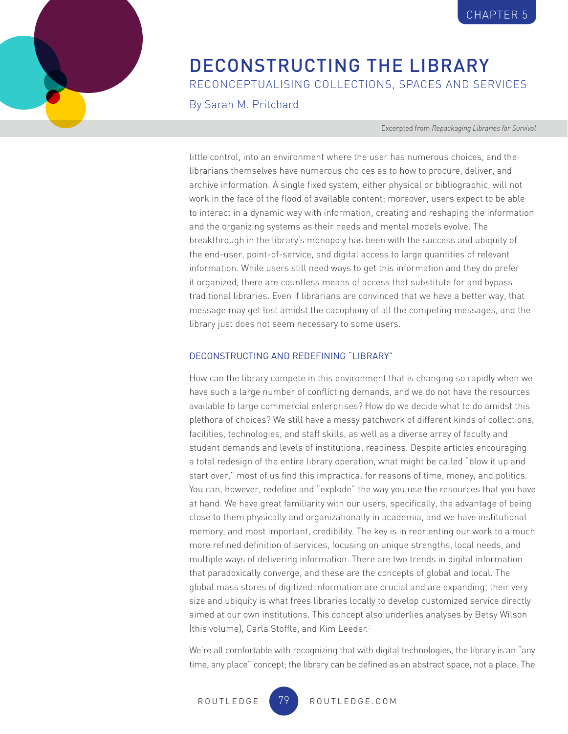# DECONSTRUCTING THE LIBRARY

## RECONCEPTUALISING COLLECTIONS, SPACES AND SERVICES

By Sarah M. Pritchard

Excerpted from *Repackaging Libraries for Survival*

little control, into an environment where the user has numerous choices, and the librarians themselves have numerous choices as to how to procure, deliver, and archive information. A single fixed system, either physical or bibliographic, will not work in the face of the flood of available content; moreover, users expect to be able to interact in a dynamic way with information, creating and reshaping the information and the organizing systems as their needs and mental models evolve. The breakthrough in the library's monopoly has been with the success and ubiquity of the end-user, point-of-service, and digital access to large quantities of relevant information. While users still need ways to get this information and they do prefer it organized, there are countless means of access that substitute for and bypass traditional libraries. Even if librarians are convinced that we have a better way, that message may get lost amidst the cacophony of all the competing messages, and the library just does not seem necessary to some users.

### DECONSTRUCTING AND REDEFINING "LIBRARY"

How can the library compete in this environment that is changing so rapidly when we have such a large number of conflicting demands, and we do not have the resources available to large commercial enterprises? How do we decide what to do amidst this plethora of choices? We still have a messy patchwork of different kinds of collections, facilities, technologies, and staff skills, as well as a diverse array of faculty and student demands and levels of institutional readiness. Despite articles encouraging a total redesign of the entire library operation, what might be called "blow it up and start over," most of us find this impractical for reasons of time, money, and politics. You can, however, redefine and "explode" the way you use the resources that you have at hand. We have great familiarity with our users, specifically, the advantage of being close to them physically and organizationally in academia, and we have institutional memory, and most important, credibility. The key is in reorienting our work to a much more refined definition of services, focusing on unique strengths, local needs, and multiple ways of delivering information. There are two trends in digital information that paradoxically converge, and these are the concepts of global and local. The global mass stores of digitized information are crucial and are expanding; their very size and ubiquity is what frees libraries locally to develop customized service directly aimed at our own institutions. This concept also underlies analyses by Betsy Wilson (this volume), Carla Stoffle, and Kim Leeder.[3]

We're all comfortable with recognizing that with digital technologies, the library is an "any time, any place" concept; the library can be defined as an abstract space, not a place. The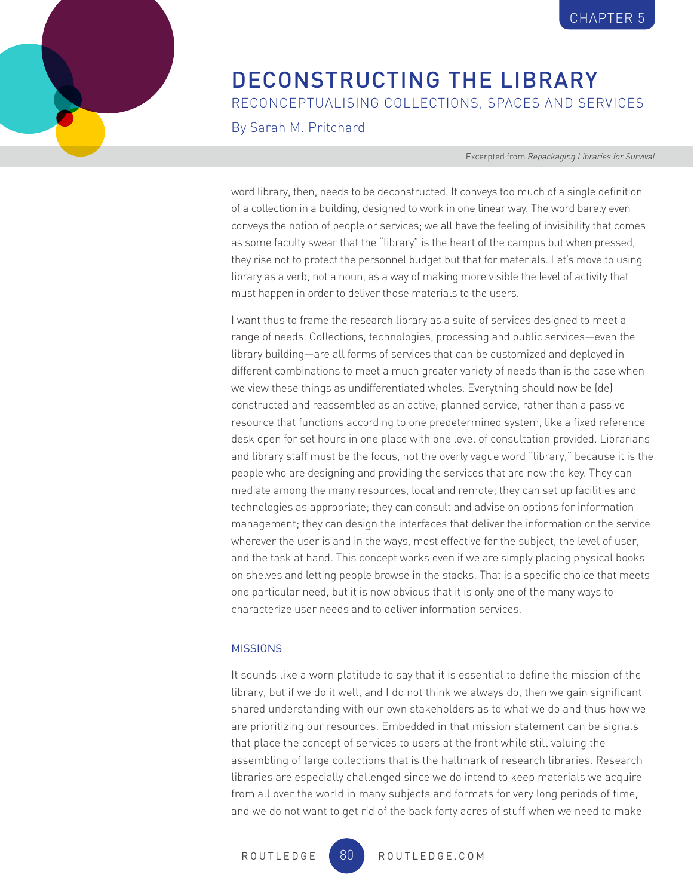word library, then, needs to be deconstructed. It conveys too much of a single definition of a collection in a building, designed to work in one linear way. The word barely even conveys the notion of people or services; we all have the feeling of invisibility that comes as some faculty swear that the "library" is the heart of the campus but when pressed, they rise not to protect the personnel budget but that for materials. Let's move to using library as a verb, not a noun, as a way of making more visible the level of activity that must happen in order to deliver those materials to the users.

I want thus to frame the research library as a suite of services designed to meet a range of needs. Collections, technologies, processing and public services—even the library building—are all forms of services that can be customized and deployed in different combinations to meet a much greater variety of needs than is the case when we view these things as undifferentiated wholes. Everything should now be (de) constructed and reassembled as an active, planned service, rather than a passive resource that functions according to one predetermined system, like a fixed reference desk open for set hours in one place with one level of consultation provided. Librarians and library staff must be the focus, not the overly vague word "library," because it is the people who are designing and providing the services that are now the key. They can mediate among the many resources, local and remote; they can set up facilities and technologies as appropriate; they can consult and advise on options for information management; they can design the interfaces that deliver the information or the service wherever the user is and in the ways, most effective for the subject, the level of user, and the task at hand. This concept works even if we are simply placing physical books on shelves and letting people browse in the stacks. That is a specific choice that meets one particular need, but it is now obvious that it is only one of the many ways to characterize user needs and to deliver information services.

## MISSIONS

It sounds like a worn platitude to say that it is essential to define the mission of the library, but if we do it well, and I do not think we always do, then we gain significant shared understanding with our own stakeholders as to what we do and thus how we are prioritizing our resources. Embedded in that mission statement can be signals that place the concept of services to users at the front while still valuing the assembling of large collections that is the hallmark of research libraries. Research libraries are especially challenged since we do intend to keep materials we acquire from all over the world in many subjects and formats for very long periods of time, and we do not want to get rid of the back forty acres of stuff when we need to make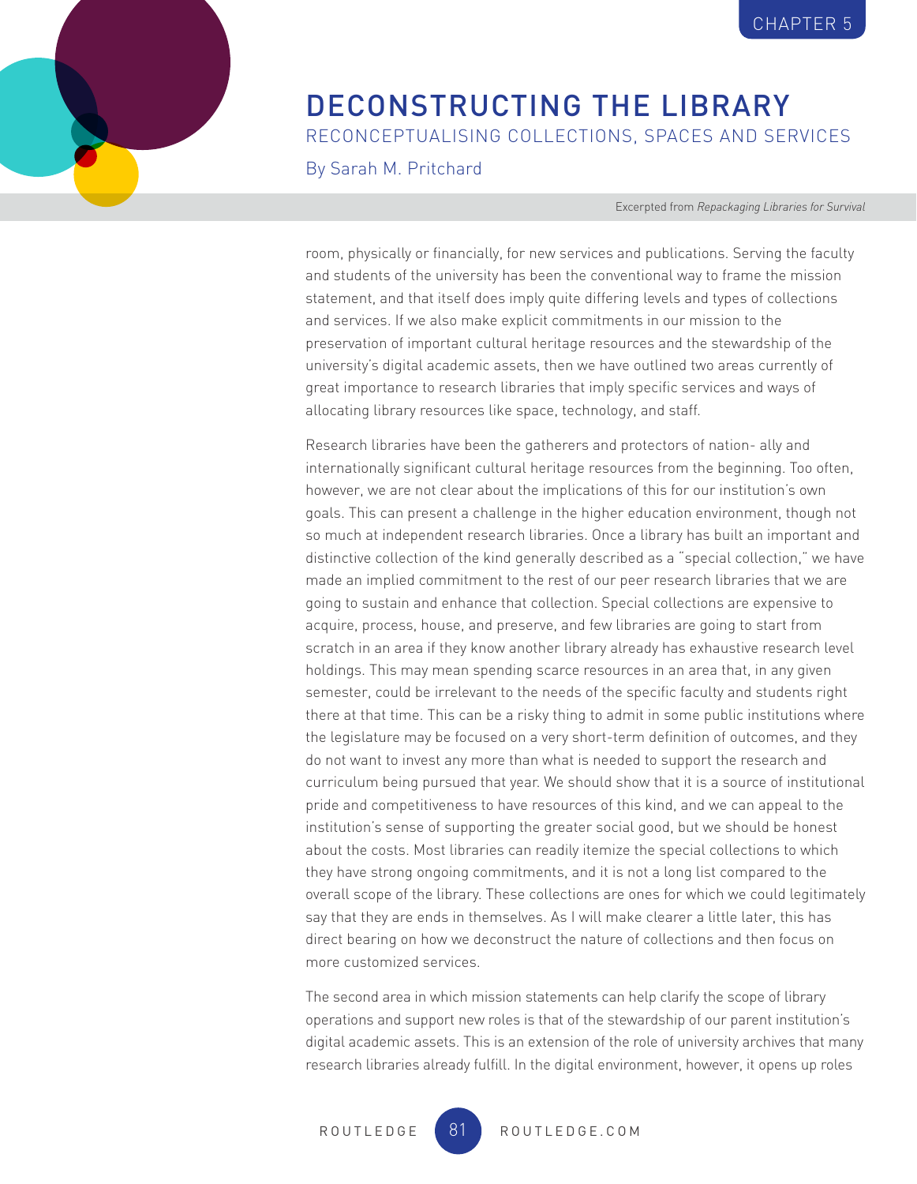room, physically or financially, for new services and publications. Serving the faculty and students of the university has been the conventional way to frame the mission statement, and that itself does imply quite differing levels and types of collections and services. If we also make explicit commitments in our mission to the preservation of important cultural heritage resources and the stewardship of the university's digital academic assets, then we have outlined two areas currently of great importance to research libraries that imply specific services and ways of allocating library resources like space, technology, and staff.

Research libraries have been the gatherers and protectors of nation- ally and internationally significant cultural heritage resources from the beginning. Too often, however, we are not clear about the implications of this for our institution's own goals. This can present a challenge in the higher education environment, though not so much at independent research libraries. Once a library has built an important and distinctive collection of the kind generally described as a "special collection," we have made an implied commitment to the rest of our peer research libraries that we are going to sustain and enhance that collection. Special collections are expensive to acquire, process, house, and preserve, and few libraries are going to start from scratch in an area if they know another library already has exhaustive research level holdings. This may mean spending scarce resources in an area that, in any given semester, could be irrelevant to the needs of the specific faculty and students right there at that time. This can be a risky thing to admit in some public institutions where the legislature may be focused on a very short-term definition of outcomes, and they do not want to invest any more than what is needed to support the research and curriculum being pursued that year. We should show that it is a source of institutional pride and competitiveness to have resources of this kind, and we can appeal to the institution's sense of supporting the greater social good, but we should be honest about the costs. Most libraries can readily itemize the special collections to which they have strong ongoing commitments, and it is not a long list compared to the overall scope of the library. These collections are ones for which we could legitimately say that they are ends in themselves. As I will make clearer a little later, this has direct bearing on how we deconstruct the nature of collections and then focus on more customized services.

The second area in which mission statements can help clarify the scope of library operations and support new roles is that of the stewardship of our parent institution's digital academic assets. This is an extension of the role of university archives that many research libraries already fulfill. In the digital environment, however, it opens up roles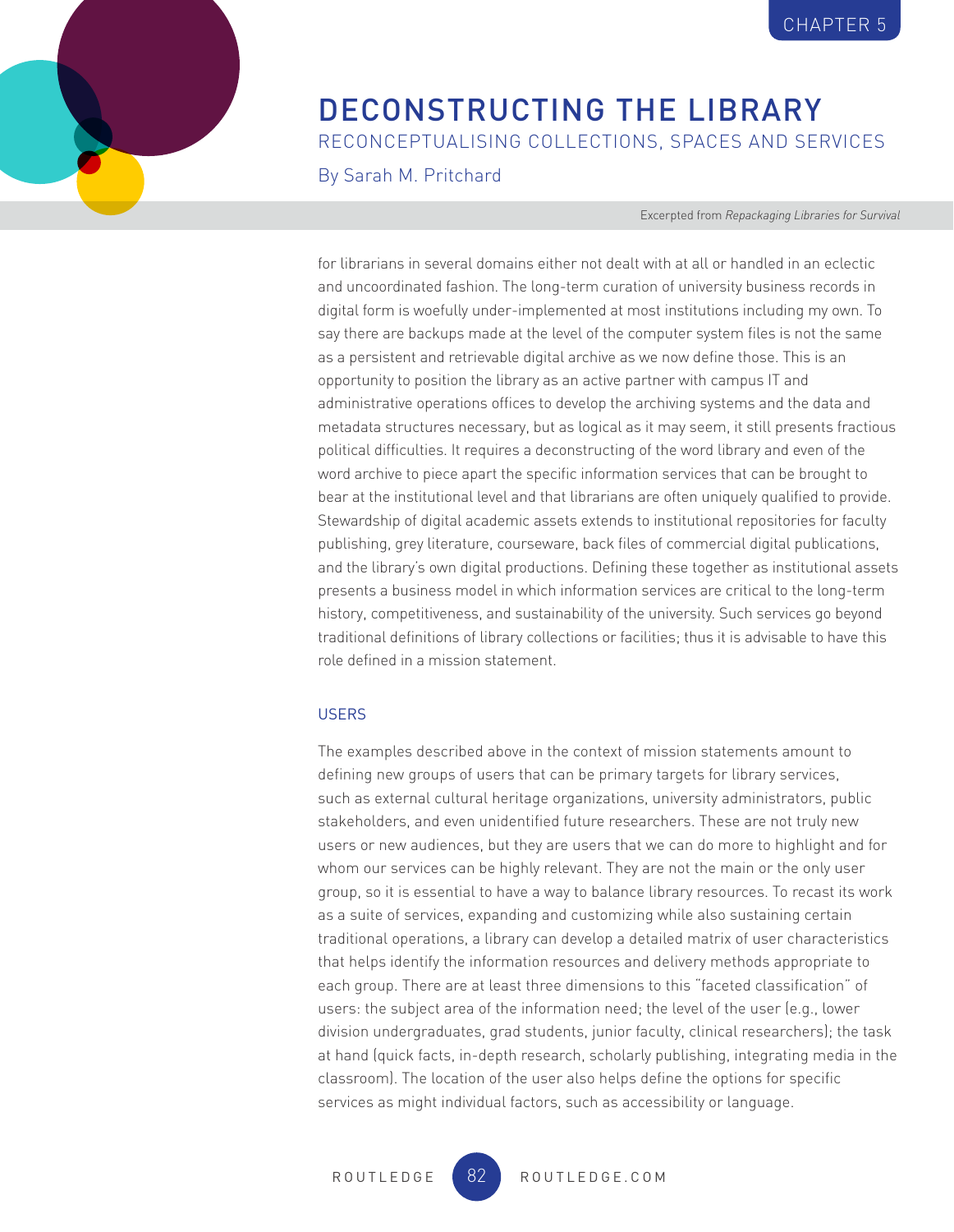for librarians in several domains either not dealt with at all or handled in an eclectic and uncoordinated fashion. The long-term curation of university business records in digital form is woefully under-implemented at most institutions including my own. To say there are backups made at the level of the computer system files is not the same as a persistent and retrievable digital archive as we now define those. This is an opportunity to position the library as an active partner with campus IT and administrative operations offices to develop the archiving systems and the data and metadata structures necessary, but as logical as it may seem, it still presents fractious political difficulties. It requires a deconstructing of the word library and even of the word archive to piece apart the specific information services that can be brought to bear at the institutional level and that librarians are often uniquely qualified to provide. Stewardship of digital academic assets extends to institutional repositories for faculty publishing, grey literature, courseware, back files of commercial digital publications, and the library's own digital productions. Defining these together as institutional assets presents a business model in which information services are critical to the long-term history, competitiveness, and sustainability of the university. Such services go beyond traditional definitions of library collections or facilities; thus it is advisable to have this role defined in a mission statement.

## USERS

The examples described above in the context of mission statements amount to defining new groups of users that can be primary targets for library services, such as external cultural heritage organizations, university administrators, public stakeholders, and even unidentified future researchers. These are not truly new users or new audiences, but they are users that we can do more to highlight and for whom our services can be highly relevant. They are not the main or the only user group, so it is essential to have a way to balance library resources. To recast its work as a suite of services, expanding and customizing while also sustaining certain traditional operations, a library can develop a detailed matrix of user characteristics that helps identify the information resources and delivery methods appropriate to each group. There are at least three dimensions to this "faceted classification" of users: the subject area of the information need; the level of the user (e.g., lower division undergraduates, grad students, junior faculty, clinical researchers); the task at hand (quick facts, in-depth research, scholarly publishing, integrating media in the classroom). The location of the user also helps define the options for specific services as might individual factors, such as accessibility or language.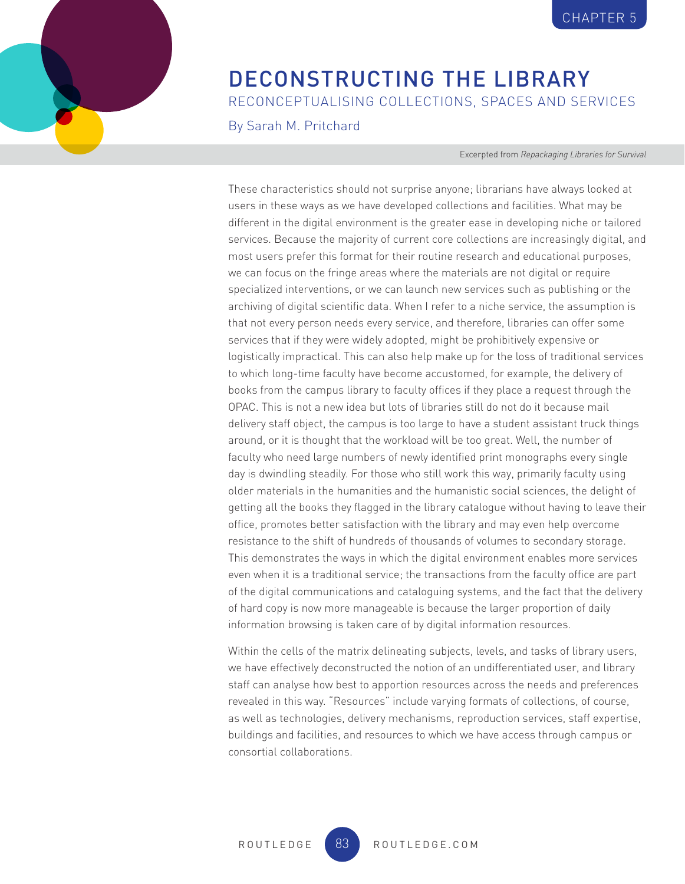These characteristics should not surprise anyone; librarians have always looked at users in these ways as we have developed collections and facilities. What may be different in the digital environment is the greater ease in developing niche or tailored services. Because the majority of current core collections are increasingly digital, and most users prefer this format for their routine research and educational purposes, we can focus on the fringe areas where the materials are not digital or require specialized interventions, or we can launch new services such as publishing or the archiving of digital scientific data. When I refer to a niche service, the assumption is that not every person needs every service, and therefore, libraries can offer some services that if they were widely adopted, might be prohibitively expensive or logistically impractical. This can also help make up for the loss of traditional services to which long-time faculty have become accustomed, for example, the delivery of books from the campus library to faculty offices if they place a request through the OPAC. This is not a new idea but lots of libraries still do not do it because mail delivery staff object, the campus is too large to have a student assistant truck things around, or it is thought that the workload will be too great. Well, the number of faculty who need large numbers of newly identified print monographs every single day is dwindling steadily. For those who still work this way, primarily faculty using older materials in the humanities and the humanistic social sciences, the delight of getting all the books they flagged in the library catalogue without having to leave their office, promotes better satisfaction with the library and may even help overcome resistance to the shift of hundreds of thousands of volumes to secondary storage. This demonstrates the ways in which the digital environment enables more services even when it is a traditional service; the transactions from the faculty office are part of the digital communications and cataloguing systems, and the fact that the delivery of hard copy is now more manageable is because the larger proportion of daily information browsing is taken care of by digital information resources.

Within the cells of the matrix delineating subjects, levels, and tasks of library users, we have effectively deconstructed the notion of an undifferentiated user, and library staff can analyse how best to apportion resources across the needs and preferences revealed in this way. "Resources" include varying formats of collections, of course, as well as technologies, delivery mechanisms, reproduction services, staff expertise, buildings and facilities, and resources to which we have access through campus or consortial collaborations.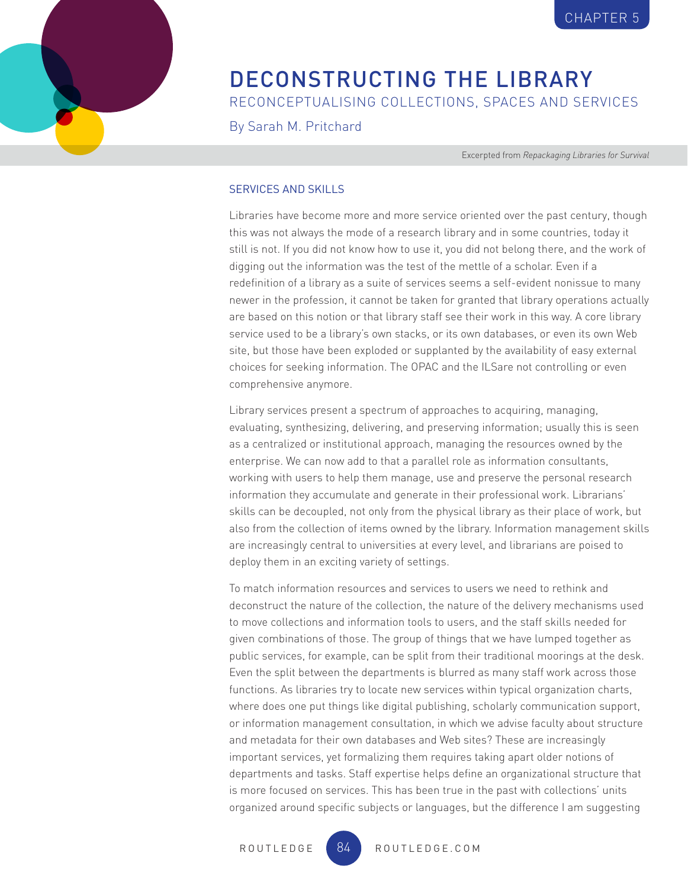CHAPTER 5

# DECONSTRUCTING THE LIBRARY

## RECONCEPTUALISING COLLECTIONS, SPACES AND SERVICES

By Sarah M. Pritchard

Excerpted from *Repackaging Libraries for Survival*

### SERVICES AND SKILLS

Libraries have become more and more service oriented over the past century, though this was not always the mode of a research library and in some countries, today it still is not. If you did not know how to use it, you did not belong there, and the work of digging out the information was the test of the mettle of a scholar. Even if a redefinition of a library as a suite of services seems a self-evident nonissue to many newer in the profession, it cannot be taken for granted that library operations actually are based on this notion or that library staff see their work in this way. A core library service used to be a library's own stacks, or its own databases, or even its own Web site, but those have been exploded or supplanted by the availability of easy external choices for seeking information. The OPAC and the ILSare not controlling or even comprehensive anymore.

Library services present a spectrum of approaches to acquiring, managing, evaluating, synthesizing, delivering, and preserving information; usually this is seen as a centralized or institutional approach, managing the resources owned by the enterprise. We can now add to that a parallel role as information consultants, working with users to help them manage, use and preserve the personal research information they accumulate and generate in their professional work. Librarians' skills can be decoupled, not only from the physical library as their place of work, but also from the collection of items owned by the library. Information management skills are increasingly central to universities at every level, and librarians are poised to deploy them in an exciting variety of settings.

To match information resources and services to users we need to rethink and deconstruct the nature of the collection, the nature of the delivery mechanisms used to move collections and information tools to users, and the staff skills needed for given combinations of those. The group of things that we have lumped together as public services, for example, can be split from their traditional moorings at the desk. Even the split between the departments is blurred as many staff work across those functions. As libraries try to locate new services within typical organization charts, where does one put things like digital publishing, scholarly communication support, or information management consultation, in which we advise faculty about structure and metadata for their own databases and Web sites? These are increasingly important services, yet formalizing them requires taking apart older notions of departments and tasks. Staff expertise helps define an organizational structure that is more focused on services. This has been true in the past with collections' units organized around specific subjects or languages, but the difference I am suggesting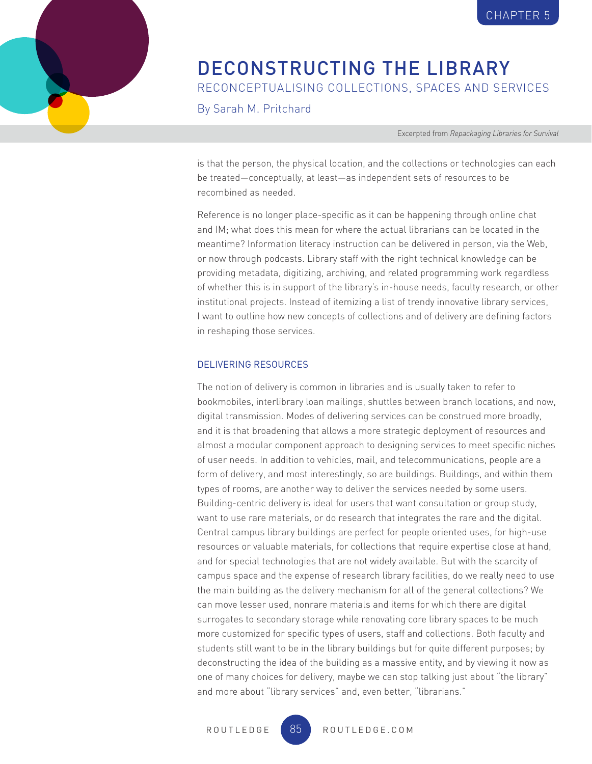is that the person, the physical location, and the collections or technologies can each be treated—conceptually, at least—as independent sets of resources to be recombined as needed.

Reference is no longer place-specific as it can be happening through online chat and IM; what does this mean for where the actual librarians can be located in the meantime? Information literacy instruction can be delivered in person, via the Web, or now through podcasts. Library staff with the right technical knowledge can be providing metadata, digitizing, archiving, and related programming work regardless of whether this is in support of the library's in-house needs, faculty research, or other institutional projects. Instead of itemizing a list of trendy innovative library services, I want to outline how new concepts of collections and of delivery are defining factors in reshaping those services.

### DELIVERING RESOURCES

The notion of delivery is common in libraries and is usually taken to refer to bookmobiles, interlibrary loan mailings, shuttles between branch locations, and now, digital transmission. Modes of delivering services can be construed more broadly, and it is that broadening that allows a more strategic deployment of resources and almost a modular component approach to designing services to meet specific niches of user needs. In addition to vehicles, mail, and telecommunications, people are a form of delivery, and most interestingly, so are buildings. Buildings, and within them types of rooms, are another way to deliver the services needed by some users. Building-centric delivery is ideal for users that want consultation or group study, want to use rare materials, or do research that integrates the rare and the digital. Central campus library buildings are perfect for people oriented uses, for high-use resources or valuable materials, for collections that require expertise close at hand, and for special technologies that are not widely available. But with the scarcity of campus space and the expense of research library facilities, do we really need to use the main building as the delivery mechanism for all of the general collections? We can move lesser used, nonrare materials and items for which there are digital surrogates to secondary storage while renovating core library spaces to be much more customized for specific types of users, staff and collections. Both faculty and students still want to be in the library buildings but for quite different purposes; by deconstructing the idea of the building as a massive entity, and by viewing it now as one of many choices for delivery, maybe we can stop talking just about "the library" and more about "library services" and, even better, "librarians."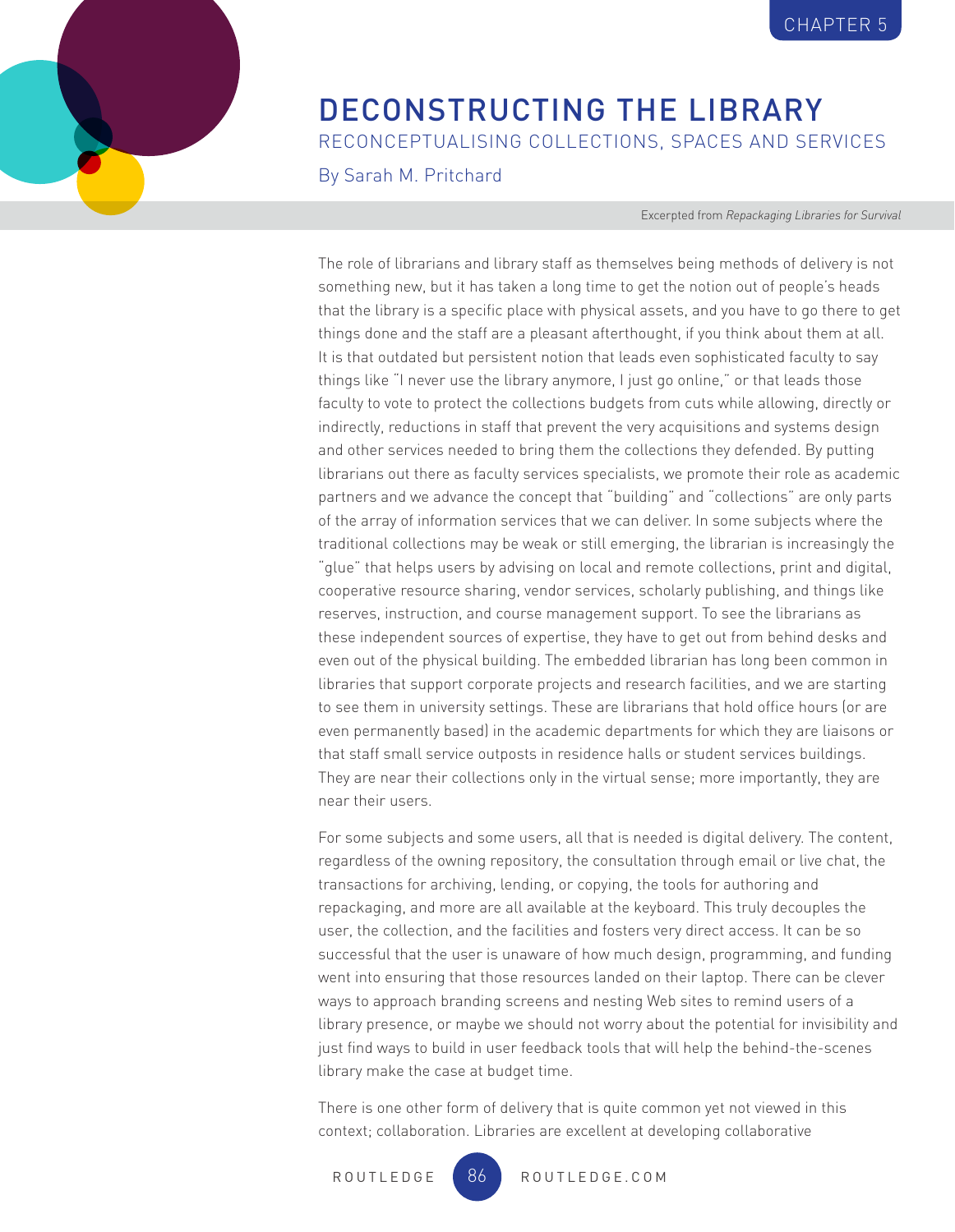# DECONSTRUCTING THE LIBRARY

## RECONCEPTUALISING COLLECTIONS, SPACES AND SERVICES

By Sarah M. Pritchard

Excerpted from *Repackaging Libraries for Survival*

The role of librarians and library staff as themselves being methods of delivery is not something new, but it has taken a long time to get the notion out of people's heads that the library is a specific place with physical assets, and you have to go there to get things done and the staff are a pleasant afterthought, if you think about them at all. It is that outdated but persistent notion that leads even sophisticated faculty to say things like "I never use the library anymore, I just go online," or that leads those faculty to vote to protect the collections budgets from cuts while allowing, directly or indirectly, reductions in staff that prevent the very acquisitions and systems design and other services needed to bring them the collections they defended. By putting librarians out there as faculty services specialists, we promote their role as academic partners and we advance the concept that "building" and "collections" are only parts of the array of information services that we can deliver. In some subjects where the traditional collections may be weak or still emerging, the librarian is increasingly the "glue" that helps users by advising on local and remote collections, print and digital, cooperative resource sharing, vendor services, scholarly publishing, and things like reserves, instruction, and course management support. To see the librarians as these independent sources of expertise, they have to get out from behind desks and even out of the physical building. The embedded librarian has long been common in libraries that support corporate projects and research facilities, and we are starting to see them in university settings. These are librarians that hold office hours (or are even permanently based) in the academic departments for which they are liaisons or that staff small service outposts in residence halls or student services buildings. They are near their collections only in the virtual sense; more importantly, they are near their users.

For some subjects and some users, all that is needed is digital delivery. The content, regardless of the owning repository, the consultation through email or live chat, the transactions for archiving, lending, or copying, the tools for authoring and repackaging, and more are all available at the keyboard. This truly decouples the user, the collection, and the facilities and fosters very direct access. It can be so successful that the user is unaware of how much design, programming, and funding went into ensuring that those resources landed on their laptop. There can be clever ways to approach branding screens and nesting Web sites to remind users of a library presence, or maybe we should not worry about the potential for invisibility and just find ways to build in user feedback tools that will help the behind-the-scenes library make the case at budget time.

There is one other form of delivery that is quite common yet not viewed in this context; collaboration. Libraries are excellent at developing collaborative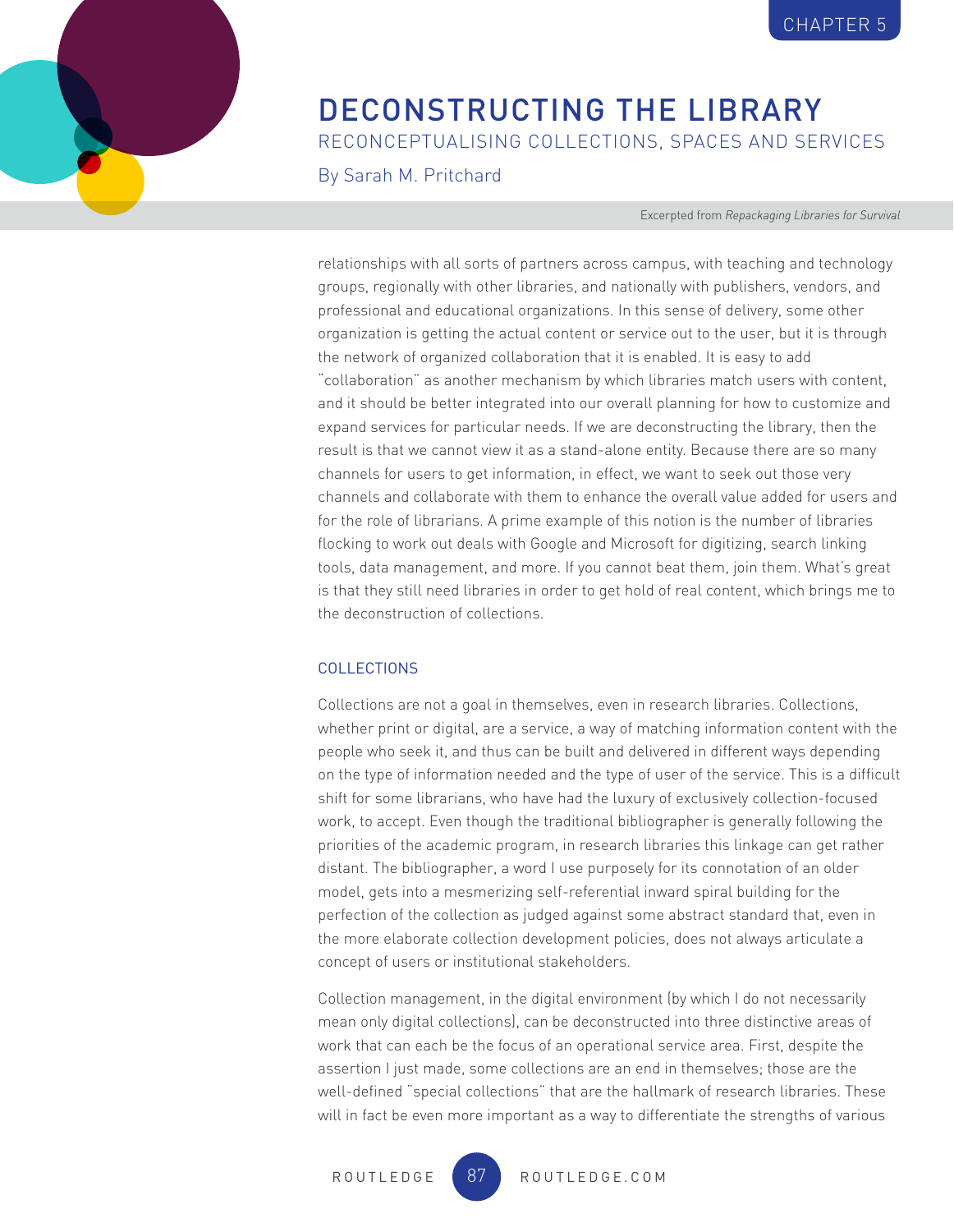relationships with all sorts of partners across campus, with teaching and technology groups, regionally with other libraries, and nationally with publishers, vendors, and professional and educational organizations. In this sense of delivery, some other organization is getting the actual content or service out to the user, but it is through the network of organized collaboration that it is enabled. It is easy to add "collaboration" as another mechanism by which libraries match users with content, and it should be better integrated into our overall planning for how to customize and expand services for particular needs. If we are deconstructing the library, then the result is that we cannot view it as a stand-alone entity. Because there are so many channels for users to get information, in effect, we want to seek out those very channels and collaborate with them to enhance the overall value added for users and for the role of librarians. A prime example of this notion is the number of libraries flocking to work out deals with Google and Microsoft for digitizing, search linking tools, data management, and more. If you cannot beat them, join them. What's great is that they still need libraries in order to get hold of real content, which brings me to the deconstruction of collections.

## COLLECTIONS

Collections are not a goal in themselves, even in research libraries. Collections, whether print or digital, are a service, a way of matching information content with the people who seek it, and thus can be built and delivered in different ways depending on the type of information needed and the type of user of the service. This is a difficult shift for some librarians, who have had the luxury of exclusively collection-focused work, to accept. Even though the traditional bibliographer is generally following the priorities of the academic program, in research libraries this linkage can get rather distant. The bibliographer, a word I use purposely for its connotation of an older model, gets into a mesmerizing self-referential inward spiral building for the perfection of the collection as judged against some abstract standard that, even in the more elaborate collection development policies, does not always articulate a concept of users or institutional stakeholders.

Collection management, in the digital environment (by which I do not necessarily mean only digital collections), can be deconstructed into three distinctive areas of work that can each be the focus of an operational service area. First, despite the assertion I just made, some collections are an end in themselves; those are the well-defined "special collections" that are the hallmark of research libraries. These will in fact be even more important as a way to differentiate the strengths of various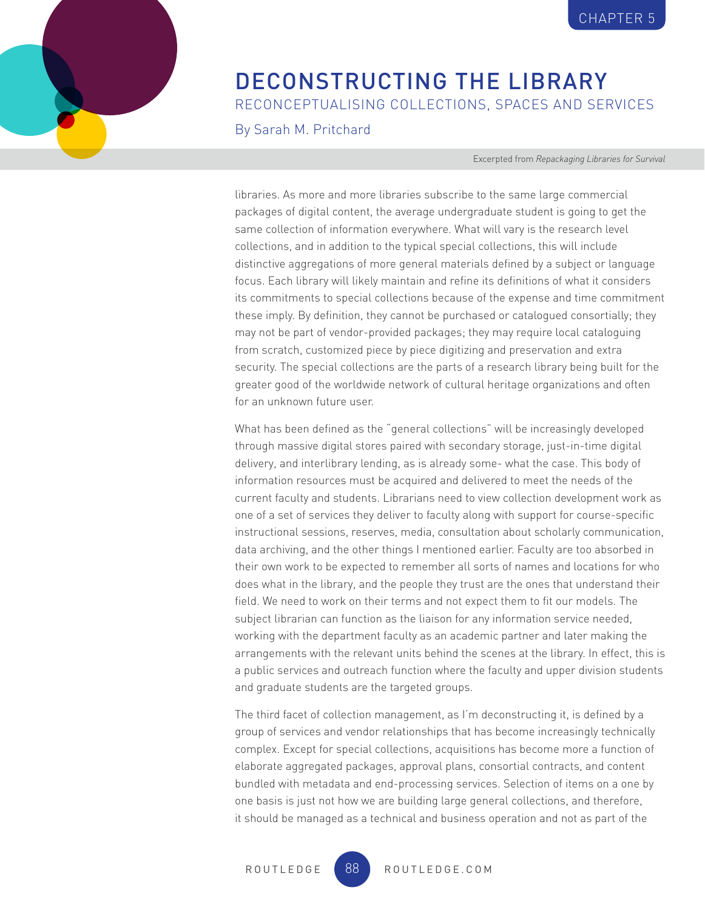libraries. As more and more libraries subscribe to the same large commercial packages of digital content, the average undergraduate student is going to get the same collection of information everywhere. What will vary is the research level collections, and in addition to the typical special collections, this will include distinctive aggregations of more general materials defined by a subject or language focus. Each library will likely maintain and refine its definitions of what it considers its commitments to special collections because of the expense and time commitment these imply. By definition, they cannot be purchased or catalogued consortially; they may not be part of vendor-provided packages; they may require local cataloguing from scratch, customized piece by piece digitizing and preservation and extra security. The special collections are the parts of a research library being built for the greater good of the worldwide network of cultural heritage organizations and often for an unknown future user.

What has been defined as the "general collections" will be increasingly developed through massive digital stores paired with secondary storage, just-in-time digital delivery, and interlibrary lending, as is already some- what the case. This body of information resources must be acquired and delivered to meet the needs of the current faculty and students. Librarians need to view collection development work as one of a set of services they deliver to faculty along with support for course-specific instructional sessions, reserves, media, consultation about scholarly communication, data archiving, and the other things I mentioned earlier. Faculty are too absorbed in their own work to be expected to remember all sorts of names and locations for who does what in the library, and the people they trust are the ones that understand their field. We need to work on their terms and not expect them to fit our models. The subject librarian can function as the liaison for any information service needed, working with the department faculty as an academic partner and later making the arrangements with the relevant units behind the scenes at the library. In effect, this is a public services and outreach function where the faculty and upper division students and graduate students are the targeted groups.

The third facet of collection management, as I'm deconstructing it, is defined by a group of services and vendor relationships that has become increasingly technically complex. Except for special collections, acquisitions has become more a function of elaborate aggregated packages, approval plans, consortial contracts, and content bundled with metadata and end-processing services. Selection of items on a one by one basis is just not how we are building large general collections, and therefore, it should be managed as a technical and business operation and not as part of the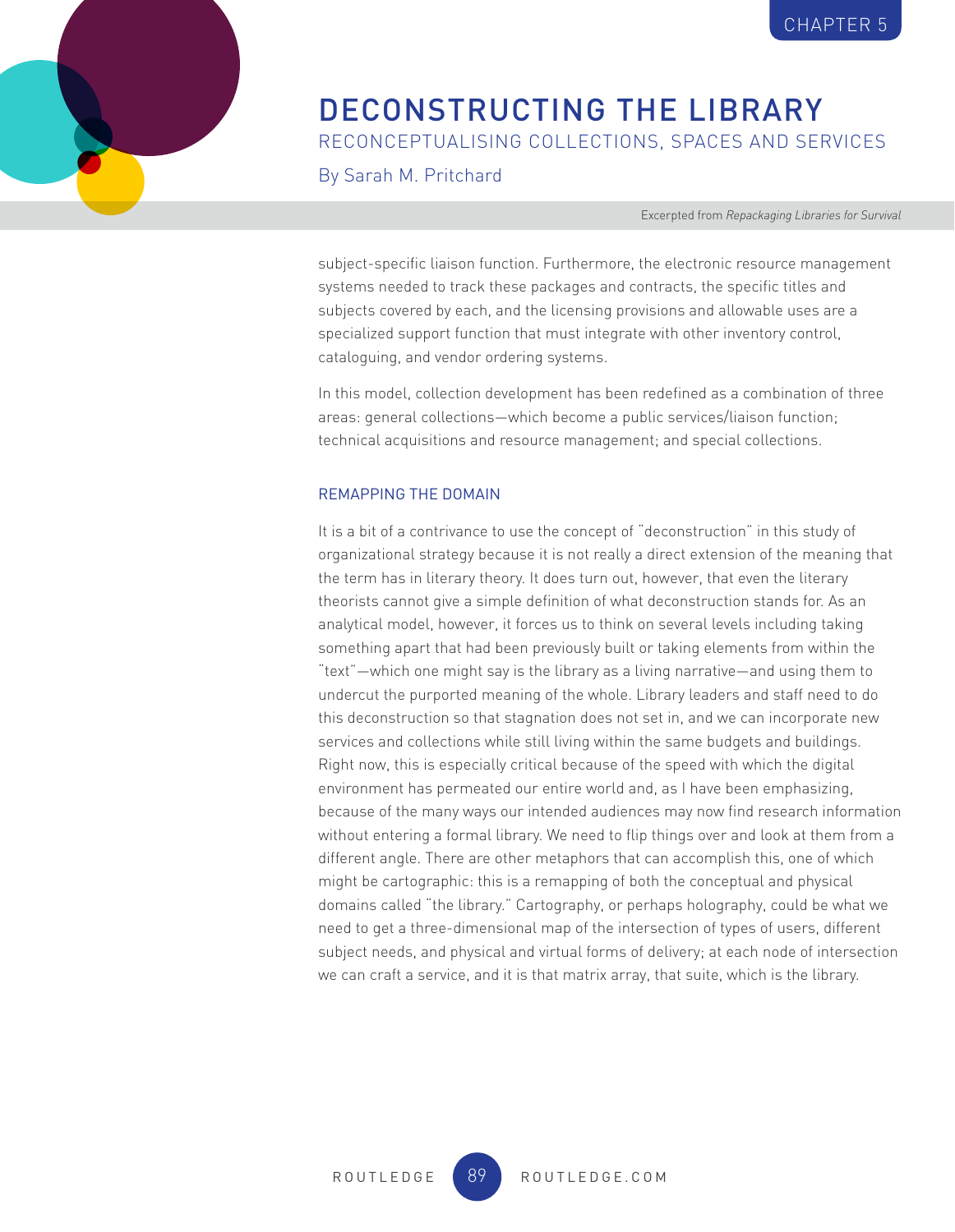subject-specific liaison function. Furthermore, the electronic resource management systems needed to track these packages and contracts, the specific titles and subjects covered by each, and the licensing provisions and allowable uses are a specialized support function that must integrate with other inventory control, cataloguing, and vendor ordering systems.

In this model, collection development has been redefined as a combination of three areas: general collections—which become a public services/liaison function; technical acquisitions and resource management; and special collections.

### REMAPPING THE DOMAIN

It is a bit of a contrivance to use the concept of "deconstruction" in this study of organizational strategy because it is not really a direct extension of the meaning that the term has in literary theory. It does turn out, however, that even the literary theorists cannot give a simple definition of what deconstruction stands for. As an analytical model, however, it forces us to think on several levels including taking something apart that had been previously built or taking elements from within the "text"—which one might say is the library as a living narrative—and using them to undercut the purported meaning of the whole. Library leaders and staff need to do this deconstruction so that stagnation does not set in, and we can incorporate new services and collections while still living within the same budgets and buildings. Right now, this is especially critical because of the speed with which the digital environment has permeated our entire world and, as I have been emphasizing, because of the many ways our intended audiences may now find research information without entering a formal library. We need to flip things over and look at them from a different angle. There are other metaphors that can accomplish this, one of which might be cartographic: this is a remapping of both the conceptual and physical domains called "the library." Cartography, or perhaps holography, could be what we need to get a three-dimensional map of the intersection of types of users, different subject needs, and physical and virtual forms of delivery; at each node of intersection we can craft a service, and it is that matrix array, that suite, which is the library.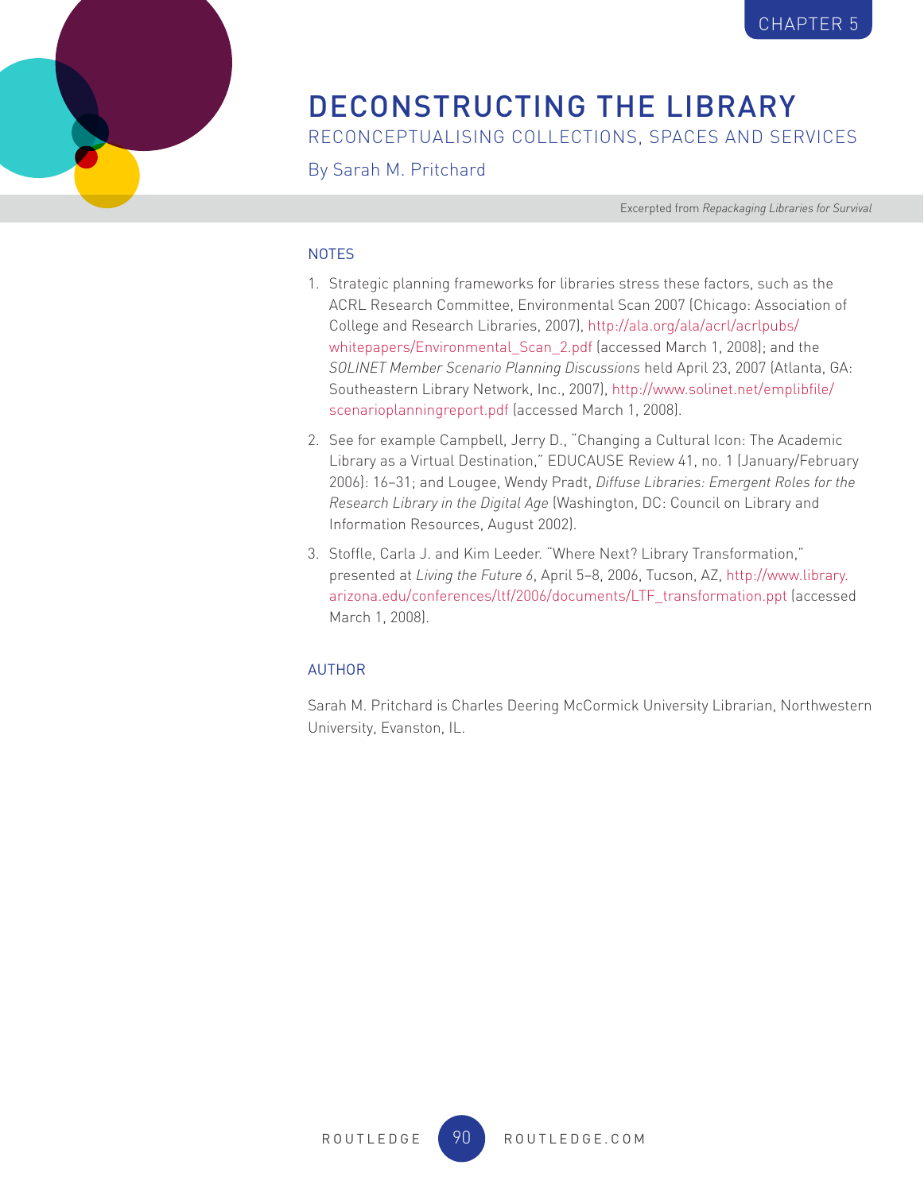## NOTES

1. Strategic planning frameworks for libraries stress these factors, such as the ACRL Research Committee, Environmental Scan 2007 (Chicago: Association of College and Research Libraries, 2007), http://ala.org/ala/acrl/acrlpubs/whitepapers/Environmental_Scan_2.pdf (accessed March 1, 2008); and the *SOLINET Member Scenario Planning Discussions* held April 23, 2007 (Atlanta, GA: Southeastern Library Network, Inc., 2007), http://www.solinet.net/emplibfile/scenarioplanningreport.pdf (accessed March 1, 2008).
2. See for example Campbell, Jerry D., "Changing a Cultural Icon: The Academic Library as a Virtual Destination," EDUCAUSE Review 41, no. 1 (January/February 2006): 16–31; and Lougee, Wendy Pradt, *Diffuse Libraries: Emergent Roles for the Research Library in the Digital Age* (Washington, DC: Council on Library and Information Resources, August 2002).
3. Stoffle, Carla J. and Kim Leeder. "Where Next? Library Transformation," presented at *Living the Future 6*, April 5–8, 2006, Tucson, AZ, http://www.library.arizona.edu/conferences/ltf/2006/documents/LTF_transformation.ppt (accessed March 1, 2008).

## AUTHOR

Sarah M. Pritchard is Charles Deering McCormick University Librarian, Northwestern University, Evanston, IL.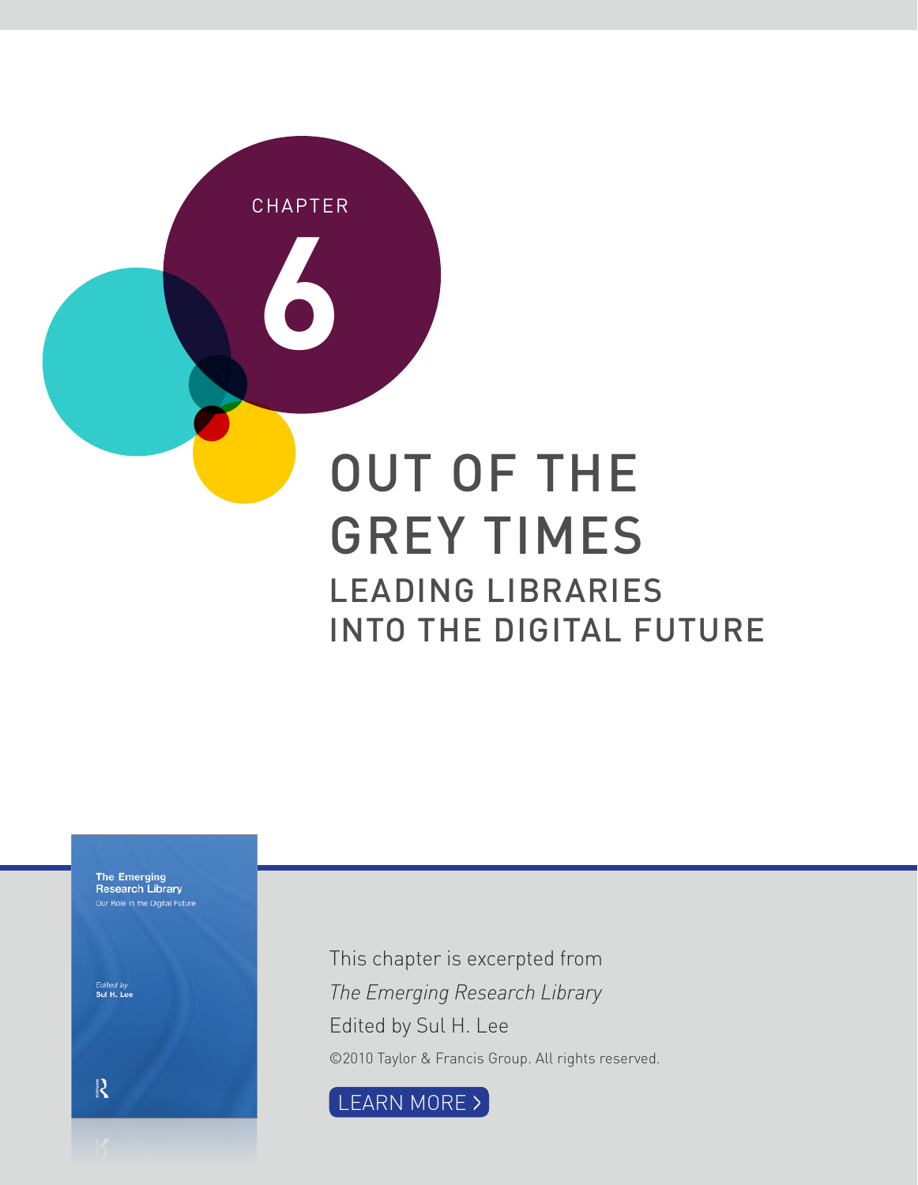CHAPTER

# 6

# OUT OF THE GREY TIMES

## LEADING LIBRARIES INTO THE DIGITAL FUTURE

This chapter is excerpted from

*The Emerging Research Library*

Edited by Sul H. Lee

©2010 Taylor & Francis Group. All rights reserved.

LEARN MORE >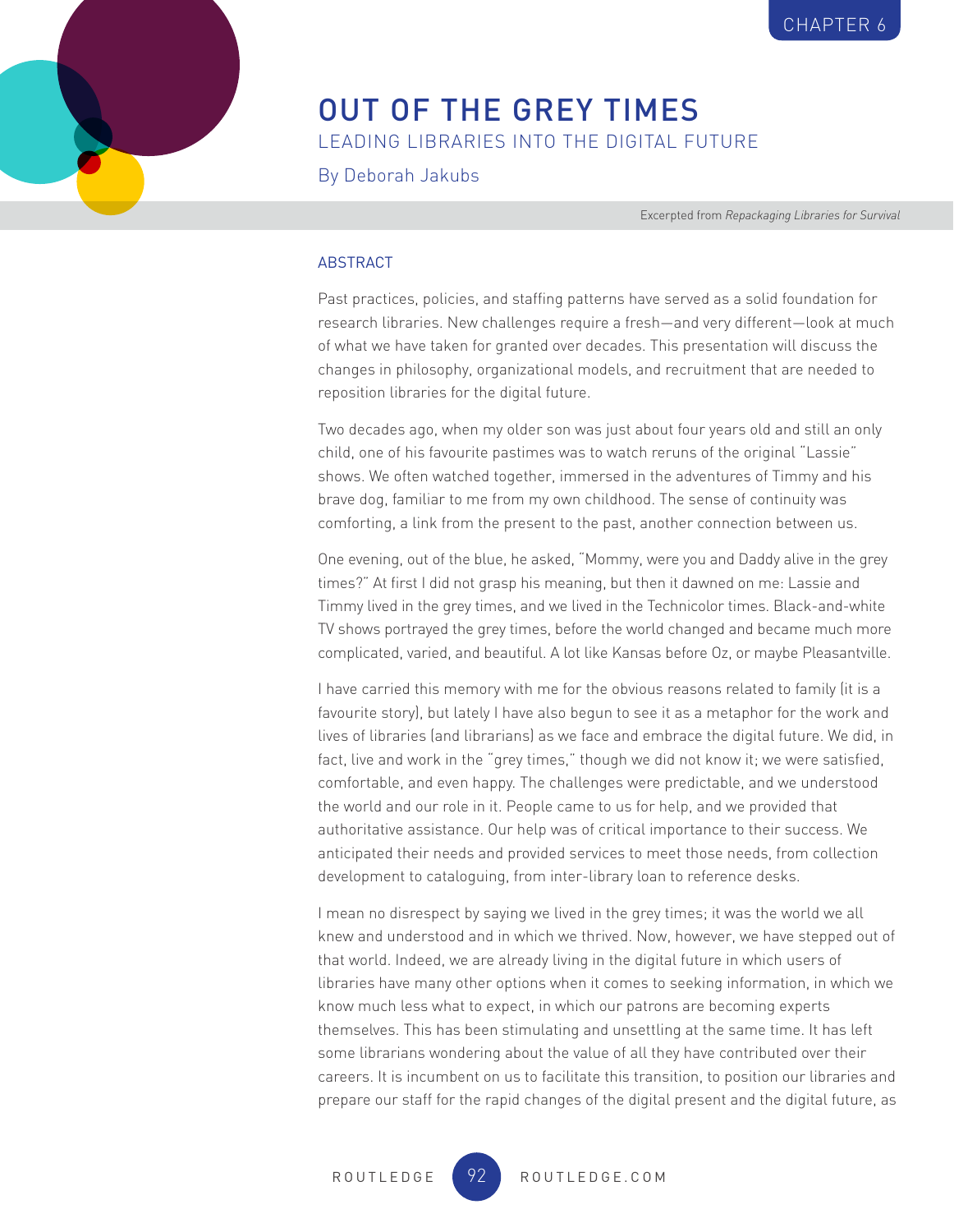CHAPTER 6

# OUT OF THE GREY TIMES

## LEADING LIBRARIES INTO THE DIGITAL FUTURE

By Deborah Jakubs

Excerpted from *Repackaging Libraries for Survival*

### ABSTRACT

Past practices, policies, and staffing patterns have served as a solid foundation for research libraries. New challenges require a fresh—and very different—look at much of what we have taken for granted over decades. This presentation will discuss the changes in philosophy, organizational models, and recruitment that are needed to reposition libraries for the digital future.

Two decades ago, when my older son was just about four years old and still an only child, one of his favourite pastimes was to watch reruns of the original "Lassie" shows. We often watched together, immersed in the adventures of Timmy and his brave dog, familiar to me from my own childhood. The sense of continuity was comforting, a link from the present to the past, another connection between us.

One evening, out of the blue, he asked, "Mommy, were you and Daddy alive in the grey times?" At first I did not grasp his meaning, but then it dawned on me: Lassie and Timmy lived in the grey times, and we lived in the Technicolor times. Black-and-white TV shows portrayed the grey times, before the world changed and became much more complicated, varied, and beautiful. A lot like Kansas before Oz, or maybe Pleasantville.

I have carried this memory with me for the obvious reasons related to family (it is a favourite story), but lately I have also begun to see it as a metaphor for the work and lives of libraries (and librarians) as we face and embrace the digital future. We did, in fact, live and work in the "grey times," though we did not know it; we were satisfied, comfortable, and even happy. The challenges were predictable, and we understood the world and our role in it. People came to us for help, and we provided that authoritative assistance. Our help was of critical importance to their success. We anticipated their needs and provided services to meet those needs, from collection development to cataloguing, from inter-library loan to reference desks.

I mean no disrespect by saying we lived in the grey times; it was the world we all knew and understood and in which we thrived. Now, however, we have stepped out of that world. Indeed, we are already living in the digital future in which users of libraries have many other options when it comes to seeking information, in which we know much less what to expect, in which our patrons are becoming experts themselves. This has been stimulating and unsettling at the same time. It has left some librarians wondering about the value of all they have contributed over their careers. It is incumbent on us to facilitate this transition, to position our libraries and prepare our staff for the rapid changes of the digital present and the digital future, as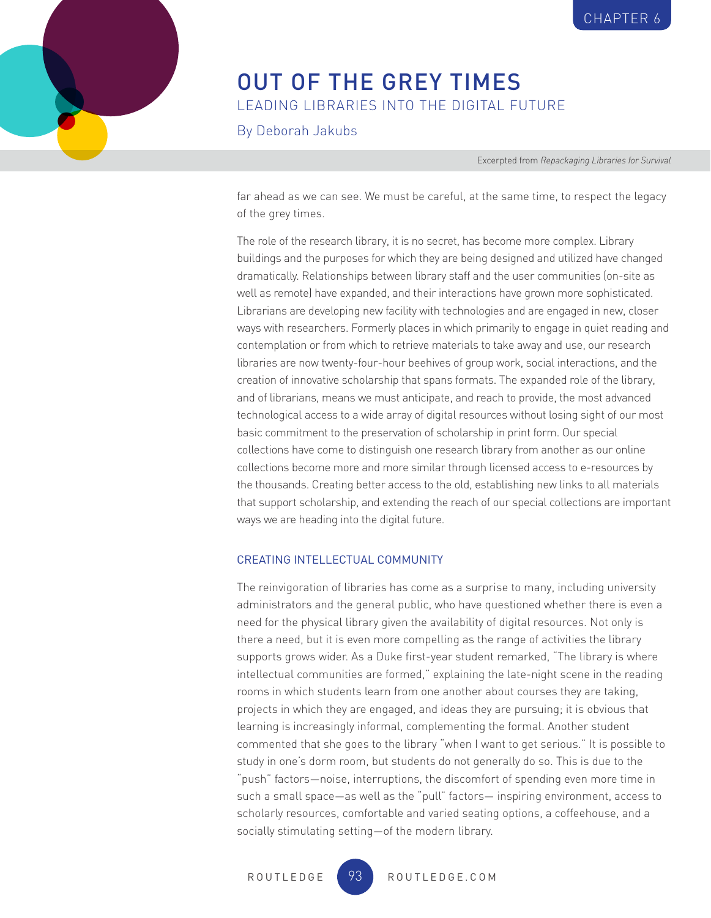far ahead as we can see. We must be careful, at the same time, to respect the legacy of the grey times.

The role of the research library, it is no secret, has become more complex. Library buildings and the purposes for which they are being designed and utilized have changed dramatically. Relationships between library staff and the user communities (on-site as well as remote) have expanded, and their interactions have grown more sophisticated. Librarians are developing new facility with technologies and are engaged in new, closer ways with researchers. Formerly places in which primarily to engage in quiet reading and contemplation or from which to retrieve materials to take away and use, our research libraries are now twenty-four-hour beehives of group work, social interactions, and the creation of innovative scholarship that spans formats. The expanded role of the library, and of librarians, means we must anticipate, and reach to provide, the most advanced technological access to a wide array of digital resources without losing sight of our most basic commitment to the preservation of scholarship in print form. Our special collections have come to distinguish one research library from another as our online collections become more and more similar through licensed access to e-resources by the thousands. Creating better access to the old, establishing new links to all materials that support scholarship, and extending the reach of our special collections are important ways we are heading into the digital future.

## CREATING INTELLECTUAL COMMUNITY

The reinvigoration of libraries has come as a surprise to many, including university administrators and the general public, who have questioned whether there is even a need for the physical library given the availability of digital resources. Not only is there a need, but it is even more compelling as the range of activities the library supports grows wider. As a Duke first-year student remarked, "The library is where intellectual communities are formed," explaining the late-night scene in the reading rooms in which students learn from one another about courses they are taking, projects in which they are engaged, and ideas they are pursuing; it is obvious that learning is increasingly informal, complementing the formal. Another student commented that she goes to the library "when I want to get serious." It is possible to study in one's dorm room, but students do not generally do so. This is due to the "push" factors—noise, interruptions, the discomfort of spending even more time in such a small space—as well as the "pull" factors— inspiring environment, access to scholarly resources, comfortable and varied seating options, a coffeehouse, and a socially stimulating setting—of the modern library.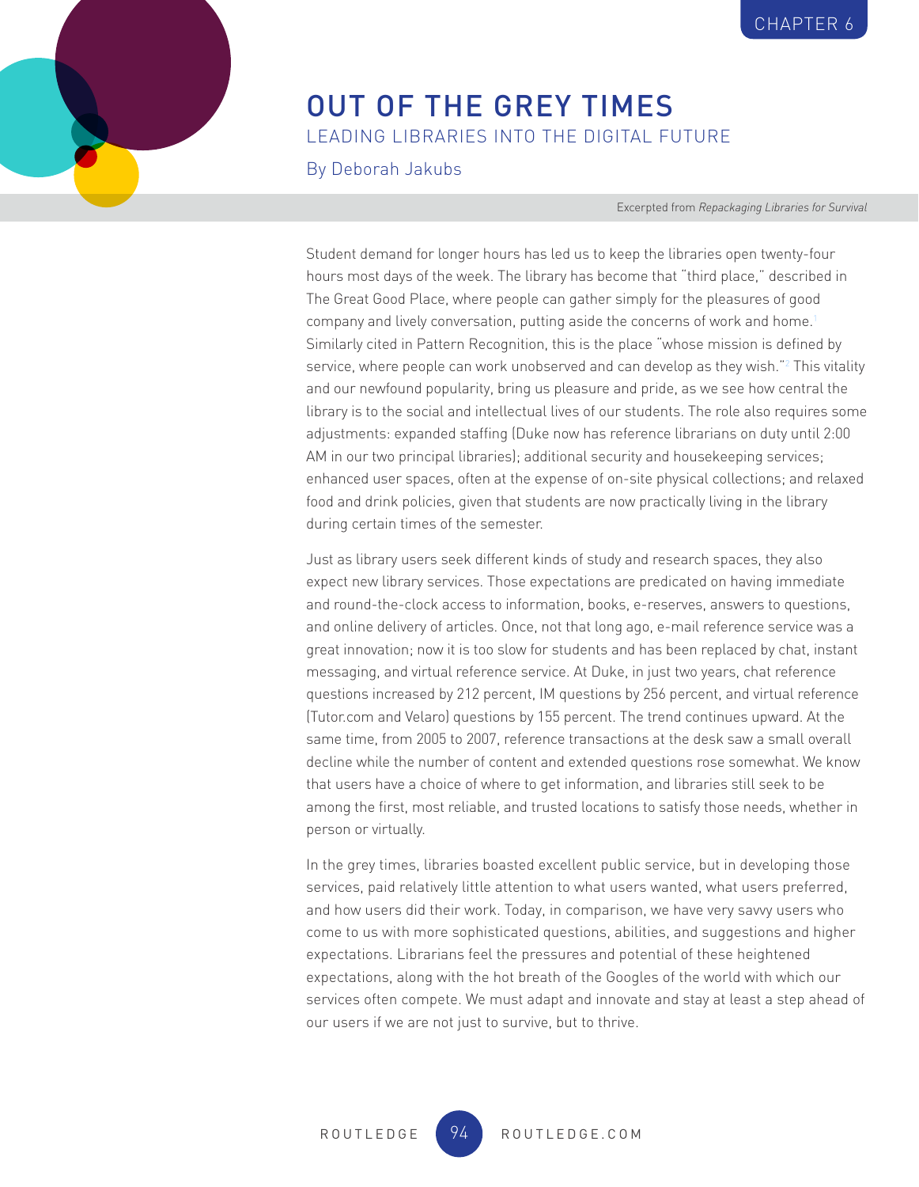CHAPTER 6

# OUT OF THE GREY TIMES

## LEADING LIBRARIES INTO THE DIGITAL FUTURE

By Deborah Jakubs

Excerpted from *Repackaging Libraries for Survival*

Student demand for longer hours has led us to keep the libraries open twenty-four hours most days of the week. The library has become that "third place," described in The Great Good Place, where people can gather simply for the pleasures of good company and lively conversation, putting aside the concerns of work and home.[1] Similarly cited in Pattern Recognition, this is the place "whose mission is defined by service, where people can work unobserved and can develop as they wish."[2] This vitality and our newfound popularity, bring us pleasure and pride, as we see how central the library is to the social and intellectual lives of our students. The role also requires some adjustments: expanded staffing (Duke now has reference librarians on duty until 2:00 AM in our two principal libraries); additional security and housekeeping services; enhanced user spaces, often at the expense of on-site physical collections; and relaxed food and drink policies, given that students are now practically living in the library during certain times of the semester.

Just as library users seek different kinds of study and research spaces, they also expect new library services. Those expectations are predicated on having immediate and round-the-clock access to information, books, e-reserves, answers to questions, and online delivery of articles. Once, not that long ago, e-mail reference service was a great innovation; now it is too slow for students and has been replaced by chat, instant messaging, and virtual reference service. At Duke, in just two years, chat reference questions increased by 212 percent, IM questions by 256 percent, and virtual reference (Tutor.com and Velaro) questions by 155 percent. The trend continues upward. At the same time, from 2005 to 2007, reference transactions at the desk saw a small overall decline while the number of content and extended questions rose somewhat. We know that users have a choice of where to get information, and libraries still seek to be among the first, most reliable, and trusted locations to satisfy those needs, whether in person or virtually.

In the grey times, libraries boasted excellent public service, but in developing those services, paid relatively little attention to what users wanted, what users preferred, and how users did their work. Today, in comparison, we have very savvy users who come to us with more sophisticated questions, abilities, and suggestions and higher expectations. Librarians feel the pressures and potential of these heightened expectations, along with the hot breath of the Googles of the world with which our services often compete. We must adapt and innovate and stay at least a step ahead of our users if we are not just to survive, but to thrive.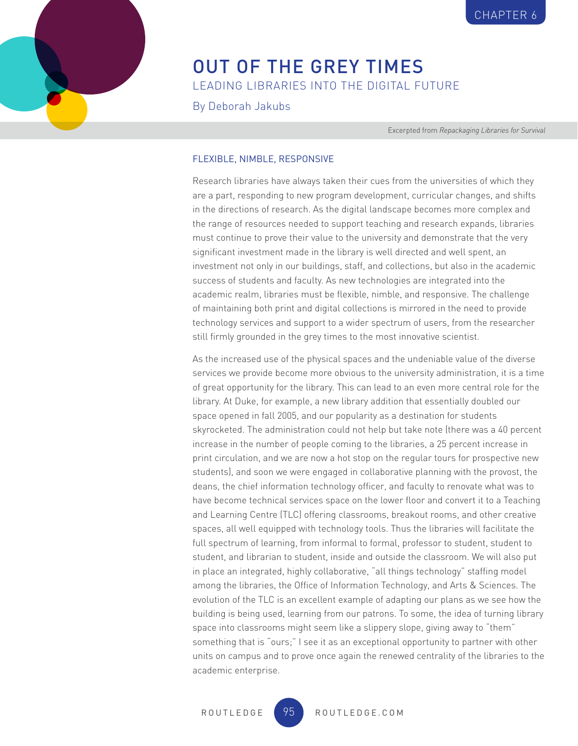# OUT OF THE GREY TIMES

## LEADING LIBRARIES INTO THE DIGITAL FUTURE

By Deborah Jakubs

Excerpted from *Repackaging Libraries for Survival*

### FLEXIBLE, NIMBLE, RESPONSIVE

Research libraries have always taken their cues from the universities of which they are a part, responding to new program development, curricular changes, and shifts in the directions of research. As the digital landscape becomes more complex and the range of resources needed to support teaching and research expands, libraries must continue to prove their value to the university and demonstrate that the very significant investment made in the library is well directed and well spent, an investment not only in our buildings, staff, and collections, but also in the academic success of students and faculty. As new technologies are integrated into the academic realm, libraries must be flexible, nimble, and responsive. The challenge of maintaining both print and digital collections is mirrored in the need to provide technology services and support to a wider spectrum of users, from the researcher still firmly grounded in the grey times to the most innovative scientist.

As the increased use of the physical spaces and the undeniable value of the diverse services we provide become more obvious to the university administration, it is a time of great opportunity for the library. This can lead to an even more central role for the library. At Duke, for example, a new library addition that essentially doubled our space opened in fall 2005, and our popularity as a destination for students skyrocketed. The administration could not help but take note (there was a 40 percent increase in the number of people coming to the libraries, a 25 percent increase in print circulation, and we are now a hot stop on the regular tours for prospective new students), and soon we were engaged in collaborative planning with the provost, the deans, the chief information technology officer, and faculty to renovate what was to have become technical services space on the lower floor and convert it to a Teaching and Learning Centre (TLC) offering classrooms, breakout rooms, and other creative spaces, all well equipped with technology tools. Thus the libraries will facilitate the full spectrum of learning, from informal to formal, professor to student, student to student, and librarian to student, inside and outside the classroom. We will also put in place an integrated, highly collaborative, "all things technology" staffing model among the libraries, the Office of Information Technology, and Arts & Sciences. The evolution of the TLC is an excellent example of adapting our plans as we see how the building is being used, learning from our patrons. To some, the idea of turning library space into classrooms might seem like a slippery slope, giving away to "them" something that is "ours;" I see it as an exceptional opportunity to partner with other units on campus and to prove once again the renewed centrality of the libraries to the academic enterprise.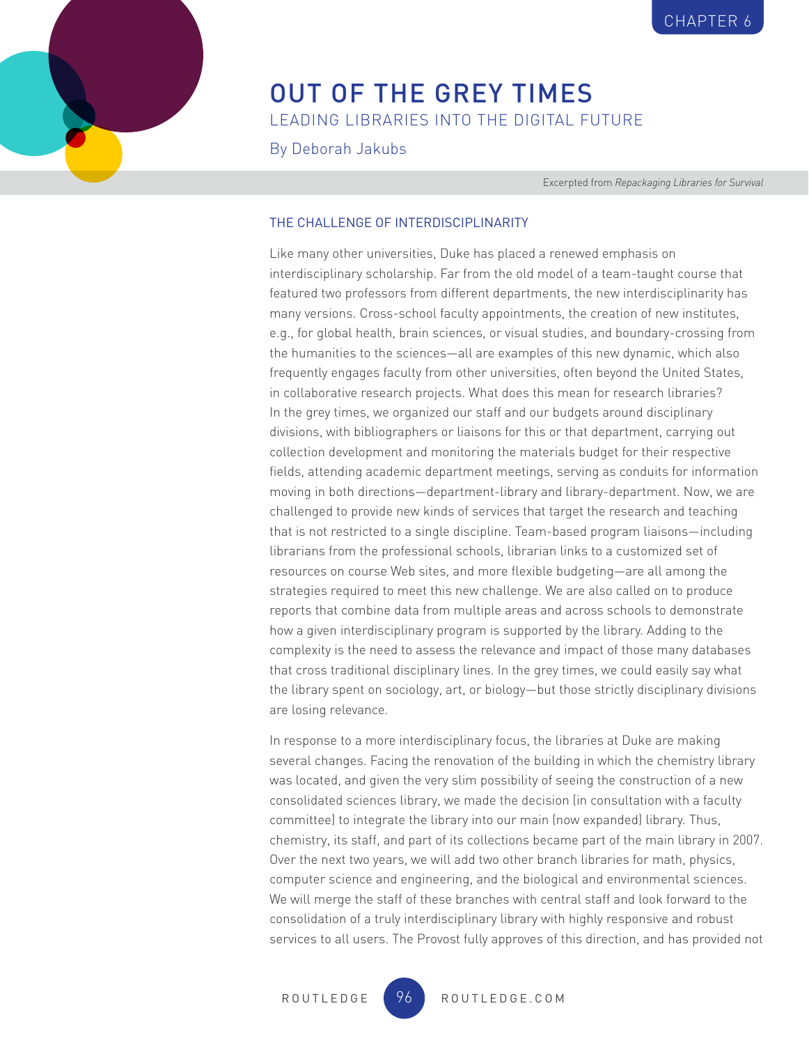CHAPTER 6

# OUT OF THE GREY TIMES

## LEADING LIBRARIES INTO THE DIGITAL FUTURE

By Deborah Jakubs

Excerpted from *Repackaging Libraries for Survival*

### THE CHALLENGE OF INTERDISCIPLINARITY

Like many other universities, Duke has placed a renewed emphasis on interdisciplinary scholarship. Far from the old model of a team-taught course that featured two professors from different departments, the new interdisciplinarity has many versions. Cross-school faculty appointments, the creation of new institutes, e.g., for global health, brain sciences, or visual studies, and boundary-crossing from the humanities to the sciences—all are examples of this new dynamic, which also frequently engages faculty from other universities, often beyond the United States, in collaborative research projects. What does this mean for research libraries? In the grey times, we organized our staff and our budgets around disciplinary divisions, with bibliographers or liaisons for this or that department, carrying out collection development and monitoring the materials budget for their respective fields, attending academic department meetings, serving as conduits for information moving in both directions—department-library and library-department. Now, we are challenged to provide new kinds of services that target the research and teaching that is not restricted to a single discipline. Team-based program liaisons—including librarians from the professional schools, librarian links to a customized set of resources on course Web sites, and more flexible budgeting—are all among the strategies required to meet this new challenge. We are also called on to produce reports that combine data from multiple areas and across schools to demonstrate how a given interdisciplinary program is supported by the library. Adding to the complexity is the need to assess the relevance and impact of those many databases that cross traditional disciplinary lines. In the grey times, we could easily say what the library spent on sociology, art, or biology—but those strictly disciplinary divisions are losing relevance.

In response to a more interdisciplinary focus, the libraries at Duke are making several changes. Facing the renovation of the building in which the chemistry library was located, and given the very slim possibility of seeing the construction of a new consolidated sciences library, we made the decision (in consultation with a faculty committee) to integrate the library into our main (now expanded) library. Thus, chemistry, its staff, and part of its collections became part of the main library in 2007. Over the next two years, we will add two other branch libraries for math, physics, computer science and engineering, and the biological and environmental sciences. We will merge the staff of these branches with central staff and look forward to the consolidation of a truly interdisciplinary library with highly responsive and robust services to all users. The Provost fully approves of this direction, and has provided not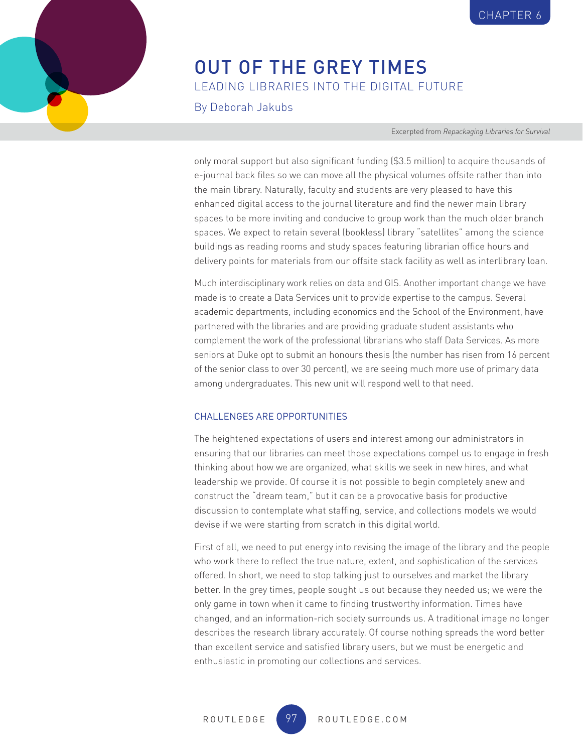only moral support but also significant funding ($3.5 million) to acquire thousands of e-journal back files so we can move all the physical volumes offsite rather than into the main library. Naturally, faculty and students are very pleased to have this enhanced digital access to the journal literature and find the newer main library spaces to be more inviting and conducive to group work than the much older branch spaces. We expect to retain several (bookless) library "satellites" among the science buildings as reading rooms and study spaces featuring librarian office hours and delivery points for materials from our offsite stack facility as well as interlibrary loan.

Much interdisciplinary work relies on data and GIS. Another important change we have made is to create a Data Services unit to provide expertise to the campus. Several academic departments, including economics and the School of the Environment, have partnered with the libraries and are providing graduate student assistants who complement the work of the professional librarians who staff Data Services. As more seniors at Duke opt to submit an honours thesis (the number has risen from 16 percent of the senior class to over 30 percent), we are seeing much more use of primary data among undergraduates. This new unit will respond well to that need.

### CHALLENGES ARE OPPORTUNITIES

The heightened expectations of users and interest among our administrators in ensuring that our libraries can meet those expectations compel us to engage in fresh thinking about how we are organized, what skills we seek in new hires, and what leadership we provide. Of course it is not possible to begin completely anew and construct the "dream team," but it can be a provocative basis for productive discussion to contemplate what staffing, service, and collections models we would devise if we were starting from scratch in this digital world.

First of all, we need to put energy into revising the image of the library and the people who work there to reflect the true nature, extent, and sophistication of the services offered. In short, we need to stop talking just to ourselves and market the library better. In the grey times, people sought us out because they needed us; we were the only game in town when it came to finding trustworthy information. Times have changed, and an information-rich society surrounds us. A traditional image no longer describes the research library accurately. Of course nothing spreads the word better than excellent service and satisfied library users, but we must be energetic and enthusiastic in promoting our collections and services.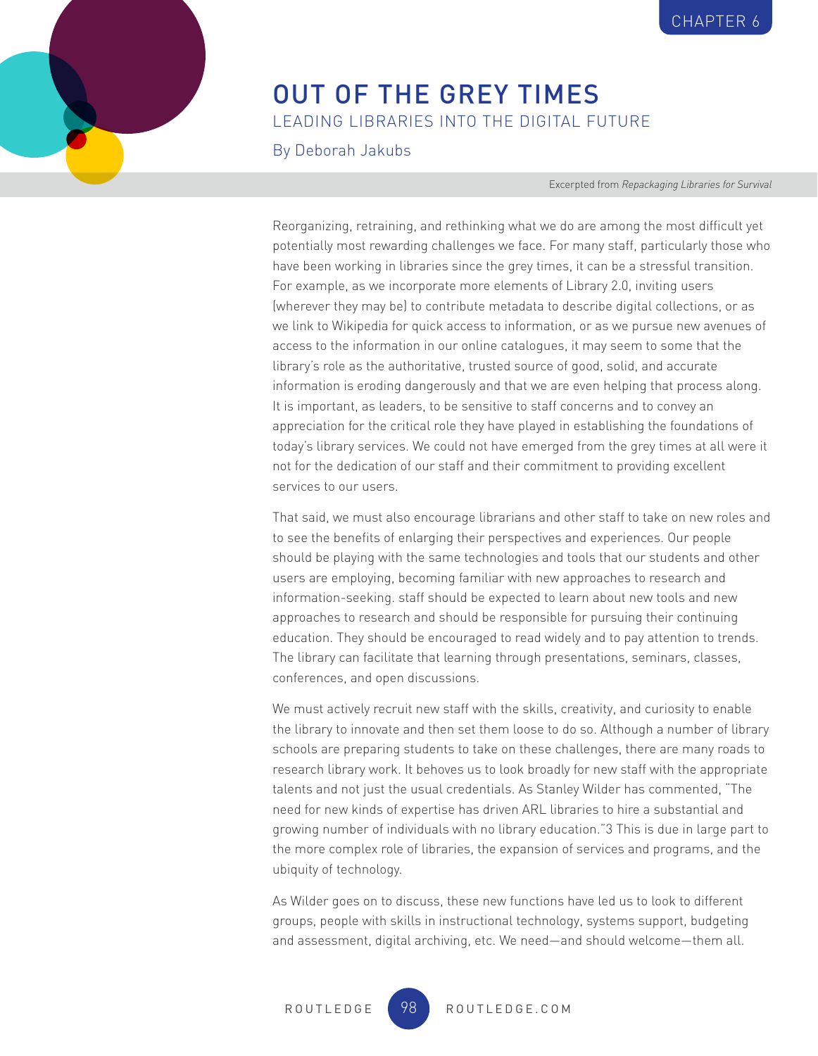CHAPTER 6

# OUT OF THE GREY TIMES

## LEADING LIBRARIES INTO THE DIGITAL FUTURE

By Deborah Jakubs

Excerpted from *Repackaging Libraries for Survival*

Reorganizing, retraining, and rethinking what we do are among the most difficult yet potentially most rewarding challenges we face. For many staff, particularly those who have been working in libraries since the grey times, it can be a stressful transition. For example, as we incorporate more elements of Library 2.0, inviting users (wherever they may be) to contribute metadata to describe digital collections, or as we link to Wikipedia for quick access to information, or as we pursue new avenues of access to the information in our online catalogues, it may seem to some that the library's role as the authoritative, trusted source of good, solid, and accurate information is eroding dangerously and that we are even helping that process along. It is important, as leaders, to be sensitive to staff concerns and to convey an appreciation for the critical role they have played in establishing the foundations of today's library services. We could not have emerged from the grey times at all were it not for the dedication of our staff and their commitment to providing excellent services to our users.

That said, we must also encourage librarians and other staff to take on new roles and to see the benefits of enlarging their perspectives and experiences. Our people should be playing with the same technologies and tools that our students and other users are employing, becoming familiar with new approaches to research and information-seeking. staff should be expected to learn about new tools and new approaches to research and should be responsible for pursuing their continuing education. They should be encouraged to read widely and to pay attention to trends. The library can facilitate that learning through presentations, seminars, classes, conferences, and open discussions.

We must actively recruit new staff with the skills, creativity, and curiosity to enable the library to innovate and then set them loose to do so. Although a number of library schools are preparing students to take on these challenges, there are many roads to research library work. It behooves us to look broadly for new staff with the appropriate talents and not just the usual credentials. As Stanley Wilder has commented, "The need for new kinds of expertise has driven ARL libraries to hire a substantial and growing number of individuals with no library education."[3] This is due in large part to the more complex role of libraries, the expansion of services and programs, and the ubiquity of technology.

As Wilder goes on to discuss, these new functions have led us to look to different groups, people with skills in instructional technology, systems support, budgeting and assessment, digital archiving, etc. We need—and should welcome—them all.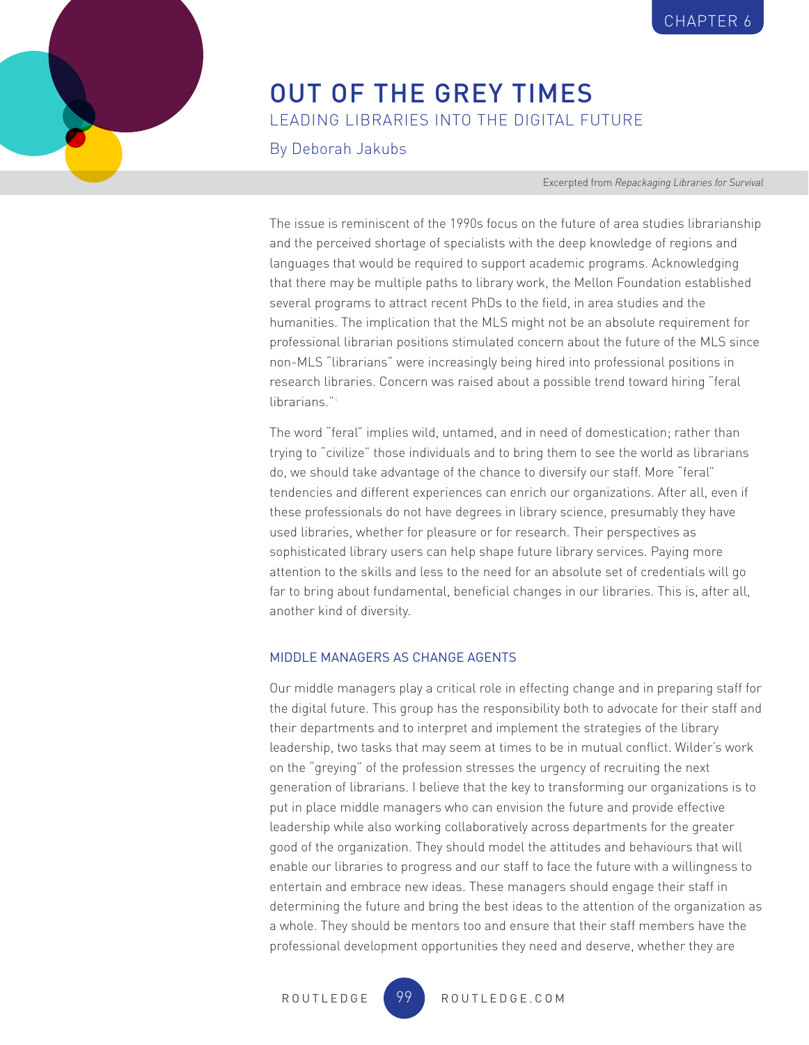The issue is reminiscent of the 1990s focus on the future of area studies librarianship and the perceived shortage of specialists with the deep knowledge of regions and languages that would be required to support academic programs. Acknowledging that there may be multiple paths to library work, the Mellon Foundation established several programs to attract recent PhDs to the field, in area studies and the humanities. The implication that the MLS might not be an absolute requirement for professional librarian positions stimulated concern about the future of the MLS since non-MLS "librarians" were increasingly being hired into professional positions in research libraries. Concern was raised about a possible trend toward hiring "feral librarians."[4]

The word "feral" implies wild, untamed, and in need of domestication; rather than trying to "civilize" those individuals and to bring them to see the world as librarians do, we should take advantage of the chance to diversify our staff. More "feral" tendencies and different experiences can enrich our organizations. After all, even if these professionals do not have degrees in library science, presumably they have used libraries, whether for pleasure or for research. Their perspectives as sophisticated library users can help shape future library services. Paying more attention to the skills and less to the need for an absolute set of credentials will go far to bring about fundamental, beneficial changes in our libraries. This is, after all, another kind of diversity.

## MIDDLE MANAGERS AS CHANGE AGENTS

Our middle managers play a critical role in effecting change and in preparing staff for the digital future. This group has the responsibility both to advocate for their staff and their departments and to interpret and implement the strategies of the library leadership, two tasks that may seem at times to be in mutual conflict. Wilder's work on the "greying" of the profession stresses the urgency of recruiting the next generation of librarians. I believe that the key to transforming our organizations is to put in place middle managers who can envision the future and provide effective leadership while also working collaboratively across departments for the greater good of the organization. They should model the attitudes and behaviours that will enable our libraries to progress and our staff to face the future with a willingness to entertain and embrace new ideas. These managers should engage their staff in determining the future and bring the best ideas to the attention of the organization as a whole. They should be mentors too and ensure that their staff members have the professional development opportunities they need and deserve, whether they are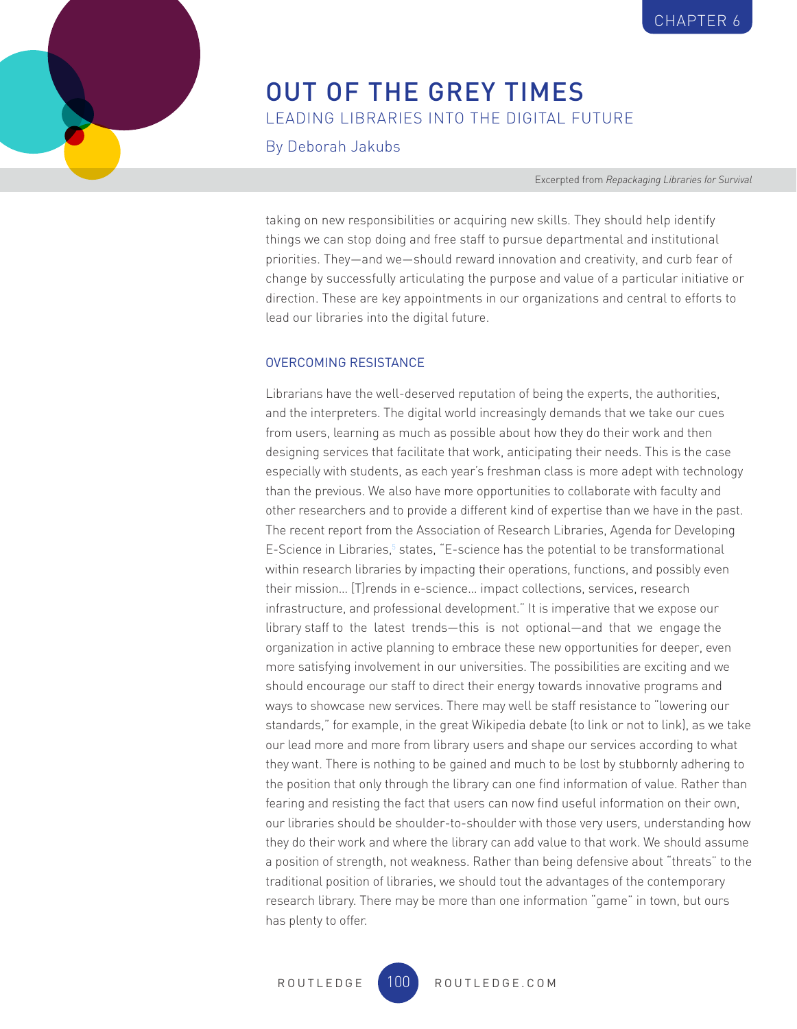taking on new responsibilities or acquiring new skills. They should help identify things we can stop doing and free staff to pursue departmental and institutional priorities. They—and we—should reward innovation and creativity, and curb fear of change by successfully articulating the purpose and value of a particular initiative or direction. These are key appointments in our organizations and central to efforts to lead our libraries into the digital future.

### OVERCOMING RESISTANCE

Librarians have the well-deserved reputation of being the experts, the authorities, and the interpreters. The digital world increasingly demands that we take our cues from users, learning as much as possible about how they do their work and then designing services that facilitate that work, anticipating their needs. This is the case especially with students, as each year's freshman class is more adept with technology than the previous. We also have more opportunities to collaborate with faculty and other researchers and to provide a different kind of expertise than we have in the past. The recent report from the Association of Research Libraries, Agenda for Developing E-Science in Libraries,[5] states, "E-science has the potential to be transformational within research libraries by impacting their operations, functions, and possibly even their mission… [T]rends in e-science… impact collections, services, research infrastructure, and professional development." It is imperative that we expose our library staff to the latest trends—this is not optional—and that we engage the organization in active planning to embrace these new opportunities for deeper, even more satisfying involvement in our universities. The possibilities are exciting and we should encourage our staff to direct their energy towards innovative programs and ways to showcase new services. There may well be staff resistance to "lowering our standards," for example, in the great Wikipedia debate (to link or not to link), as we take our lead more and more from library users and shape our services according to what they want. There is nothing to be gained and much to be lost by stubbornly adhering to the position that only through the library can one find information of value. Rather than fearing and resisting the fact that users can now find useful information on their own, our libraries should be shoulder-to-shoulder with those very users, understanding how they do their work and where the library can add value to that work. We should assume a position of strength, not weakness. Rather than being defensive about "threats" to the traditional position of libraries, we should tout the advantages of the contemporary research library. There may be more than one information "game" in town, but ours has plenty to offer.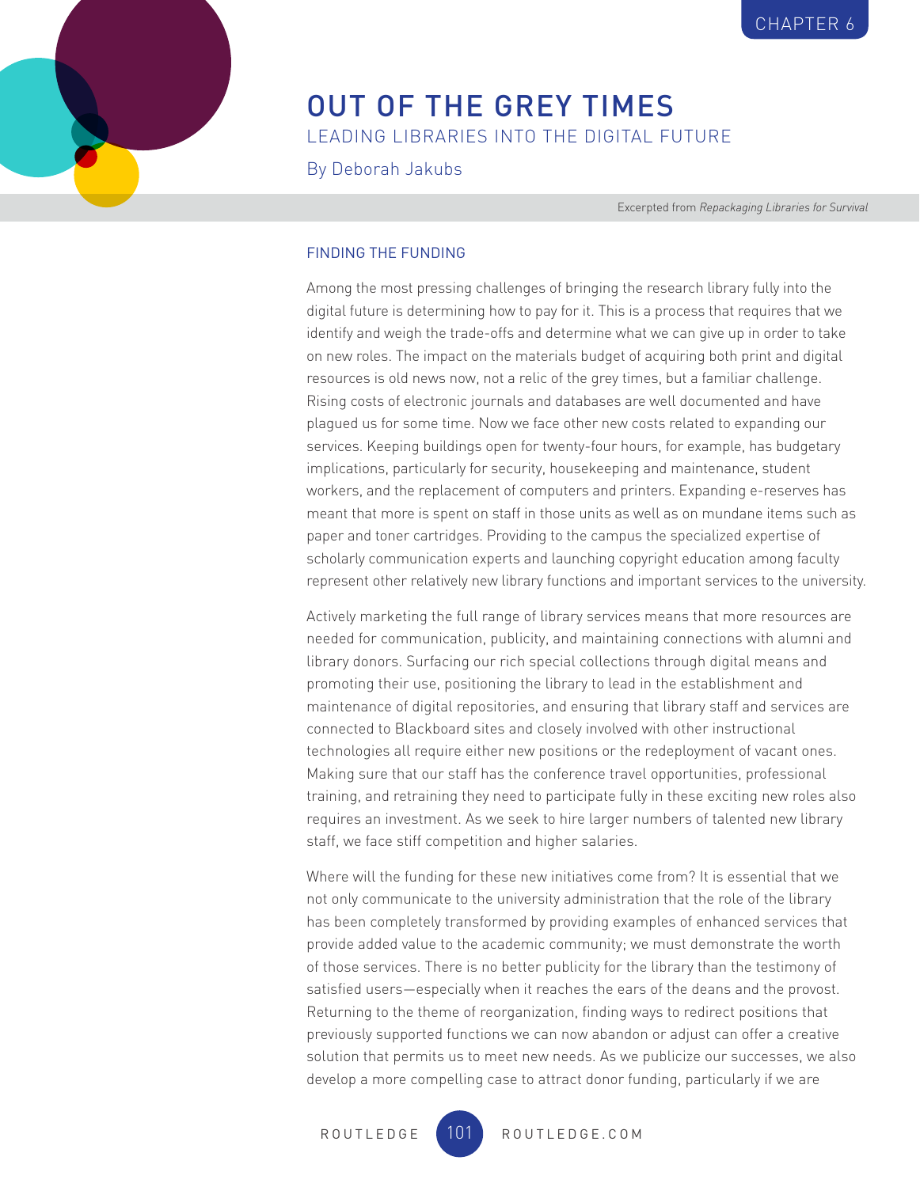# OUT OF THE GREY TIMES

## LEADING LIBRARIES INTO THE DIGITAL FUTURE

By Deborah Jakubs

Excerpted from *Repackaging Libraries for Survival*

### FINDING THE FUNDING

Among the most pressing challenges of bringing the research library fully into the digital future is determining how to pay for it. This is a process that requires that we identify and weigh the trade-offs and determine what we can give up in order to take on new roles. The impact on the materials budget of acquiring both print and digital resources is old news now, not a relic of the grey times, but a familiar challenge. Rising costs of electronic journals and databases are well documented and have plagued us for some time. Now we face other new costs related to expanding our services. Keeping buildings open for twenty-four hours, for example, has budgetary implications, particularly for security, housekeeping and maintenance, student workers, and the replacement of computers and printers. Expanding e-reserves has meant that more is spent on staff in those units as well as on mundane items such as paper and toner cartridges. Providing to the campus the specialized expertise of scholarly communication experts and launching copyright education among faculty represent other relatively new library functions and important services to the university.

Actively marketing the full range of library services means that more resources are needed for communication, publicity, and maintaining connections with alumni and library donors. Surfacing our rich special collections through digital means and promoting their use, positioning the library to lead in the establishment and maintenance of digital repositories, and ensuring that library staff and services are connected to Blackboard sites and closely involved with other instructional technologies all require either new positions or the redeployment of vacant ones. Making sure that our staff has the conference travel opportunities, professional training, and retraining they need to participate fully in these exciting new roles also requires an investment. As we seek to hire larger numbers of talented new library staff, we face stiff competition and higher salaries.

Where will the funding for these new initiatives come from? It is essential that we not only communicate to the university administration that the role of the library has been completely transformed by providing examples of enhanced services that provide added value to the academic community; we must demonstrate the worth of those services. There is no better publicity for the library than the testimony of satisfied users—especially when it reaches the ears of the deans and the provost. Returning to the theme of reorganization, finding ways to redirect positions that previously supported functions we can now abandon or adjust can offer a creative solution that permits us to meet new needs. As we publicize our successes, we also develop a more compelling case to attract donor funding, particularly if we are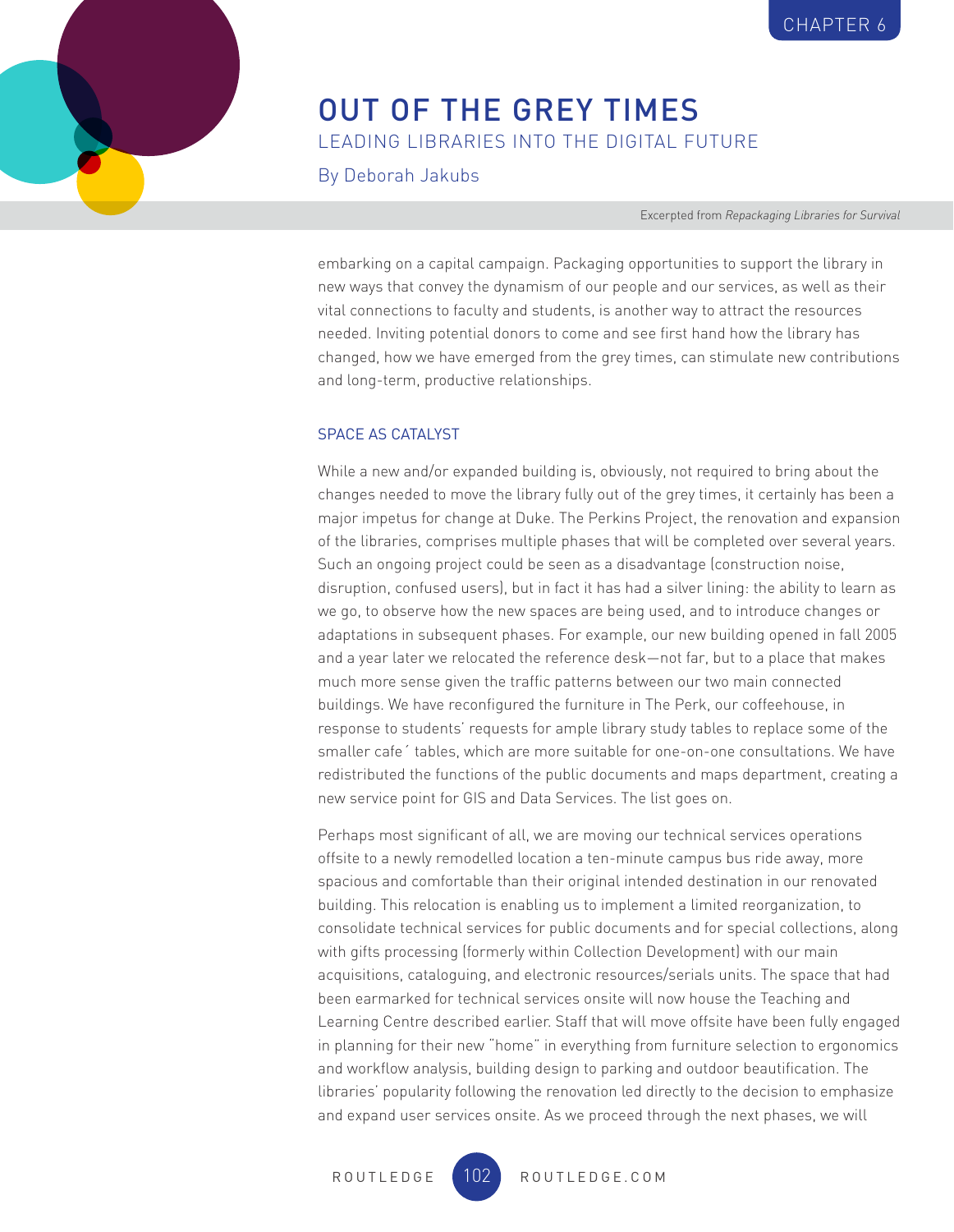embarking on a capital campaign. Packaging opportunities to support the library in new ways that convey the dynamism of our people and our services, as well as their vital connections to faculty and students, is another way to attract the resources needed. Inviting potential donors to come and see first hand how the library has changed, how we have emerged from the grey times, can stimulate new contributions and long-term, productive relationships.

## SPACE AS CATALYST

While a new and/or expanded building is, obviously, not required to bring about the changes needed to move the library fully out of the grey times, it certainly has been a major impetus for change at Duke. The Perkins Project, the renovation and expansion of the libraries, comprises multiple phases that will be completed over several years. Such an ongoing project could be seen as a disadvantage (construction noise, disruption, confused users), but in fact it has had a silver lining: the ability to learn as we go, to observe how the new spaces are being used, and to introduce changes or adaptations in subsequent phases. For example, our new building opened in fall 2005 and a year later we relocated the reference desk—not far, but to a place that makes much more sense given the traffic patterns between our two main connected buildings. We have reconfigured the furniture in The Perk, our coffeehouse, in response to students' requests for ample library study tables to replace some of the smaller cafe´ tables, which are more suitable for one-on-one consultations. We have redistributed the functions of the public documents and maps department, creating a new service point for GIS and Data Services. The list goes on.

Perhaps most significant of all, we are moving our technical services operations offsite to a newly remodelled location a ten-minute campus bus ride away, more spacious and comfortable than their original intended destination in our renovated building. This relocation is enabling us to implement a limited reorganization, to consolidate technical services for public documents and for special collections, along with gifts processing (formerly within Collection Development) with our main acquisitions, cataloguing, and electronic resources/serials units. The space that had been earmarked for technical services onsite will now house the Teaching and Learning Centre described earlier. Staff that will move offsite have been fully engaged in planning for their new "home" in everything from furniture selection to ergonomics and workflow analysis, building design to parking and outdoor beautification. The libraries' popularity following the renovation led directly to the decision to emphasize and expand user services onsite. As we proceed through the next phases, we will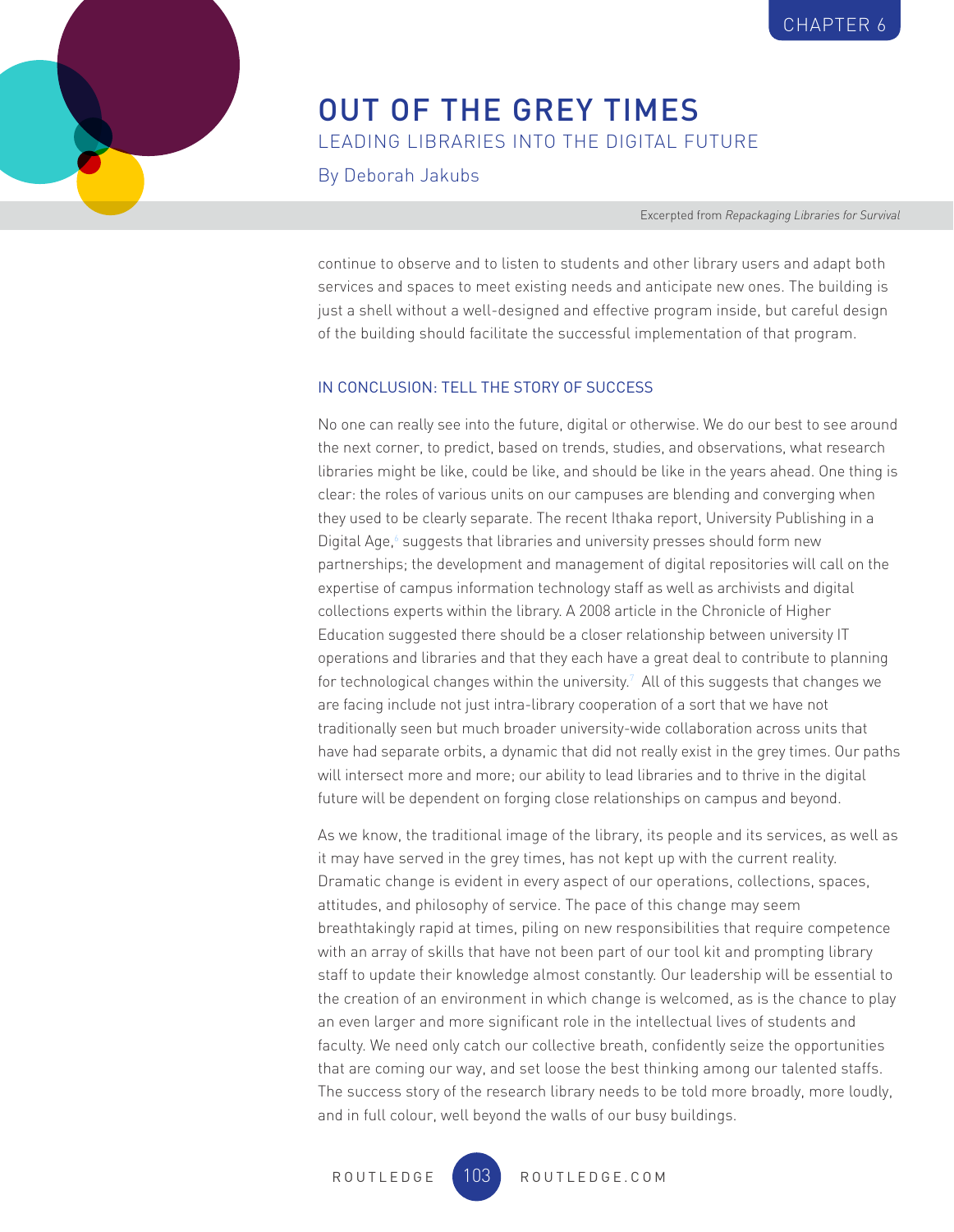continue to observe and to listen to students and other library users and adapt both services and spaces to meet existing needs and anticipate new ones. The building is just a shell without a well-designed and effective program inside, but careful design of the building should facilitate the successful implementation of that program.

## IN CONCLUSION: TELL THE STORY OF SUCCESS

No one can really see into the future, digital or otherwise. We do our best to see around the next corner, to predict, based on trends, studies, and observations, what research libraries might be like, could be like, and should be like in the years ahead. One thing is clear: the roles of various units on our campuses are blending and converging when they used to be clearly separate. The recent Ithaka report, University Publishing in a Digital Age,[6] suggests that libraries and university presses should form new partnerships; the development and management of digital repositories will call on the expertise of campus information technology staff as well as archivists and digital collections experts within the library. A 2008 article in the Chronicle of Higher Education suggested there should be a closer relationship between university IT operations and libraries and that they each have a great deal to contribute to planning for technological changes within the university.[7] All of this suggests that changes we are facing include not just intra-library cooperation of a sort that we have not traditionally seen but much broader university-wide collaboration across units that have had separate orbits, a dynamic that did not really exist in the grey times. Our paths will intersect more and more; our ability to lead libraries and to thrive in the digital future will be dependent on forging close relationships on campus and beyond.

As we know, the traditional image of the library, its people and its services, as well as it may have served in the grey times, has not kept up with the current reality. Dramatic change is evident in every aspect of our operations, collections, spaces, attitudes, and philosophy of service. The pace of this change may seem breathtakingly rapid at times, piling on new responsibilities that require competence with an array of skills that have not been part of our tool kit and prompting library staff to update their knowledge almost constantly. Our leadership will be essential to the creation of an environment in which change is welcomed, as is the chance to play an even larger and more significant role in the intellectual lives of students and faculty. We need only catch our collective breath, confidently seize the opportunities that are coming our way, and set loose the best thinking among our talented staffs. The success story of the research library needs to be told more broadly, more loudly, and in full colour, well beyond the walls of our busy buildings.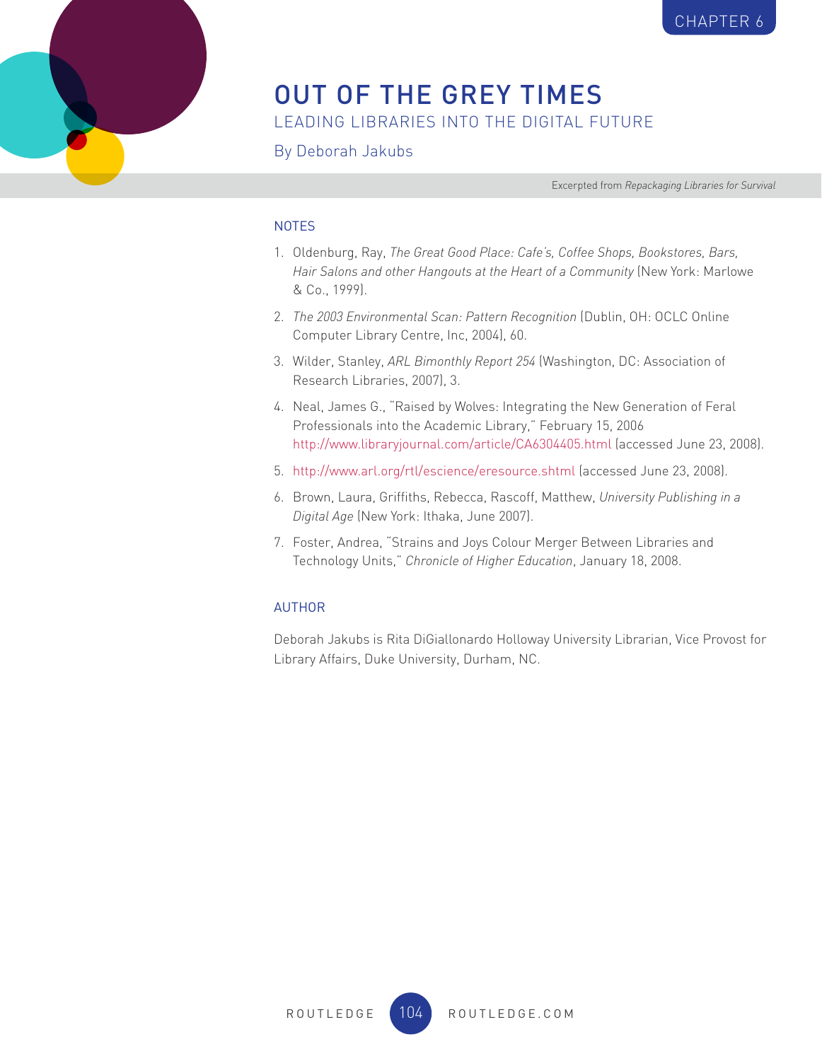CHAPTER 6

# OUT OF THE GREY TIMES

## LEADING LIBRARIES INTO THE DIGITAL FUTURE

By Deborah Jakubs

Excerpted from *Repackaging Libraries for Survival*

### NOTES

1. Oldenburg, Ray, *The Great Good Place: Cafe's, Coffee Shops, Bookstores, Bars, Hair Salons and other Hangouts at the Heart of a Community* (New York: Marlowe & Co., 1999).
2. *The 2003 Environmental Scan: Pattern Recognition* (Dublin, OH: OCLC Online Computer Library Centre, Inc, 2004), 60.
3. Wilder, Stanley, *ARL Bimonthly Report 254* (Washington, DC: Association of Research Libraries, 2007), 3.
4. Neal, James G., "Raised by Wolves: Integrating the New Generation of Feral Professionals into the Academic Library," February 15, 2006 http://www.libraryjournal.com/article/CA6304405.html (accessed June 23, 2008).
5. http://www.arl.org/rtl/escience/eresource.shtml (accessed June 23, 2008).
6. Brown, Laura, Griffiths, Rebecca, Rascoff, Matthew, *University Publishing in a Digital Age* (New York: Ithaka, June 2007).
7. Foster, Andrea, "Strains and Joys Colour Merger Between Libraries and Technology Units," *Chronicle of Higher Education*, January 18, 2008.

### AUTHOR

Deborah Jakubs is Rita DiGiallonardo Holloway University Librarian, Vice Provost for Library Affairs, Duke University, Durham, NC.